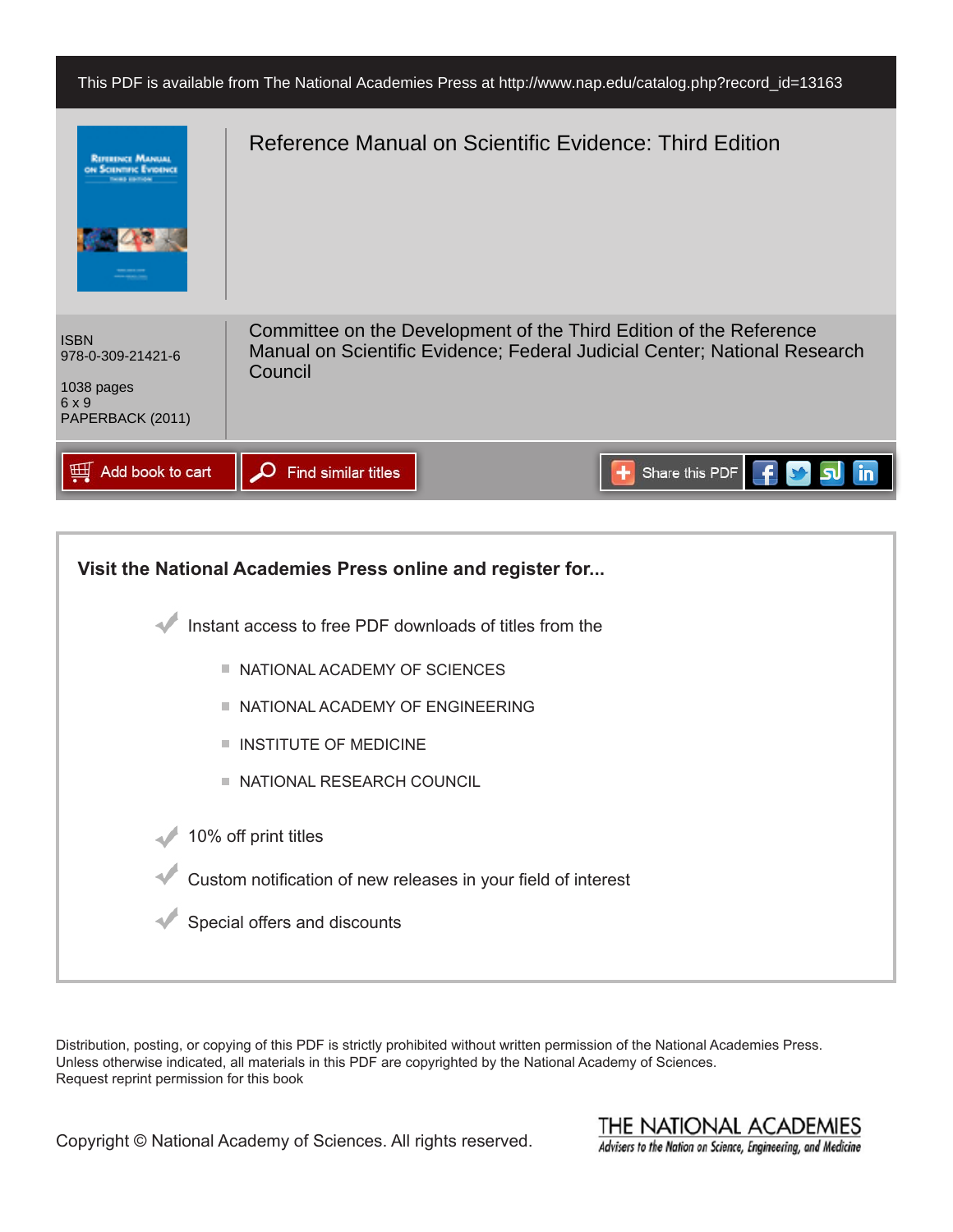This PDF is available from The National Academies Press at http://www.nap.edu/catalog.php?record_id=13163

# Reference Manual on Scientific Evidence: Third Edition

ISBN
978-0-309-21421-6

1038 pages
6 x 9
PAPERBACK (2011)

Committee on the Development of the Third Edition of the Reference Manual on Scientific Evidence; Federal Judicial Center; National Research Council

Add book to cart | Find similar titles | Share this PDF

**Visit the National Academies Press online and register for...**

- Instant access to free PDF downloads of titles from the
  - NATIONAL ACADEMY OF SCIENCES
  - NATIONAL ACADEMY OF ENGINEERING
  - INSTITUTE OF MEDICINE
  - NATIONAL RESEARCH COUNCIL
- 10% off print titles
- Custom notification of new releases in your field of interest
- Special offers and discounts

Distribution, posting, or copying of this PDF is strictly prohibited without written permission of the National Academies Press.
Unless otherwise indicated, all materials in this PDF are copyrighted by the National Academy of Sciences.
Request reprint permission for this book

Copyright © National Academy of Sciences. All rights reserved.

THE NATIONAL ACADEMIES
*Advisers to the Nation on Science, Engineering, and Medicine*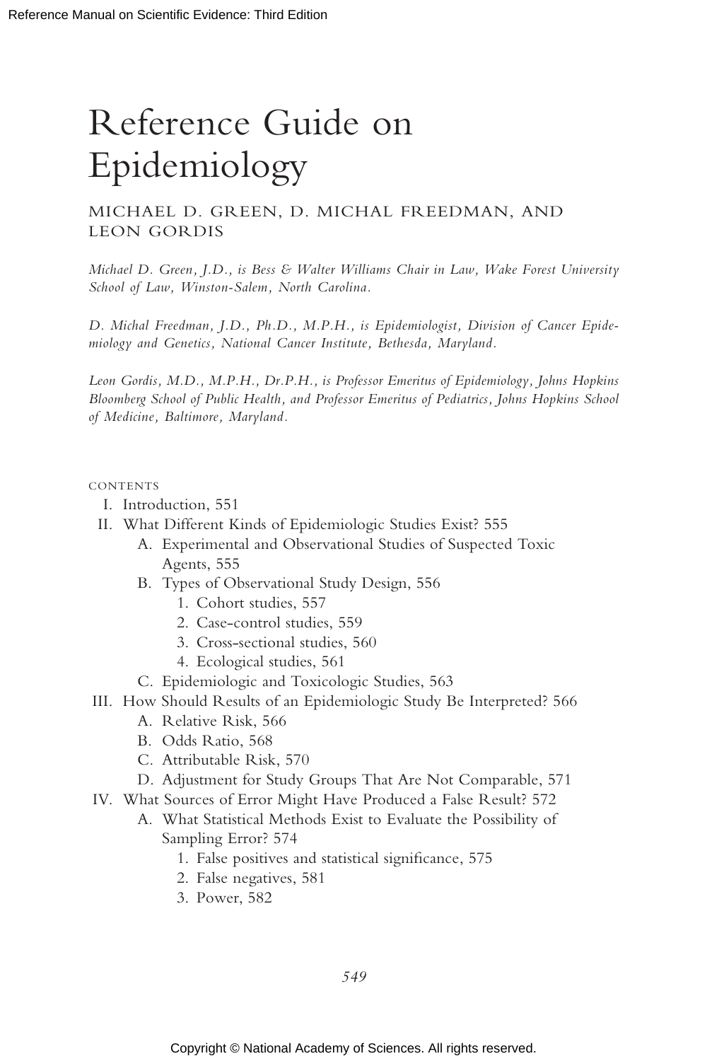# Reference Guide on Epidemiology

MICHAEL D. GREEN, D. MICHAL FREEDMAN, AND LEON GORDIS

*Michael D. Green, J.D., is Bess & Walter Williams Chair in Law, Wake Forest University School of Law, Winston-Salem, North Carolina.*

*D. Michal Freedman, J.D., Ph.D., M.P.H., is Epidemiologist, Division of Cancer Epidemiology and Genetics, National Cancer Institute, Bethesda, Maryland.*

*Leon Gordis, M.D., M.P.H., Dr.P.H., is Professor Emeritus of Epidemiology, Johns Hopkins Bloomberg School of Public Health, and Professor Emeritus of Pediatrics, Johns Hopkins School of Medicine, Baltimore, Maryland.*

CONTENTS

- I. Introduction, 551
- II. What Different Kinds of Epidemiologic Studies Exist? 555
  - A. Experimental and Observational Studies of Suspected Toxic Agents, 555
  - B. Types of Observational Study Design, 556
    1. Cohort studies, 557
    2. Case-control studies, 559
    3. Cross-sectional studies, 560
    4. Ecological studies, 561
  - C. Epidemiologic and Toxicologic Studies, 563
- III. How Should Results of an Epidemiologic Study Be Interpreted? 566
  - A. Relative Risk, 566
  - B. Odds Ratio, 568
  - C. Attributable Risk, 570
  - D. Adjustment for Study Groups That Are Not Comparable, 571
- IV. What Sources of Error Might Have Produced a False Result? 572
  - A. What Statistical Methods Exist to Evaluate the Possibility of Sampling Error? 574
    1. False positives and statistical significance, 575
    2. False negatives, 581
    3. Power, 582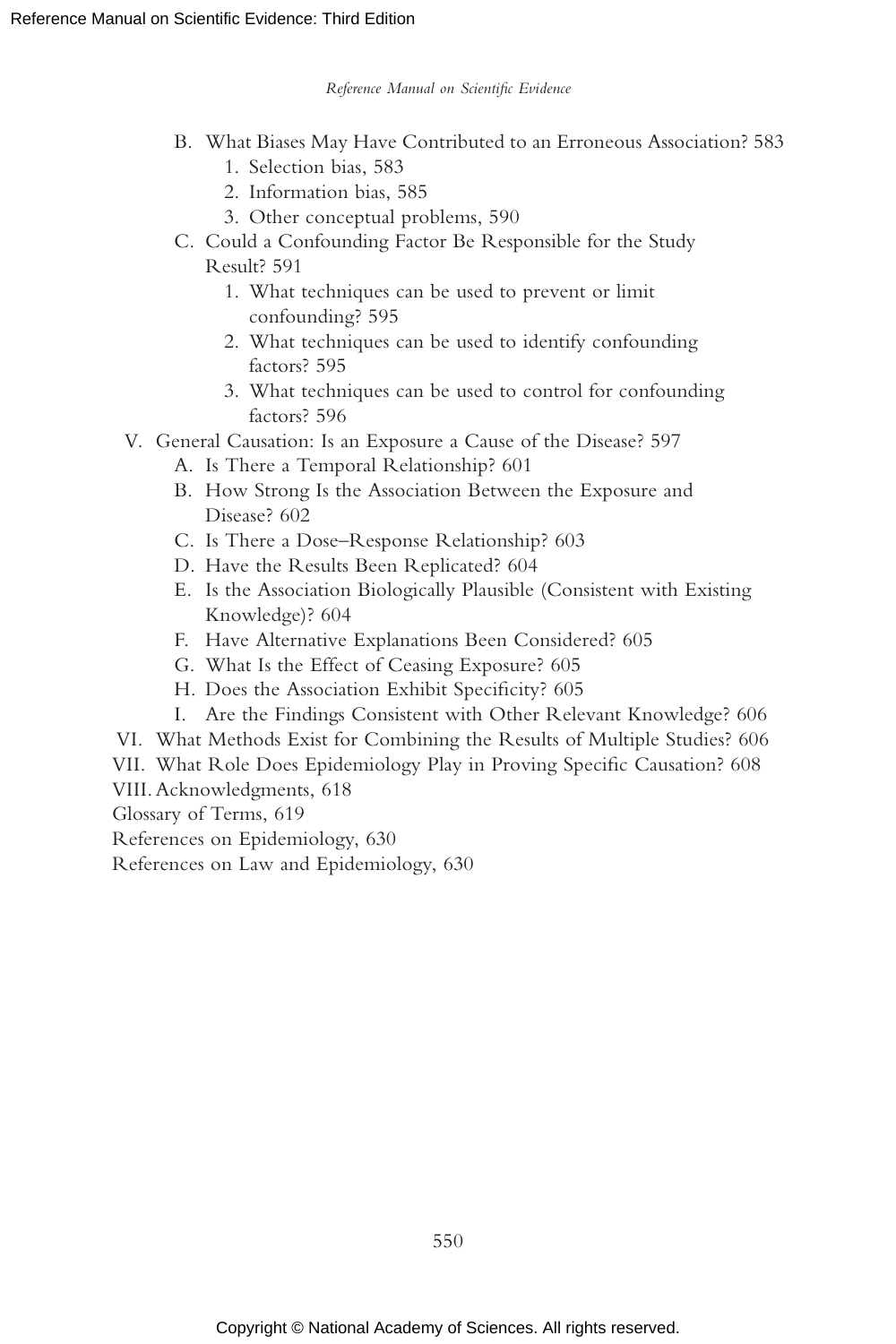- B. What Biases May Have Contributed to an Erroneous Association? 583
    1. Selection bias, 583
    2. Information bias, 585
    3. Other conceptual problems, 590
- C. Could a Confounding Factor Be Responsible for the Study Result? 591
    1. What techniques can be used to prevent or limit confounding? 595
    2. What techniques can be used to identify confounding factors? 595
    3. What techniques can be used to control for confounding factors? 596

V. General Causation: Is an Exposure a Cause of the Disease? 597

- A. Is There a Temporal Relationship? 601
- B. How Strong Is the Association Between the Exposure and Disease? 602
- C. Is There a Dose–Response Relationship? 603
- D. Have the Results Been Replicated? 604
- E. Is the Association Biologically Plausible (Consistent with Existing Knowledge)? 604
- F. Have Alternative Explanations Been Considered? 605
- G. What Is the Effect of Ceasing Exposure? 605
- H. Does the Association Exhibit Specificity? 605
- I. Are the Findings Consistent with Other Relevant Knowledge? 606

VI. What Methods Exist for Combining the Results of Multiple Studies? 606

VII. What Role Does Epidemiology Play in Proving Specific Causation? 608

VIII. Acknowledgments, 618

Glossary of Terms, 619

References on Epidemiology, 630

References on Law and Epidemiology, 630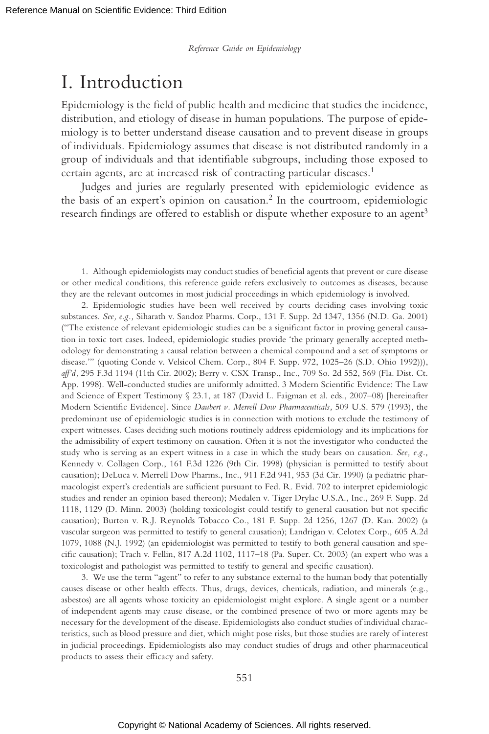# I. Introduction

Epidemiology is the field of public health and medicine that studies the incidence, distribution, and etiology of disease in human populations. The purpose of epidemiology is to better understand disease causation and to prevent disease in groups of individuals. Epidemiology assumes that disease is not distributed randomly in a group of individuals and that identifiable subgroups, including those exposed to certain agents, are at increased risk of contracting particular diseases.[1]

Judges and juries are regularly presented with epidemiologic evidence as the basis of an expert's opinion on causation.[2] In the courtroom, epidemiologic research findings are offered to establish or dispute whether exposure to an agent[3]

1. Although epidemiologists may conduct studies of beneficial agents that prevent or cure disease or other medical conditions, this reference guide refers exclusively to outcomes as diseases, because they are the relevant outcomes in most judicial proceedings in which epidemiology is involved.

2. Epidemiologic studies have been well received by courts deciding cases involving toxic substances. *See, e.g.,* Siharath v. Sandoz Pharms. Corp., 131 F. Supp. 2d 1347, 1356 (N.D. Ga. 2001) ("The existence of relevant epidemiologic studies can be a significant factor in proving general causation in toxic tort cases. Indeed, epidemiologic studies provide 'the primary generally accepted methodology for demonstrating a causal relation between a chemical compound and a set of symptoms or disease.'" (quoting Conde v. Velsicol Chem. Corp., 804 F. Supp. 972, 1025–26 (S.D. Ohio 1992))), *aff'd,* 295 F.3d 1194 (11th Cir. 2002); Berry v. CSX Transp., Inc., 709 So. 2d 552, 569 (Fla. Dist. Ct. App. 1998). Well-conducted studies are uniformly admitted. 3 Modern Scientific Evidence: The Law and Science of Expert Testimony § 23.1, at 187 (David L. Faigman et al. eds., 2007–08) [hereinafter Modern Scientific Evidence]. Since *Daubert v. Merrell Dow Pharmaceuticals,* 509 U.S. 579 (1993), the predominant use of epidemiologic studies is in connection with motions to exclude the testimony of expert witnesses. Cases deciding such motions routinely address epidemiology and its implications for the admissibility of expert testimony on causation. Often it is not the investigator who conducted the study who is serving as an expert witness in a case in which the study bears on causation. *See, e.g.,* Kennedy v. Collagen Corp., 161 F.3d 1226 (9th Cir. 1998) (physician is permitted to testify about causation); DeLuca v. Merrell Dow Pharms., Inc., 911 F.2d 941, 953 (3d Cir. 1990) (a pediatric pharmacologist expert's credentials are sufficient pursuant to Fed. R. Evid. 702 to interpret epidemiologic studies and render an opinion based thereon); Medalen v. Tiger Drylac U.S.A., Inc., 269 F. Supp. 2d 1118, 1129 (D. Minn. 2003) (holding toxicologist could testify to general causation but not specific causation); Burton v. R.J. Reynolds Tobacco Co., 181 F. Supp. 2d 1256, 1267 (D. Kan. 2002) (a vascular surgeon was permitted to testify to general causation); Landrigan v. Celotex Corp., 605 A.2d 1079, 1088 (N.J. 1992) (an epidemiologist was permitted to testify to both general causation and specific causation); Trach v. Fellin, 817 A.2d 1102, 1117–18 (Pa. Super. Ct. 2003) (an expert who was a toxicologist and pathologist was permitted to testify to general and specific causation).

3. We use the term "agent" to refer to any substance external to the human body that potentially causes disease or other health effects. Thus, drugs, devices, chemicals, radiation, and minerals (e.g., asbestos) are all agents whose toxicity an epidemiologist might explore. A single agent or a number of independent agents may cause disease, or the combined presence of two or more agents may be necessary for the development of the disease. Epidemiologists also conduct studies of individual characteristics, such as blood pressure and diet, which might pose risks, but those studies are rarely of interest in judicial proceedings. Epidemiologists also may conduct studies of drugs and other pharmaceutical products to assess their efficacy and safety.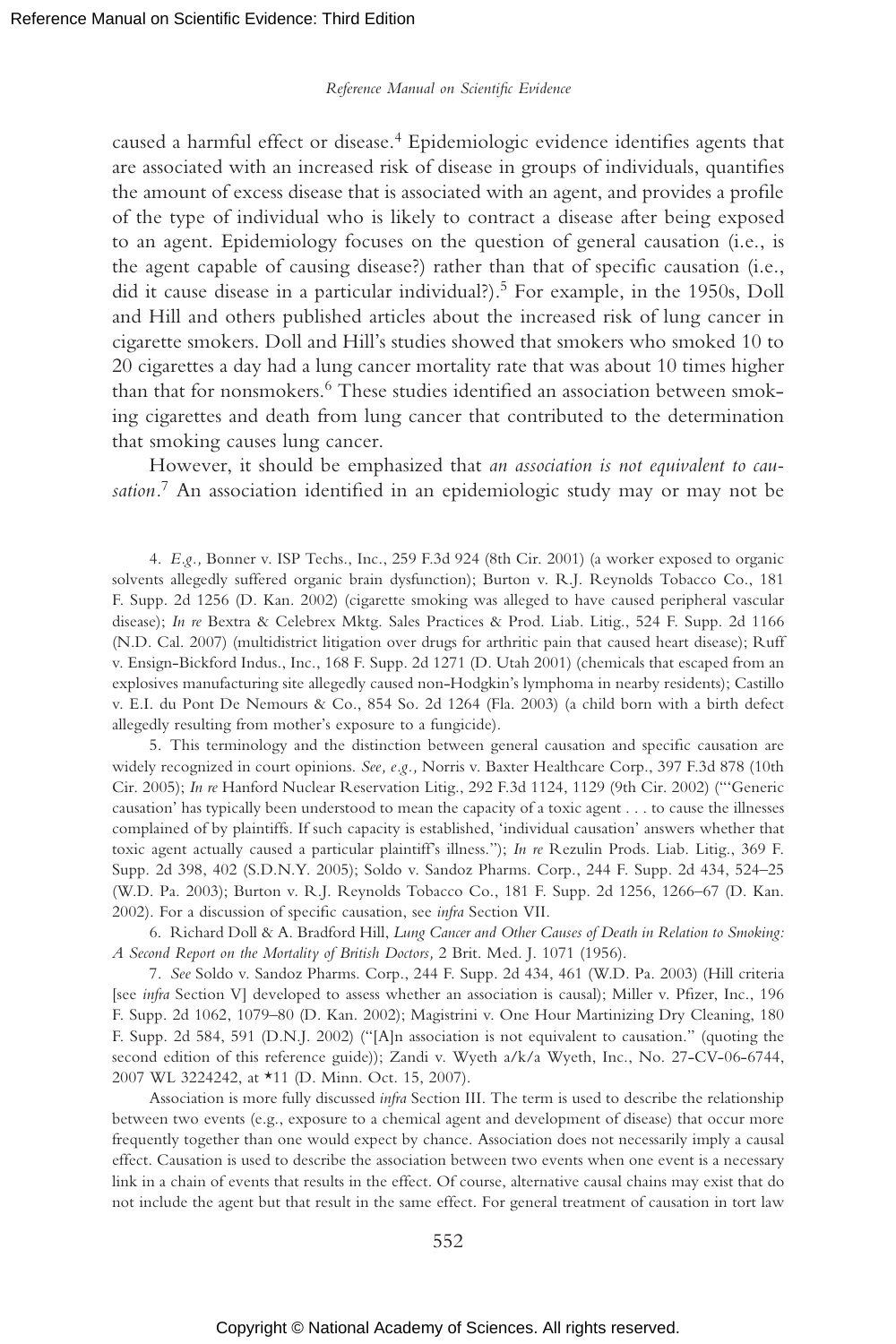caused a harmful effect or disease.[4] Epidemiologic evidence identifies agents that are associated with an increased risk of disease in groups of individuals, quantifies the amount of excess disease that is associated with an agent, and provides a profile of the type of individual who is likely to contract a disease after being exposed to an agent. Epidemiology focuses on the question of general causation (i.e., is the agent capable of causing disease?) rather than that of specific causation (i.e., did it cause disease in a particular individual?).[5] For example, in the 1950s, Doll and Hill and others published articles about the increased risk of lung cancer in cigarette smokers. Doll and Hill's studies showed that smokers who smoked 10 to 20 cigarettes a day had a lung cancer mortality rate that was about 10 times higher than that for nonsmokers.[6] These studies identified an association between smoking cigarettes and death from lung cancer that contributed to the determination that smoking causes lung cancer.

However, it should be emphasized that *an association is not equivalent to causation*.[7] An association identified in an epidemiologic study may or may not be

4. *E.g.,* Bonner v. ISP Techs., Inc., 259 F.3d 924 (8th Cir. 2001) (a worker exposed to organic solvents allegedly suffered organic brain dysfunction); Burton v. R.J. Reynolds Tobacco Co., 181 F. Supp. 2d 1256 (D. Kan. 2002) (cigarette smoking was alleged to have caused peripheral vascular disease); *In re* Bextra & Celebrex Mktg. Sales Practices & Prod. Liab. Litig., 524 F. Supp. 2d 1166 (N.D. Cal. 2007) (multidistrict litigation over drugs for arthritic pain that caused heart disease); Ruff v. Ensign-Bickford Indus., Inc., 168 F. Supp. 2d 1271 (D. Utah 2001) (chemicals that escaped from an explosives manufacturing site allegedly caused non-Hodgkin's lymphoma in nearby residents); Castillo v. E.I. du Pont De Nemours & Co., 854 So. 2d 1264 (Fla. 2003) (a child born with a birth defect allegedly resulting from mother's exposure to a fungicide).

5. This terminology and the distinction between general causation and specific causation are widely recognized in court opinions. *See, e.g.,* Norris v. Baxter Healthcare Corp., 397 F.3d 878 (10th Cir. 2005); *In re* Hanford Nuclear Reservation Litig., 292 F.3d 1124, 1129 (9th Cir. 2002) ("'Generic causation' has typically been understood to mean the capacity of a toxic agent . . . to cause the illnesses complained of by plaintiffs. If such capacity is established, 'individual causation' answers whether that toxic agent actually caused a particular plaintiff's illness."); *In re* Rezulin Prods. Liab. Litig., 369 F. Supp. 2d 398, 402 (S.D.N.Y. 2005); Soldo v. Sandoz Pharms. Corp., 244 F. Supp. 2d 434, 524–25 (W.D. Pa. 2003); Burton v. R.J. Reynolds Tobacco Co., 181 F. Supp. 2d 1256, 1266–67 (D. Kan. 2002). For a discussion of specific causation, see *infra* Section VII.

6. Richard Doll & A. Bradford Hill, *Lung Cancer and Other Causes of Death in Relation to Smoking: A Second Report on the Mortality of British Doctors,* 2 Brit. Med. J. 1071 (1956).

7. *See* Soldo v. Sandoz Pharms. Corp., 244 F. Supp. 2d 434, 461 (W.D. Pa. 2003) (Hill criteria [see *infra* Section V] developed to assess whether an association is causal); Miller v. Pfizer, Inc., 196 F. Supp. 2d 1062, 1079–80 (D. Kan. 2002); Magistrini v. One Hour Martinizing Dry Cleaning, 180 F. Supp. 2d 584, 591 (D.N.J. 2002) ("[A]n association is not equivalent to causation." (quoting the second edition of this reference guide)); Zandi v. Wyeth a/k/a Wyeth, Inc., No. 27-CV-06-6744, 2007 WL 3224242, at *11 (D. Minn. Oct. 15, 2007).

Association is more fully discussed *infra* Section III. The term is used to describe the relationship between two events (e.g., exposure to a chemical agent and development of disease) that occur more frequently together than one would expect by chance. Association does not necessarily imply a causal effect. Causation is used to describe the association between two events when one event is a necessary link in a chain of events that results in the effect. Of course, alternative causal chains may exist that do not include the agent but that result in the same effect. For general treatment of causation in tort law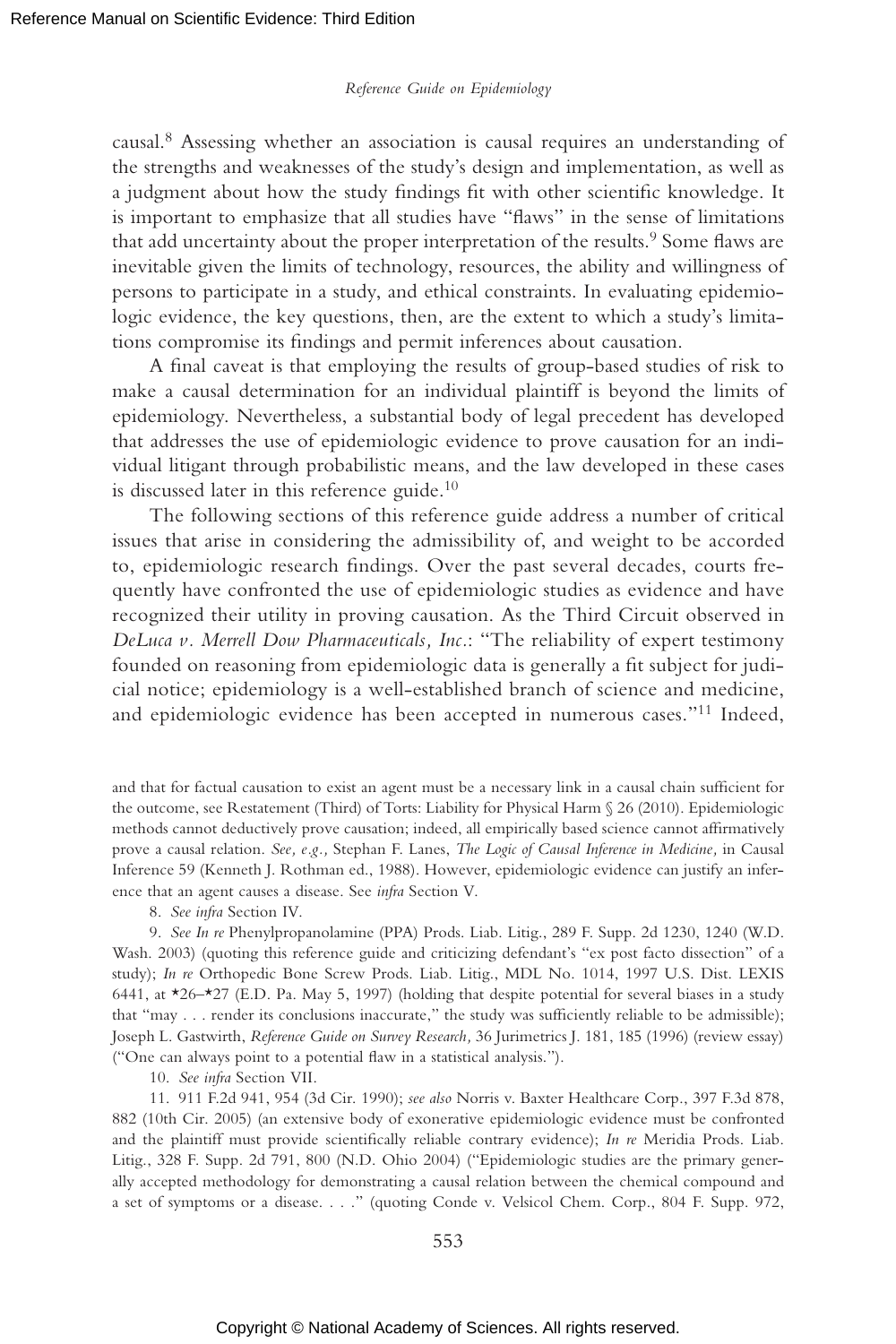causal.[8] Assessing whether an association is causal requires an understanding of the strengths and weaknesses of the study's design and implementation, as well as a judgment about how the study findings fit with other scientific knowledge. It is important to emphasize that all studies have "flaws" in the sense of limitations that add uncertainty about the proper interpretation of the results.[9] Some flaws are inevitable given the limits of technology, resources, the ability and willingness of persons to participate in a study, and ethical constraints. In evaluating epidemiologic evidence, the key questions, then, are the extent to which a study's limitations compromise its findings and permit inferences about causation.

A final caveat is that employing the results of group-based studies of risk to make a causal determination for an individual plaintiff is beyond the limits of epidemiology. Nevertheless, a substantial body of legal precedent has developed that addresses the use of epidemiologic evidence to prove causation for an individual litigant through probabilistic means, and the law developed in these cases is discussed later in this reference guide.[10]

The following sections of this reference guide address a number of critical issues that arise in considering the admissibility of, and weight to be accorded to, epidemiologic research findings. Over the past several decades, courts frequently have confronted the use of epidemiologic studies as evidence and have recognized their utility in proving causation. As the Third Circuit observed in *DeLuca v. Merrell Dow Pharmaceuticals, Inc.*: "The reliability of expert testimony founded on reasoning from epidemiologic data is generally a fit subject for judicial notice; epidemiology is a well-established branch of science and medicine, and epidemiologic evidence has been accepted in numerous cases."[11] Indeed,

---

and that for factual causation to exist an agent must be a necessary link in a causal chain sufficient for the outcome, see Restatement (Third) of Torts: Liability for Physical Harm § 26 (2010). Epidemiologic methods cannot deductively prove causation; indeed, all empirically based science cannot affirmatively prove a causal relation. *See, e.g.,* Stephan F. Lanes, *The Logic of Causal Inference in Medicine,* in Causal Inference 59 (Kenneth J. Rothman ed., 1988). However, epidemiologic evidence can justify an inference that an agent causes a disease. See *infra* Section V.

8. *See infra* Section IV.

9. *See In re* Phenylpropanolamine (PPA) Prods. Liab. Litig., 289 F. Supp. 2d 1230, 1240 (W.D. Wash. 2003) (quoting this reference guide and criticizing defendant's "ex post facto dissection" of a study); *In re* Orthopedic Bone Screw Prods. Liab. Litig., MDL No. 1014, 1997 U.S. Dist. LEXIS 6441, at *26–*27 (E.D. Pa. May 5, 1997) (holding that despite potential for several biases in a study that "may . . . render its conclusions inaccurate," the study was sufficiently reliable to be admissible); Joseph L. Gastwirth, *Reference Guide on Survey Research,* 36 Jurimetrics J. 181, 185 (1996) (review essay) ("One can always point to a potential flaw in a statistical analysis.").

10. *See infra* Section VII.

11. 911 F.2d 941, 954 (3d Cir. 1990); *see also* Norris v. Baxter Healthcare Corp., 397 F.3d 878, 882 (10th Cir. 2005) (an extensive body of exonerative epidemiologic evidence must be confronted and the plaintiff must provide scientifically reliable contrary evidence); *In re* Meridia Prods. Liab. Litig., 328 F. Supp. 2d 791, 800 (N.D. Ohio 2004) ("Epidemiologic studies are the primary generally accepted methodology for demonstrating a causal relation between the chemical compound and a set of symptoms or a disease. . . ." (quoting Conde v. Velsicol Chem. Corp., 804 F. Supp. 972,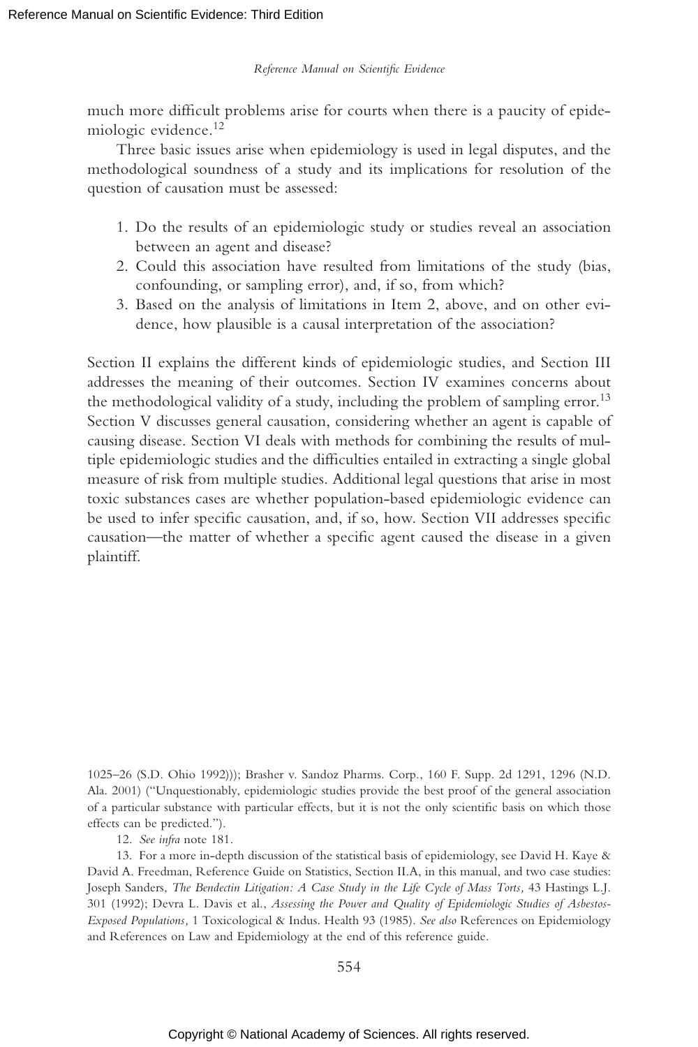much more difficult problems arise for courts when there is a paucity of epidemiologic evidence.[12]

Three basic issues arise when epidemiology is used in legal disputes, and the methodological soundness of a study and its implications for resolution of the question of causation must be assessed:

1. Do the results of an epidemiologic study or studies reveal an association between an agent and disease?
2. Could this association have resulted from limitations of the study (bias, confounding, or sampling error), and, if so, from which?
3. Based on the analysis of limitations in Item 2, above, and on other evidence, how plausible is a causal interpretation of the association?

Section II explains the different kinds of epidemiologic studies, and Section III addresses the meaning of their outcomes. Section IV examines concerns about the methodological validity of a study, including the problem of sampling error.[13] Section V discusses general causation, considering whether an agent is capable of causing disease. Section VI deals with methods for combining the results of multiple epidemiologic studies and the difficulties entailed in extracting a single global measure of risk from multiple studies. Additional legal questions that arise in most toxic substances cases are whether population-based epidemiologic evidence can be used to infer specific causation, and, if so, how. Section VII addresses specific causation—the matter of whether a specific agent caused the disease in a given plaintiff.

1025–26 (S.D. Ohio 1992))); Brasher v. Sandoz Pharms. Corp., 160 F. Supp. 2d 1291, 1296 (N.D. Ala. 2001) ("Unquestionably, epidemiologic studies provide the best proof of the general association of a particular substance with particular effects, but it is not the only scientific basis on which those effects can be predicted.").

12. *See infra* note 181.

13. For a more in-depth discussion of the statistical basis of epidemiology, see David H. Kaye & David A. Freedman, Reference Guide on Statistics, Section II.A, in this manual, and two case studies: Joseph Sanders, *The Bendectin Litigation: A Case Study in the Life Cycle of Mass Torts,* 43 Hastings L.J. 301 (1992); Devra L. Davis et al., *Assessing the Power and Quality of Epidemiologic Studies of Asbestos-Exposed Populations,* 1 Toxicological & Indus. Health 93 (1985). *See also* References on Epidemiology and References on Law and Epidemiology at the end of this reference guide.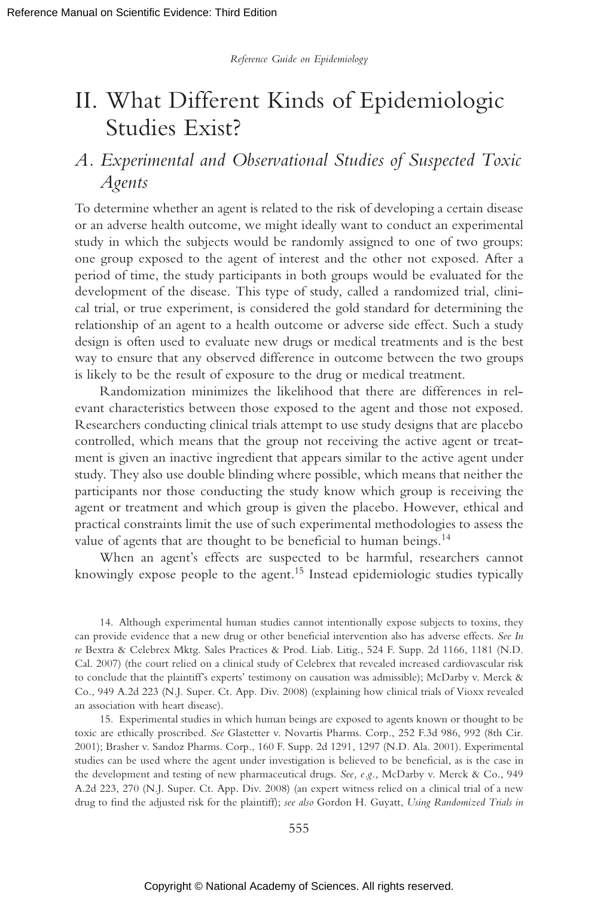# II. What Different Kinds of Epidemiologic Studies Exist?

## A. Experimental and Observational Studies of Suspected Toxic Agents

To determine whether an agent is related to the risk of developing a certain disease or an adverse health outcome, we might ideally want to conduct an experimental study in which the subjects would be randomly assigned to one of two groups: one group exposed to the agent of interest and the other not exposed. After a period of time, the study participants in both groups would be evaluated for the development of the disease. This type of study, called a randomized trial, clinical trial, or true experiment, is considered the gold standard for determining the relationship of an agent to a health outcome or adverse side effect. Such a study design is often used to evaluate new drugs or medical treatments and is the best way to ensure that any observed difference in outcome between the two groups is likely to be the result of exposure to the drug or medical treatment.

Randomization minimizes the likelihood that there are differences in relevant characteristics between those exposed to the agent and those not exposed. Researchers conducting clinical trials attempt to use study designs that are placebo controlled, which means that the group not receiving the active agent or treatment is given an inactive ingredient that appears similar to the active agent under study. They also use double blinding where possible, which means that neither the participants nor those conducting the study know which group is receiving the agent or treatment and which group is given the placebo. However, ethical and practical constraints limit the use of such experimental methodologies to assess the value of agents that are thought to be beneficial to human beings.[14]

When an agent's effects are suspected to be harmful, researchers cannot knowingly expose people to the agent.[15] Instead epidemiologic studies typically

---

14. Although experimental human studies cannot intentionally expose subjects to toxins, they can provide evidence that a new drug or other beneficial intervention also has adverse effects. *See In re* Bextra & Celebrex Mktg. Sales Practices & Prod. Liab. Litig., 524 F. Supp. 2d 1166, 1181 (N.D. Cal. 2007) (the court relied on a clinical study of Celebrex that revealed increased cardiovascular risk to conclude that the plaintiff's experts' testimony on causation was admissible); McDarby v. Merck & Co., 949 A.2d 223 (N.J. Super. Ct. App. Div. 2008) (explaining how clinical trials of Vioxx revealed an association with heart disease).

15. Experimental studies in which human beings are exposed to agents known or thought to be toxic are ethically proscribed. *See* Glastetter v. Novartis Pharms. Corp., 252 F.3d 986, 992 (8th Cir. 2001); Brasher v. Sandoz Pharms. Corp., 160 F. Supp. 2d 1291, 1297 (N.D. Ala. 2001). Experimental studies can be used where the agent under investigation is believed to be beneficial, as is the case in the development and testing of new pharmaceutical drugs. *See, e.g.,* McDarby v. Merck & Co., 949 A.2d 223, 270 (N.J. Super. Ct. App. Div. 2008) (an expert witness relied on a clinical trial of a new drug to find the adjusted risk for the plaintiff); *see also* Gordon H. Guyatt, *Using Randomized Trials in*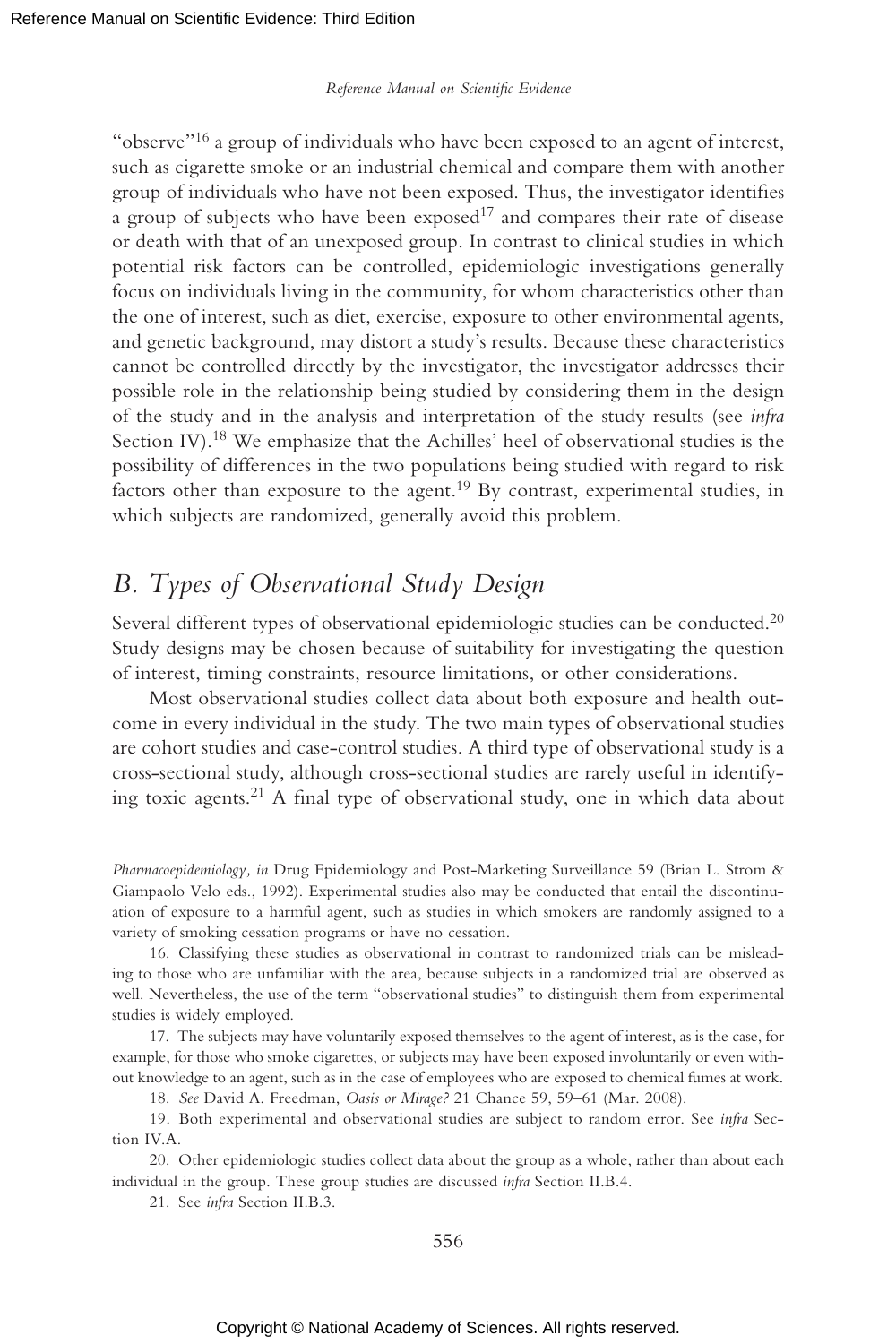"observe"[16] a group of individuals who have been exposed to an agent of interest, such as cigarette smoke or an industrial chemical and compare them with another group of individuals who have not been exposed. Thus, the investigator identifies a group of subjects who have been exposed[17] and compares their rate of disease or death with that of an unexposed group. In contrast to clinical studies in which potential risk factors can be controlled, epidemiologic investigations generally focus on individuals living in the community, for whom characteristics other than the one of interest, such as diet, exercise, exposure to other environmental agents, and genetic background, may distort a study's results. Because these characteristics cannot be controlled directly by the investigator, the investigator addresses their possible role in the relationship being studied by considering them in the design of the study and in the analysis and interpretation of the study results (see *infra* Section IV).[18] We emphasize that the Achilles' heel of observational studies is the possibility of differences in the two populations being studied with regard to risk factors other than exposure to the agent.[19] By contrast, experimental studies, in which subjects are randomized, generally avoid this problem.

## B. Types of Observational Study Design

Several different types of observational epidemiologic studies can be conducted.[20] Study designs may be chosen because of suitability for investigating the question of interest, timing constraints, resource limitations, or other considerations.

Most observational studies collect data about both exposure and health outcome in every individual in the study. The two main types of observational studies are cohort studies and case-control studies. A third type of observational study is a cross-sectional study, although cross-sectional studies are rarely useful in identifying toxic agents.[21] A final type of observational study, one in which data about

---

*Pharmacoepidemiology, in* Drug Epidemiology and Post-Marketing Surveillance 59 (Brian L. Strom & Giampaolo Velo eds., 1992). Experimental studies also may be conducted that entail the discontinuation of exposure to a harmful agent, such as studies in which smokers are randomly assigned to a variety of smoking cessation programs or have no cessation.

16. Classifying these studies as observational in contrast to randomized trials can be misleading to those who are unfamiliar with the area, because subjects in a randomized trial are observed as well. Nevertheless, the use of the term "observational studies" to distinguish them from experimental studies is widely employed.

17. The subjects may have voluntarily exposed themselves to the agent of interest, as is the case, for example, for those who smoke cigarettes, or subjects may have been exposed involuntarily or even without knowledge to an agent, such as in the case of employees who are exposed to chemical fumes at work.

18. *See* David A. Freedman, *Oasis or Mirage?* 21 Chance 59, 59–61 (Mar. 2008).

19. Both experimental and observational studies are subject to random error. See *infra* Section IV.A.

20. Other epidemiologic studies collect data about the group as a whole, rather than about each individual in the group. These group studies are discussed *infra* Section II.B.4.

21. See *infra* Section II.B.3.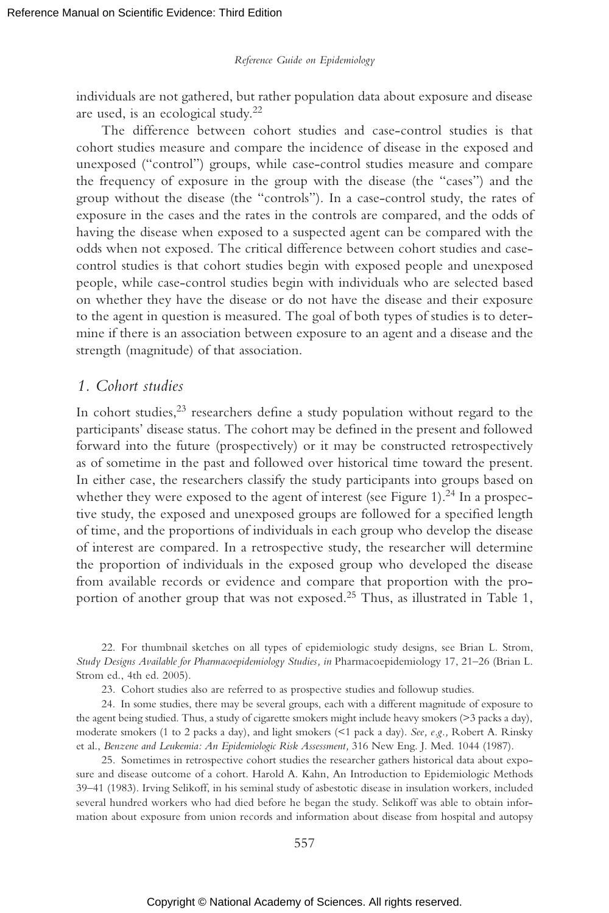individuals are not gathered, but rather population data about exposure and disease are used, is an ecological study.[22]

The difference between cohort studies and case-control studies is that cohort studies measure and compare the incidence of disease in the exposed and unexposed ("control") groups, while case-control studies measure and compare the frequency of exposure in the group with the disease (the "cases") and the group without the disease (the "controls"). In a case-control study, the rates of exposure in the cases and the rates in the controls are compared, and the odds of having the disease when exposed to a suspected agent can be compared with the odds when not exposed. The critical difference between cohort studies and case-control studies is that cohort studies begin with exposed people and unexposed people, while case-control studies begin with individuals who are selected based on whether they have the disease or do not have the disease and their exposure to the agent in question is measured. The goal of both types of studies is to determine if there is an association between exposure to an agent and a disease and the strength (magnitude) of that association.

### *1. Cohort studies*

In cohort studies,[23] researchers define a study population without regard to the participants' disease status. The cohort may be defined in the present and followed forward into the future (prospectively) or it may be constructed retrospectively as of sometime in the past and followed over historical time toward the present. In either case, the researchers classify the study participants into groups based on whether they were exposed to the agent of interest (see Figure 1).[24] In a prospective study, the exposed and unexposed groups are followed for a specified length of time, and the proportions of individuals in each group who develop the disease of interest are compared. In a retrospective study, the researcher will determine the proportion of individuals in the exposed group who developed the disease from available records or evidence and compare that proportion with the proportion of another group that was not exposed.[25] Thus, as illustrated in Table 1,

---

22. For thumbnail sketches on all types of epidemiologic study designs, see Brian L. Strom, *Study Designs Available for Pharmacoepidemiology Studies, in* Pharmacoepidemiology 17, 21–26 (Brian L. Strom ed., 4th ed. 2005).

23. Cohort studies also are referred to as prospective studies and followup studies.

24. In some studies, there may be several groups, each with a different magnitude of exposure to the agent being studied. Thus, a study of cigarette smokers might include heavy smokers (>3 packs a day), moderate smokers (1 to 2 packs a day), and light smokers (<1 pack a day). *See, e.g.,* Robert A. Rinsky et al., *Benzene and Leukemia: An Epidemiologic Risk Assessment,* 316 New Eng. J. Med. 1044 (1987).

25. Sometimes in retrospective cohort studies the researcher gathers historical data about exposure and disease outcome of a cohort. Harold A. Kahn, An Introduction to Epidemiologic Methods 39–41 (1983). Irving Selikoff, in his seminal study of asbestotic disease in insulation workers, included several hundred workers who had died before he began the study. Selikoff was able to obtain information about exposure from union records and information about disease from hospital and autopsy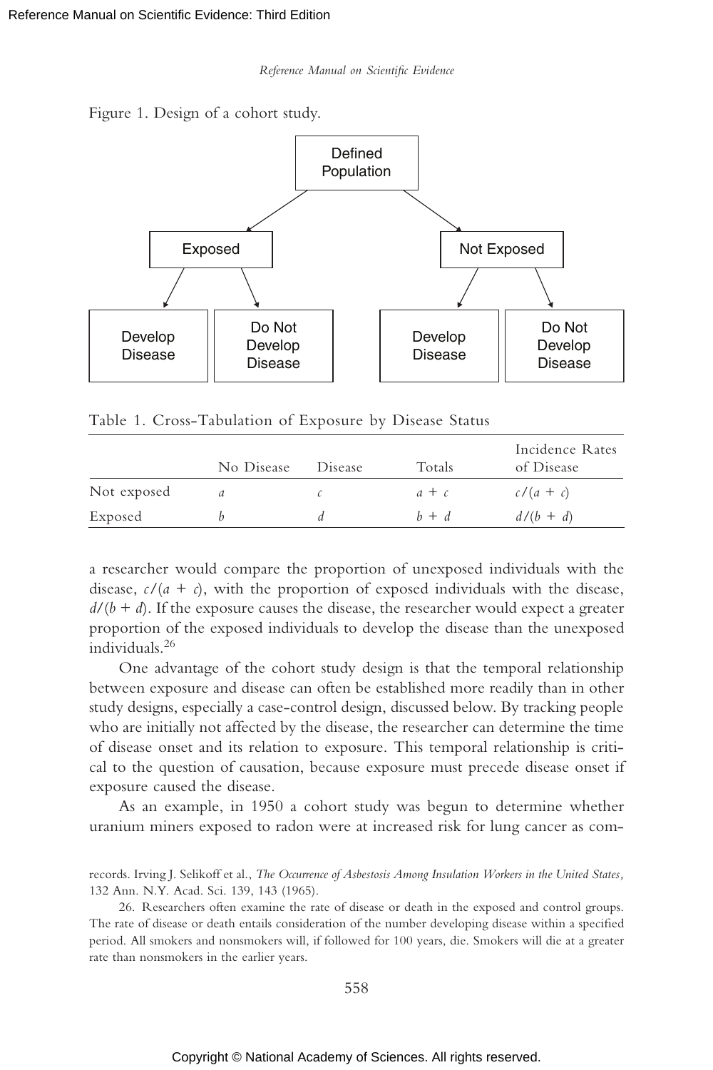Figure 1. Design of a cohort study.

Defined Population → Exposed → Develop Disease / Do Not Develop Disease

Defined Population → Not Exposed → Develop Disease / Do Not Develop Disease

Table 1. Cross-Tabulation of Exposure by Disease Status

| | No Disease | Disease | Totals | Incidence Rates of Disease |
|---|---|---|---|---|
| Not exposed | $a$ | $c$ | $a + c$ | $c/(a + c)$ |
| Exposed | $b$ | $d$ | $b + d$ | $d/(b + d)$ |

a researcher would compare the proportion of unexposed individuals with the disease, $c/(a + c)$, with the proportion of exposed individuals with the disease, $d/(b + d)$. If the exposure causes the disease, the researcher would expect a greater proportion of the exposed individuals to develop the disease than the unexposed individuals.[26]

One advantage of the cohort study design is that the temporal relationship between exposure and disease can often be established more readily than in other study designs, especially a case-control design, discussed below. By tracking people who are initially not affected by the disease, the researcher can determine the time of disease onset and its relation to exposure. This temporal relationship is critical to the question of causation, because exposure must precede disease onset if exposure caused the disease.

As an example, in 1950 a cohort study was begun to determine whether uranium miners exposed to radon were at increased risk for lung cancer as com-

records. Irving J. Selikoff et al., *The Occurrence of Asbestosis Among Insulation Workers in the United States,* 132 Ann. N.Y. Acad. Sci. 139, 143 (1965).

26. Researchers often examine the rate of disease or death in the exposed and control groups. The rate of disease or death entails consideration of the number developing disease within a specified period. All smokers and nonsmokers will, if followed for 100 years, die. Smokers will die at a greater rate than nonsmokers in the earlier years.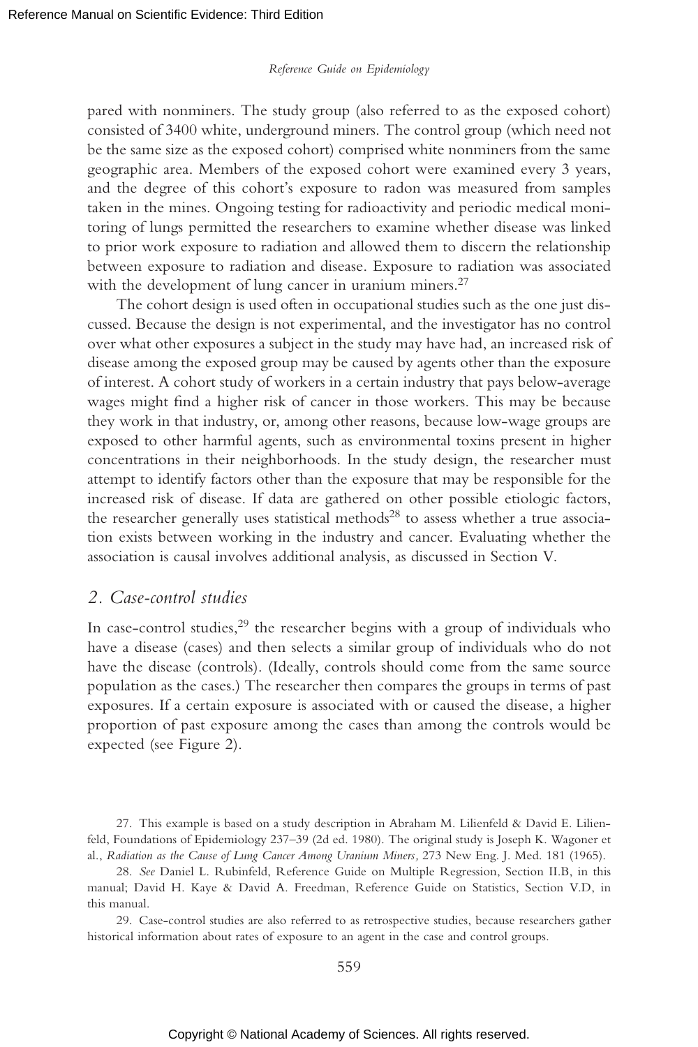pared with nonminers. The study group (also referred to as the exposed cohort) consisted of 3400 white, underground miners. The control group (which need not be the same size as the exposed cohort) comprised white nonminers from the same geographic area. Members of the exposed cohort were examined every 3 years, and the degree of this cohort's exposure to radon was measured from samples taken in the mines. Ongoing testing for radioactivity and periodic medical monitoring of lungs permitted the researchers to examine whether disease was linked to prior work exposure to radiation and allowed them to discern the relationship between exposure to radiation and disease. Exposure to radiation was associated with the development of lung cancer in uranium miners.[27]

The cohort design is used often in occupational studies such as the one just discussed. Because the design is not experimental, and the investigator has no control over what other exposures a subject in the study may have had, an increased risk of disease among the exposed group may be caused by agents other than the exposure of interest. A cohort study of workers in a certain industry that pays below-average wages might find a higher risk of cancer in those workers. This may be because they work in that industry, or, among other reasons, because low-wage groups are exposed to other harmful agents, such as environmental toxins present in higher concentrations in their neighborhoods. In the study design, the researcher must attempt to identify factors other than the exposure that may be responsible for the increased risk of disease. If data are gathered on other possible etiologic factors, the researcher generally uses statistical methods[28] to assess whether a true association exists between working in the industry and cancer. Evaluating whether the association is causal involves additional analysis, as discussed in Section V.

### *2. Case-control studies*

In case-control studies,[29] the researcher begins with a group of individuals who have a disease (cases) and then selects a similar group of individuals who do not have the disease (controls). (Ideally, controls should come from the same source population as the cases.) The researcher then compares the groups in terms of past exposures. If a certain exposure is associated with or caused the disease, a higher proportion of past exposure among the cases than among the controls would be expected (see Figure 2).

---

27. This example is based on a study description in Abraham M. Lilienfeld & David E. Lilienfeld, Foundations of Epidemiology 237–39 (2d ed. 1980). The original study is Joseph K. Wagoner et al., *Radiation as the Cause of Lung Cancer Among Uranium Miners,* 273 New Eng. J. Med. 181 (1965).

28. *See* Daniel L. Rubinfeld, Reference Guide on Multiple Regression, Section II.B, in this manual; David H. Kaye & David A. Freedman, Reference Guide on Statistics, Section V.D, in this manual.

29. Case-control studies are also referred to as retrospective studies, because researchers gather historical information about rates of exposure to an agent in the case and control groups.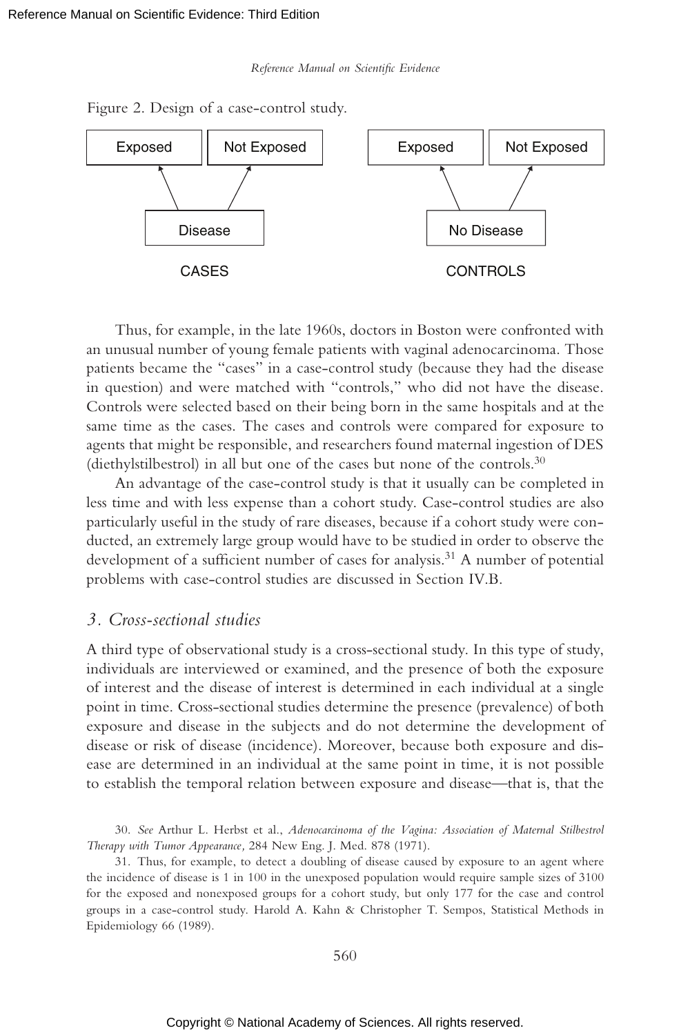Figure 2. Design of a case-control study.

| CASES | | CONTROLS | |
|---|---|---|---|
| Exposed | Not Exposed | Exposed | Not Exposed |
| Disease | | No Disease | |

Thus, for example, in the late 1960s, doctors in Boston were confronted with an unusual number of young female patients with vaginal adenocarcinoma. Those patients became the "cases" in a case-control study (because they had the disease in question) and were matched with "controls," who did not have the disease. Controls were selected based on their being born in the same hospitals and at the same time as the cases. The cases and controls were compared for exposure to agents that might be responsible, and researchers found maternal ingestion of DES (diethylstilbestrol) in all but one of the cases but none of the controls.[30]

An advantage of the case-control study is that it usually can be completed in less time and with less expense than a cohort study. Case-control studies are also particularly useful in the study of rare diseases, because if a cohort study were conducted, an extremely large group would have to be studied in order to observe the development of a sufficient number of cases for analysis.[31] A number of potential problems with case-control studies are discussed in Section IV.B.

### *3. Cross-sectional studies*

A third type of observational study is a cross-sectional study. In this type of study, individuals are interviewed or examined, and the presence of both the exposure of interest and the disease of interest is determined in each individual at a single point in time. Cross-sectional studies determine the presence (prevalence) of both exposure and disease in the subjects and do not determine the development of disease or risk of disease (incidence). Moreover, because both exposure and disease are determined in an individual at the same point in time, it is not possible to establish the temporal relation between exposure and disease—that is, that the

30. *See* Arthur L. Herbst et al., *Adenocarcinoma of the Vagina: Association of Maternal Stilbestrol Therapy with Tumor Appearance,* 284 New Eng. J. Med. 878 (1971).

31. Thus, for example, to detect a doubling of disease caused by exposure to an agent where the incidence of disease is 1 in 100 in the unexposed population would require sample sizes of 3100 for the exposed and nonexposed groups for a cohort study, but only 177 for the case and control groups in a case-control study. Harold A. Kahn & Christopher T. Sempos, Statistical Methods in Epidemiology 66 (1989).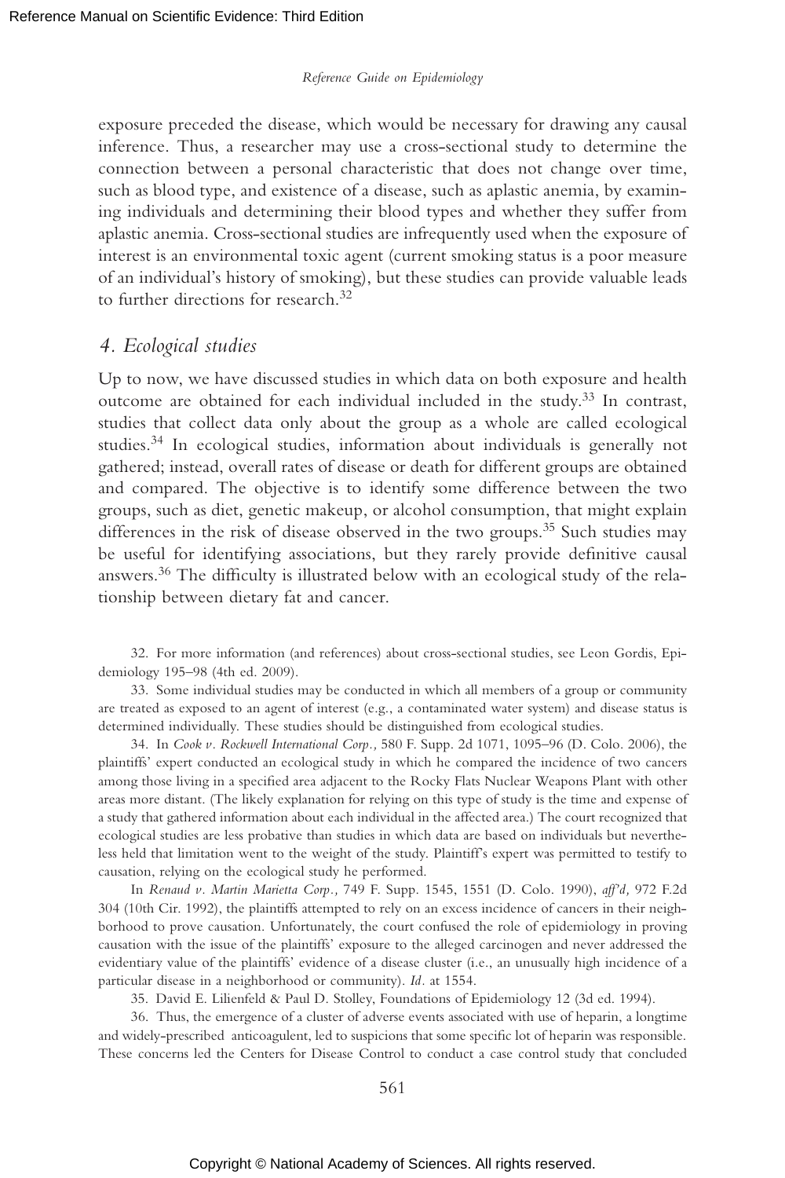exposure preceded the disease, which would be necessary for drawing any causal inference. Thus, a researcher may use a cross-sectional study to determine the connection between a personal characteristic that does not change over time, such as blood type, and existence of a disease, such as aplastic anemia, by examining individuals and determining their blood types and whether they suffer from aplastic anemia. Cross-sectional studies are infrequently used when the exposure of interest is an environmental toxic agent (current smoking status is a poor measure of an individual's history of smoking), but these studies can provide valuable leads to further directions for research.[32]

### *4. Ecological studies*

Up to now, we have discussed studies in which data on both exposure and health outcome are obtained for each individual included in the study.[33] In contrast, studies that collect data only about the group as a whole are called ecological studies.[34] In ecological studies, information about individuals is generally not gathered; instead, overall rates of disease or death for different groups are obtained and compared. The objective is to identify some difference between the two groups, such as diet, genetic makeup, or alcohol consumption, that might explain differences in the risk of disease observed in the two groups.[35] Such studies may be useful for identifying associations, but they rarely provide definitive causal answers.[36] The difficulty is illustrated below with an ecological study of the relationship between dietary fat and cancer.

---

32. For more information (and references) about cross-sectional studies, see Leon Gordis, Epidemiology 195–98 (4th ed. 2009).

33. Some individual studies may be conducted in which all members of a group or community are treated as exposed to an agent of interest (e.g., a contaminated water system) and disease status is determined individually. These studies should be distinguished from ecological studies.

34. In *Cook v. Rockwell International Corp.,* 580 F. Supp. 2d 1071, 1095–96 (D. Colo. 2006), the plaintiffs' expert conducted an ecological study in which he compared the incidence of two cancers among those living in a specified area adjacent to the Rocky Flats Nuclear Weapons Plant with other areas more distant. (The likely explanation for relying on this type of study is the time and expense of a study that gathered information about each individual in the affected area.) The court recognized that ecological studies are less probative than studies in which data are based on individuals but nevertheless held that limitation went to the weight of the study. Plaintiff's expert was permitted to testify to causation, relying on the ecological study he performed.

In *Renaud v. Martin Marietta Corp.,* 749 F. Supp. 1545, 1551 (D. Colo. 1990), *aff'd,* 972 F.2d 304 (10th Cir. 1992), the plaintiffs attempted to rely on an excess incidence of cancers in their neighborhood to prove causation. Unfortunately, the court confused the role of epidemiology in proving causation with the issue of the plaintiffs' exposure to the alleged carcinogen and never addressed the evidentiary value of the plaintiffs' evidence of a disease cluster (i.e., an unusually high incidence of a particular disease in a neighborhood or community). *Id.* at 1554.

35. David E. Lilienfeld & Paul D. Stolley, Foundations of Epidemiology 12 (3d ed. 1994).

36. Thus, the emergence of a cluster of adverse events associated with use of heparin, a longtime and widely-prescribed anticoagulent, led to suspicions that some specific lot of heparin was responsible. These concerns led the Centers for Disease Control to conduct a case control study that concluded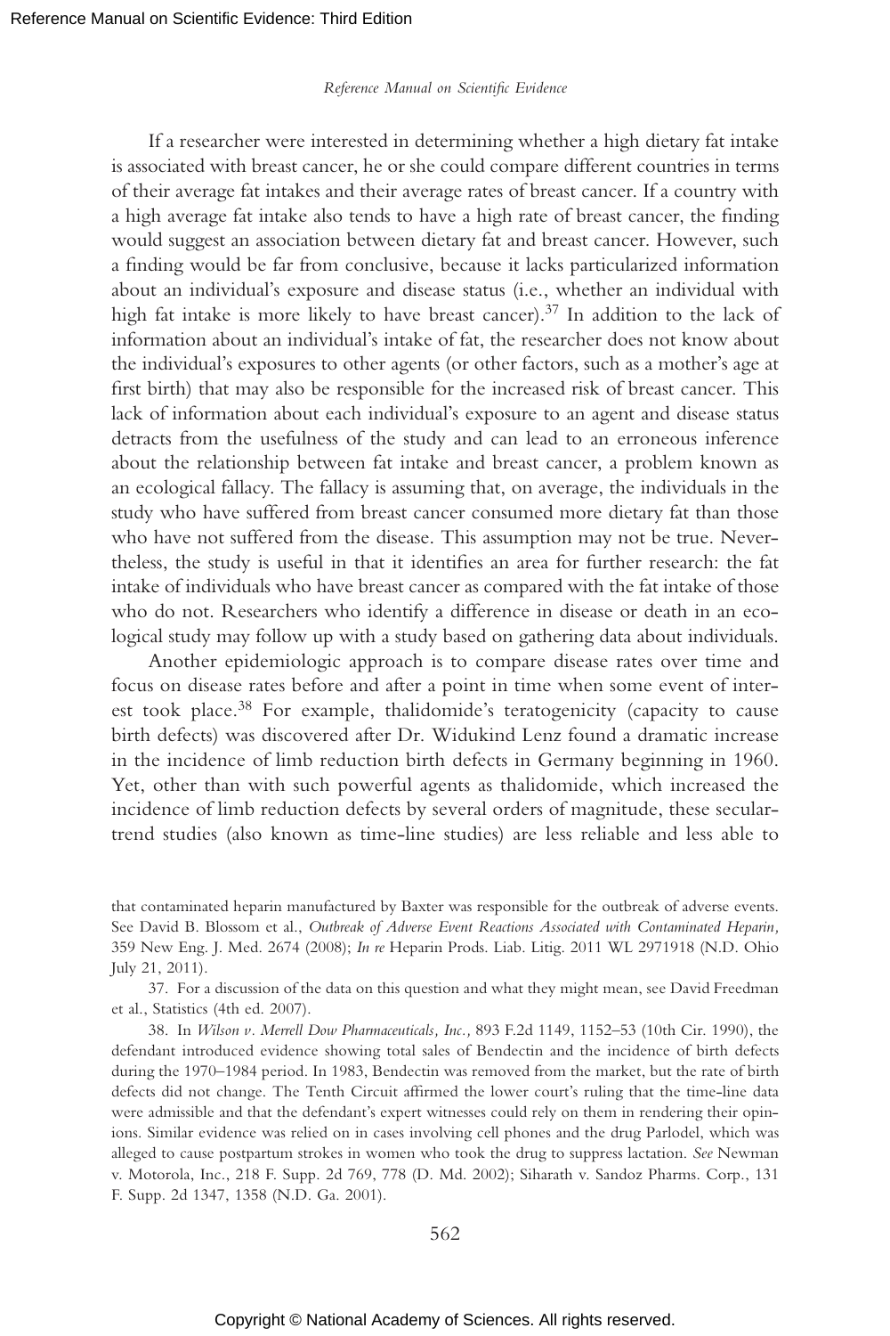If a researcher were interested in determining whether a high dietary fat intake is associated with breast cancer, he or she could compare different countries in terms of their average fat intakes and their average rates of breast cancer. If a country with a high average fat intake also tends to have a high rate of breast cancer, the finding would suggest an association between dietary fat and breast cancer. However, such a finding would be far from conclusive, because it lacks particularized information about an individual's exposure and disease status (i.e., whether an individual with high fat intake is more likely to have breast cancer).[37] In addition to the lack of information about an individual's intake of fat, the researcher does not know about the individual's exposures to other agents (or other factors, such as a mother's age at first birth) that may also be responsible for the increased risk of breast cancer. This lack of information about each individual's exposure to an agent and disease status detracts from the usefulness of the study and can lead to an erroneous inference about the relationship between fat intake and breast cancer, a problem known as an ecological fallacy. The fallacy is assuming that, on average, the individuals in the study who have suffered from breast cancer consumed more dietary fat than those who have not suffered from the disease. This assumption may not be true. Nevertheless, the study is useful in that it identifies an area for further research: the fat intake of individuals who have breast cancer as compared with the fat intake of those who do not. Researchers who identify a difference in disease or death in an ecological study may follow up with a study based on gathering data about individuals.

Another epidemiologic approach is to compare disease rates over time and focus on disease rates before and after a point in time when some event of interest took place.[38] For example, thalidomide's teratogenicity (capacity to cause birth defects) was discovered after Dr. Widukind Lenz found a dramatic increase in the incidence of limb reduction birth defects in Germany beginning in 1960. Yet, other than with such powerful agents as thalidomide, which increased the incidence of limb reduction defects by several orders of magnitude, these secular-trend studies (also known as time-line studies) are less reliable and less able to

---

that contaminated heparin manufactured by Baxter was responsible for the outbreak of adverse events. See David B. Blossom et al., *Outbreak of Adverse Event Reactions Associated with Contaminated Heparin,* 359 New Eng. J. Med. 2674 (2008); *In re* Heparin Prods. Liab. Litig. 2011 WL 2971918 (N.D. Ohio July 21, 2011).

37. For a discussion of the data on this question and what they might mean, see David Freedman et al., Statistics (4th ed. 2007).

38. In *Wilson v. Merrell Dow Pharmaceuticals, Inc.,* 893 F.2d 1149, 1152–53 (10th Cir. 1990), the defendant introduced evidence showing total sales of Bendectin and the incidence of birth defects during the 1970–1984 period. In 1983, Bendectin was removed from the market, but the rate of birth defects did not change. The Tenth Circuit affirmed the lower court's ruling that the time-line data were admissible and that the defendant's expert witnesses could rely on them in rendering their opinions. Similar evidence was relied on in cases involving cell phones and the drug Parlodel, which was alleged to cause postpartum strokes in women who took the drug to suppress lactation. *See* Newman v. Motorola, Inc., 218 F. Supp. 2d 769, 778 (D. Md. 2002); Siharath v. Sandoz Pharms. Corp., 131 F. Supp. 2d 1347, 1358 (N.D. Ga. 2001).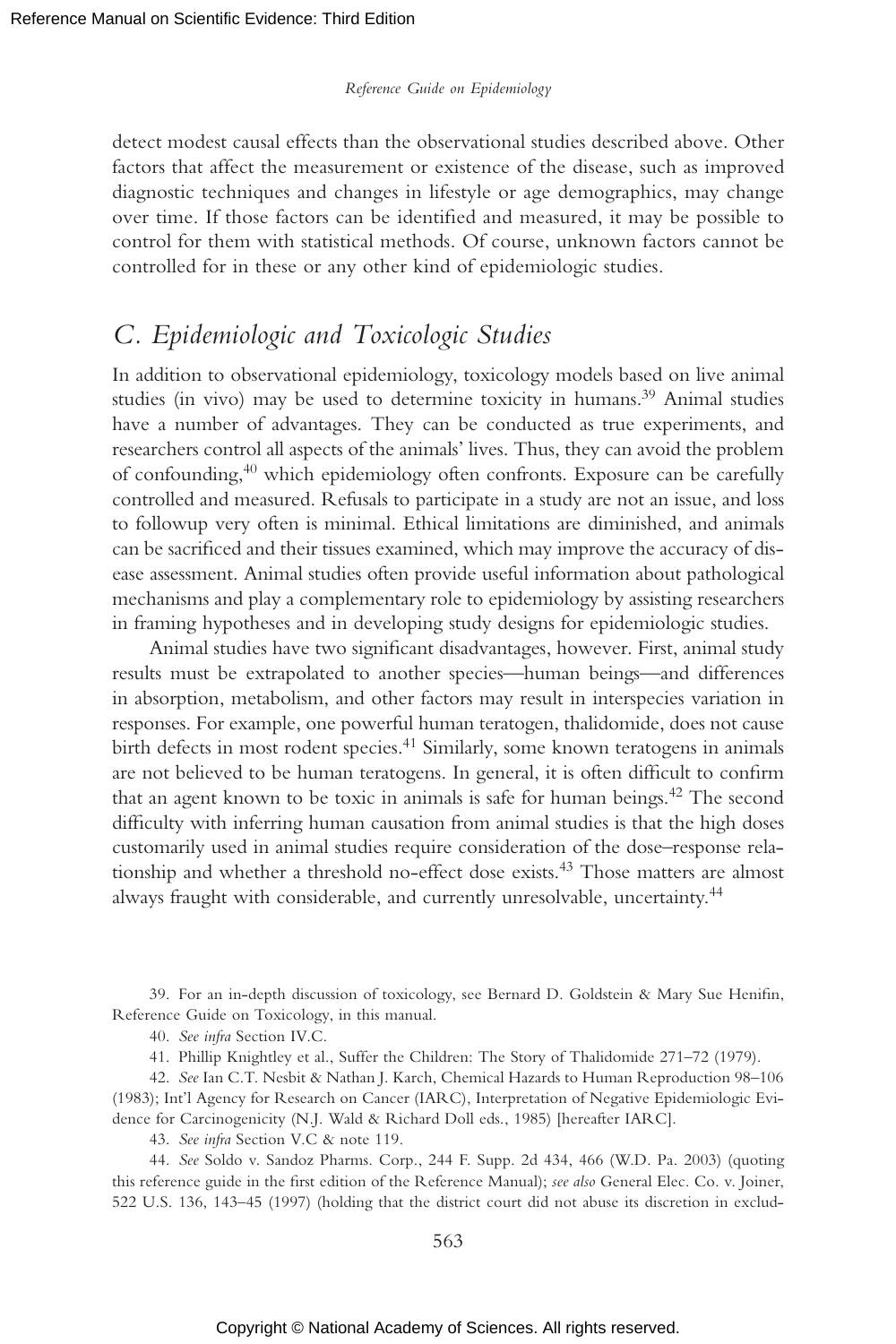detect modest causal effects than the observational studies described above. Other factors that affect the measurement or existence of the disease, such as improved diagnostic techniques and changes in lifestyle or age demographics, may change over time. If those factors can be identified and measured, it may be possible to control for them with statistical methods. Of course, unknown factors cannot be controlled for in these or any other kind of epidemiologic studies.

## C. Epidemiologic and Toxicologic Studies

In addition to observational epidemiology, toxicology models based on live animal studies (in vivo) may be used to determine toxicity in humans.[39] Animal studies have a number of advantages. They can be conducted as true experiments, and researchers control all aspects of the animals' lives. Thus, they can avoid the problem of confounding,[40] which epidemiology often confronts. Exposure can be carefully controlled and measured. Refusals to participate in a study are not an issue, and loss to followup very often is minimal. Ethical limitations are diminished, and animals can be sacrificed and their tissues examined, which may improve the accuracy of disease assessment. Animal studies often provide useful information about pathological mechanisms and play a complementary role to epidemiology by assisting researchers in framing hypotheses and in developing study designs for epidemiologic studies.

Animal studies have two significant disadvantages, however. First, animal study results must be extrapolated to another species—human beings—and differences in absorption, metabolism, and other factors may result in interspecies variation in responses. For example, one powerful human teratogen, thalidomide, does not cause birth defects in most rodent species.[41] Similarly, some known teratogens in animals are not believed to be human teratogens. In general, it is often difficult to confirm that an agent known to be toxic in animals is safe for human beings.[42] The second difficulty with inferring human causation from animal studies is that the high doses customarily used in animal studies require consideration of the dose–response relationship and whether a threshold no-effect dose exists.[43] Those matters are almost always fraught with considerable, and currently unresolvable, uncertainty.[44]

39. For an in-depth discussion of toxicology, see Bernard D. Goldstein & Mary Sue Henifin, Reference Guide on Toxicology, in this manual.

40. *See infra* Section IV.C.

41. Phillip Knightley et al., Suffer the Children: The Story of Thalidomide 271–72 (1979).

42. *See* Ian C.T. Nesbit & Nathan J. Karch, Chemical Hazards to Human Reproduction 98–106 (1983); Int'l Agency for Research on Cancer (IARC), Interpretation of Negative Epidemiologic Evidence for Carcinogenicity (N.J. Wald & Richard Doll eds., 1985) [hereafter IARC].

43. *See infra* Section V.C & note 119.

44. *See* Soldo v. Sandoz Pharms. Corp., 244 F. Supp. 2d 434, 466 (W.D. Pa. 2003) (quoting this reference guide in the first edition of the Reference Manual); *see also* General Elec. Co. v. Joiner, 522 U.S. 136, 143–45 (1997) (holding that the district court did not abuse its discretion in exclud-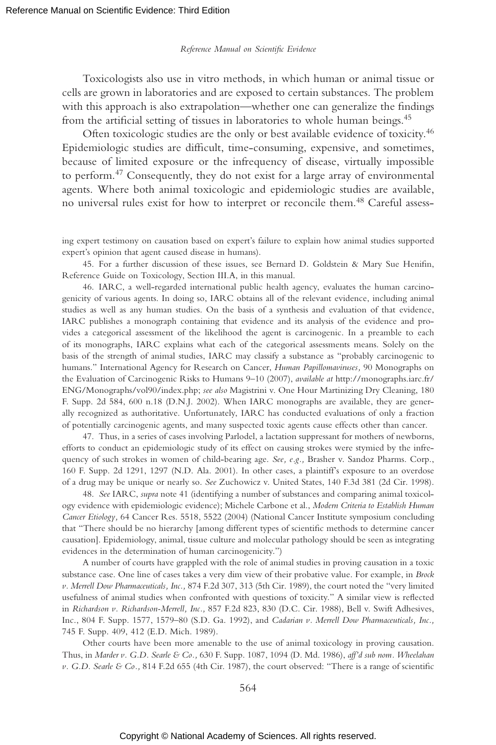Toxicologists also use in vitro methods, in which human or animal tissue or cells are grown in laboratories and are exposed to certain substances. The problem with this approach is also extrapolation—whether one can generalize the findings from the artificial setting of tissues in laboratories to whole human beings.[45]

Often toxicologic studies are the only or best available evidence of toxicity.[46] Epidemiologic studies are difficult, time-consuming, expensive, and sometimes, because of limited exposure or the infrequency of disease, virtually impossible to perform.[47] Consequently, they do not exist for a large array of environmental agents. Where both animal toxicologic and epidemiologic studies are available, no universal rules exist for how to interpret or reconcile them.[48] Careful assess-

---

ing expert testimony on causation based on expert's failure to explain how animal studies supported expert's opinion that agent caused disease in humans).

45. For a further discussion of these issues, see Bernard D. Goldstein & Mary Sue Henifin, Reference Guide on Toxicology, Section III.A, in this manual.

46. IARC, a well-regarded international public health agency, evaluates the human carcinogenicity of various agents. In doing so, IARC obtains all of the relevant evidence, including animal studies as well as any human studies. On the basis of a synthesis and evaluation of that evidence, IARC publishes a monograph containing that evidence and its analysis of the evidence and provides a categorical assessment of the likelihood the agent is carcinogenic. In a preamble to each of its monographs, IARC explains what each of the categorical assessments means. Solely on the basis of the strength of animal studies, IARC may classify a substance as "probably carcinogenic to humans." International Agency for Research on Cancer, *Human Papillomaviruses,* 90 Monographs on the Evaluation of Carcinogenic Risks to Humans 9–10 (2007), *available at* http://monographs.iarc.fr/ENG/Monographs/vol90/index.php; *see also* Magistrini v. One Hour Martinizing Dry Cleaning, 180 F. Supp. 2d 584, 600 n.18 (D.N.J. 2002). When IARC monographs are available, they are generally recognized as authoritative. Unfortunately, IARC has conducted evaluations of only a fraction of potentially carcinogenic agents, and many suspected toxic agents cause effects other than cancer.

47. Thus, in a series of cases involving Parlodel, a lactation suppressant for mothers of newborns, efforts to conduct an epidemiologic study of its effect on causing strokes were stymied by the infrequency of such strokes in women of child-bearing age. *See, e.g.,* Brasher v. Sandoz Pharms. Corp., 160 F. Supp. 2d 1291, 1297 (N.D. Ala. 2001). In other cases, a plaintiff's exposure to an overdose of a drug may be unique or nearly so. *See* Zuchowicz v. United States, 140 F.3d 381 (2d Cir. 1998).

48. *See* IARC, *supra* note 41 (identifying a number of substances and comparing animal toxicology evidence with epidemiologic evidence); Michele Carbone et al., *Modern Criteria to Establish Human Cancer Etiology,* 64 Cancer Res. 5518, 5522 (2004) (National Cancer Institute symposium concluding that "There should be no hierarchy [among different types of scientific methods to determine cancer causation]. Epidemiology, animal, tissue culture and molecular pathology should be seen as integrating evidences in the determination of human carcinogenicity.")

A number of courts have grappled with the role of animal studies in proving causation in a toxic substance case. One line of cases takes a very dim view of their probative value. For example, in *Brock v. Merrell Dow Pharmaceuticals, Inc.,* 874 F.2d 307, 313 (5th Cir. 1989), the court noted the "very limited usefulness of animal studies when confronted with questions of toxicity." A similar view is reflected in *Richardson v. Richardson-Merrell, Inc.,* 857 F.2d 823, 830 (D.C. Cir. 1988), Bell v. Swift Adhesives, Inc., 804 F. Supp. 1577, 1579–80 (S.D. Ga. 1992), and *Cadarian v. Merrell Dow Pharmaceuticals, Inc.,* 745 F. Supp. 409, 412 (E.D. Mich. 1989).

Other courts have been more amenable to the use of animal toxicology in proving causation. Thus, in *Marder v. G.D. Searle & Co.,* 630 F. Supp. 1087, 1094 (D. Md. 1986), *aff'd sub nom. Wheelahan v. G.D. Searle & Co.,* 814 F.2d 655 (4th Cir. 1987), the court observed: "There is a range of scientific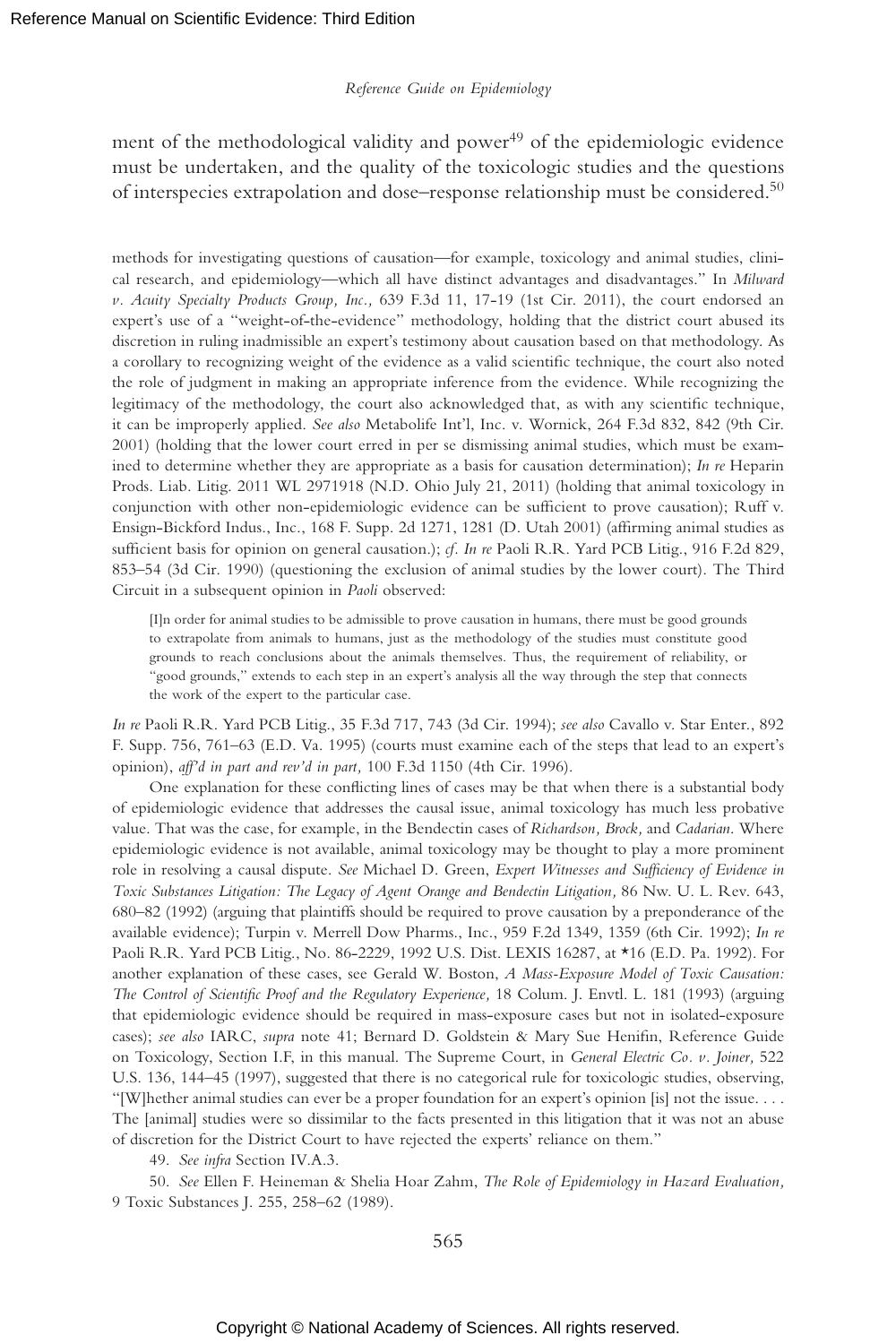ment of the methodological validity and power[49] of the epidemiologic evidence must be undertaken, and the quality of the toxicologic studies and the questions of interspecies extrapolation and dose–response relationship must be considered.[50]

methods for investigating questions of causation—for example, toxicology and animal studies, clinical research, and epidemiology—which all have distinct advantages and disadvantages." In *Milward v. Acuity Specialty Products Group, Inc.,* 639 F.3d 11, 17-19 (1st Cir. 2011), the court endorsed an expert's use of a "weight-of-the-evidence" methodology, holding that the district court abused its discretion in ruling inadmissible an expert's testimony about causation based on that methodology. As a corollary to recognizing weight of the evidence as a valid scientific technique, the court also noted the role of judgment in making an appropriate inference from the evidence. While recognizing the legitimacy of the methodology, the court also acknowledged that, as with any scientific technique, it can be improperly applied. *See also* Metabolife Int'l, Inc. v. Wornick, 264 F.3d 832, 842 (9th Cir. 2001) (holding that the lower court erred in per se dismissing animal studies, which must be examined to determine whether they are appropriate as a basis for causation determination); *In re* Heparin Prods. Liab. Litig. 2011 WL 2971918 (N.D. Ohio July 21, 2011) (holding that animal toxicology in conjunction with other non-epidemiologic evidence can be sufficient to prove causation); Ruff v. Ensign-Bickford Indus., Inc., 168 F. Supp. 2d 1271, 1281 (D. Utah 2001) (affirming animal studies as sufficient basis for opinion on general causation.); *cf. In re* Paoli R.R. Yard PCB Litig., 916 F.2d 829, 853–54 (3d Cir. 1990) (questioning the exclusion of animal studies by the lower court). The Third Circuit in a subsequent opinion in *Paoli* observed:

> [I]n order for animal studies to be admissible to prove causation in humans, there must be good grounds to extrapolate from animals to humans, just as the methodology of the studies must constitute good grounds to reach conclusions about the animals themselves. Thus, the requirement of reliability, or "good grounds," extends to each step in an expert's analysis all the way through the step that connects the work of the expert to the particular case.

*In re* Paoli R.R. Yard PCB Litig., 35 F.3d 717, 743 (3d Cir. 1994); *see also* Cavallo v. Star Enter., 892 F. Supp. 756, 761–63 (E.D. Va. 1995) (courts must examine each of the steps that lead to an expert's opinion), *aff'd in part and rev'd in part,* 100 F.3d 1150 (4th Cir. 1996).

One explanation for these conflicting lines of cases may be that when there is a substantial body of epidemiologic evidence that addresses the causal issue, animal toxicology has much less probative value. That was the case, for example, in the Bendectin cases of *Richardson, Brock,* and *Cadarian*. Where epidemiologic evidence is not available, animal toxicology may be thought to play a more prominent role in resolving a causal dispute. *See* Michael D. Green, *Expert Witnesses and Sufficiency of Evidence in Toxic Substances Litigation: The Legacy of Agent Orange and Bendectin Litigation,* 86 Nw. U. L. Rev. 643, 680–82 (1992) (arguing that plaintiffs should be required to prove causation by a preponderance of the available evidence); Turpin v. Merrell Dow Pharms., Inc., 959 F.2d 1349, 1359 (6th Cir. 1992); *In re* Paoli R.R. Yard PCB Litig., No. 86-2229, 1992 U.S. Dist. LEXIS 16287, at *16 (E.D. Pa. 1992). For another explanation of these cases, see Gerald W. Boston, *A Mass-Exposure Model of Toxic Causation: The Control of Scientific Proof and the Regulatory Experience,* 18 Colum. J. Envtl. L. 181 (1993) (arguing that epidemiologic evidence should be required in mass-exposure cases but not in isolated-exposure cases); *see also* IARC, *supra* note 41; Bernard D. Goldstein & Mary Sue Henifin, Reference Guide on Toxicology, Section I.F, in this manual. The Supreme Court, in *General Electric Co. v. Joiner,* 522 U.S. 136, 144–45 (1997), suggested that there is no categorical rule for toxicologic studies, observing, "[W]hether animal studies can ever be a proper foundation for an expert's opinion [is] not the issue. . . . The [animal] studies were so dissimilar to the facts presented in this litigation that it was not an abuse of discretion for the District Court to have rejected the experts' reliance on them."

49. *See infra* Section IV.A.3.

50. *See* Ellen F. Heineman & Shelia Hoar Zahm, *The Role of Epidemiology in Hazard Evaluation,* 9 Toxic Substances J. 255, 258–62 (1989).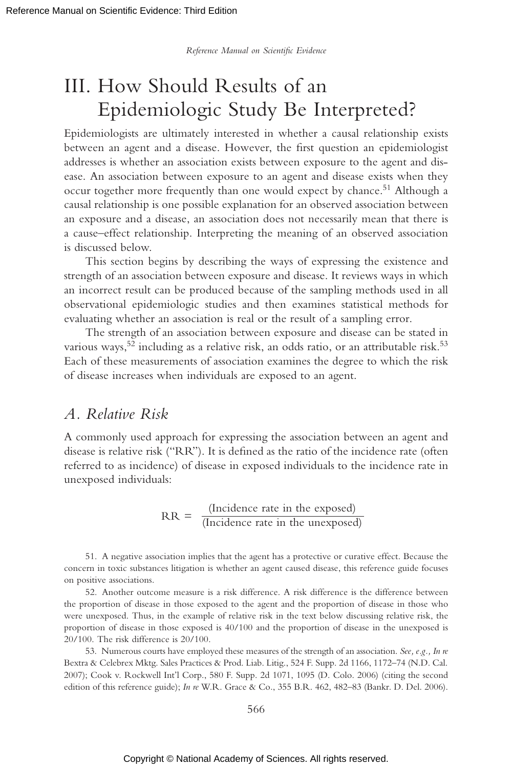# III. How Should Results of an Epidemiologic Study Be Interpreted?

Epidemiologists are ultimately interested in whether a causal relationship exists between an agent and a disease. However, the first question an epidemiologist addresses is whether an association exists between exposure to the agent and disease. An association between exposure to an agent and disease exists when they occur together more frequently than one would expect by chance.[51] Although a causal relationship is one possible explanation for an observed association between an exposure and a disease, an association does not necessarily mean that there is a cause–effect relationship. Interpreting the meaning of an observed association is discussed below.

This section begins by describing the ways of expressing the existence and strength of an association between exposure and disease. It reviews ways in which an incorrect result can be produced because of the sampling methods used in all observational epidemiologic studies and then examines statistical methods for evaluating whether an association is real or the result of a sampling error.

The strength of an association between exposure and disease can be stated in various ways,[52] including as a relative risk, an odds ratio, or an attributable risk.[53] Each of these measurements of association examines the degree to which the risk of disease increases when individuals are exposed to an agent.

## *A. Relative Risk*

A commonly used approach for expressing the association between an agent and disease is relative risk ("RR"). It is defined as the ratio of the incidence rate (often referred to as incidence) of disease in exposed individuals to the incidence rate in unexposed individuals:

$$RR = \frac{\text{(Incidence rate in the exposed)}}{\text{(Incidence rate in the unexposed)}}$$

51. A negative association implies that the agent has a protective or curative effect. Because the concern in toxic substances litigation is whether an agent caused disease, this reference guide focuses on positive associations.

52. Another outcome measure is a risk difference. A risk difference is the difference between the proportion of disease in those exposed to the agent and the proportion of disease in those who were unexposed. Thus, in the example of relative risk in the text below discussing relative risk, the proportion of disease in those exposed is 40/100 and the proportion of disease in the unexposed is 20/100. The risk difference is 20/100.

53. Numerous courts have employed these measures of the strength of an association. *See, e.g., In re* Bextra & Celebrex Mktg. Sales Practices & Prod. Liab. Litig., 524 F. Supp. 2d 1166, 1172–74 (N.D. Cal. 2007); Cook v. Rockwell Int'l Corp., 580 F. Supp. 2d 1071, 1095 (D. Colo. 2006) (citing the second edition of this reference guide); *In re* W.R. Grace & Co., 355 B.R. 462, 482–83 (Bankr. D. Del. 2006).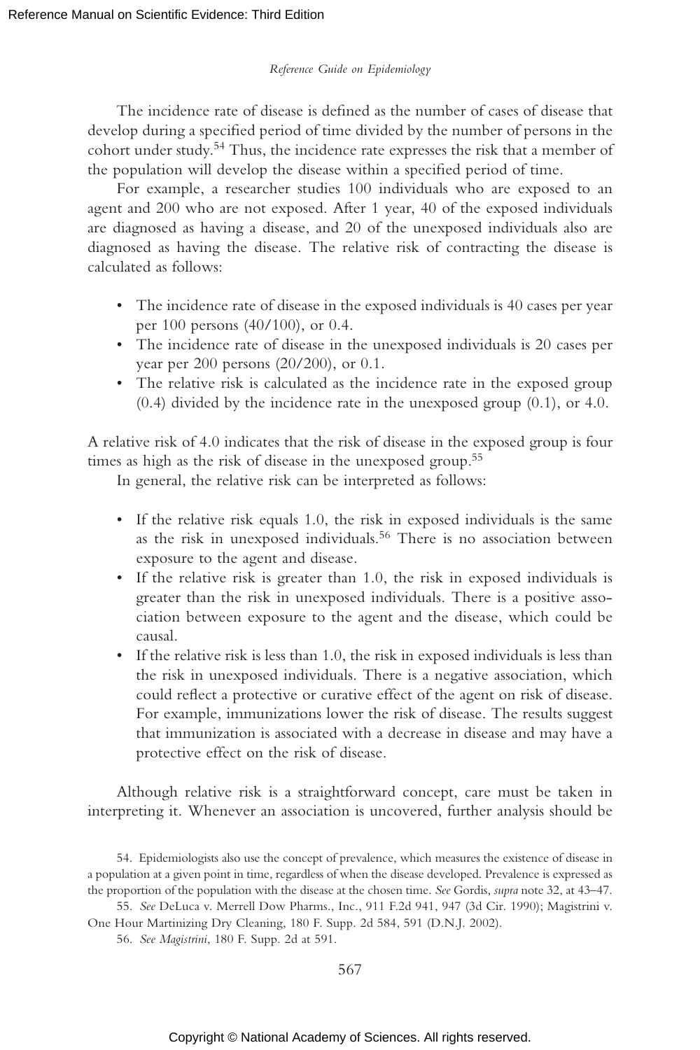The incidence rate of disease is defined as the number of cases of disease that develop during a specified period of time divided by the number of persons in the cohort under study.[54] Thus, the incidence rate expresses the risk that a member of the population will develop the disease within a specified period of time.

For example, a researcher studies 100 individuals who are exposed to an agent and 200 who are not exposed. After 1 year, 40 of the exposed individuals are diagnosed as having a disease, and 20 of the unexposed individuals also are diagnosed as having the disease. The relative risk of contracting the disease is calculated as follows:

- The incidence rate of disease in the exposed individuals is 40 cases per year per 100 persons (40/100), or 0.4.
- The incidence rate of disease in the unexposed individuals is 20 cases per year per 200 persons (20/200), or 0.1.
- The relative risk is calculated as the incidence rate in the exposed group (0.4) divided by the incidence rate in the unexposed group (0.1), or 4.0.

A relative risk of 4.0 indicates that the risk of disease in the exposed group is four times as high as the risk of disease in the unexposed group.[55]

In general, the relative risk can be interpreted as follows:

- If the relative risk equals 1.0, the risk in exposed individuals is the same as the risk in unexposed individuals.[56] There is no association between exposure to the agent and disease.
- If the relative risk is greater than 1.0, the risk in exposed individuals is greater than the risk in unexposed individuals. There is a positive association between exposure to the agent and the disease, which could be causal.
- If the relative risk is less than 1.0, the risk in exposed individuals is less than the risk in unexposed individuals. There is a negative association, which could reflect a protective or curative effect of the agent on risk of disease. For example, immunizations lower the risk of disease. The results suggest that immunization is associated with a decrease in disease and may have a protective effect on the risk of disease.

Although relative risk is a straightforward concept, care must be taken in interpreting it. Whenever an association is uncovered, further analysis should be

54. Epidemiologists also use the concept of prevalence, which measures the existence of disease in a population at a given point in time, regardless of when the disease developed. Prevalence is expressed as the proportion of the population with the disease at the chosen time. *See* Gordis, *supra* note 32, at 43–47.

55. *See* DeLuca v. Merrell Dow Pharms., Inc., 911 F.2d 941, 947 (3d Cir. 1990); Magistrini v. One Hour Martinizing Dry Cleaning, 180 F. Supp. 2d 584, 591 (D.N.J. 2002).

56. *See Magistrini*, 180 F. Supp. 2d at 591.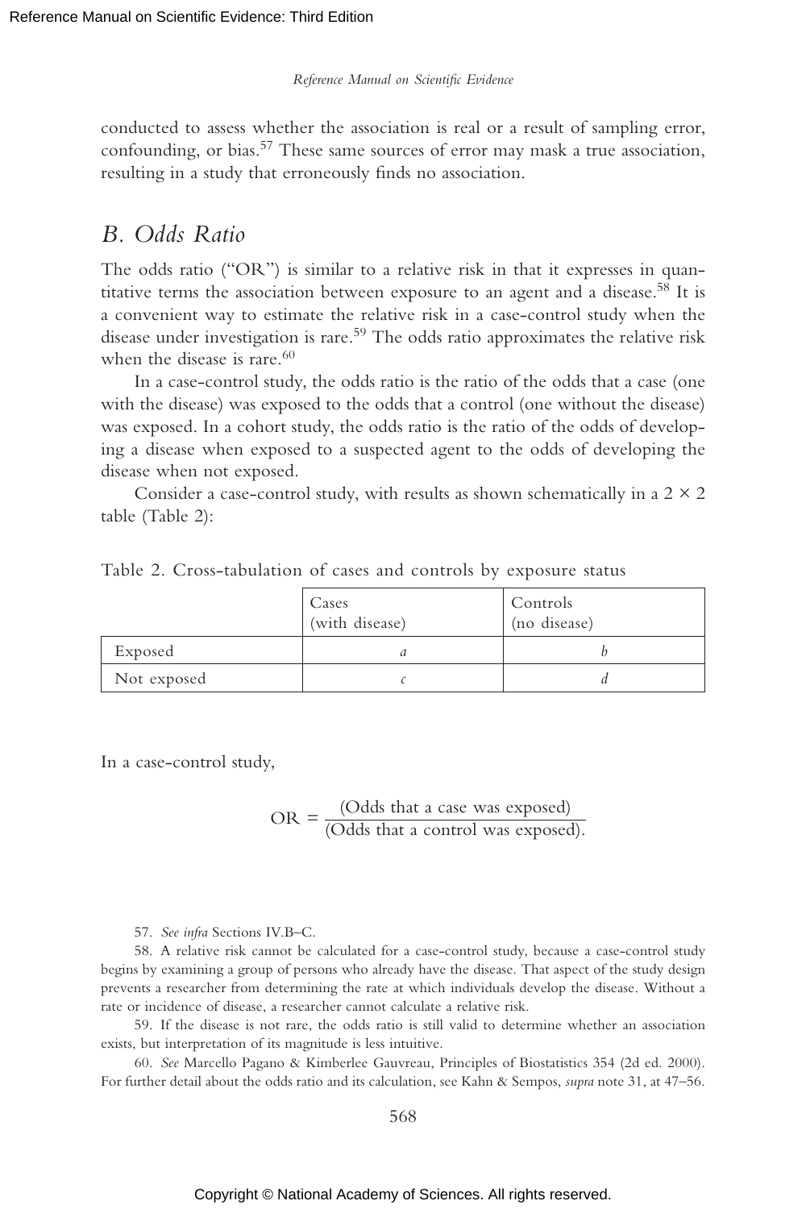conducted to assess whether the association is real or a result of sampling error, confounding, or bias.[57] These same sources of error may mask a true association, resulting in a study that erroneously finds no association.

## B. Odds Ratio

The odds ratio ("OR") is similar to a relative risk in that it expresses in quantitative terms the association between exposure to an agent and a disease.[58] It is a convenient way to estimate the relative risk in a case-control study when the disease under investigation is rare.[59] The odds ratio approximates the relative risk when the disease is rare.[60]

In a case-control study, the odds ratio is the ratio of the odds that a case (one with the disease) was exposed to the odds that a control (one without the disease) was exposed. In a cohort study, the odds ratio is the ratio of the odds of developing a disease when exposed to a suspected agent to the odds of developing the disease when not exposed.

Consider a case-control study, with results as shown schematically in a 2 × 2 table (Table 2):

Table 2. Cross-tabulation of cases and controls by exposure status

| | Cases (with disease) | Controls (no disease) |
|---|---|---|
| Exposed | *a* | *b* |
| Not exposed | *c* | *d* |

In a case-control study,

$$\text{OR} = \frac{\text{(Odds that a case was exposed)}}{\text{(Odds that a control was exposed).}}$$

57. *See infra* Sections IV.B–C.

58. A relative risk cannot be calculated for a case-control study, because a case-control study begins by examining a group of persons who already have the disease. That aspect of the study design prevents a researcher from determining the rate at which individuals develop the disease. Without a rate or incidence of disease, a researcher cannot calculate a relative risk.

59. If the disease is not rare, the odds ratio is still valid to determine whether an association exists, but interpretation of its magnitude is less intuitive.

60. *See* Marcello Pagano & Kimberlee Gauvreau, Principles of Biostatistics 354 (2d ed. 2000). For further detail about the odds ratio and its calculation, see Kahn & Sempos, *supra* note 31, at 47–56.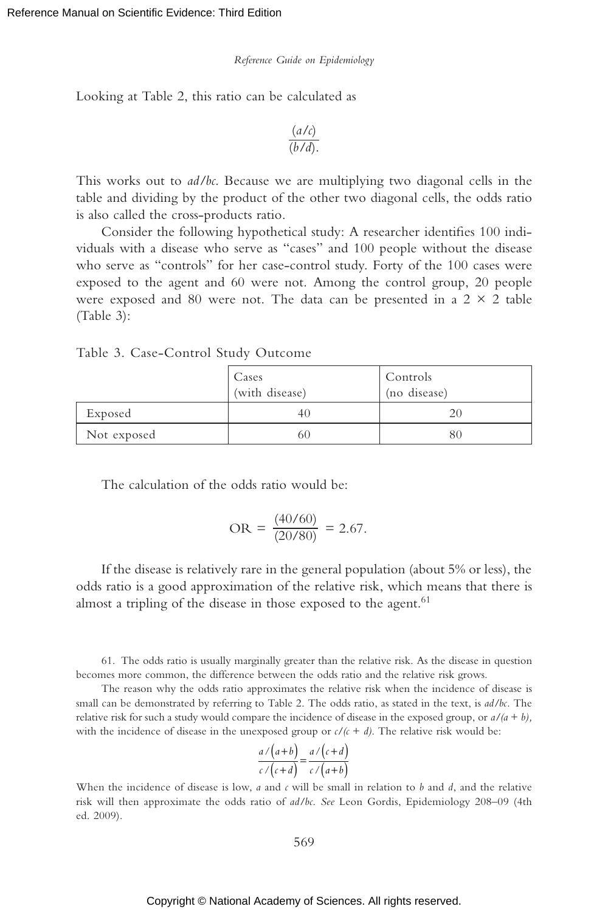Looking at Table 2, this ratio can be calculated as

$$\frac{(a/c)}{(b/d)}.$$

This works out to *ad/bc*. Because we are multiplying two diagonal cells in the table and dividing by the product of the other two diagonal cells, the odds ratio is also called the cross-products ratio.

Consider the following hypothetical study: A researcher identifies 100 individuals with a disease who serve as "cases" and 100 people without the disease who serve as "controls" for her case-control study. Forty of the 100 cases were exposed to the agent and 60 were not. Among the control group, 20 people were exposed and 80 were not. The data can be presented in a 2 × 2 table (Table 3):

Table 3. Case-Control Study Outcome

| | Cases (with disease) | Controls (no disease) |
|---|---|---|
| Exposed | 40 | 20 |
| Not exposed | 60 | 80 |

The calculation of the odds ratio would be:

$$\text{OR} = \frac{(40/60)}{(20/80)} = 2.67.$$

If the disease is relatively rare in the general population (about 5% or less), the odds ratio is a good approximation of the relative risk, which means that there is almost a tripling of the disease in those exposed to the agent.[61]

61. The odds ratio is usually marginally greater than the relative risk. As the disease in question becomes more common, the difference between the odds ratio and the relative risk grows.

The reason why the odds ratio approximates the relative risk when the incidence of disease is small can be demonstrated by referring to Table 2. The odds ratio, as stated in the text, is *ad/bc*. The relative risk for such a study would compare the incidence of disease in the exposed group, or $a/(a + b)$, with the incidence of disease in the unexposed group or $c/(c + d)$. The relative risk would be:

$$\frac{a/(a+b)}{c/(c+d)} = \frac{a/(c+d)}{c/(a+b)}$$

When the incidence of disease is low, *a* and *c* will be small in relation to *b* and *d*, and the relative risk will then approximate the odds ratio of *ad/bc*. *See* Leon Gordis, Epidemiology 208–09 (4th ed. 2009).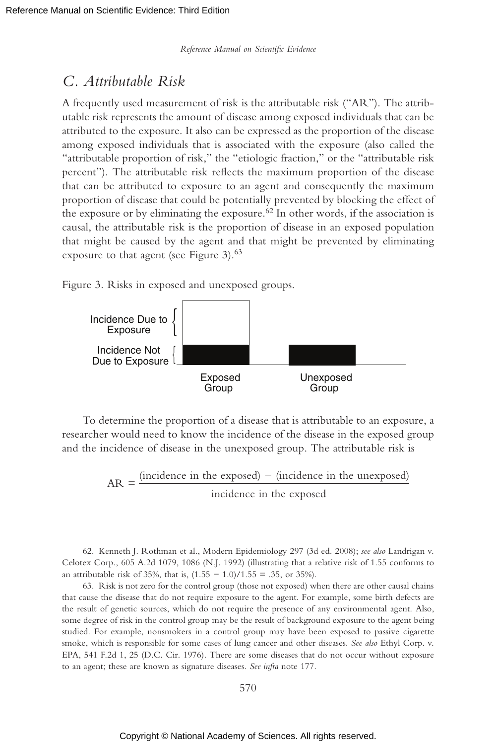## C. Attributable Risk

A frequently used measurement of risk is the attributable risk ("AR"). The attributable risk represents the amount of disease among exposed individuals that can be attributed to the exposure. It also can be expressed as the proportion of the disease among exposed individuals that is associated with the exposure (also called the "attributable proportion of risk," the "etiologic fraction," or the "attributable risk percent"). The attributable risk reflects the maximum proportion of the disease that can be attributed to exposure to an agent and consequently the maximum proportion of disease that could be potentially prevented by blocking the effect of the exposure or by eliminating the exposure.[62] In other words, if the association is causal, the attributable risk is the proportion of disease in an exposed population that might be caused by the agent and that might be prevented by eliminating exposure to that agent (see Figure 3).[63]

Figure 3. Risks in exposed and unexposed groups.

Incidence Due to Exposure

Incidence Not Due to Exposure

Exposed Group

Unexposed Group

To determine the proportion of a disease that is attributable to an exposure, a researcher would need to know the incidence of the disease in the exposed group and the incidence of disease in the unexposed group. The attributable risk is

$$\text{AR} = \frac{(\text{incidence in the exposed}) - (\text{incidence in the unexposed})}{\text{incidence in the exposed}}$$

62. Kenneth J. Rothman et al., Modern Epidemiology 297 (3d ed. 2008); *see also* Landrigan v. Celotex Corp., 605 A.2d 1079, 1086 (N.J. 1992) (illustrating that a relative risk of 1.55 conforms to an attributable risk of 35%, that is, (1.55 − 1.0)/1.55 = .35, or 35%).

63. Risk is not zero for the control group (those not exposed) when there are other causal chains that cause the disease that do not require exposure to the agent. For example, some birth defects are the result of genetic sources, which do not require the presence of any environmental agent. Also, some degree of risk in the control group may be the result of background exposure to the agent being studied. For example, nonsmokers in a control group may have been exposed to passive cigarette smoke, which is responsible for some cases of lung cancer and other diseases. *See also* Ethyl Corp. v. EPA, 541 F.2d 1, 25 (D.C. Cir. 1976). There are some diseases that do not occur without exposure to an agent; these are known as signature diseases. *See infra* note 177.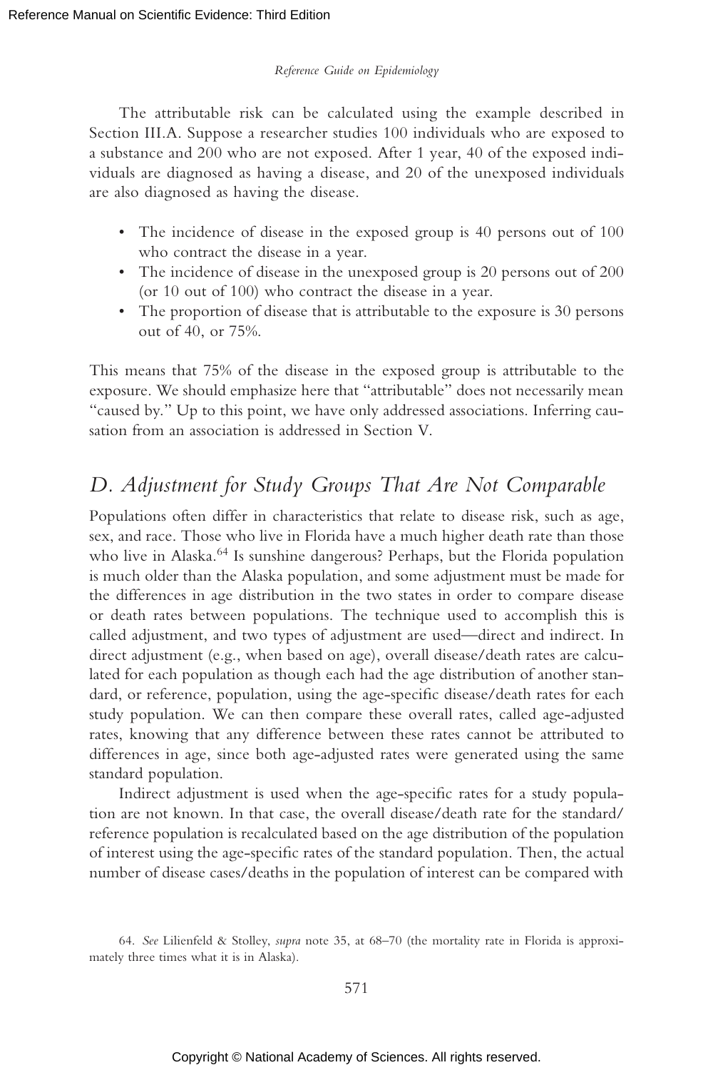The attributable risk can be calculated using the example described in Section III.A. Suppose a researcher studies 100 individuals who are exposed to a substance and 200 who are not exposed. After 1 year, 40 of the exposed individuals are diagnosed as having a disease, and 20 of the unexposed individuals are also diagnosed as having the disease.

- The incidence of disease in the exposed group is 40 persons out of 100 who contract the disease in a year.
- The incidence of disease in the unexposed group is 20 persons out of 200 (or 10 out of 100) who contract the disease in a year.
- The proportion of disease that is attributable to the exposure is 30 persons out of 40, or 75%.

This means that 75% of the disease in the exposed group is attributable to the exposure. We should emphasize here that "attributable" does not necessarily mean "caused by." Up to this point, we have only addressed associations. Inferring causation from an association is addressed in Section V.

## *D. Adjustment for Study Groups That Are Not Comparable*

Populations often differ in characteristics that relate to disease risk, such as age, sex, and race. Those who live in Florida have a much higher death rate than those who live in Alaska.[64] Is sunshine dangerous? Perhaps, but the Florida population is much older than the Alaska population, and some adjustment must be made for the differences in age distribution in the two states in order to compare disease or death rates between populations. The technique used to accomplish this is called adjustment, and two types of adjustment are used—direct and indirect. In direct adjustment (e.g., when based on age), overall disease/death rates are calculated for each population as though each had the age distribution of another standard, or reference, population, using the age-specific disease/death rates for each study population. We can then compare these overall rates, called age-adjusted rates, knowing that any difference between these rates cannot be attributed to differences in age, since both age-adjusted rates were generated using the same standard population.

Indirect adjustment is used when the age-specific rates for a study population are not known. In that case, the overall disease/death rate for the standard/reference population is recalculated based on the age distribution of the population of interest using the age-specific rates of the standard population. Then, the actual number of disease cases/deaths in the population of interest can be compared with

64. *See* Lilienfeld & Stolley, *supra* note 35, at 68–70 (the mortality rate in Florida is approximately three times what it is in Alaska).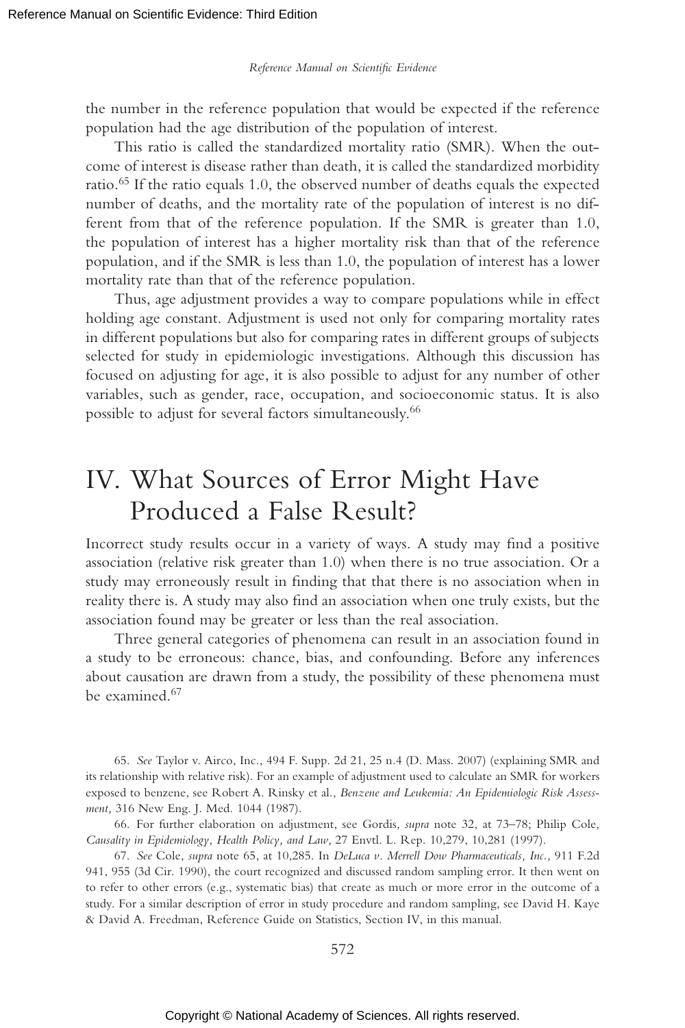the number in the reference population that would be expected if the reference population had the age distribution of the population of interest.

This ratio is called the standardized mortality ratio (SMR). When the outcome of interest is disease rather than death, it is called the standardized morbidity ratio.[65] If the ratio equals 1.0, the observed number of deaths equals the expected number of deaths, and the mortality rate of the population of interest is no different from that of the reference population. If the SMR is greater than 1.0, the population of interest has a higher mortality risk than that of the reference population, and if the SMR is less than 1.0, the population of interest has a lower mortality rate than that of the reference population.

Thus, age adjustment provides a way to compare populations while in effect holding age constant. Adjustment is used not only for comparing mortality rates in different populations but also for comparing rates in different groups of subjects selected for study in epidemiologic investigations. Although this discussion has focused on adjusting for age, it is also possible to adjust for any number of other variables, such as gender, race, occupation, and socioeconomic status. It is also possible to adjust for several factors simultaneously.[66]

# IV. What Sources of Error Might Have Produced a False Result?

Incorrect study results occur in a variety of ways. A study may find a positive association (relative risk greater than 1.0) when there is no true association. Or a study may erroneously result in finding that that there is no association when in reality there is. A study may also find an association when one truly exists, but the association found may be greater or less than the real association.

Three general categories of phenomena can result in an association found in a study to be erroneous: chance, bias, and confounding. Before any inferences about causation are drawn from a study, the possibility of these phenomena must be examined.[67]

---

65. *See* Taylor v. Airco, Inc., 494 F. Supp. 2d 21, 25 n.4 (D. Mass. 2007) (explaining SMR and its relationship with relative risk). For an example of adjustment used to calculate an SMR for workers exposed to benzene, see Robert A. Rinsky et al., *Benzene and Leukemia: An Epidemiologic Risk Assessment,* 316 New Eng. J. Med. 1044 (1987).

66. For further elaboration on adjustment, see Gordis, *supra* note 32, at 73–78; Philip Cole, *Causality in Epidemiology, Health Policy, and Law,* 27 Envtl. L. Rep. 10,279, 10,281 (1997).

67. *See* Cole, *supra* note 65, at 10,285. In *DeLuca v. Merrell Dow Pharmaceuticals, Inc.,* 911 F.2d 941, 955 (3d Cir. 1990), the court recognized and discussed random sampling error. It then went on to refer to other errors (e.g., systematic bias) that create as much or more error in the outcome of a study. For a similar description of error in study procedure and random sampling, see David H. Kaye & David A. Freedman, Reference Guide on Statistics, Section IV, in this manual.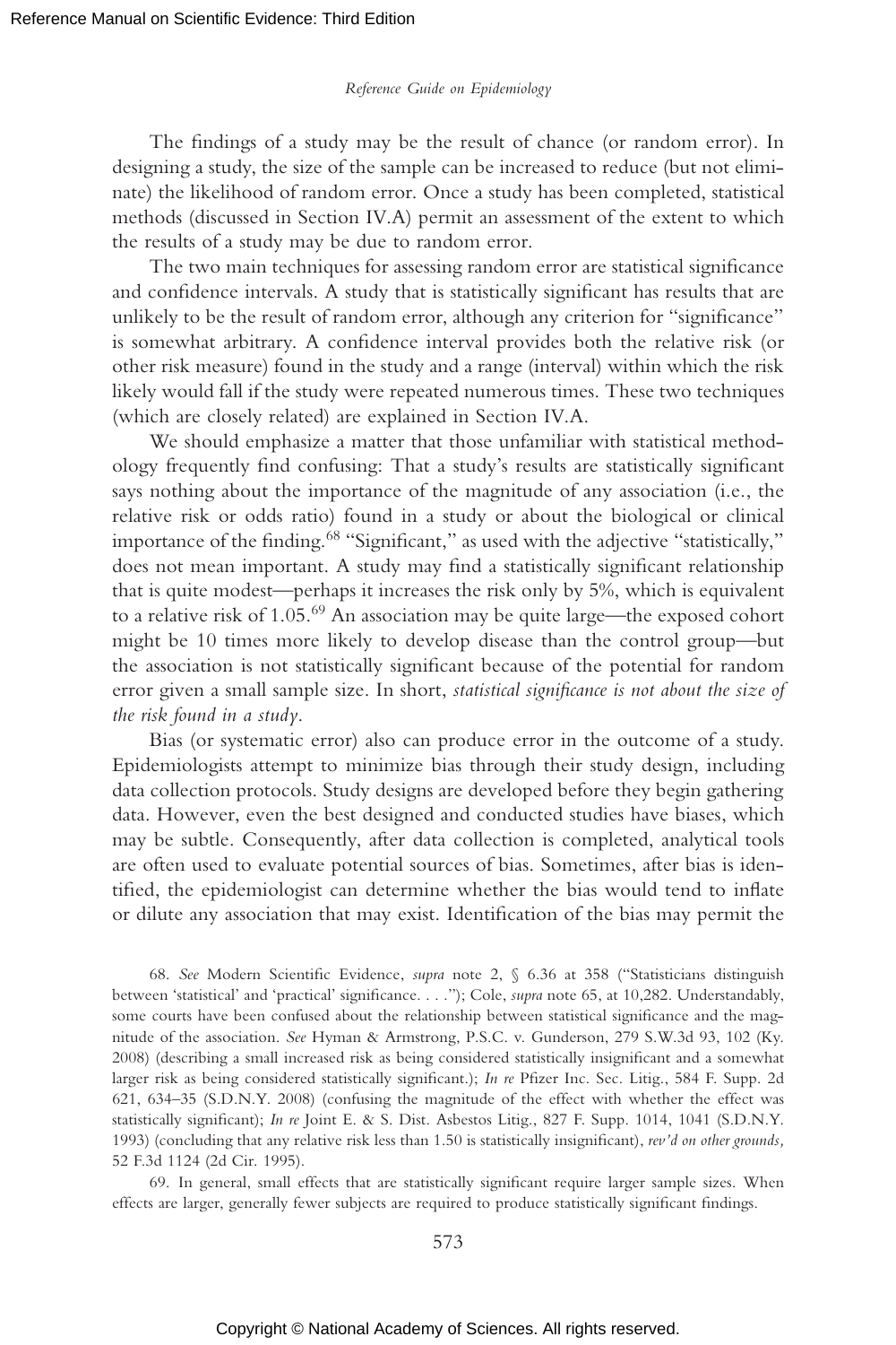The findings of a study may be the result of chance (or random error). In designing a study, the size of the sample can be increased to reduce (but not eliminate) the likelihood of random error. Once a study has been completed, statistical methods (discussed in Section IV.A) permit an assessment of the extent to which the results of a study may be due to random error.

The two main techniques for assessing random error are statistical significance and confidence intervals. A study that is statistically significant has results that are unlikely to be the result of random error, although any criterion for "significance" is somewhat arbitrary. A confidence interval provides both the relative risk (or other risk measure) found in the study and a range (interval) within which the risk likely would fall if the study were repeated numerous times. These two techniques (which are closely related) are explained in Section IV.A.

We should emphasize a matter that those unfamiliar with statistical methodology frequently find confusing: That a study's results are statistically significant says nothing about the importance of the magnitude of any association (i.e., the relative risk or odds ratio) found in a study or about the biological or clinical importance of the finding.[68] "Significant," as used with the adjective "statistically," does not mean important. A study may find a statistically significant relationship that is quite modest—perhaps it increases the risk only by 5%, which is equivalent to a relative risk of 1.05.[69] An association may be quite large—the exposed cohort might be 10 times more likely to develop disease than the control group—but the association is not statistically significant because of the potential for random error given a small sample size. In short, *statistical significance is not about the size of the risk found in a study*.

Bias (or systematic error) also can produce error in the outcome of a study. Epidemiologists attempt to minimize bias through their study design, including data collection protocols. Study designs are developed before they begin gathering data. However, even the best designed and conducted studies have biases, which may be subtle. Consequently, after data collection is completed, analytical tools are often used to evaluate potential sources of bias. Sometimes, after bias is identified, the epidemiologist can determine whether the bias would tend to inflate or dilute any association that may exist. Identification of the bias may permit the

---

68. *See* Modern Scientific Evidence, *supra* note 2, § 6.36 at 358 ("Statisticians distinguish between 'statistical' and 'practical' significance. . . ."); Cole, *supra* note 65, at 10,282. Understandably, some courts have been confused about the relationship between statistical significance and the magnitude of the association. *See* Hyman & Armstrong, P.S.C. v. Gunderson, 279 S.W.3d 93, 102 (Ky. 2008) (describing a small increased risk as being considered statistically insignificant and a somewhat larger risk as being considered statistically significant.); *In re* Pfizer Inc. Sec. Litig., 584 F. Supp. 2d 621, 634–35 (S.D.N.Y. 2008) (confusing the magnitude of the effect with whether the effect was statistically significant); *In re* Joint E. & S. Dist. Asbestos Litig., 827 F. Supp. 1014, 1041 (S.D.N.Y. 1993) (concluding that any relative risk less than 1.50 is statistically insignificant), *rev'd on other grounds,* 52 F.3d 1124 (2d Cir. 1995).

69. In general, small effects that are statistically significant require larger sample sizes. When effects are larger, generally fewer subjects are required to produce statistically significant findings.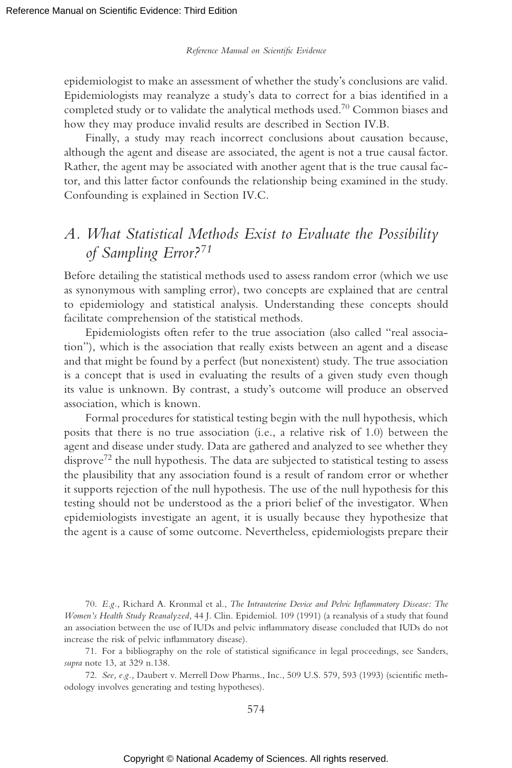epidemiologist to make an assessment of whether the study's conclusions are valid. Epidemiologists may reanalyze a study's data to correct for a bias identified in a completed study or to validate the analytical methods used.[70] Common biases and how they may produce invalid results are described in Section IV.B.

Finally, a study may reach incorrect conclusions about causation because, although the agent and disease are associated, the agent is not a true causal factor. Rather, the agent may be associated with another agent that is the true causal factor, and this latter factor confounds the relationship being examined in the study. Confounding is explained in Section IV.C.

## *A. What Statistical Methods Exist to Evaluate the Possibility of Sampling Error?*[71]

Before detailing the statistical methods used to assess random error (which we use as synonymous with sampling error), two concepts are explained that are central to epidemiology and statistical analysis. Understanding these concepts should facilitate comprehension of the statistical methods.

Epidemiologists often refer to the true association (also called "real association"), which is the association that really exists between an agent and a disease and that might be found by a perfect (but nonexistent) study. The true association is a concept that is used in evaluating the results of a given study even though its value is unknown. By contrast, a study's outcome will produce an observed association, which is known.

Formal procedures for statistical testing begin with the null hypothesis, which posits that there is no true association (i.e., a relative risk of 1.0) between the agent and disease under study. Data are gathered and analyzed to see whether they disprove[72] the null hypothesis. The data are subjected to statistical testing to assess the plausibility that any association found is a result of random error or whether it supports rejection of the null hypothesis. The use of the null hypothesis for this testing should not be understood as the a priori belief of the investigator. When epidemiologists investigate an agent, it is usually because they hypothesize that the agent is a cause of some outcome. Nevertheless, epidemiologists prepare their

---

70. *E.g.,* Richard A. Kronmal et al., *The Intrauterine Device and Pelvic Inflammatory Disease: The Women's Health Study Reanalyzed,* 44 J. Clin. Epidemiol. 109 (1991) (a reanalysis of a study that found an association between the use of IUDs and pelvic inflammatory disease concluded that IUDs do not increase the risk of pelvic inflammatory disease).

71. For a bibliography on the role of statistical significance in legal proceedings, see Sanders, *supra* note 13, at 329 n.138.

72. *See, e.g.,* Daubert v. Merrell Dow Pharms., Inc., 509 U.S. 579, 593 (1993) (scientific methodology involves generating and testing hypotheses).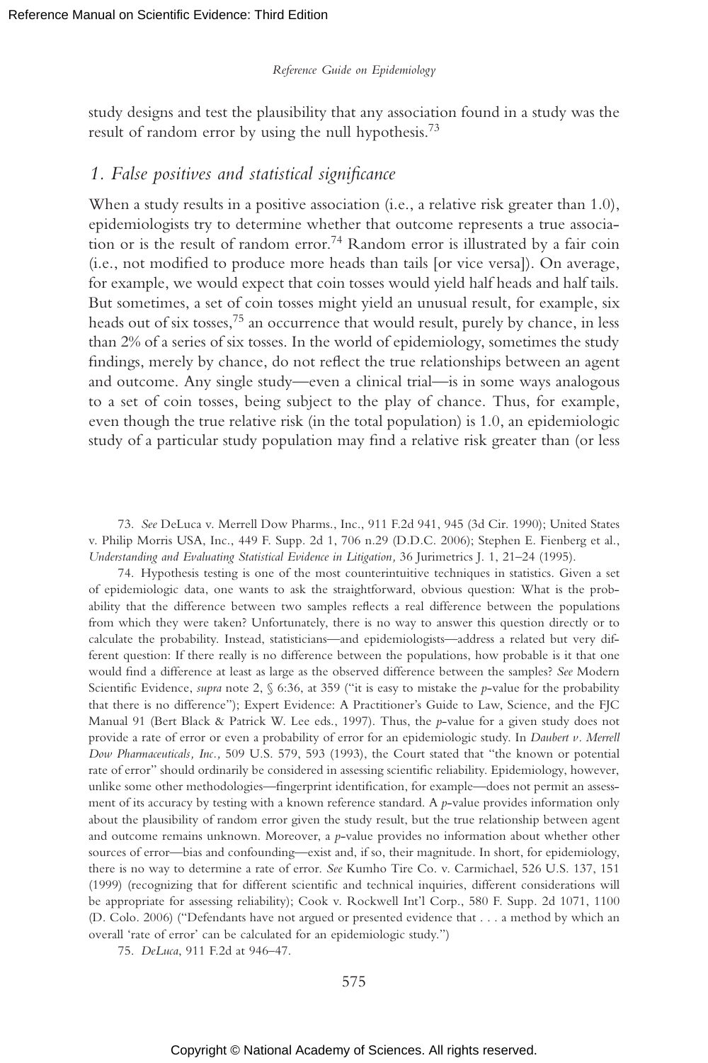study designs and test the plausibility that any association found in a study was the result of random error by using the null hypothesis.[73]

### 1. False positives and statistical significance

When a study results in a positive association (i.e., a relative risk greater than 1.0), epidemiologists try to determine whether that outcome represents a true association or is the result of random error.[74] Random error is illustrated by a fair coin (i.e., not modified to produce more heads than tails [or vice versa]). On average, for example, we would expect that coin tosses would yield half heads and half tails. But sometimes, a set of coin tosses might yield an unusual result, for example, six heads out of six tosses,[75] an occurrence that would result, purely by chance, in less than 2% of a series of six tosses. In the world of epidemiology, sometimes the study findings, merely by chance, do not reflect the true relationships between an agent and outcome. Any single study—even a clinical trial—is in some ways analogous to a set of coin tosses, being subject to the play of chance. Thus, for example, even though the true relative risk (in the total population) is 1.0, an epidemiologic study of a particular study population may find a relative risk greater than (or less

73. *See* DeLuca v. Merrell Dow Pharms., Inc., 911 F.2d 941, 945 (3d Cir. 1990); United States v. Philip Morris USA, Inc., 449 F. Supp. 2d 1, 706 n.29 (D.D.C. 2006); Stephen E. Fienberg et al., *Understanding and Evaluating Statistical Evidence in Litigation,* 36 Jurimetrics J. 1, 21–24 (1995).

74. Hypothesis testing is one of the most counterintuitive techniques in statistics. Given a set of epidemiologic data, one wants to ask the straightforward, obvious question: What is the probability that the difference between two samples reflects a real difference between the populations from which they were taken? Unfortunately, there is no way to answer this question directly or to calculate the probability. Instead, statisticians—and epidemiologists—address a related but very different question: If there really is no difference between the populations, how probable is it that one would find a difference at least as large as the observed difference between the samples? *See* Modern Scientific Evidence, *supra* note 2, § 6:36, at 359 ("it is easy to mistake the *p*-value for the probability that there is no difference"); Expert Evidence: A Practitioner's Guide to Law, Science, and the FJC Manual 91 (Bert Black & Patrick W. Lee eds., 1997). Thus, the *p*-value for a given study does not provide a rate of error or even a probability of error for an epidemiologic study. In *Daubert v. Merrell Dow Pharmaceuticals, Inc.,* 509 U.S. 579, 593 (1993), the Court stated that "the known or potential rate of error" should ordinarily be considered in assessing scientific reliability. Epidemiology, however, unlike some other methodologies—fingerprint identification, for example—does not permit an assessment of its accuracy by testing with a known reference standard. A *p*-value provides information only about the plausibility of random error given the study result, but the true relationship between agent and outcome remains unknown. Moreover, a *p*-value provides no information about whether other sources of error—bias and confounding—exist and, if so, their magnitude. In short, for epidemiology, there is no way to determine a rate of error. *See* Kumho Tire Co. v. Carmichael, 526 U.S. 137, 151 (1999) (recognizing that for different scientific and technical inquiries, different considerations will be appropriate for assessing reliability); Cook v. Rockwell Int'l Corp., 580 F. Supp. 2d 1071, 1100 (D. Colo. 2006) ("Defendants have not argued or presented evidence that . . . a method by which an overall 'rate of error' can be calculated for an epidemiologic study.")

75. *DeLuca*, 911 F.2d at 946–47.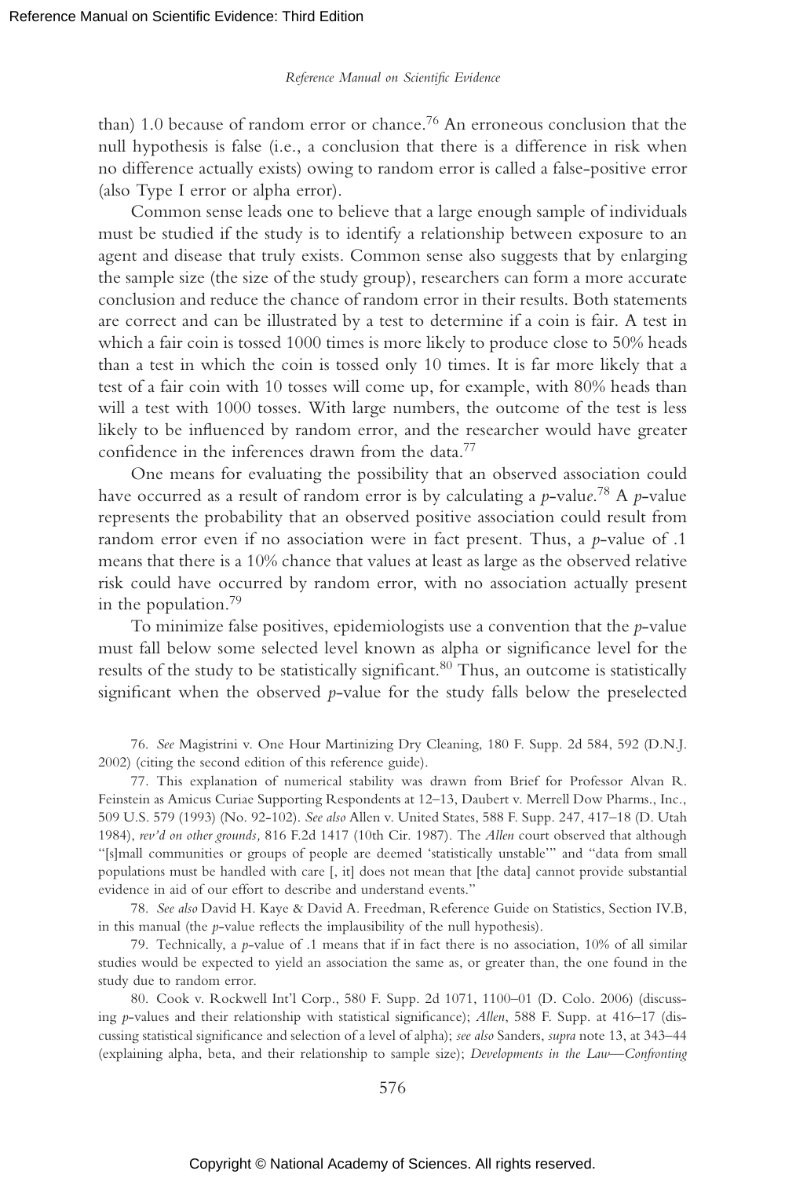than) 1.0 because of random error or chance.[76] An erroneous conclusion that the null hypothesis is false (i.e., a conclusion that there is a difference in risk when no difference actually exists) owing to random error is called a false-positive error (also Type I error or alpha error).

Common sense leads one to believe that a large enough sample of individuals must be studied if the study is to identify a relationship between exposure to an agent and disease that truly exists. Common sense also suggests that by enlarging the sample size (the size of the study group), researchers can form a more accurate conclusion and reduce the chance of random error in their results. Both statements are correct and can be illustrated by a test to determine if a coin is fair. A test in which a fair coin is tossed 1000 times is more likely to produce close to 50% heads than a test in which the coin is tossed only 10 times. It is far more likely that a test of a fair coin with 10 tosses will come up, for example, with 80% heads than will a test with 1000 tosses. With large numbers, the outcome of the test is less likely to be influenced by random error, and the researcher would have greater confidence in the inferences drawn from the data.[77]

One means for evaluating the possibility that an observed association could have occurred as a result of random error is by calculating a *p*-value.[78] A *p*-value represents the probability that an observed positive association could result from random error even if no association were in fact present. Thus, a *p*-value of .1 means that there is a 10% chance that values at least as large as the observed relative risk could have occurred by random error, with no association actually present in the population.[79]

To minimize false positives, epidemiologists use a convention that the *p*-value must fall below some selected level known as alpha or significance level for the results of the study to be statistically significant.[80] Thus, an outcome is statistically significant when the observed *p*-value for the study falls below the preselected

76. *See* Magistrini v. One Hour Martinizing Dry Cleaning, 180 F. Supp. 2d 584, 592 (D.N.J. 2002) (citing the second edition of this reference guide).

77. This explanation of numerical stability was drawn from Brief for Professor Alvan R. Feinstein as Amicus Curiae Supporting Respondents at 12–13, Daubert v. Merrell Dow Pharms., Inc., 509 U.S. 579 (1993) (No. 92-102). *See also* Allen v. United States, 588 F. Supp. 247, 417–18 (D. Utah 1984), *rev'd on other grounds,* 816 F.2d 1417 (10th Cir. 1987). The *Allen* court observed that although "[s]mall communities or groups of people are deemed 'statistically unstable'" and "data from small populations must be handled with care [, it] does not mean that [the data] cannot provide substantial evidence in aid of our effort to describe and understand events."

78. *See also* David H. Kaye & David A. Freedman, Reference Guide on Statistics, Section IV.B, in this manual (the *p*-value reflects the implausibility of the null hypothesis).

79. Technically, a *p*-value of .1 means that if in fact there is no association, 10% of all similar studies would be expected to yield an association the same as, or greater than, the one found in the study due to random error.

80. Cook v. Rockwell Int'l Corp., 580 F. Supp. 2d 1071, 1100–01 (D. Colo. 2006) (discussing *p*-values and their relationship with statistical significance); *Allen*, 588 F. Supp. at 416–17 (discussing statistical significance and selection of a level of alpha); *see also* Sanders, *supra* note 13, at 343–44 (explaining alpha, beta, and their relationship to sample size); *Developments in the Law—Confronting*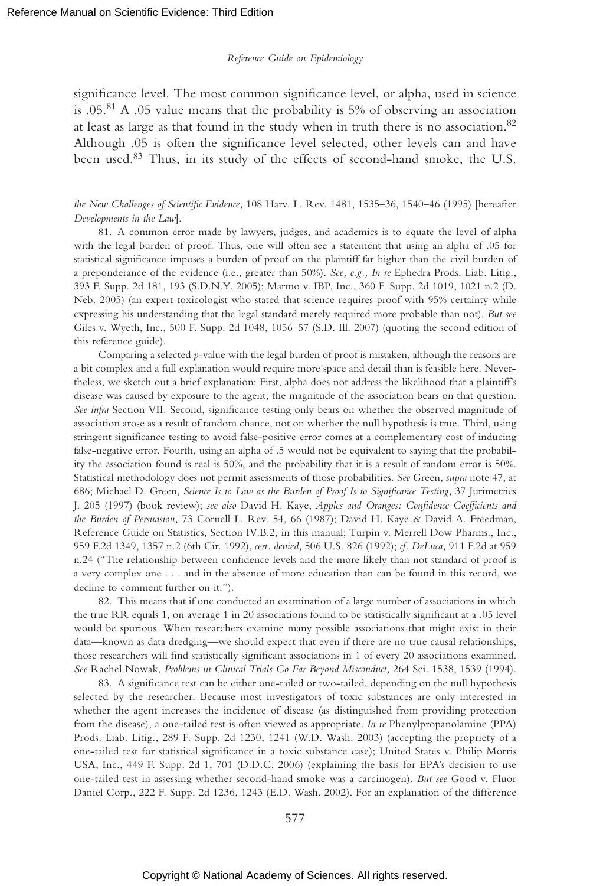significance level. The most common significance level, or alpha, used in science is .05.[81] A .05 value means that the probability is 5% of observing an association at least as large as that found in the study when in truth there is no association.[82] Although .05 is often the significance level selected, other levels can and have been used.[83] Thus, in its study of the effects of second-hand smoke, the U.S.

---

*the New Challenges of Scientific Evidence,* 108 Harv. L. Rev. 1481, 1535–36, 1540–46 (1995) [hereafter *Developments in the Law*].

81. A common error made by lawyers, judges, and academics is to equate the level of alpha with the legal burden of proof. Thus, one will often see a statement that using an alpha of .05 for statistical significance imposes a burden of proof on the plaintiff far higher than the civil burden of a preponderance of the evidence (i.e., greater than 50%). *See, e.g., In re* Ephedra Prods. Liab. Litig., 393 F. Supp. 2d 181, 193 (S.D.N.Y. 2005); Marmo v. IBP, Inc., 360 F. Supp. 2d 1019, 1021 n.2 (D. Neb. 2005) (an expert toxicologist who stated that science requires proof with 95% certainty while expressing his understanding that the legal standard merely required more probable than not). *But see* Giles v. Wyeth, Inc., 500 F. Supp. 2d 1048, 1056–57 (S.D. Ill. 2007) (quoting the second edition of this reference guide).

Comparing a selected *p*-value with the legal burden of proof is mistaken, although the reasons are a bit complex and a full explanation would require more space and detail than is feasible here. Nevertheless, we sketch out a brief explanation: First, alpha does not address the likelihood that a plaintiff's disease was caused by exposure to the agent; the magnitude of the association bears on that question. *See infra* Section VII. Second, significance testing only bears on whether the observed magnitude of association arose as a result of random chance, not on whether the null hypothesis is true. Third, using stringent significance testing to avoid false-positive error comes at a complementary cost of inducing false-negative error. Fourth, using an alpha of .5 would not be equivalent to saying that the probability the association found is real is 50%, and the probability that it is a result of random error is 50%. Statistical methodology does not permit assessments of those probabilities. *See* Green, *supra* note 47, at 686; Michael D. Green, *Science Is to Law as the Burden of Proof Is to Significance Testing,* 37 Jurimetrics J. 205 (1997) (book review); *see also* David H. Kaye, *Apples and Oranges: Confidence Coefficients and the Burden of Persuasion,* 73 Cornell L. Rev. 54, 66 (1987); David H. Kaye & David A. Freedman, Reference Guide on Statistics, Section IV.B.2, in this manual; Turpin v. Merrell Dow Pharms., Inc., 959 F.2d 1349, 1357 n.2 (6th Cir. 1992), *cert. denied,* 506 U.S. 826 (1992); *cf. DeLuca,* 911 F.2d at 959 n.24 ("The relationship between confidence levels and the more likely than not standard of proof is a very complex one . . . and in the absence of more education than can be found in this record, we decline to comment further on it.").

82. This means that if one conducted an examination of a large number of associations in which the true RR equals 1, on average 1 in 20 associations found to be statistically significant at a .05 level would be spurious. When researchers examine many possible associations that might exist in their data—known as data dredging—we should expect that even if there are no true causal relationships, those researchers will find statistically significant associations in 1 of every 20 associations examined. *See* Rachel Nowak, *Problems in Clinical Trials Go Far Beyond Misconduct,* 264 Sci. 1538, 1539 (1994).

83. A significance test can be either one-tailed or two-tailed, depending on the null hypothesis selected by the researcher. Because most investigators of toxic substances are only interested in whether the agent increases the incidence of disease (as distinguished from providing protection from the disease), a one-tailed test is often viewed as appropriate. *In re* Phenylpropanolamine (PPA) Prods. Liab. Litig., 289 F. Supp. 2d 1230, 1241 (W.D. Wash. 2003) (accepting the propriety of a one-tailed test for statistical significance in a toxic substance case); United States v. Philip Morris USA, Inc., 449 F. Supp. 2d 1, 701 (D.D.C. 2006) (explaining the basis for EPA's decision to use one-tailed test in assessing whether second-hand smoke was a carcinogen). *But see* Good v. Fluor Daniel Corp., 222 F. Supp. 2d 1236, 1243 (E.D. Wash. 2002). For an explanation of the difference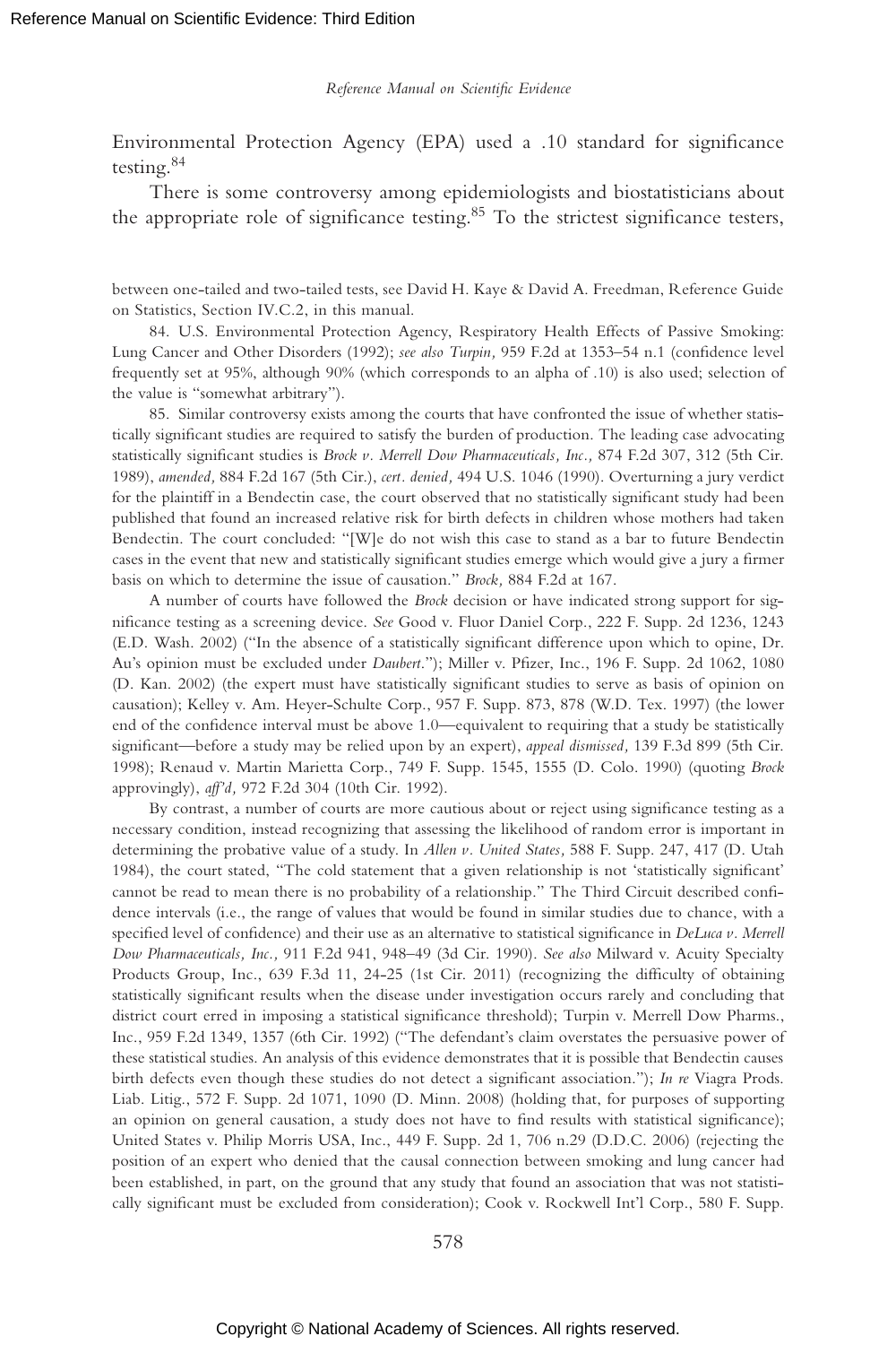Environmental Protection Agency (EPA) used a .10 standard for significance testing.[84]

There is some controversy among epidemiologists and biostatisticians about the appropriate role of significance testing.[85] To the strictest significance testers,

between one-tailed and two-tailed tests, see David H. Kaye & David A. Freedman, Reference Guide on Statistics, Section IV.C.2, in this manual.

84. U.S. Environmental Protection Agency, Respiratory Health Effects of Passive Smoking: Lung Cancer and Other Disorders (1992); *see also Turpin,* 959 F.2d at 1353–54 n.1 (confidence level frequently set at 95%, although 90% (which corresponds to an alpha of .10) is also used; selection of the value is "somewhat arbitrary").

85. Similar controversy exists among the courts that have confronted the issue of whether statistically significant studies are required to satisfy the burden of production. The leading case advocating statistically significant studies is *Brock v. Merrell Dow Pharmaceuticals, Inc.,* 874 F.2d 307, 312 (5th Cir. 1989), *amended,* 884 F.2d 167 (5th Cir.), *cert. denied,* 494 U.S. 1046 (1990). Overturning a jury verdict for the plaintiff in a Bendectin case, the court observed that no statistically significant study had been published that found an increased relative risk for birth defects in children whose mothers had taken Bendectin. The court concluded: "[W]e do not wish this case to stand as a bar to future Bendectin cases in the event that new and statistically significant studies emerge which would give a jury a firmer basis on which to determine the issue of causation." *Brock,* 884 F.2d at 167.

A number of courts have followed the *Brock* decision or have indicated strong support for significance testing as a screening device. *See* Good v. Fluor Daniel Corp., 222 F. Supp. 2d 1236, 1243 (E.D. Wash. 2002) ("In the absence of a statistically significant difference upon which to opine, Dr. Au's opinion must be excluded under *Daubert.*"); Miller v. Pfizer, Inc., 196 F. Supp. 2d 1062, 1080 (D. Kan. 2002) (the expert must have statistically significant studies to serve as basis of opinion on causation); Kelley v. Am. Heyer-Schulte Corp., 957 F. Supp. 873, 878 (W.D. Tex. 1997) (the lower end of the confidence interval must be above 1.0—equivalent to requiring that a study be statistically significant—before a study may be relied upon by an expert), *appeal dismissed,* 139 F.3d 899 (5th Cir. 1998); Renaud v. Martin Marietta Corp., 749 F. Supp. 1545, 1555 (D. Colo. 1990) (quoting *Brock* approvingly), *aff'd,* 972 F.2d 304 (10th Cir. 1992).

By contrast, a number of courts are more cautious about or reject using significance testing as a necessary condition, instead recognizing that assessing the likelihood of random error is important in determining the probative value of a study. In *Allen v. United States,* 588 F. Supp. 247, 417 (D. Utah 1984), the court stated, "The cold statement that a given relationship is not 'statistically significant' cannot be read to mean there is no probability of a relationship." The Third Circuit described confidence intervals (i.e., the range of values that would be found in similar studies due to chance, with a specified level of confidence) and their use as an alternative to statistical significance in *DeLuca v. Merrell Dow Pharmaceuticals, Inc.,* 911 F.2d 941, 948–49 (3d Cir. 1990). *See also* Milward v. Acuity Specialty Products Group, Inc., 639 F.3d 11, 24-25 (1st Cir. 2011) (recognizing the difficulty of obtaining statistically significant results when the disease under investigation occurs rarely and concluding that district court erred in imposing a statistical significance threshold); Turpin v. Merrell Dow Pharms., Inc., 959 F.2d 1349, 1357 (6th Cir. 1992) ("The defendant's claim overstates the persuasive power of these statistical studies. An analysis of this evidence demonstrates that it is possible that Bendectin causes birth defects even though these studies do not detect a significant association."); *In re* Viagra Prods. Liab. Litig., 572 F. Supp. 2d 1071, 1090 (D. Minn. 2008) (holding that, for purposes of supporting an opinion on general causation, a study does not have to find results with statistical significance); United States v. Philip Morris USA, Inc., 449 F. Supp. 2d 1, 706 n.29 (D.D.C. 2006) (rejecting the position of an expert who denied that the causal connection between smoking and lung cancer had been established, in part, on the ground that any study that found an association that was not statistically significant must be excluded from consideration); Cook v. Rockwell Int'l Corp., 580 F. Supp.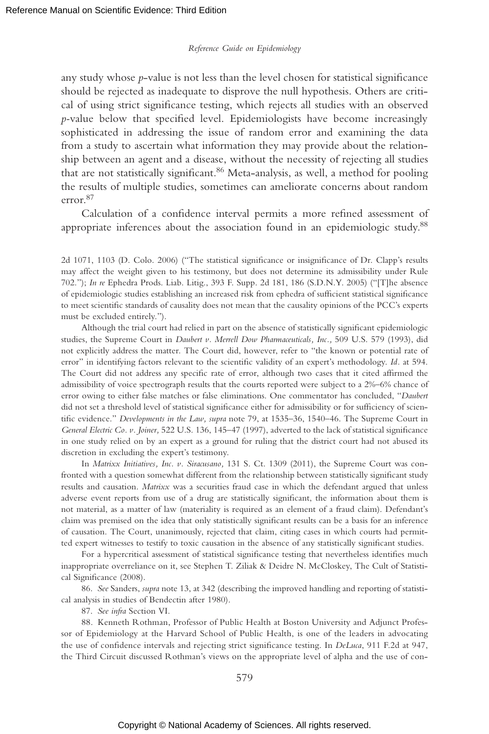any study whose *p*-value is not less than the level chosen for statistical significance should be rejected as inadequate to disprove the null hypothesis. Others are critical of using strict significance testing, which rejects all studies with an observed *p*-value below that specified level. Epidemiologists have become increasingly sophisticated in addressing the issue of random error and examining the data from a study to ascertain what information they may provide about the relationship between an agent and a disease, without the necessity of rejecting all studies that are not statistically significant.[86] Meta-analysis, as well, a method for pooling the results of multiple studies, sometimes can ameliorate concerns about random error.[87]

Calculation of a confidence interval permits a more refined assessment of appropriate inferences about the association found in an epidemiologic study.[88]

---

2d 1071, 1103 (D. Colo. 2006) ("The statistical significance or insignificance of Dr. Clapp's results may affect the weight given to his testimony, but does not determine its admissibility under Rule 702."); *In re* Ephedra Prods. Liab. Litig., 393 F. Supp. 2d 181, 186 (S.D.N.Y. 2005) ("[T]he absence of epidemiologic studies establishing an increased risk from ephedra of sufficient statistical significance to meet scientific standards of causality does not mean that the causality opinions of the PCC's experts must be excluded entirely.").

Although the trial court had relied in part on the absence of statistically significant epidemiologic studies, the Supreme Court in *Daubert v. Merrell Dow Pharmaceuticals, Inc.,* 509 U.S. 579 (1993), did not explicitly address the matter. The Court did, however, refer to "the known or potential rate of error" in identifying factors relevant to the scientific validity of an expert's methodology. *Id.* at 594. The Court did not address any specific rate of error, although two cases that it cited affirmed the admissibility of voice spectrograph results that the courts reported were subject to a 2%–6% chance of error owing to either false matches or false eliminations. One commentator has concluded, "*Daubert* did not set a threshold level of statistical significance either for admissibility or for sufficiency of scientific evidence." *Developments in the Law, supra* note 79, at 1535–36, 1540–46. The Supreme Court in *General Electric Co. v. Joiner,* 522 U.S. 136, 145–47 (1997), adverted to the lack of statistical significance in one study relied on by an expert as a ground for ruling that the district court had not abused its discretion in excluding the expert's testimony.

In *Matrixx Initiatives, Inc. v. Siracusano,* 131 S. Ct. 1309 (2011), the Supreme Court was confronted with a question somewhat different from the relationship between statistically significant study results and causation. *Matrixx* was a securities fraud case in which the defendant argued that unless adverse event reports from use of a drug are statistically significant, the information about them is not material, as a matter of law (materiality is required as an element of a fraud claim). Defendant's claim was premised on the idea that only statistically significant results can be a basis for an inference of causation. The Court, unanimously, rejected that claim, citing cases in which courts had permitted expert witnesses to testify to toxic causation in the absence of any statistically significant studies.

For a hypercritical assessment of statistical significance testing that nevertheless identifies much inappropriate overreliance on it, see Stephen T. Ziliak & Deidre N. McCloskey, The Cult of Statistical Significance (2008).

86. *See* Sanders, *supra* note 13, at 342 (describing the improved handling and reporting of statistical analysis in studies of Bendectin after 1980).

87. *See infra* Section VI.

88. Kenneth Rothman, Professor of Public Health at Boston University and Adjunct Professor of Epidemiology at the Harvard School of Public Health, is one of the leaders in advocating the use of confidence intervals and rejecting strict significance testing. In *DeLuca*, 911 F.2d at 947, the Third Circuit discussed Rothman's views on the appropriate level of alpha and the use of con-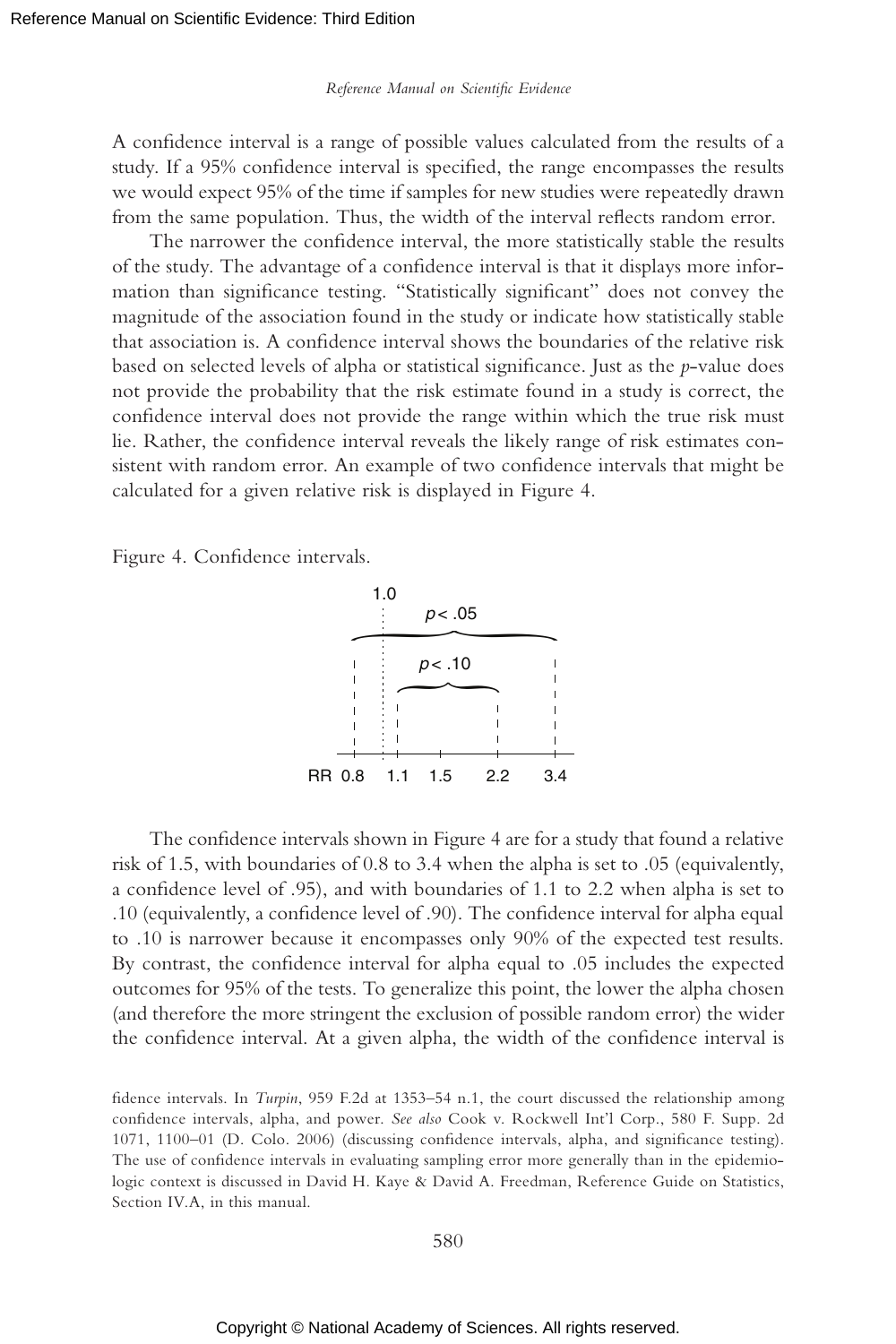A confidence interval is a range of possible values calculated from the results of a study. If a 95% confidence interval is specified, the range encompasses the results we would expect 95% of the time if samples for new studies were repeatedly drawn from the same population. Thus, the width of the interval reflects random error.

The narrower the confidence interval, the more statistically stable the results of the study. The advantage of a confidence interval is that it displays more information than significance testing. "Statistically significant" does not convey the magnitude of the association found in the study or indicate how statistically stable that association is. A confidence interval shows the boundaries of the relative risk based on selected levels of alpha or statistical significance. Just as the *p*-value does not provide the probability that the risk estimate found in a study is correct, the confidence interval does not provide the range within which the true risk must lie. Rather, the confidence interval reveals the likely range of risk estimates consistent with random error. An example of two confidence intervals that might be calculated for a given relative risk is displayed in Figure 4.

Figure 4. Confidence intervals.

The confidence intervals shown in Figure 4 are for a study that found a relative risk of 1.5, with boundaries of 0.8 to 3.4 when the alpha is set to .05 (equivalently, a confidence level of .95), and with boundaries of 1.1 to 2.2 when alpha is set to .10 (equivalently, a confidence level of .90). The confidence interval for alpha equal to .10 is narrower because it encompasses only 90% of the expected test results. By contrast, the confidence interval for alpha equal to .05 includes the expected outcomes for 95% of the tests. To generalize this point, the lower the alpha chosen (and therefore the more stringent the exclusion of possible random error) the wider the confidence interval. At a given alpha, the width of the confidence interval is

fidence intervals. In *Turpin*, 959 F.2d at 1353–54 n.1, the court discussed the relationship among confidence intervals, alpha, and power. *See also* Cook v. Rockwell Int'l Corp., 580 F. Supp. 2d 1071, 1100–01 (D. Colo. 2006) (discussing confidence intervals, alpha, and significance testing). The use of confidence intervals in evaluating sampling error more generally than in the epidemiologic context is discussed in David H. Kaye & David A. Freedman, Reference Guide on Statistics, Section IV.A, in this manual.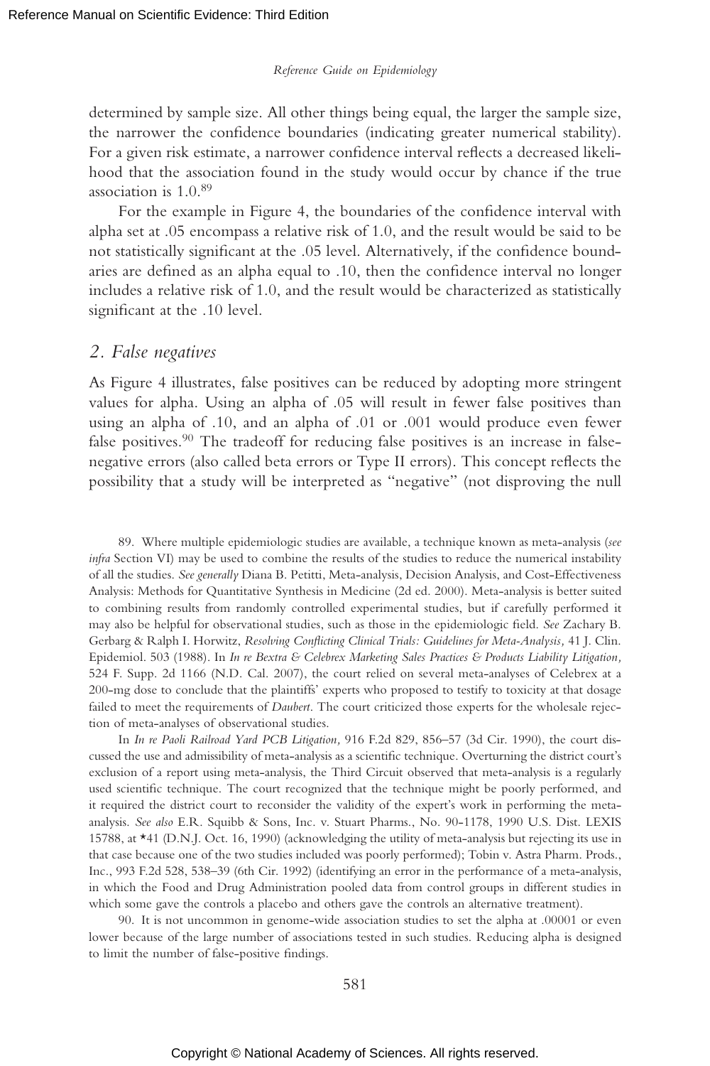determined by sample size. All other things being equal, the larger the sample size, the narrower the confidence boundaries (indicating greater numerical stability). For a given risk estimate, a narrower confidence interval reflects a decreased likelihood that the association found in the study would occur by chance if the true association is 1.0.[89]

For the example in Figure 4, the boundaries of the confidence interval with alpha set at .05 encompass a relative risk of 1.0, and the result would be said to be not statistically significant at the .05 level. Alternatively, if the confidence boundaries are defined as an alpha equal to .10, then the confidence interval no longer includes a relative risk of 1.0, and the result would be characterized as statistically significant at the .10 level.

## *2. False negatives*

As Figure 4 illustrates, false positives can be reduced by adopting more stringent values for alpha. Using an alpha of .05 will result in fewer false positives than using an alpha of .10, and an alpha of .01 or .001 would produce even fewer false positives.[90] The tradeoff for reducing false positives is an increase in false-negative errors (also called beta errors or Type II errors). This concept reflects the possibility that a study will be interpreted as "negative" (not disproving the null

89. Where multiple epidemiologic studies are available, a technique known as meta-analysis (*see infra* Section VI) may be used to combine the results of the studies to reduce the numerical instability of all the studies. *See generally* Diana B. Petitti, Meta-analysis, Decision Analysis, and Cost-Effectiveness Analysis: Methods for Quantitative Synthesis in Medicine (2d ed. 2000). Meta-analysis is better suited to combining results from randomly controlled experimental studies, but if carefully performed it may also be helpful for observational studies, such as those in the epidemiologic field. *See* Zachary B. Gerbarg & Ralph I. Horwitz, *Resolving Conflicting Clinical Trials: Guidelines for Meta-Analysis,* 41 J. Clin. Epidemiol. 503 (1988). In *In re Bextra & Celebrex Marketing Sales Practices & Products Liability Litigation,* 524 F. Supp. 2d 1166 (N.D. Cal. 2007), the court relied on several meta-analyses of Celebrex at a 200-mg dose to conclude that the plaintiffs' experts who proposed to testify to toxicity at that dosage failed to meet the requirements of *Daubert*. The court criticized those experts for the wholesale rejection of meta-analyses of observational studies.

In *In re Paoli Railroad Yard PCB Litigation,* 916 F.2d 829, 856–57 (3d Cir. 1990), the court discussed the use and admissibility of meta-analysis as a scientific technique. Overturning the district court's exclusion of a report using meta-analysis, the Third Circuit observed that meta-analysis is a regularly used scientific technique. The court recognized that the technique might be poorly performed, and it required the district court to reconsider the validity of the expert's work in performing the meta-analysis. *See also* E.R. Squibb & Sons, Inc. v. Stuart Pharms., No. 90-1178, 1990 U.S. Dist. LEXIS 15788, at *41 (D.N.J. Oct. 16, 1990) (acknowledging the utility of meta-analysis but rejecting its use in that case because one of the two studies included was poorly performed); Tobin v. Astra Pharm. Prods., Inc., 993 F.2d 528, 538–39 (6th Cir. 1992) (identifying an error in the performance of a meta-analysis, in which the Food and Drug Administration pooled data from control groups in different studies in which some gave the controls a placebo and others gave the controls an alternative treatment).

90. It is not uncommon in genome-wide association studies to set the alpha at .00001 or even lower because of the large number of associations tested in such studies. Reducing alpha is designed to limit the number of false-positive findings.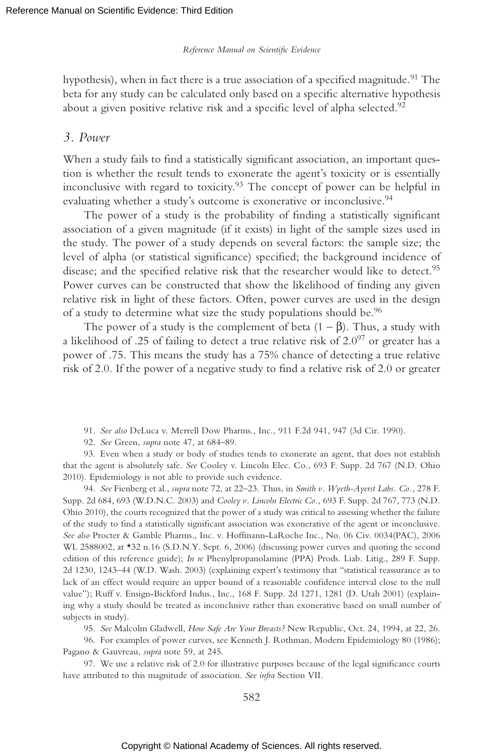hypothesis), when in fact there is a true association of a specified magnitude.[91] The beta for any study can be calculated only based on a specific alternative hypothesis about a given positive relative risk and a specific level of alpha selected.[92]

### 3. Power

When a study fails to find a statistically significant association, an important question is whether the result tends to exonerate the agent's toxicity or is essentially inconclusive with regard to toxicity.[93] The concept of power can be helpful in evaluating whether a study's outcome is exonerative or inconclusive.[94]

The power of a study is the probability of finding a statistically significant association of a given magnitude (if it exists) in light of the sample sizes used in the study. The power of a study depends on several factors: the sample size; the level of alpha (or statistical significance) specified; the background incidence of disease; and the specified relative risk that the researcher would like to detect.[95] Power curves can be constructed that show the likelihood of finding any given relative risk in light of these factors. Often, power curves are used in the design of a study to determine what size the study populations should be.[96]

The power of a study is the complement of beta ($1 - \beta$). Thus, a study with a likelihood of .25 of failing to detect a true relative risk of 2.0[97] or greater has a power of .75. This means the study has a 75% chance of detecting a true relative risk of 2.0. If the power of a negative study to find a relative risk of 2.0 or greater

---

91. *See also* DeLuca v. Merrell Dow Pharms., Inc., 911 F.2d 941, 947 (3d Cir. 1990).

92. *See* Green, *supra* note 47, at 684–89.

93. Even when a study or body of studies tends to exonerate an agent, that does not establish that the agent is absolutely safe. *See* Cooley v. Lincoln Elec. Co., 693 F. Supp. 2d 767 (N.D. Ohio 2010). Epidemiology is not able to provide such evidence.

94. *See* Fienberg et al., *supra* note 72, at 22–23. Thus, in *Smith v. Wyeth-Ayerst Labs. Co.,* 278 F. Supp. 2d 684, 693 (W.D.N.C. 2003) and *Cooley v. Lincoln Electric Co.,* 693 F. Supp. 2d 767, 773 (N.D. Ohio 2010), the courts recognized that the power of a study was critical to assessing whether the failure of the study to find a statistically significant association was exonerative of the agent or inconclusive. *See also* Procter & Gamble Pharms., Inc. v. Hoffmann-LaRoche Inc., No. 06 Civ. 0034(PAC), 2006 WL 2588002, at *32 n.16 (S.D.N.Y. Sept. 6, 2006) (discussing power curves and quoting the second edition of this reference guide); *In re* Phenylpropanolamine (PPA) Prods. Liab. Litig., 289 F. Supp. 2d 1230, 1243–44 (W.D. Wash. 2003) (explaining expert's testimony that "statistical reassurance as to lack of an effect would require an upper bound of a reasonable confidence interval close to the null value"); Ruff v. Ensign-Bickford Indus., Inc., 168 F. Supp. 2d 1271, 1281 (D. Utah 2001) (explaining why a study should be treated as inconclusive rather than exonerative based on small number of subjects in study).

95. *See* Malcolm Gladwell, *How Safe Are Your Breasts?* New Republic, Oct. 24, 1994, at 22, 26.

96. For examples of power curves, see Kenneth J. Rothman, Modern Epidemiology 80 (1986); Pagano & Gauvreau, *supra* note 59, at 245.

97. We use a relative risk of 2.0 for illustrative purposes because of the legal significance courts have attributed to this magnitude of association. *See infra* Section VII.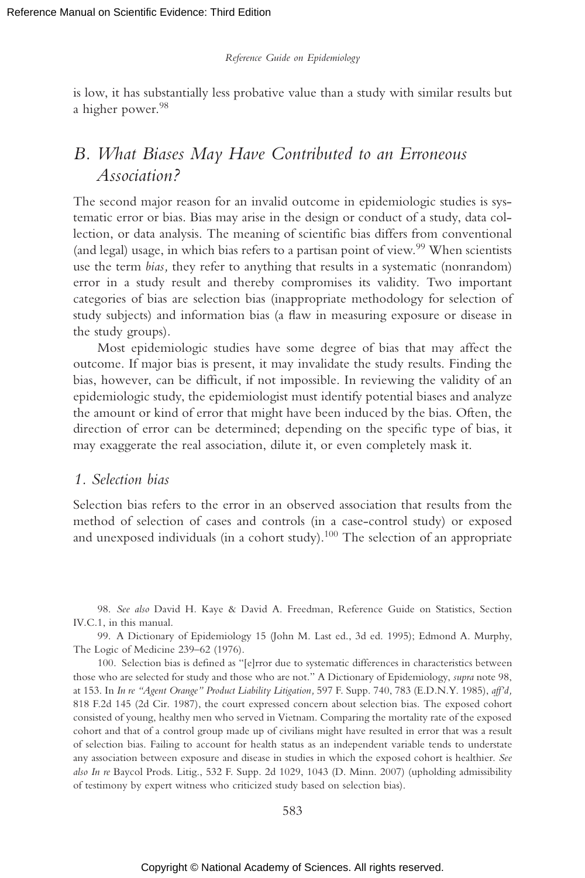is low, it has substantially less probative value than a study with similar results but a higher power.[98]

## B. What Biases May Have Contributed to an Erroneous Association?

The second major reason for an invalid outcome in epidemiologic studies is systematic error or bias. Bias may arise in the design or conduct of a study, data collection, or data analysis. The meaning of scientific bias differs from conventional (and legal) usage, in which bias refers to a partisan point of view.[99] When scientists use the term *bias,* they refer to anything that results in a systematic (nonrandom) error in a study result and thereby compromises its validity. Two important categories of bias are selection bias (inappropriate methodology for selection of study subjects) and information bias (a flaw in measuring exposure or disease in the study groups).

Most epidemiologic studies have some degree of bias that may affect the outcome. If major bias is present, it may invalidate the study results. Finding the bias, however, can be difficult, if not impossible. In reviewing the validity of an epidemiologic study, the epidemiologist must identify potential biases and analyze the amount or kind of error that might have been induced by the bias. Often, the direction of error can be determined; depending on the specific type of bias, it may exaggerate the real association, dilute it, or even completely mask it.

### 1. Selection bias

Selection bias refers to the error in an observed association that results from the method of selection of cases and controls (in a case-control study) or exposed and unexposed individuals (in a cohort study).[100] The selection of an appropriate

---

98. *See also* David H. Kaye & David A. Freedman, Reference Guide on Statistics, Section IV.C.1, in this manual.

99. A Dictionary of Epidemiology 15 (John M. Last ed., 3d ed. 1995); Edmond A. Murphy, The Logic of Medicine 239–62 (1976).

100. Selection bias is defined as "[e]rror due to systematic differences in characteristics between those who are selected for study and those who are not." A Dictionary of Epidemiology, *supra* note 98, at 153. In *In re "Agent Orange" Product Liability Litigation,* 597 F. Supp. 740, 783 (E.D.N.Y. 1985), *aff'd,* 818 F.2d 145 (2d Cir. 1987), the court expressed concern about selection bias. The exposed cohort consisted of young, healthy men who served in Vietnam. Comparing the mortality rate of the exposed cohort and that of a control group made up of civilians might have resulted in error that was a result of selection bias. Failing to account for health status as an independent variable tends to understate any association between exposure and disease in studies in which the exposed cohort is healthier. *See also In re* Baycol Prods. Litig., 532 F. Supp. 2d 1029, 1043 (D. Minn. 2007) (upholding admissibility of testimony by expert witness who criticized study based on selection bias).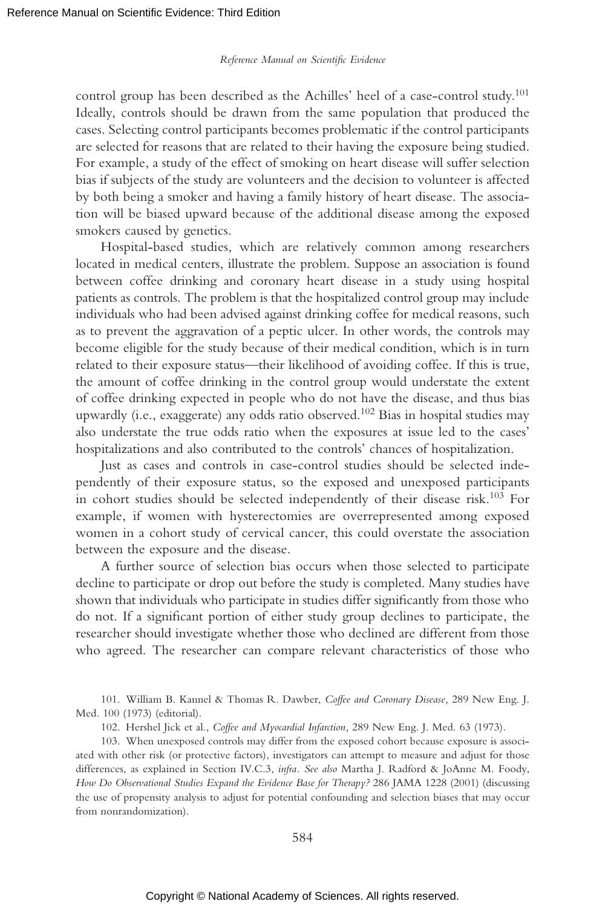control group has been described as the Achilles' heel of a case-control study.[101] Ideally, controls should be drawn from the same population that produced the cases. Selecting control participants becomes problematic if the control participants are selected for reasons that are related to their having the exposure being studied. For example, a study of the effect of smoking on heart disease will suffer selection bias if subjects of the study are volunteers and the decision to volunteer is affected by both being a smoker and having a family history of heart disease. The association will be biased upward because of the additional disease among the exposed smokers caused by genetics.

Hospital-based studies, which are relatively common among researchers located in medical centers, illustrate the problem. Suppose an association is found between coffee drinking and coronary heart disease in a study using hospital patients as controls. The problem is that the hospitalized control group may include individuals who had been advised against drinking coffee for medical reasons, such as to prevent the aggravation of a peptic ulcer. In other words, the controls may become eligible for the study because of their medical condition, which is in turn related to their exposure status—their likelihood of avoiding coffee. If this is true, the amount of coffee drinking in the control group would understate the extent of coffee drinking expected in people who do not have the disease, and thus bias upwardly (i.e., exaggerate) any odds ratio observed.[102] Bias in hospital studies may also understate the true odds ratio when the exposures at issue led to the cases' hospitalizations and also contributed to the controls' chances of hospitalization.

Just as cases and controls in case-control studies should be selected independently of their exposure status, so the exposed and unexposed participants in cohort studies should be selected independently of their disease risk.[103] For example, if women with hysterectomies are overrepresented among exposed women in a cohort study of cervical cancer, this could overstate the association between the exposure and the disease.

A further source of selection bias occurs when those selected to participate decline to participate or drop out before the study is completed. Many studies have shown that individuals who participate in studies differ significantly from those who do not. If a significant portion of either study group declines to participate, the researcher should investigate whether those who declined are different from those who agreed. The researcher can compare relevant characteristics of those who

101. William B. Kannel & Thomas R. Dawber, *Coffee and Coronary Disease,* 289 New Eng. J. Med. 100 (1973) (editorial).

102. Hershel Jick et al., *Coffee and Myocardial Infarction,* 289 New Eng. J. Med. 63 (1973).

103. When unexposed controls may differ from the exposed cohort because exposure is associated with other risk (or protective factors), investigators can attempt to measure and adjust for those differences, as explained in Section IV.C.3, *infra*. *See also* Martha J. Radford & JoAnne M. Foody, *How Do Observational Studies Expand the Evidence Base for Therapy?* 286 JAMA 1228 (2001) (discussing the use of propensity analysis to adjust for potential confounding and selection biases that may occur from nonrandomization).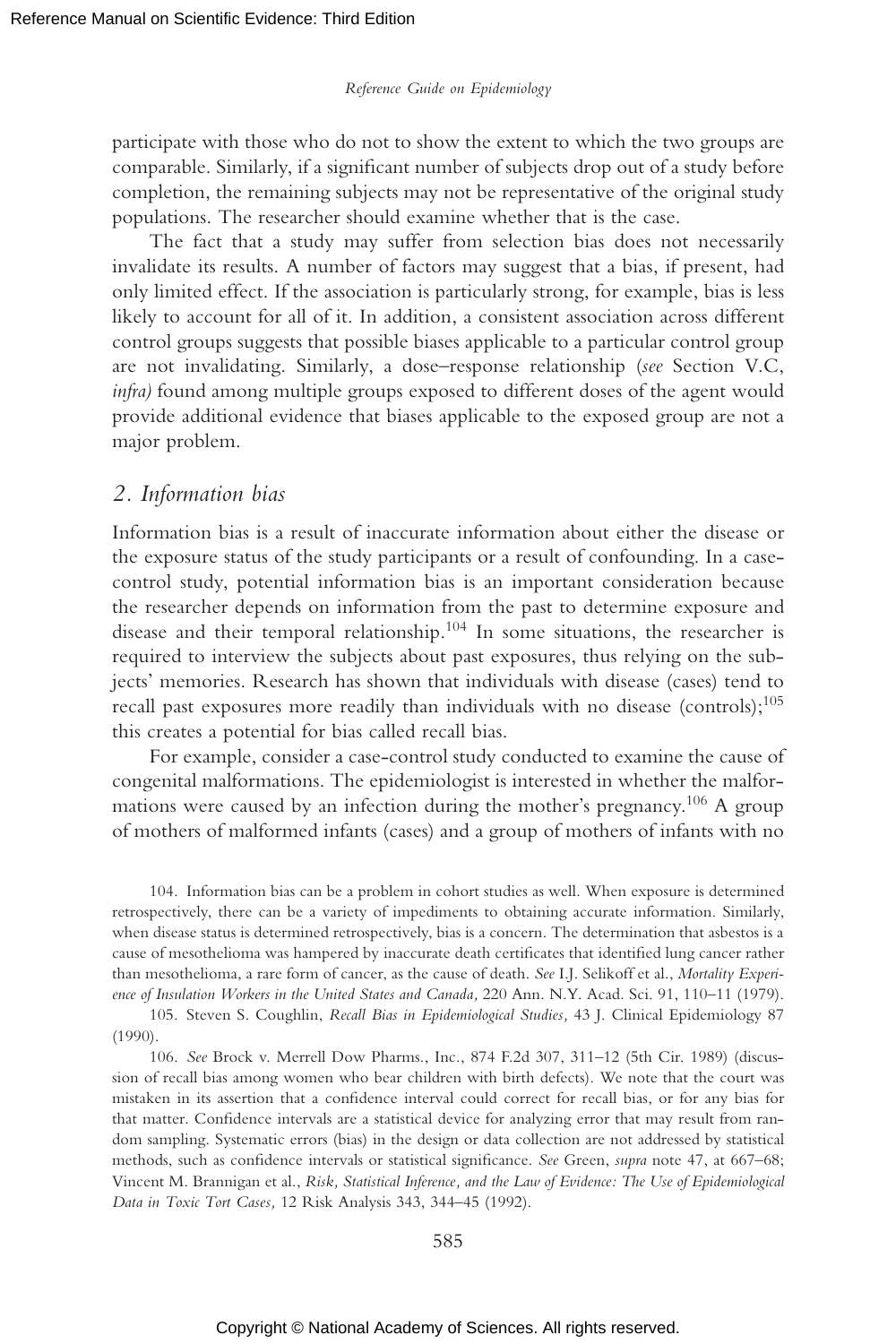participate with those who do not to show the extent to which the two groups are comparable. Similarly, if a significant number of subjects drop out of a study before completion, the remaining subjects may not be representative of the original study populations. The researcher should examine whether that is the case.

The fact that a study may suffer from selection bias does not necessarily invalidate its results. A number of factors may suggest that a bias, if present, had only limited effect. If the association is particularly strong, for example, bias is less likely to account for all of it. In addition, a consistent association across different control groups suggests that possible biases applicable to a particular control group are not invalidating. Similarly, a dose–response relationship (*see* Section V.C, *infra)* found among multiple groups exposed to different doses of the agent would provide additional evidence that biases applicable to the exposed group are not a major problem.

## *2. Information bias*

Information bias is a result of inaccurate information about either the disease or the exposure status of the study participants or a result of confounding. In a case-control study, potential information bias is an important consideration because the researcher depends on information from the past to determine exposure and disease and their temporal relationship.[104] In some situations, the researcher is required to interview the subjects about past exposures, thus relying on the subjects' memories. Research has shown that individuals with disease (cases) tend to recall past exposures more readily than individuals with no disease (controls);[105] this creates a potential for bias called recall bias.

For example, consider a case-control study conducted to examine the cause of congenital malformations. The epidemiologist is interested in whether the malformations were caused by an infection during the mother's pregnancy.[106] A group of mothers of malformed infants (cases) and a group of mothers of infants with no

104. Information bias can be a problem in cohort studies as well. When exposure is determined retrospectively, there can be a variety of impediments to obtaining accurate information. Similarly, when disease status is determined retrospectively, bias is a concern. The determination that asbestos is a cause of mesothelioma was hampered by inaccurate death certificates that identified lung cancer rather than mesothelioma, a rare form of cancer, as the cause of death. *See* I.J. Selikoff et al., *Mortality Experience of Insulation Workers in the United States and Canada,* 220 Ann. N.Y. Acad. Sci. 91, 110–11 (1979).

105. Steven S. Coughlin, *Recall Bias in Epidemiological Studies,* 43 J. Clinical Epidemiology 87 (1990).

106. *See* Brock v. Merrell Dow Pharms., Inc., 874 F.2d 307, 311–12 (5th Cir. 1989) (discussion of recall bias among women who bear children with birth defects). We note that the court was mistaken in its assertion that a confidence interval could correct for recall bias, or for any bias for that matter. Confidence intervals are a statistical device for analyzing error that may result from random sampling. Systematic errors (bias) in the design or data collection are not addressed by statistical methods, such as confidence intervals or statistical significance. *See* Green, *supra* note 47, at 667–68; Vincent M. Brannigan et al., *Risk, Statistical Inference, and the Law of Evidence: The Use of Epidemiological Data in Toxic Tort Cases,* 12 Risk Analysis 343, 344–45 (1992).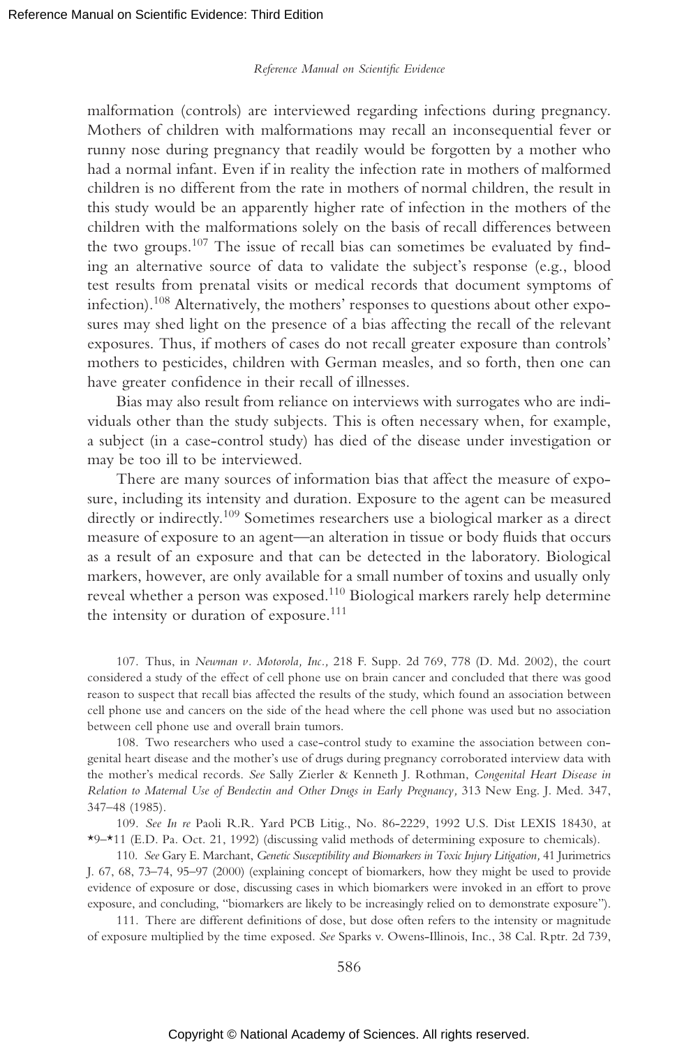malformation (controls) are interviewed regarding infections during pregnancy. Mothers of children with malformations may recall an inconsequential fever or runny nose during pregnancy that readily would be forgotten by a mother who had a normal infant. Even if in reality the infection rate in mothers of malformed children is no different from the rate in mothers of normal children, the result in this study would be an apparently higher rate of infection in the mothers of the children with the malformations solely on the basis of recall differences between the two groups.[107] The issue of recall bias can sometimes be evaluated by finding an alternative source of data to validate the subject's response (e.g., blood test results from prenatal visits or medical records that document symptoms of infection).[108] Alternatively, the mothers' responses to questions about other exposures may shed light on the presence of a bias affecting the recall of the relevant exposures. Thus, if mothers of cases do not recall greater exposure than controls' mothers to pesticides, children with German measles, and so forth, then one can have greater confidence in their recall of illnesses.

Bias may also result from reliance on interviews with surrogates who are individuals other than the study subjects. This is often necessary when, for example, a subject (in a case-control study) has died of the disease under investigation or may be too ill to be interviewed.

There are many sources of information bias that affect the measure of exposure, including its intensity and duration. Exposure to the agent can be measured directly or indirectly.[109] Sometimes researchers use a biological marker as a direct measure of exposure to an agent—an alteration in tissue or body fluids that occurs as a result of an exposure and that can be detected in the laboratory. Biological markers, however, are only available for a small number of toxins and usually only reveal whether a person was exposed.[110] Biological markers rarely help determine the intensity or duration of exposure.[111]

107. Thus, in *Newman v. Motorola, Inc.,* 218 F. Supp. 2d 769, 778 (D. Md. 2002), the court considered a study of the effect of cell phone use on brain cancer and concluded that there was good reason to suspect that recall bias affected the results of the study, which found an association between cell phone use and cancers on the side of the head where the cell phone was used but no association between cell phone use and overall brain tumors.

108. Two researchers who used a case-control study to examine the association between congenital heart disease and the mother's use of drugs during pregnancy corroborated interview data with the mother's medical records. *See* Sally Zierler & Kenneth J. Rothman, *Congenital Heart Disease in Relation to Maternal Use of Bendectin and Other Drugs in Early Pregnancy,* 313 New Eng. J. Med. 347, 347–48 (1985).

109. *See In re* Paoli R.R. Yard PCB Litig., No. 86-2229, 1992 U.S. Dist LEXIS 18430, at *9–*11 (E.D. Pa. Oct. 21, 1992) (discussing valid methods of determining exposure to chemicals).

110. *See* Gary E. Marchant, *Genetic Susceptibility and Biomarkers in Toxic Injury Litigation,* 41 Jurimetrics J. 67, 68, 73–74, 95–97 (2000) (explaining concept of biomarkers, how they might be used to provide evidence of exposure or dose, discussing cases in which biomarkers were invoked in an effort to prove exposure, and concluding, "biomarkers are likely to be increasingly relied on to demonstrate exposure").

111. There are different definitions of dose, but dose often refers to the intensity or magnitude of exposure multiplied by the time exposed. *See* Sparks v. Owens-Illinois, Inc., 38 Cal. Rptr. 2d 739,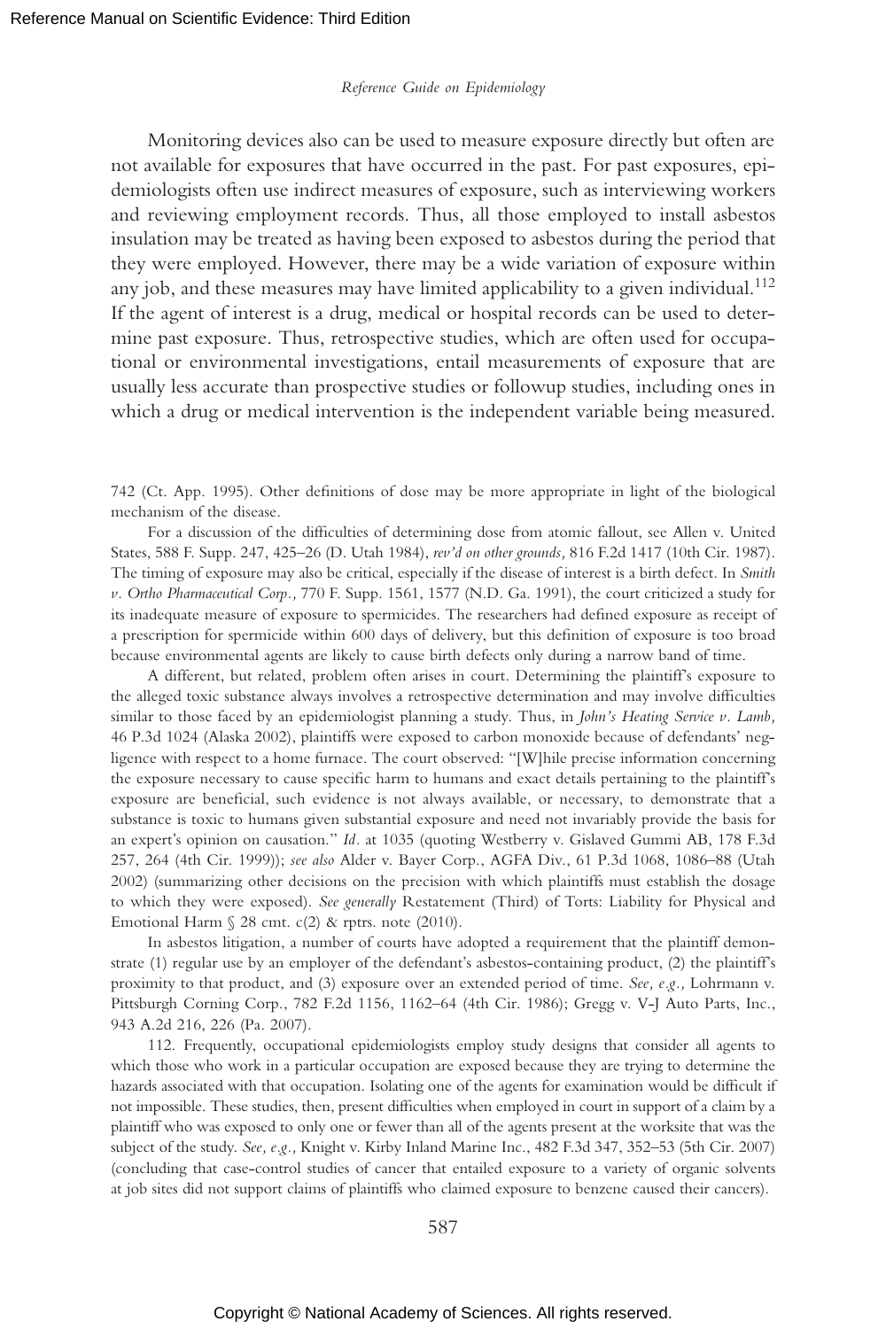Monitoring devices also can be used to measure exposure directly but often are not available for exposures that have occurred in the past. For past exposures, epidemiologists often use indirect measures of exposure, such as interviewing workers and reviewing employment records. Thus, all those employed to install asbestos insulation may be treated as having been exposed to asbestos during the period that they were employed. However, there may be a wide variation of exposure within any job, and these measures may have limited applicability to a given individual.[112] If the agent of interest is a drug, medical or hospital records can be used to determine past exposure. Thus, retrospective studies, which are often used for occupational or environmental investigations, entail measurements of exposure that are usually less accurate than prospective studies or followup studies, including ones in which a drug or medical intervention is the independent variable being measured.

---

742 (Ct. App. 1995). Other definitions of dose may be more appropriate in light of the biological mechanism of the disease.

For a discussion of the difficulties of determining dose from atomic fallout, see Allen v. United States, 588 F. Supp. 247, 425–26 (D. Utah 1984), *rev'd on other grounds,* 816 F.2d 1417 (10th Cir. 1987). The timing of exposure may also be critical, especially if the disease of interest is a birth defect. In *Smith v. Ortho Pharmaceutical Corp.,* 770 F. Supp. 1561, 1577 (N.D. Ga. 1991), the court criticized a study for its inadequate measure of exposure to spermicides. The researchers had defined exposure as receipt of a prescription for spermicide within 600 days of delivery, but this definition of exposure is too broad because environmental agents are likely to cause birth defects only during a narrow band of time.

A different, but related, problem often arises in court. Determining the plaintiff's exposure to the alleged toxic substance always involves a retrospective determination and may involve difficulties similar to those faced by an epidemiologist planning a study. Thus, in *John's Heating Service v. Lamb,* 46 P.3d 1024 (Alaska 2002), plaintiffs were exposed to carbon monoxide because of defendants' negligence with respect to a home furnace. The court observed: "[W]hile precise information concerning the exposure necessary to cause specific harm to humans and exact details pertaining to the plaintiff's exposure are beneficial, such evidence is not always available, or necessary, to demonstrate that a substance is toxic to humans given substantial exposure and need not invariably provide the basis for an expert's opinion on causation." *Id.* at 1035 (quoting Westberry v. Gislaved Gummi AB, 178 F.3d 257, 264 (4th Cir. 1999)); *see also* Alder v. Bayer Corp., AGFA Div., 61 P.3d 1068, 1086–88 (Utah 2002) (summarizing other decisions on the precision with which plaintiffs must establish the dosage to which they were exposed). *See generally* Restatement (Third) of Torts: Liability for Physical and Emotional Harm § 28 cmt. c(2) & rptrs. note (2010).

In asbestos litigation, a number of courts have adopted a requirement that the plaintiff demonstrate (1) regular use by an employer of the defendant's asbestos-containing product, (2) the plaintiff's proximity to that product, and (3) exposure over an extended period of time. *See, e.g.,* Lohrmann v. Pittsburgh Corning Corp., 782 F.2d 1156, 1162–64 (4th Cir. 1986); Gregg v. V-J Auto Parts, Inc., 943 A.2d 216, 226 (Pa. 2007).

112. Frequently, occupational epidemiologists employ study designs that consider all agents to which those who work in a particular occupation are exposed because they are trying to determine the hazards associated with that occupation. Isolating one of the agents for examination would be difficult if not impossible. These studies, then, present difficulties when employed in court in support of a claim by a plaintiff who was exposed to only one or fewer than all of the agents present at the worksite that was the subject of the study. *See, e.g.,* Knight v. Kirby Inland Marine Inc., 482 F.3d 347, 352–53 (5th Cir. 2007) (concluding that case-control studies of cancer that entailed exposure to a variety of organic solvents at job sites did not support claims of plaintiffs who claimed exposure to benzene caused their cancers).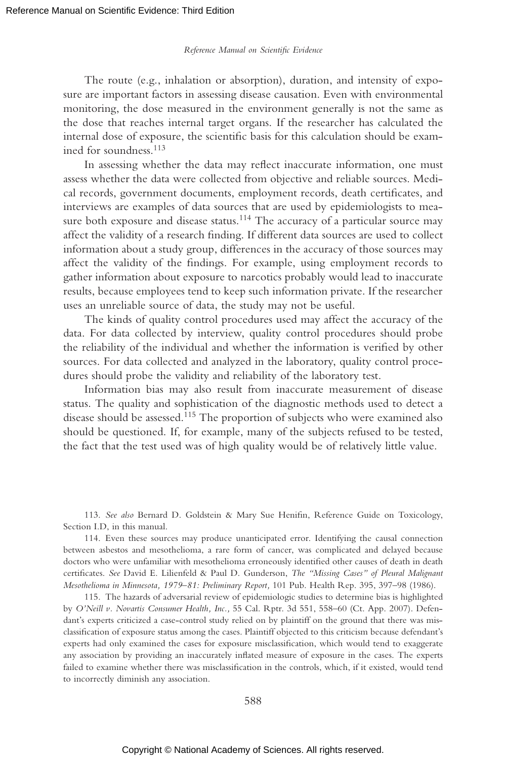The route (e.g., inhalation or absorption), duration, and intensity of exposure are important factors in assessing disease causation. Even with environmental monitoring, the dose measured in the environment generally is not the same as the dose that reaches internal target organs. If the researcher has calculated the internal dose of exposure, the scientific basis for this calculation should be examined for soundness.[113]

In assessing whether the data may reflect inaccurate information, one must assess whether the data were collected from objective and reliable sources. Medical records, government documents, employment records, death certificates, and interviews are examples of data sources that are used by epidemiologists to measure both exposure and disease status.[114] The accuracy of a particular source may affect the validity of a research finding. If different data sources are used to collect information about a study group, differences in the accuracy of those sources may affect the validity of the findings. For example, using employment records to gather information about exposure to narcotics probably would lead to inaccurate results, because employees tend to keep such information private. If the researcher uses an unreliable source of data, the study may not be useful.

The kinds of quality control procedures used may affect the accuracy of the data. For data collected by interview, quality control procedures should probe the reliability of the individual and whether the information is verified by other sources. For data collected and analyzed in the laboratory, quality control procedures should probe the validity and reliability of the laboratory test.

Information bias may also result from inaccurate measurement of disease status. The quality and sophistication of the diagnostic methods used to detect a disease should be assessed.[115] The proportion of subjects who were examined also should be questioned. If, for example, many of the subjects refused to be tested, the fact that the test used was of high quality would be of relatively little value.

113. *See also* Bernard D. Goldstein & Mary Sue Henifin, Reference Guide on Toxicology, Section I.D, in this manual.

114. Even these sources may produce unanticipated error. Identifying the causal connection between asbestos and mesothelioma, a rare form of cancer, was complicated and delayed because doctors who were unfamiliar with mesothelioma erroneously identified other causes of death in death certificates. *See* David E. Lilienfeld & Paul D. Gunderson, *The "Missing Cases" of Pleural Malignant Mesothelioma in Minnesota, 1979–81: Preliminary Report,* 101 Pub. Health Rep. 395, 397–98 (1986).

115. The hazards of adversarial review of epidemiologic studies to determine bias is highlighted by *O'Neill v. Novartis Consumer Health, Inc.,* 55 Cal. Rptr. 3d 551, 558–60 (Ct. App. 2007). Defendant's experts criticized a case-control study relied on by plaintiff on the ground that there was misclassification of exposure status among the cases. Plaintiff objected to this criticism because defendant's experts had only examined the cases for exposure misclassification, which would tend to exaggerate any association by providing an inaccurately inflated measure of exposure in the cases. The experts failed to examine whether there was misclassification in the controls, which, if it existed, would tend to incorrectly diminish any association.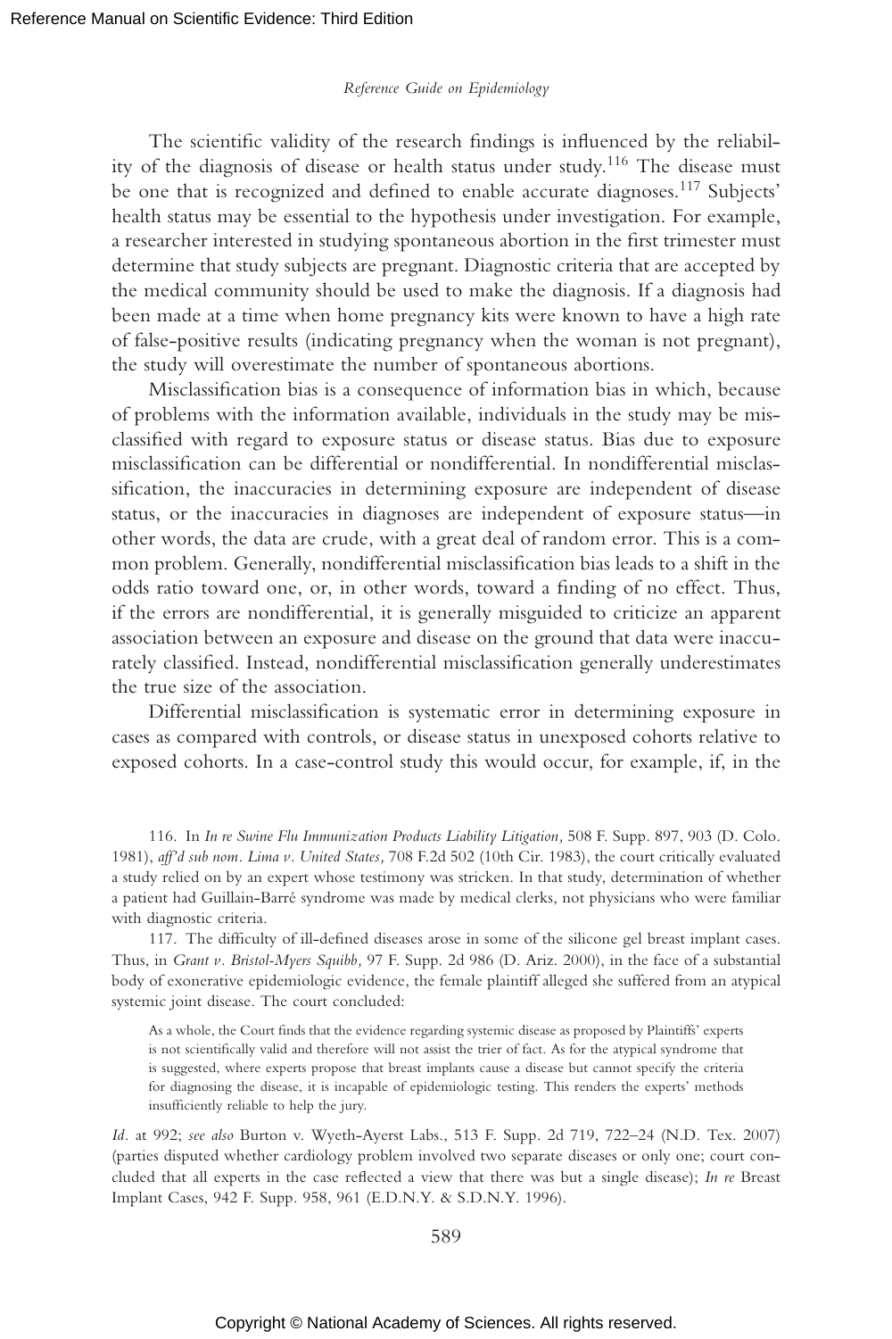The scientific validity of the research findings is influenced by the reliability of the diagnosis of disease or health status under study.[116] The disease must be one that is recognized and defined to enable accurate diagnoses.[117] Subjects' health status may be essential to the hypothesis under investigation. For example, a researcher interested in studying spontaneous abortion in the first trimester must determine that study subjects are pregnant. Diagnostic criteria that are accepted by the medical community should be used to make the diagnosis. If a diagnosis had been made at a time when home pregnancy kits were known to have a high rate of false-positive results (indicating pregnancy when the woman is not pregnant), the study will overestimate the number of spontaneous abortions.

Misclassification bias is a consequence of information bias in which, because of problems with the information available, individuals in the study may be misclassified with regard to exposure status or disease status. Bias due to exposure misclassification can be differential or nondifferential. In nondifferential misclassification, the inaccuracies in determining exposure are independent of disease status, or the inaccuracies in diagnoses are independent of exposure status—in other words, the data are crude, with a great deal of random error. This is a common problem. Generally, nondifferential misclassification bias leads to a shift in the odds ratio toward one, or, in other words, toward a finding of no effect. Thus, if the errors are nondifferential, it is generally misguided to criticize an apparent association between an exposure and disease on the ground that data were inaccurately classified. Instead, nondifferential misclassification generally underestimates the true size of the association.

Differential misclassification is systematic error in determining exposure in cases as compared with controls, or disease status in unexposed cohorts relative to exposed cohorts. In a case-control study this would occur, for example, if, in the

116. In *In re Swine Flu Immunization Products Liability Litigation,* 508 F. Supp. 897, 903 (D. Colo. 1981), *aff'd sub nom. Lima v. United States,* 708 F.2d 502 (10th Cir. 1983), the court critically evaluated a study relied on by an expert whose testimony was stricken. In that study, determination of whether a patient had Guillain-Barré syndrome was made by medical clerks, not physicians who were familiar with diagnostic criteria.

117. The difficulty of ill-defined diseases arose in some of the silicone gel breast implant cases. Thus, in *Grant v. Bristol-Myers Squibb,* 97 F. Supp. 2d 986 (D. Ariz. 2000), in the face of a substantial body of exonerative epidemiologic evidence, the female plaintiff alleged she suffered from an atypical systemic joint disease. The court concluded:

> As a whole, the Court finds that the evidence regarding systemic disease as proposed by Plaintiffs' experts is not scientifically valid and therefore will not assist the trier of fact. As for the atypical syndrome that is suggested, where experts propose that breast implants cause a disease but cannot specify the criteria for diagnosing the disease, it is incapable of epidemiologic testing. This renders the experts' methods insufficiently reliable to help the jury.

*Id.* at 992; *see also* Burton v. Wyeth-Ayerst Labs., 513 F. Supp. 2d 719, 722–24 (N.D. Tex. 2007) (parties disputed whether cardiology problem involved two separate diseases or only one; court concluded that all experts in the case reflected a view that there was but a single disease); *In re* Breast Implant Cases, 942 F. Supp. 958, 961 (E.D.N.Y. & S.D.N.Y. 1996).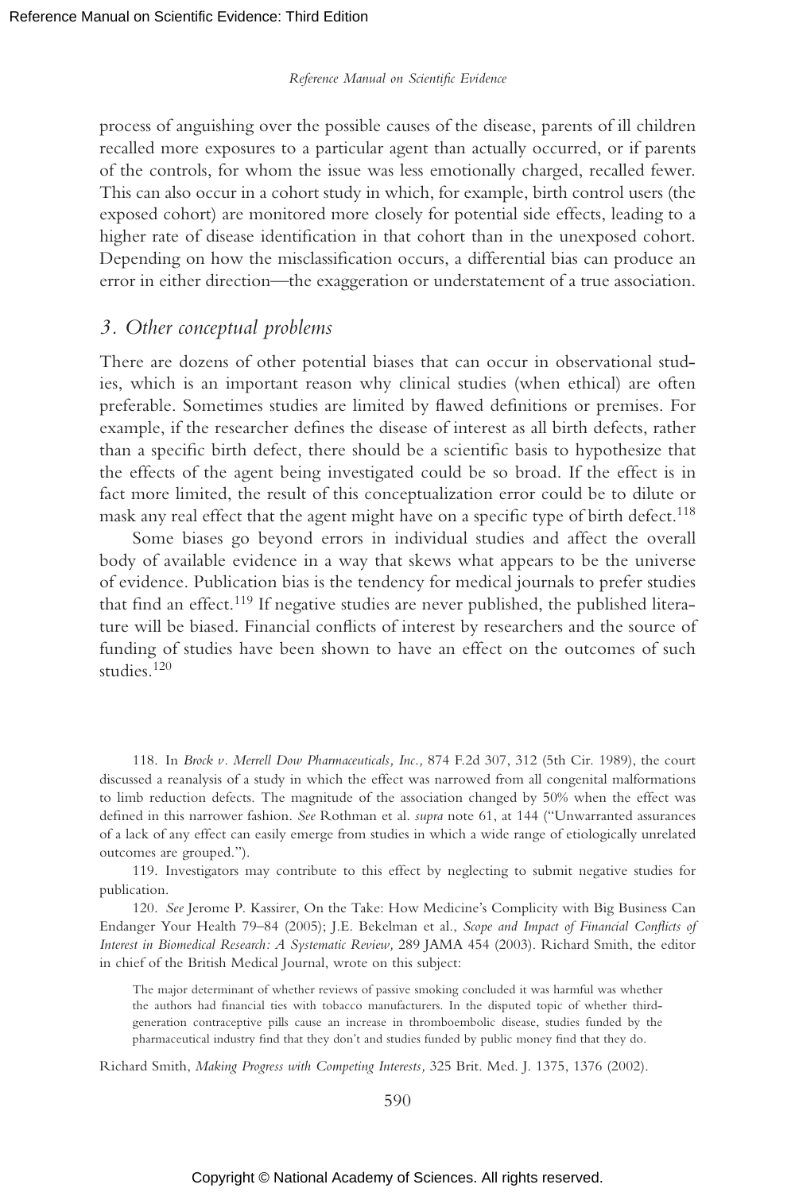process of anguishing over the possible causes of the disease, parents of ill children recalled more exposures to a particular agent than actually occurred, or if parents of the controls, for whom the issue was less emotionally charged, recalled fewer. This can also occur in a cohort study in which, for example, birth control users (the exposed cohort) are monitored more closely for potential side effects, leading to a higher rate of disease identification in that cohort than in the unexposed cohort. Depending on how the misclassification occurs, a differential bias can produce an error in either direction—the exaggeration or understatement of a true association.

### *3. Other conceptual problems*

There are dozens of other potential biases that can occur in observational studies, which is an important reason why clinical studies (when ethical) are often preferable. Sometimes studies are limited by flawed definitions or premises. For example, if the researcher defines the disease of interest as all birth defects, rather than a specific birth defect, there should be a scientific basis to hypothesize that the effects of the agent being investigated could be so broad. If the effect is in fact more limited, the result of this conceptualization error could be to dilute or mask any real effect that the agent might have on a specific type of birth defect.[118]

Some biases go beyond errors in individual studies and affect the overall body of available evidence in a way that skews what appears to be the universe of evidence. Publication bias is the tendency for medical journals to prefer studies that find an effect.[119] If negative studies are never published, the published literature will be biased. Financial conflicts of interest by researchers and the source of funding of studies have been shown to have an effect on the outcomes of such studies.[120]

118. In *Brock v. Merrell Dow Pharmaceuticals, Inc.,* 874 F.2d 307, 312 (5th Cir. 1989), the court discussed a reanalysis of a study in which the effect was narrowed from all congenital malformations to limb reduction defects. The magnitude of the association changed by 50% when the effect was defined in this narrower fashion. *See* Rothman et al. *supra* note 61, at 144 ("Unwarranted assurances of a lack of any effect can easily emerge from studies in which a wide range of etiologically unrelated outcomes are grouped.").

119. Investigators may contribute to this effect by neglecting to submit negative studies for publication.

120. *See* Jerome P. Kassirer, On the Take: How Medicine's Complicity with Big Business Can Endanger Your Health 79–84 (2005); J.E. Bekelman et al., *Scope and Impact of Financial Conflicts of Interest in Biomedical Research: A Systematic Review,* 289 JAMA 454 (2003). Richard Smith, the editor in chief of the British Medical Journal, wrote on this subject:

> The major determinant of whether reviews of passive smoking concluded it was harmful was whether the authors had financial ties with tobacco manufacturers. In the disputed topic of whether third-generation contraceptive pills cause an increase in thromboembolic disease, studies funded by the pharmaceutical industry find that they don't and studies funded by public money find that they do.

Richard Smith, *Making Progress with Competing Interests,* 325 Brit. Med. J. 1375, 1376 (2002).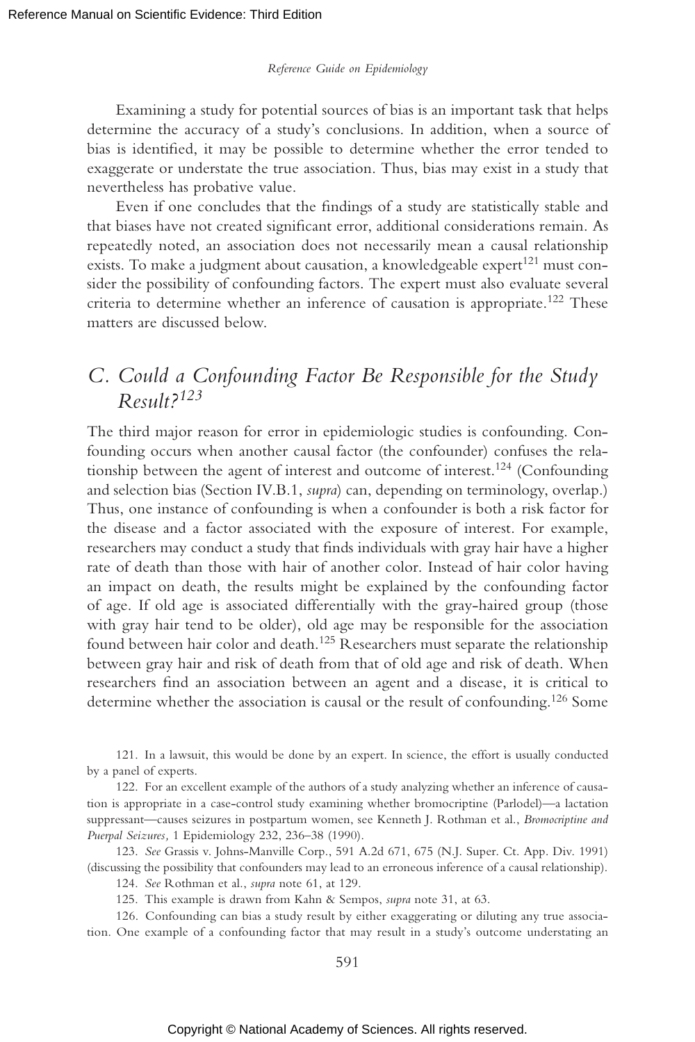Examining a study for potential sources of bias is an important task that helps determine the accuracy of a study's conclusions. In addition, when a source of bias is identified, it may be possible to determine whether the error tended to exaggerate or understate the true association. Thus, bias may exist in a study that nevertheless has probative value.

Even if one concludes that the findings of a study are statistically stable and that biases have not created significant error, additional considerations remain. As repeatedly noted, an association does not necessarily mean a causal relationship exists. To make a judgment about causation, a knowledgeable expert[121] must consider the possibility of confounding factors. The expert must also evaluate several criteria to determine whether an inference of causation is appropriate.[122] These matters are discussed below.

## C. Could a Confounding Factor Be Responsible for the Study Result?[123]

The third major reason for error in epidemiologic studies is confounding. Confounding occurs when another causal factor (the confounder) confuses the relationship between the agent of interest and outcome of interest.[124] (Confounding and selection bias (Section IV.B.1, *supra*) can, depending on terminology, overlap.) Thus, one instance of confounding is when a confounder is both a risk factor for the disease and a factor associated with the exposure of interest. For example, researchers may conduct a study that finds individuals with gray hair have a higher rate of death than those with hair of another color. Instead of hair color having an impact on death, the results might be explained by the confounding factor of age. If old age is associated differentially with the gray-haired group (those with gray hair tend to be older), old age may be responsible for the association found between hair color and death.[125] Researchers must separate the relationship between gray hair and risk of death from that of old age and risk of death. When researchers find an association between an agent and a disease, it is critical to determine whether the association is causal or the result of confounding.[126] Some

121. In a lawsuit, this would be done by an expert. In science, the effort is usually conducted by a panel of experts.

122. For an excellent example of the authors of a study analyzing whether an inference of causation is appropriate in a case-control study examining whether bromocriptine (Parlodel)—a lactation suppressant—causes seizures in postpartum women, see Kenneth J. Rothman et al., *Bromocriptine and Puerpal Seizures,* 1 Epidemiology 232, 236–38 (1990).

123. *See* Grassis v. Johns-Manville Corp., 591 A.2d 671, 675 (N.J. Super. Ct. App. Div. 1991) (discussing the possibility that confounders may lead to an erroneous inference of a causal relationship).

124. *See* Rothman et al., *supra* note 61, at 129.

125. This example is drawn from Kahn & Sempos, *supra* note 31, at 63.

126. Confounding can bias a study result by either exaggerating or diluting any true association. One example of a confounding factor that may result in a study's outcome understating an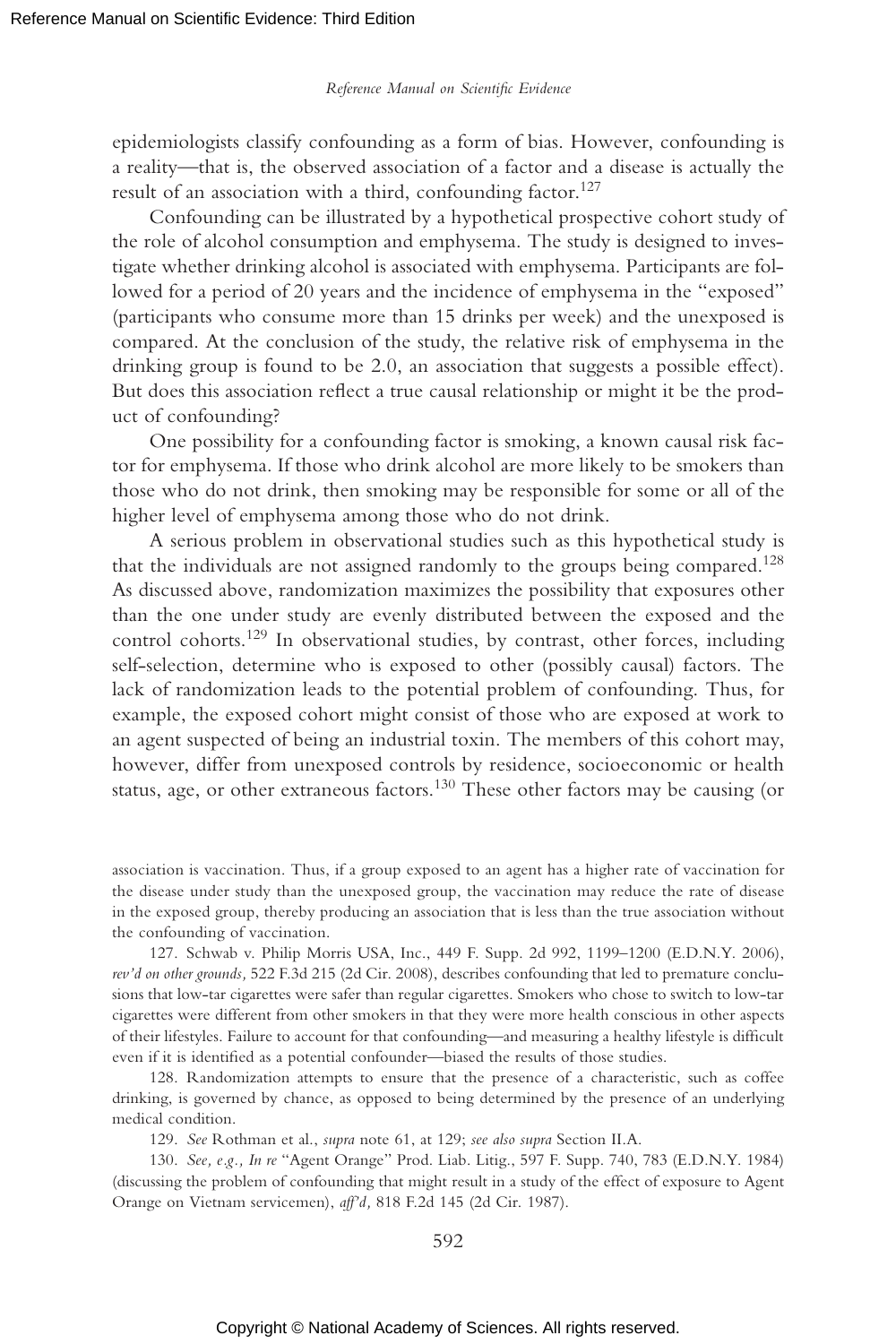epidemiologists classify confounding as a form of bias. However, confounding is a reality—that is, the observed association of a factor and a disease is actually the result of an association with a third, confounding factor.[127]

Confounding can be illustrated by a hypothetical prospective cohort study of the role of alcohol consumption and emphysema. The study is designed to investigate whether drinking alcohol is associated with emphysema. Participants are followed for a period of 20 years and the incidence of emphysema in the "exposed" (participants who consume more than 15 drinks per week) and the unexposed is compared. At the conclusion of the study, the relative risk of emphysema in the drinking group is found to be 2.0, an association that suggests a possible effect). But does this association reflect a true causal relationship or might it be the product of confounding?

One possibility for a confounding factor is smoking, a known causal risk factor for emphysema. If those who drink alcohol are more likely to be smokers than those who do not drink, then smoking may be responsible for some or all of the higher level of emphysema among those who do not drink.

A serious problem in observational studies such as this hypothetical study is that the individuals are not assigned randomly to the groups being compared.[128] As discussed above, randomization maximizes the possibility that exposures other than the one under study are evenly distributed between the exposed and the control cohorts.[129] In observational studies, by contrast, other forces, including self-selection, determine who is exposed to other (possibly causal) factors. The lack of randomization leads to the potential problem of confounding. Thus, for example, the exposed cohort might consist of those who are exposed at work to an agent suspected of being an industrial toxin. The members of this cohort may, however, differ from unexposed controls by residence, socioeconomic or health status, age, or other extraneous factors.[130] These other factors may be causing (or

---

association is vaccination. Thus, if a group exposed to an agent has a higher rate of vaccination for the disease under study than the unexposed group, the vaccination may reduce the rate of disease in the exposed group, thereby producing an association that is less than the true association without the confounding of vaccination.

127. Schwab v. Philip Morris USA, Inc., 449 F. Supp. 2d 992, 1199–1200 (E.D.N.Y. 2006), *rev'd on other grounds,* 522 F.3d 215 (2d Cir. 2008), describes confounding that led to premature conclusions that low-tar cigarettes were safer than regular cigarettes. Smokers who chose to switch to low-tar cigarettes were different from other smokers in that they were more health conscious in other aspects of their lifestyles. Failure to account for that confounding—and measuring a healthy lifestyle is difficult even if it is identified as a potential confounder—biased the results of those studies.

128. Randomization attempts to ensure that the presence of a characteristic, such as coffee drinking, is governed by chance, as opposed to being determined by the presence of an underlying medical condition.

129. *See* Rothman et al., *supra* note 61, at 129; *see also supra* Section II.A.

130. *See, e.g., In re* "Agent Orange" Prod. Liab. Litig., 597 F. Supp. 740, 783 (E.D.N.Y. 1984) (discussing the problem of confounding that might result in a study of the effect of exposure to Agent Orange on Vietnam servicemen), *aff'd,* 818 F.2d 145 (2d Cir. 1987).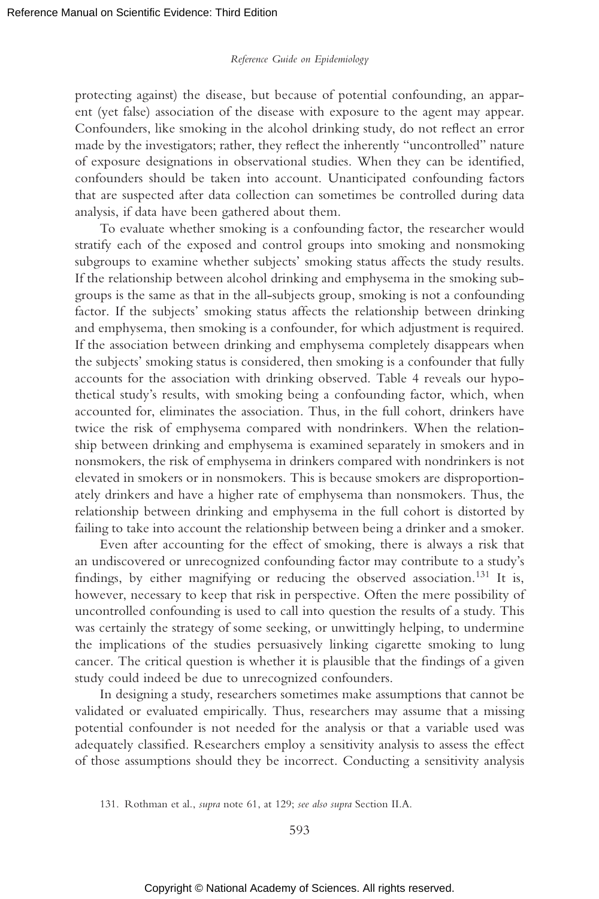protecting against) the disease, but because of potential confounding, an apparent (yet false) association of the disease with exposure to the agent may appear. Confounders, like smoking in the alcohol drinking study, do not reflect an error made by the investigators; rather, they reflect the inherently "uncontrolled" nature of exposure designations in observational studies. When they can be identified, confounders should be taken into account. Unanticipated confounding factors that are suspected after data collection can sometimes be controlled during data analysis, if data have been gathered about them.

To evaluate whether smoking is a confounding factor, the researcher would stratify each of the exposed and control groups into smoking and nonsmoking subgroups to examine whether subjects' smoking status affects the study results. If the relationship between alcohol drinking and emphysema in the smoking subgroups is the same as that in the all-subjects group, smoking is not a confounding factor. If the subjects' smoking status affects the relationship between drinking and emphysema, then smoking is a confounder, for which adjustment is required. If the association between drinking and emphysema completely disappears when the subjects' smoking status is considered, then smoking is a confounder that fully accounts for the association with drinking observed. Table 4 reveals our hypothetical study's results, with smoking being a confounding factor, which, when accounted for, eliminates the association. Thus, in the full cohort, drinkers have twice the risk of emphysema compared with nondrinkers. When the relationship between drinking and emphysema is examined separately in smokers and in nonsmokers, the risk of emphysema in drinkers compared with nondrinkers is not elevated in smokers or in nonsmokers. This is because smokers are disproportionately drinkers and have a higher rate of emphysema than nonsmokers. Thus, the relationship between drinking and emphysema in the full cohort is distorted by failing to take into account the relationship between being a drinker and a smoker.

Even after accounting for the effect of smoking, there is always a risk that an undiscovered or unrecognized confounding factor may contribute to a study's findings, by either magnifying or reducing the observed association.[131] It is, however, necessary to keep that risk in perspective. Often the mere possibility of uncontrolled confounding is used to call into question the results of a study. This was certainly the strategy of some seeking, or unwittingly helping, to undermine the implications of the studies persuasively linking cigarette smoking to lung cancer. The critical question is whether it is plausible that the findings of a given study could indeed be due to unrecognized confounders.

In designing a study, researchers sometimes make assumptions that cannot be validated or evaluated empirically. Thus, researchers may assume that a missing potential confounder is not needed for the analysis or that a variable used was adequately classified. Researchers employ a sensitivity analysis to assess the effect of those assumptions should they be incorrect. Conducting a sensitivity analysis

131. Rothman et al., *supra* note 61, at 129; *see also supra* Section II.A.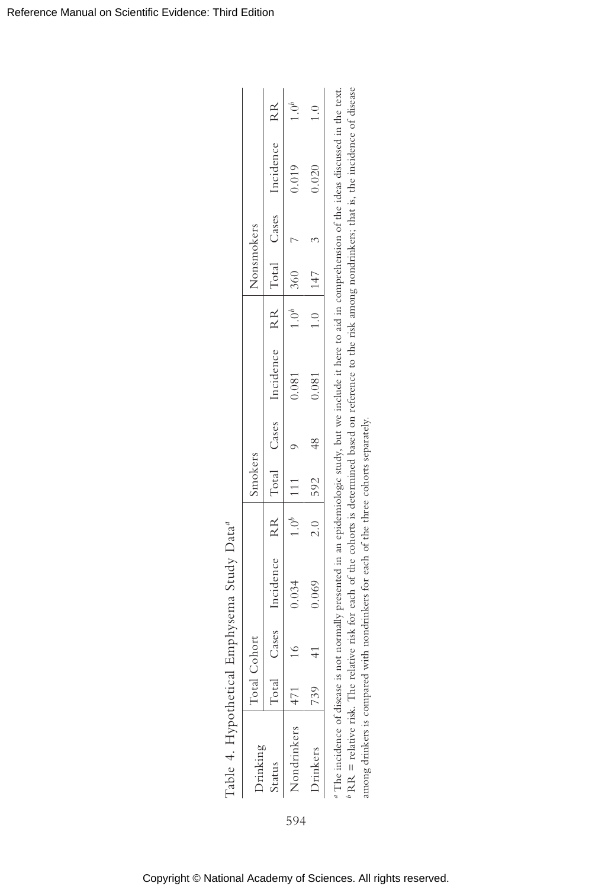Table 4. Hypothetical Emphysema Study Data[a]

| Drinking Status | Total Cohort | | | | Smokers | | | | Nonsmokers | | | |
|---|---|---|---|---|---|---|---|---|---|---|---|---|
| | Total | Cases | Incidence | RR | Total | Cases | Incidence | RR | Total | Cases | Incidence | RR |
| Nondrinkers | 471 | 16 | 0.034 | 1.0[b] | 111 | 9 | 0.081 | 1.0[b] | 360 | 7 | 0.019 | 1.0[b] |
| Drinkers | 739 | 41 | 0.069 | 2.0 | 592 | 48 | 0.081 | 1.0 | 147 | 3 | 0.020 | 1.0 |

[a] The incidence of disease is not normally presented in an epidemiologic study, but we include it here to aid in comprehension of the ideas discussed in the text.

[b] RR = relative risk. The relative risk for each of the cohorts is determined based on reference to the risk among nondrinkers; that is, the incidence of disease among drinkers is compared with nondrinkers for each of the three cohorts separately.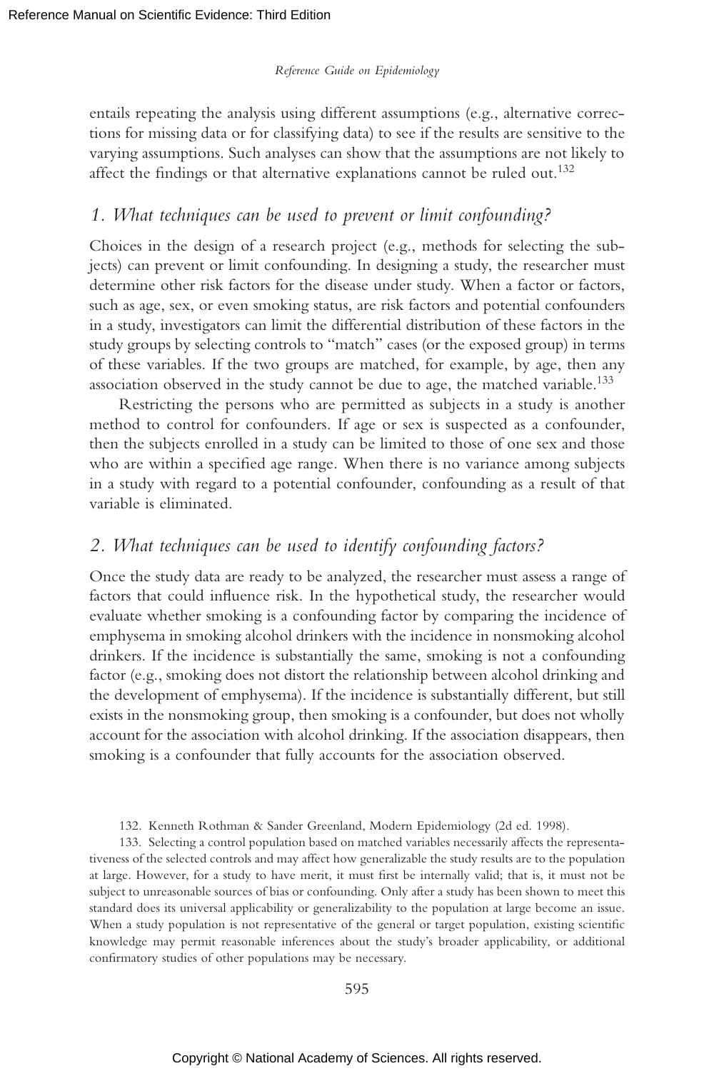entails repeating the analysis using different assumptions (e.g., alternative corrections for missing data or for classifying data) to see if the results are sensitive to the varying assumptions. Such analyses can show that the assumptions are not likely to affect the findings or that alternative explanations cannot be ruled out.[132]

### *1. What techniques can be used to prevent or limit confounding?*

Choices in the design of a research project (e.g., methods for selecting the subjects) can prevent or limit confounding. In designing a study, the researcher must determine other risk factors for the disease under study. When a factor or factors, such as age, sex, or even smoking status, are risk factors and potential confounders in a study, investigators can limit the differential distribution of these factors in the study groups by selecting controls to "match" cases (or the exposed group) in terms of these variables. If the two groups are matched, for example, by age, then any association observed in the study cannot be due to age, the matched variable.[133]

Restricting the persons who are permitted as subjects in a study is another method to control for confounders. If age or sex is suspected as a confounder, then the subjects enrolled in a study can be limited to those of one sex and those who are within a specified age range. When there is no variance among subjects in a study with regard to a potential confounder, confounding as a result of that variable is eliminated.

### *2. What techniques can be used to identify confounding factors?*

Once the study data are ready to be analyzed, the researcher must assess a range of factors that could influence risk. In the hypothetical study, the researcher would evaluate whether smoking is a confounding factor by comparing the incidence of emphysema in smoking alcohol drinkers with the incidence in nonsmoking alcohol drinkers. If the incidence is substantially the same, smoking is not a confounding factor (e.g., smoking does not distort the relationship between alcohol drinking and the development of emphysema). If the incidence is substantially different, but still exists in the nonsmoking group, then smoking is a confounder, but does not wholly account for the association with alcohol drinking. If the association disappears, then smoking is a confounder that fully accounts for the association observed.

132. Kenneth Rothman & Sander Greenland, Modern Epidemiology (2d ed. 1998).

133. Selecting a control population based on matched variables necessarily affects the representativeness of the selected controls and may affect how generalizable the study results are to the population at large. However, for a study to have merit, it must first be internally valid; that is, it must not be subject to unreasonable sources of bias or confounding. Only after a study has been shown to meet this standard does its universal applicability or generalizability to the population at large become an issue. When a study population is not representative of the general or target population, existing scientific knowledge may permit reasonable inferences about the study's broader applicability, or additional confirmatory studies of other populations may be necessary.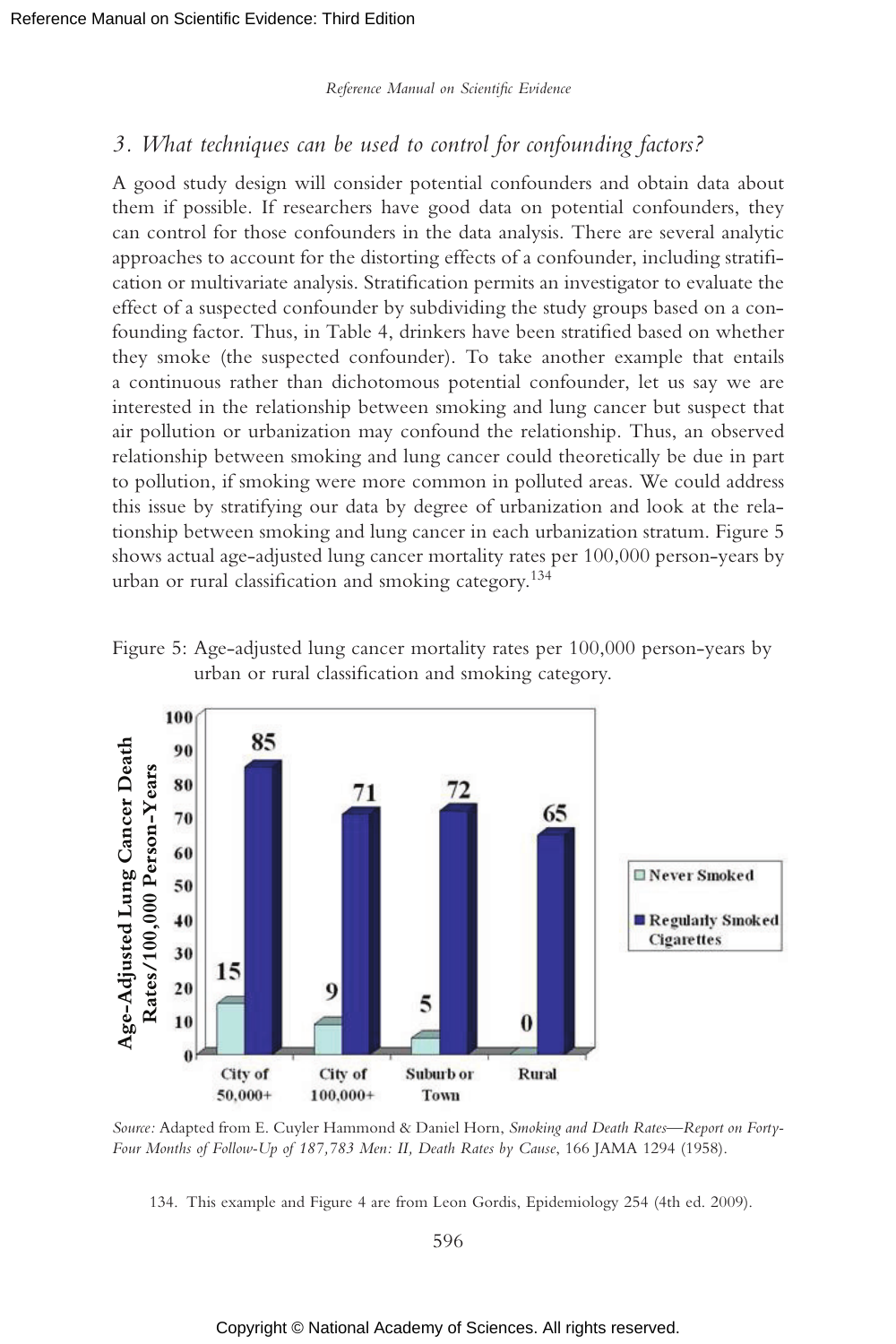### 3. What techniques can be used to control for confounding factors?

A good study design will consider potential confounders and obtain data about them if possible. If researchers have good data on potential confounders, they can control for those confounders in the data analysis. There are several analytic approaches to account for the distorting effects of a confounder, including stratification or multivariate analysis. Stratification permits an investigator to evaluate the effect of a suspected confounder by subdividing the study groups based on a confounding factor. Thus, in Table 4, drinkers have been stratified based on whether they smoke (the suspected confounder). To take another example that entails a continuous rather than dichotomous potential confounder, let us say we are interested in the relationship between smoking and lung cancer but suspect that air pollution or urbanization may confound the relationship. Thus, an observed relationship between smoking and lung cancer could theoretically be due in part to pollution, if smoking were more common in polluted areas. We could address this issue by stratifying our data by degree of urbanization and look at the relationship between smoking and lung cancer in each urbanization stratum. Figure 5 shows actual age-adjusted lung cancer mortality rates per 100,000 person-years by urban or rural classification and smoking category.[134]

Figure 5: Age-adjusted lung cancer mortality rates per 100,000 person-years by urban or rural classification and smoking category.

| Age-Adjusted Lung Cancer Death Rates/100,000 Person-Years | City of 50,000+ | City of 100,000+ | Suburb or Town | Rural |
|---|---|---|---|---|
| Never Smoked | 15 | 9 | 5 | 0 |
| Regularly Smoked Cigarettes | 85 | 71 | 72 | 65 |

*Source:* Adapted from E. Cuyler Hammond & Daniel Horn, *Smoking and Death Rates—Report on Forty-Four Months of Follow-Up of 187,783 Men: II, Death Rates by Cause*, 166 JAMA 1294 (1958).

134. This example and Figure 4 are from Leon Gordis, Epidemiology 254 (4th ed. 2009).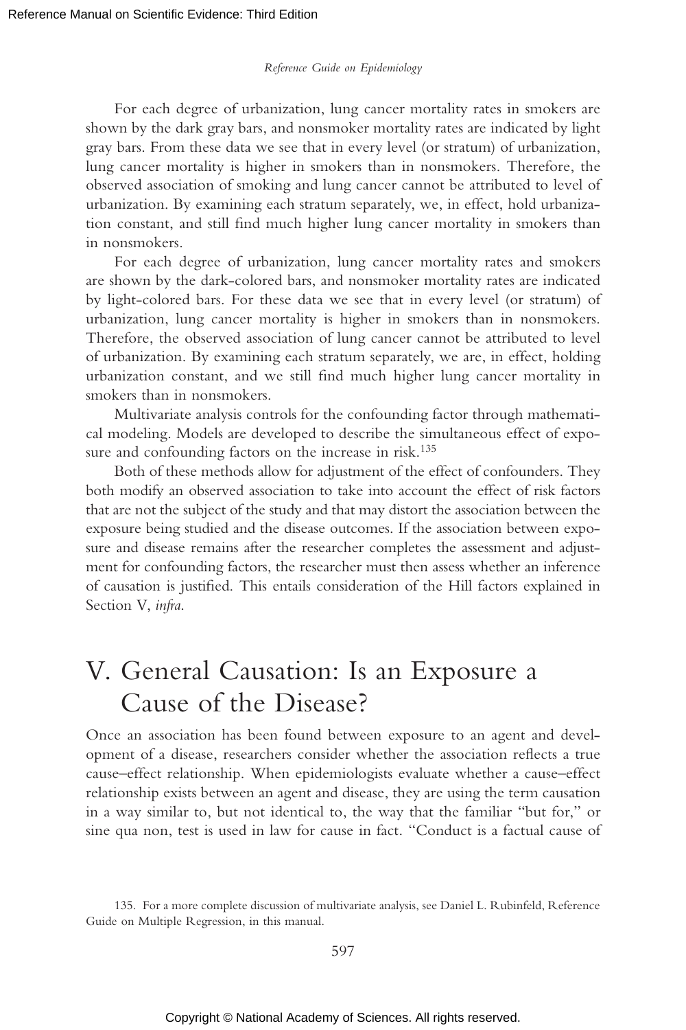For each degree of urbanization, lung cancer mortality rates in smokers are shown by the dark gray bars, and nonsmoker mortality rates are indicated by light gray bars. From these data we see that in every level (or stratum) of urbanization, lung cancer mortality is higher in smokers than in nonsmokers. Therefore, the observed association of smoking and lung cancer cannot be attributed to level of urbanization. By examining each stratum separately, we, in effect, hold urbanization constant, and still find much higher lung cancer mortality in smokers than in nonsmokers.

For each degree of urbanization, lung cancer mortality rates and smokers are shown by the dark-colored bars, and nonsmoker mortality rates are indicated by light-colored bars. For these data we see that in every level (or stratum) of urbanization, lung cancer mortality is higher in smokers than in nonsmokers. Therefore, the observed association of lung cancer cannot be attributed to level of urbanization. By examining each stratum separately, we are, in effect, holding urbanization constant, and we still find much higher lung cancer mortality in smokers than in nonsmokers.

Multivariate analysis controls for the confounding factor through mathematical modeling. Models are developed to describe the simultaneous effect of exposure and confounding factors on the increase in risk.[135]

Both of these methods allow for adjustment of the effect of confounders. They both modify an observed association to take into account the effect of risk factors that are not the subject of the study and that may distort the association between the exposure being studied and the disease outcomes. If the association between exposure and disease remains after the researcher completes the assessment and adjustment for confounding factors, the researcher must then assess whether an inference of causation is justified. This entails consideration of the Hill factors explained in Section V, *infra*.

# V. General Causation: Is an Exposure a Cause of the Disease?

Once an association has been found between exposure to an agent and development of a disease, researchers consider whether the association reflects a true cause–effect relationship. When epidemiologists evaluate whether a cause–effect relationship exists between an agent and disease, they are using the term causation in a way similar to, but not identical to, the way that the familiar "but for," or sine qua non, test is used in law for cause in fact. "Conduct is a factual cause of

135. For a more complete discussion of multivariate analysis, see Daniel L. Rubinfeld, Reference Guide on Multiple Regression, in this manual.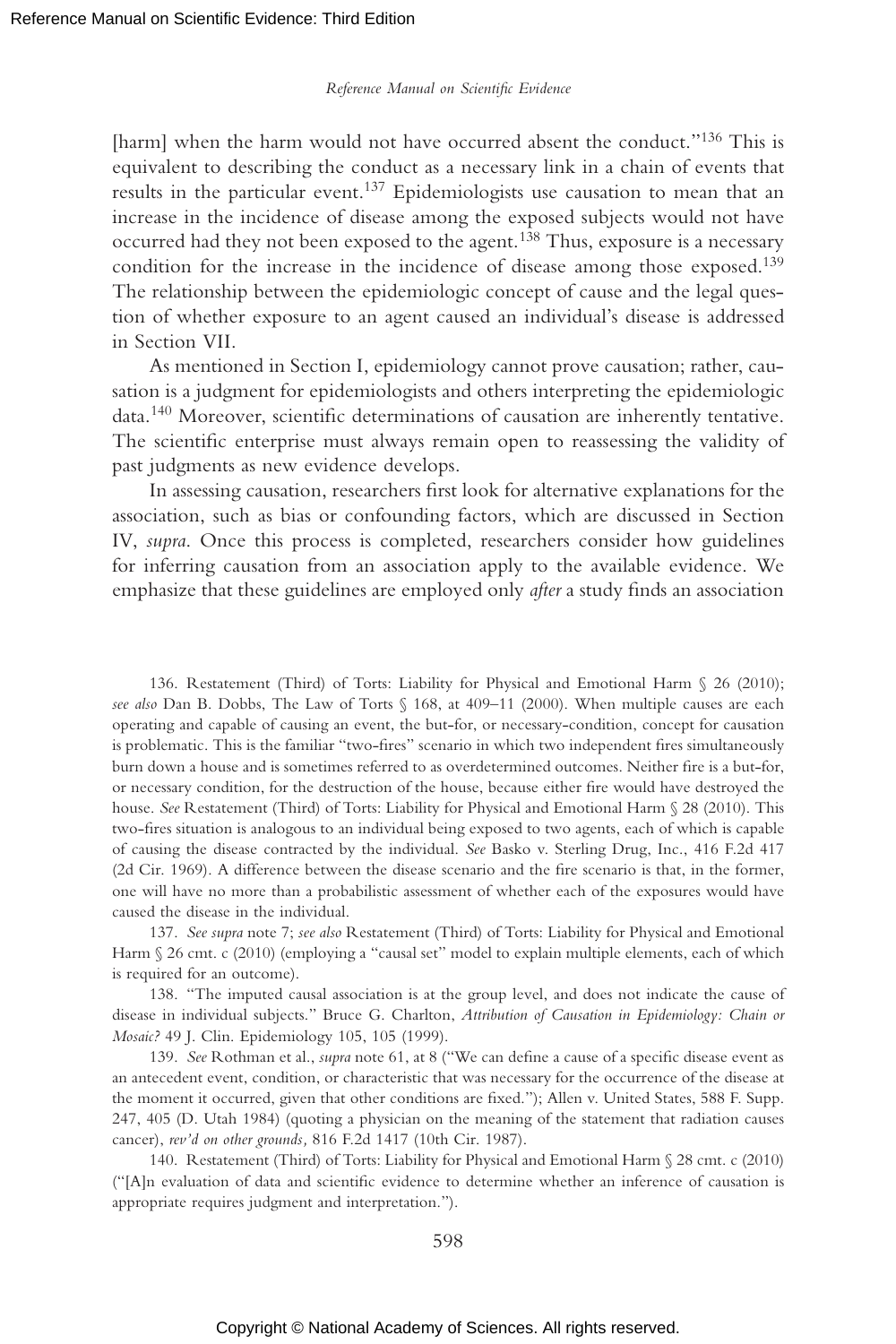[harm] when the harm would not have occurred absent the conduct."[136] This is equivalent to describing the conduct as a necessary link in a chain of events that results in the particular event.[137] Epidemiologists use causation to mean that an increase in the incidence of disease among the exposed subjects would not have occurred had they not been exposed to the agent.[138] Thus, exposure is a necessary condition for the increase in the incidence of disease among those exposed.[139] The relationship between the epidemiologic concept of cause and the legal question of whether exposure to an agent caused an individual's disease is addressed in Section VII.

As mentioned in Section I, epidemiology cannot prove causation; rather, causation is a judgment for epidemiologists and others interpreting the epidemiologic data.[140] Moreover, scientific determinations of causation are inherently tentative. The scientific enterprise must always remain open to reassessing the validity of past judgments as new evidence develops.

In assessing causation, researchers first look for alternative explanations for the association, such as bias or confounding factors, which are discussed in Section IV, *supra*. Once this process is completed, researchers consider how guidelines for inferring causation from an association apply to the available evidence. We emphasize that these guidelines are employed only *after* a study finds an association

136. Restatement (Third) of Torts: Liability for Physical and Emotional Harm § 26 (2010); *see also* Dan B. Dobbs, The Law of Torts § 168, at 409–11 (2000). When multiple causes are each operating and capable of causing an event, the but-for, or necessary-condition, concept for causation is problematic. This is the familiar "two-fires" scenario in which two independent fires simultaneously burn down a house and is sometimes referred to as overdetermined outcomes. Neither fire is a but-for, or necessary condition, for the destruction of the house, because either fire would have destroyed the house. *See* Restatement (Third) of Torts: Liability for Physical and Emotional Harm § 28 (2010). This two-fires situation is analogous to an individual being exposed to two agents, each of which is capable of causing the disease contracted by the individual. *See* Basko v. Sterling Drug, Inc., 416 F.2d 417 (2d Cir. 1969). A difference between the disease scenario and the fire scenario is that, in the former, one will have no more than a probabilistic assessment of whether each of the exposures would have caused the disease in the individual.

137. *See supra* note 7; *see also* Restatement (Third) of Torts: Liability for Physical and Emotional Harm § 26 cmt. c (2010) (employing a "causal set" model to explain multiple elements, each of which is required for an outcome).

138. "The imputed causal association is at the group level, and does not indicate the cause of disease in individual subjects." Bruce G. Charlton, *Attribution of Causation in Epidemiology: Chain or Mosaic?* 49 J. Clin. Epidemiology 105, 105 (1999).

139. *See* Rothman et al., *supra* note 61, at 8 ("We can define a cause of a specific disease event as an antecedent event, condition, or characteristic that was necessary for the occurrence of the disease at the moment it occurred, given that other conditions are fixed."); Allen v. United States, 588 F. Supp. 247, 405 (D. Utah 1984) (quoting a physician on the meaning of the statement that radiation causes cancer), *rev'd on other grounds,* 816 F.2d 1417 (10th Cir. 1987).

140. Restatement (Third) of Torts: Liability for Physical and Emotional Harm § 28 cmt. c (2010) ("[A]n evaluation of data and scientific evidence to determine whether an inference of causation is appropriate requires judgment and interpretation.").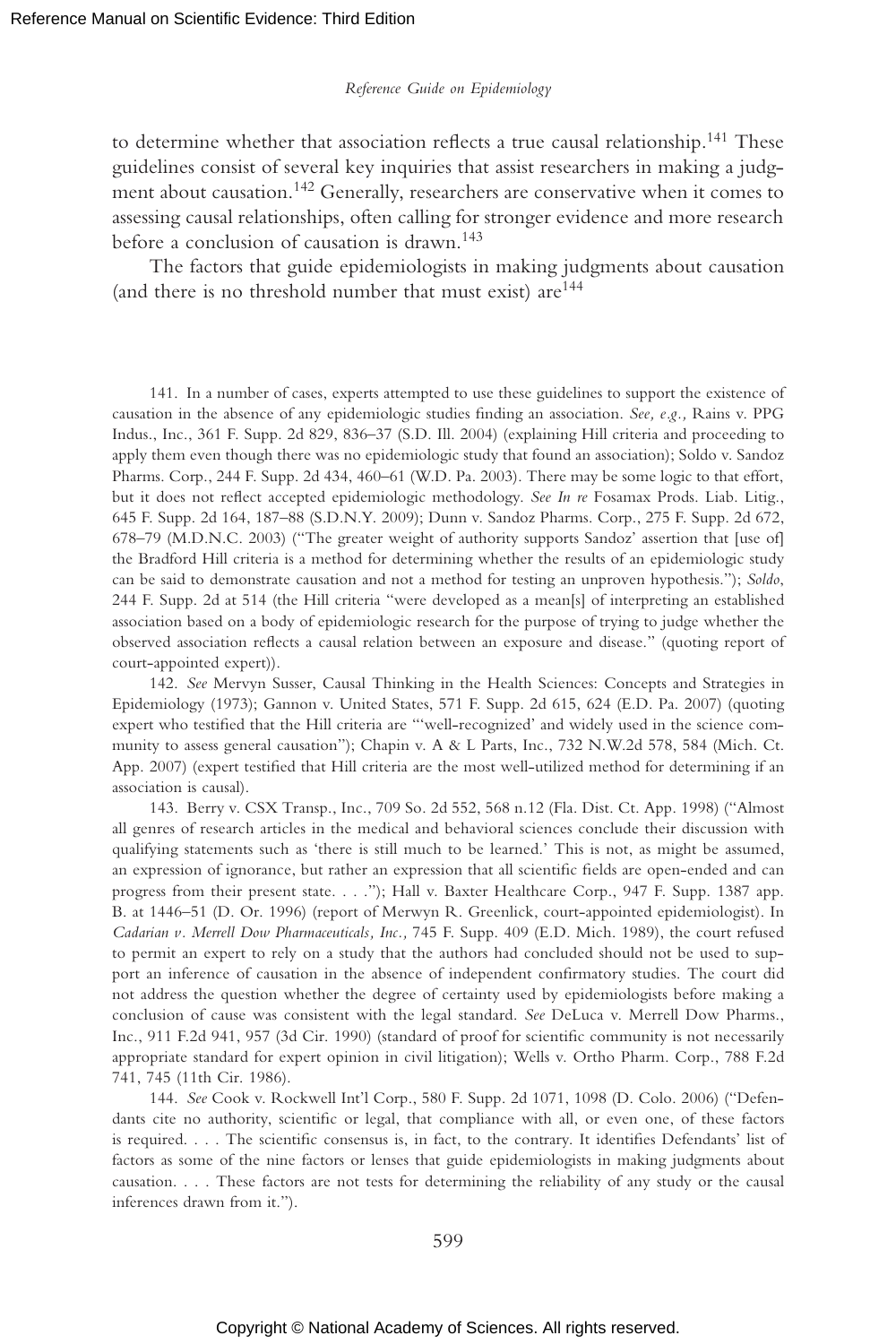to determine whether that association reflects a true causal relationship.[141] These guidelines consist of several key inquiries that assist researchers in making a judgment about causation.[142] Generally, researchers are conservative when it comes to assessing causal relationships, often calling for stronger evidence and more research before a conclusion of causation is drawn.[143]

The factors that guide epidemiologists in making judgments about causation (and there is no threshold number that must exist) are[144]

---

141. In a number of cases, experts attempted to use these guidelines to support the existence of causation in the absence of any epidemiologic studies finding an association. *See, e.g.,* Rains v. PPG Indus., Inc., 361 F. Supp. 2d 829, 836–37 (S.D. Ill. 2004) (explaining Hill criteria and proceeding to apply them even though there was no epidemiologic study that found an association); Soldo v. Sandoz Pharms. Corp., 244 F. Supp. 2d 434, 460–61 (W.D. Pa. 2003). There may be some logic to that effort, but it does not reflect accepted epidemiologic methodology. *See In re* Fosamax Prods. Liab. Litig., 645 F. Supp. 2d 164, 187–88 (S.D.N.Y. 2009); Dunn v. Sandoz Pharms. Corp., 275 F. Supp. 2d 672, 678–79 (M.D.N.C. 2003) ("The greater weight of authority supports Sandoz' assertion that [use of] the Bradford Hill criteria is a method for determining whether the results of an epidemiologic study can be said to demonstrate causation and not a method for testing an unproven hypothesis."); *Soldo*, 244 F. Supp. 2d at 514 (the Hill criteria "were developed as a mean[s] of interpreting an established association based on a body of epidemiologic research for the purpose of trying to judge whether the observed association reflects a causal relation between an exposure and disease." (quoting report of court-appointed expert)).

142. *See* Mervyn Susser, Causal Thinking in the Health Sciences: Concepts and Strategies in Epidemiology (1973); Gannon v. United States, 571 F. Supp. 2d 615, 624 (E.D. Pa. 2007) (quoting expert who testified that the Hill criteria are "'well-recognized' and widely used in the science community to assess general causation"); Chapin v. A & L Parts, Inc., 732 N.W.2d 578, 584 (Mich. Ct. App. 2007) (expert testified that Hill criteria are the most well-utilized method for determining if an association is causal).

143. Berry v. CSX Transp., Inc., 709 So. 2d 552, 568 n.12 (Fla. Dist. Ct. App. 1998) ("Almost all genres of research articles in the medical and behavioral sciences conclude their discussion with qualifying statements such as 'there is still much to be learned.' This is not, as might be assumed, an expression of ignorance, but rather an expression that all scientific fields are open-ended and can progress from their present state. . . ."); Hall v. Baxter Healthcare Corp., 947 F. Supp. 1387 app. B. at 1446–51 (D. Or. 1996) (report of Merwyn R. Greenlick, court-appointed epidemiologist). In *Cadarian v. Merrell Dow Pharmaceuticals, Inc.,* 745 F. Supp. 409 (E.D. Mich. 1989), the court refused to permit an expert to rely on a study that the authors had concluded should not be used to support an inference of causation in the absence of independent confirmatory studies. The court did not address the question whether the degree of certainty used by epidemiologists before making a conclusion of cause was consistent with the legal standard. *See* DeLuca v. Merrell Dow Pharms., Inc., 911 F.2d 941, 957 (3d Cir. 1990) (standard of proof for scientific community is not necessarily appropriate standard for expert opinion in civil litigation); Wells v. Ortho Pharm. Corp., 788 F.2d 741, 745 (11th Cir. 1986).

144. *See* Cook v. Rockwell Int'l Corp., 580 F. Supp. 2d 1071, 1098 (D. Colo. 2006) ("Defendants cite no authority, scientific or legal, that compliance with all, or even one, of these factors is required. . . . The scientific consensus is, in fact, to the contrary. It identifies Defendants' list of factors as some of the nine factors or lenses that guide epidemiologists in making judgments about causation. . . . These factors are not tests for determining the reliability of any study or the causal inferences drawn from it.").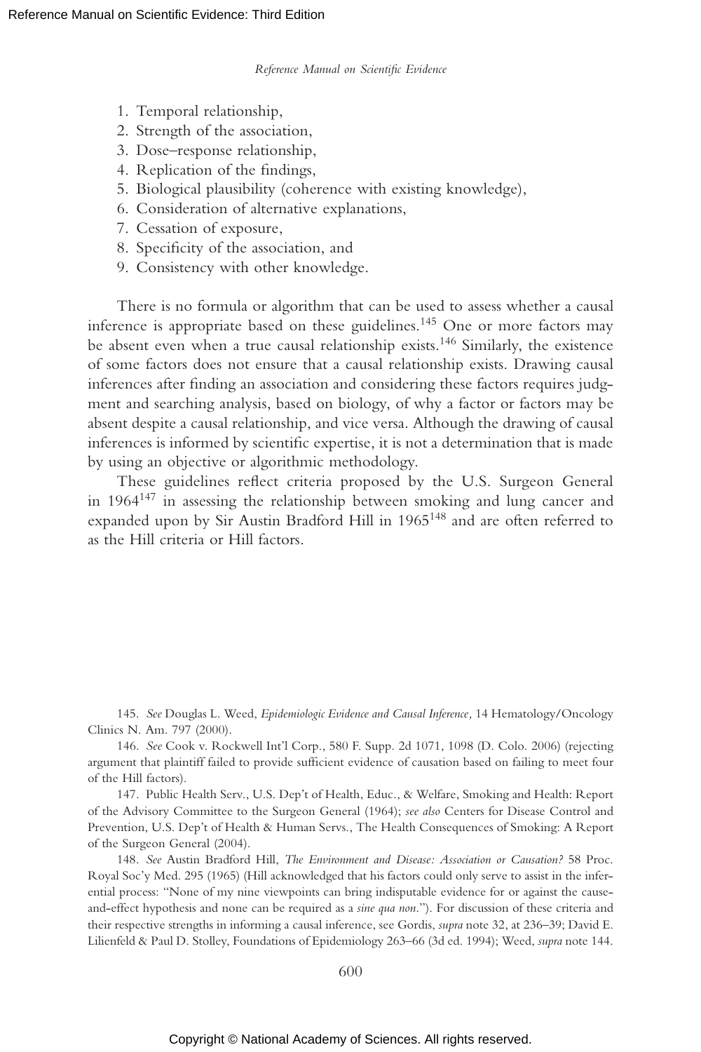1. Temporal relationship,
2. Strength of the association,
3. Dose–response relationship,
4. Replication of the findings,
5. Biological plausibility (coherence with existing knowledge),
6. Consideration of alternative explanations,
7. Cessation of exposure,
8. Specificity of the association, and
9. Consistency with other knowledge.

There is no formula or algorithm that can be used to assess whether a causal inference is appropriate based on these guidelines.[145] One or more factors may be absent even when a true causal relationship exists.[146] Similarly, the existence of some factors does not ensure that a causal relationship exists. Drawing causal inferences after finding an association and considering these factors requires judgment and searching analysis, based on biology, of why a factor or factors may be absent despite a causal relationship, and vice versa. Although the drawing of causal inferences is informed by scientific expertise, it is not a determination that is made by using an objective or algorithmic methodology.

These guidelines reflect criteria proposed by the U.S. Surgeon General in 1964[147] in assessing the relationship between smoking and lung cancer and expanded upon by Sir Austin Bradford Hill in 1965[148] and are often referred to as the Hill criteria or Hill factors.

---

145. *See* Douglas L. Weed, *Epidemiologic Evidence and Causal Inference,* 14 Hematology/Oncology Clinics N. Am. 797 (2000).

146. *See* Cook v. Rockwell Int'l Corp., 580 F. Supp. 2d 1071, 1098 (D. Colo. 2006) (rejecting argument that plaintiff failed to provide sufficient evidence of causation based on failing to meet four of the Hill factors).

147. Public Health Serv., U.S. Dep't of Health, Educ., & Welfare, Smoking and Health: Report of the Advisory Committee to the Surgeon General (1964); *see also* Centers for Disease Control and Prevention, U.S. Dep't of Health & Human Servs., The Health Consequences of Smoking: A Report of the Surgeon General (2004).

148. *See* Austin Bradford Hill, *The Environment and Disease: Association or Causation?* 58 Proc. Royal Soc'y Med. 295 (1965) (Hill acknowledged that his factors could only serve to assist in the inferential process: "None of my nine viewpoints can bring indisputable evidence for or against the cause-and-effect hypothesis and none can be required as a *sine qua non*."). For discussion of these criteria and their respective strengths in informing a causal inference, see Gordis, *supra* note 32, at 236–39; David E. Lilienfeld & Paul D. Stolley, Foundations of Epidemiology 263–66 (3d ed. 1994); Weed, *supra* note 144.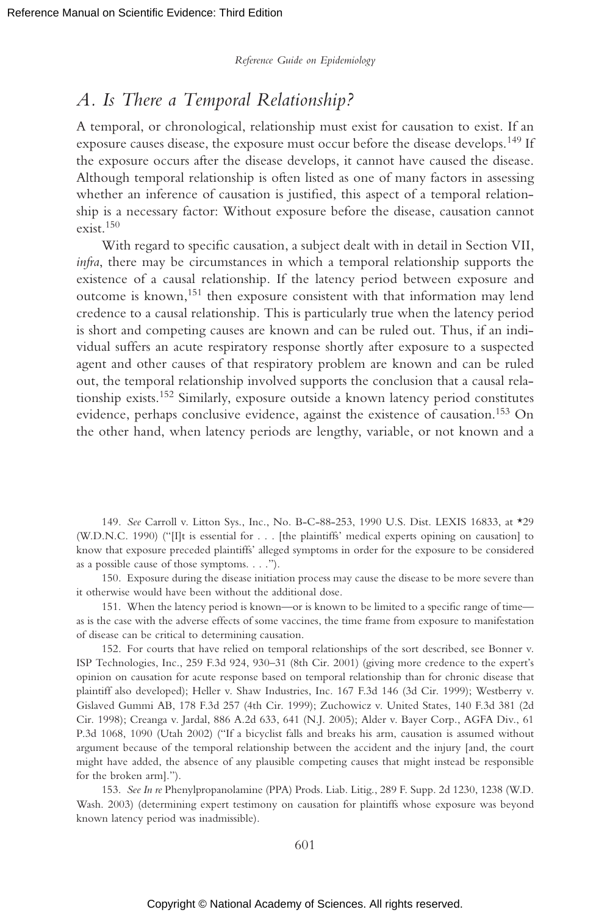## A. Is There a Temporal Relationship?

A temporal, or chronological, relationship must exist for causation to exist. If an exposure causes disease, the exposure must occur before the disease develops.[149] If the exposure occurs after the disease develops, it cannot have caused the disease. Although temporal relationship is often listed as one of many factors in assessing whether an inference of causation is justified, this aspect of a temporal relationship is a necessary factor: Without exposure before the disease, causation cannot exist.[150]

With regard to specific causation, a subject dealt with in detail in Section VII, *infra*, there may be circumstances in which a temporal relationship supports the existence of a causal relationship. If the latency period between exposure and outcome is known,[151] then exposure consistent with that information may lend credence to a causal relationship. This is particularly true when the latency period is short and competing causes are known and can be ruled out. Thus, if an individual suffers an acute respiratory response shortly after exposure to a suspected agent and other causes of that respiratory problem are known and can be ruled out, the temporal relationship involved supports the conclusion that a causal relationship exists.[152] Similarly, exposure outside a known latency period constitutes evidence, perhaps conclusive evidence, against the existence of causation.[153] On the other hand, when latency periods are lengthy, variable, or not known and a

149. *See* Carroll v. Litton Sys., Inc., No. B-C-88-253, 1990 U.S. Dist. LEXIS 16833, at *29 (W.D.N.C. 1990) ("[I]t is essential for . . . [the plaintiffs' medical experts opining on causation] to know that exposure preceded plaintiffs' alleged symptoms in order for the exposure to be considered as a possible cause of those symptoms. . . .").

150. Exposure during the disease initiation process may cause the disease to be more severe than it otherwise would have been without the additional dose.

151. When the latency period is known—or is known to be limited to a specific range of time—as is the case with the adverse effects of some vaccines, the time frame from exposure to manifestation of disease can be critical to determining causation.

152. For courts that have relied on temporal relationships of the sort described, see Bonner v. ISP Technologies, Inc., 259 F.3d 924, 930–31 (8th Cir. 2001) (giving more credence to the expert's opinion on causation for acute response based on temporal relationship than for chronic disease that plaintiff also developed); Heller v. Shaw Industries, Inc. 167 F.3d 146 (3d Cir. 1999); Westberry v. Gislaved Gummi AB, 178 F.3d 257 (4th Cir. 1999); Zuchowicz v. United States, 140 F.3d 381 (2d Cir. 1998); Creanga v. Jardal, 886 A.2d 633, 641 (N.J. 2005); Alder v. Bayer Corp., AGFA Div., 61 P.3d 1068, 1090 (Utah 2002) ("If a bicyclist falls and breaks his arm, causation is assumed without argument because of the temporal relationship between the accident and the injury [and, the court might have added, the absence of any plausible competing causes that might instead be responsible for the broken arm].").

153. *See In re* Phenylpropanolamine (PPA) Prods. Liab. Litig., 289 F. Supp. 2d 1230, 1238 (W.D. Wash. 2003) (determining expert testimony on causation for plaintiffs whose exposure was beyond known latency period was inadmissible).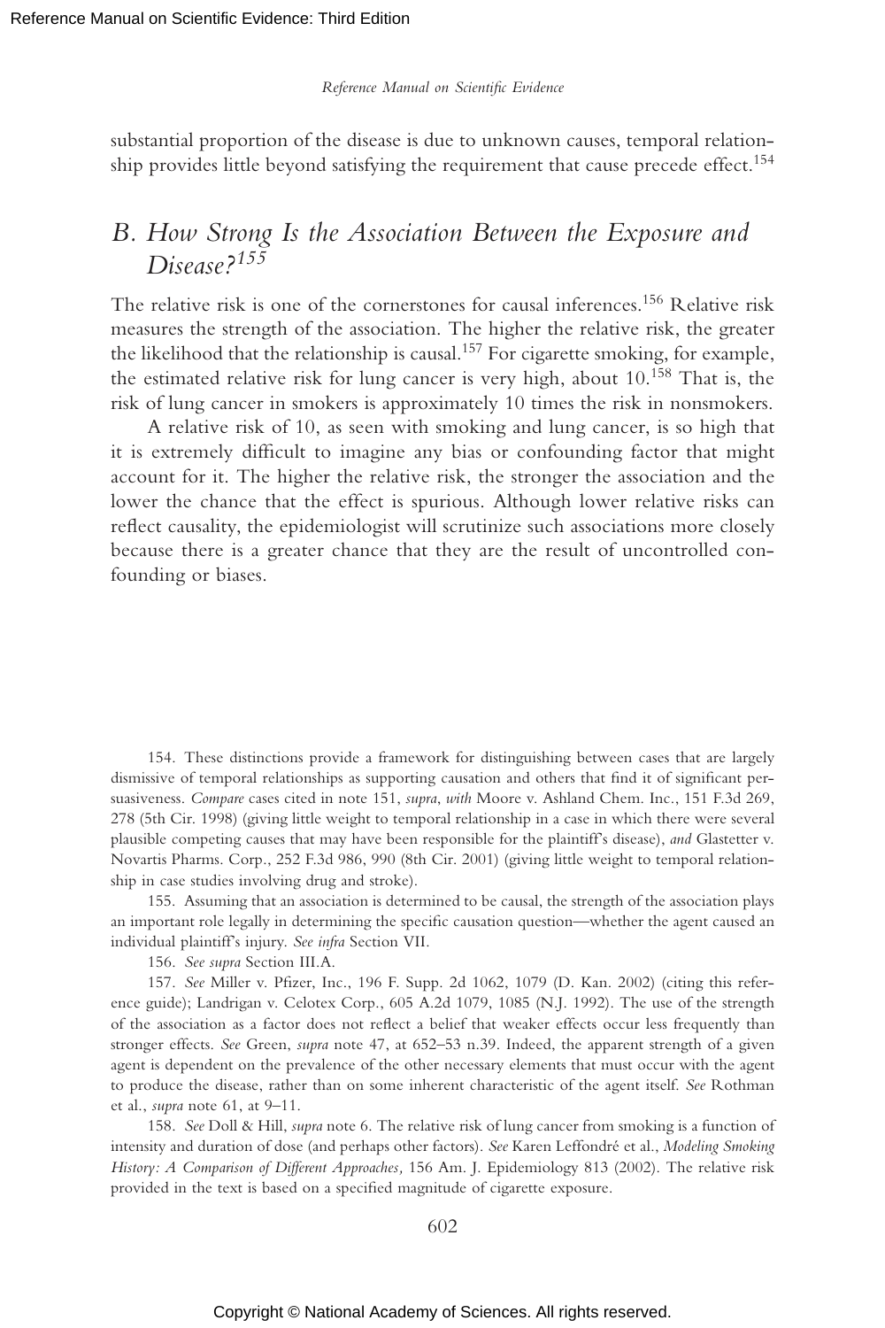substantial proportion of the disease is due to unknown causes, temporal relationship provides little beyond satisfying the requirement that cause precede effect.[154]

## *B. How Strong Is the Association Between the Exposure and Disease?*[155]

The relative risk is one of the cornerstones for causal inferences.[156] Relative risk measures the strength of the association. The higher the relative risk, the greater the likelihood that the relationship is causal.[157] For cigarette smoking, for example, the estimated relative risk for lung cancer is very high, about 10.[158] That is, the risk of lung cancer in smokers is approximately 10 times the risk in nonsmokers.

A relative risk of 10, as seen with smoking and lung cancer, is so high that it is extremely difficult to imagine any bias or confounding factor that might account for it. The higher the relative risk, the stronger the association and the lower the chance that the effect is spurious. Although lower relative risks can reflect causality, the epidemiologist will scrutinize such associations more closely because there is a greater chance that they are the result of uncontrolled confounding or biases.

---

154. These distinctions provide a framework for distinguishing between cases that are largely dismissive of temporal relationships as supporting causation and others that find it of significant persuasiveness. *Compare* cases cited in note 151, *supra*, *with* Moore v. Ashland Chem. Inc., 151 F.3d 269, 278 (5th Cir. 1998) (giving little weight to temporal relationship in a case in which there were several plausible competing causes that may have been responsible for the plaintiff's disease), *and* Glastetter v. Novartis Pharms. Corp., 252 F.3d 986, 990 (8th Cir. 2001) (giving little weight to temporal relationship in case studies involving drug and stroke).

155. Assuming that an association is determined to be causal, the strength of the association plays an important role legally in determining the specific causation question—whether the agent caused an individual plaintiff's injury. *See infra* Section VII.

156. *See supra* Section III.A.

157. *See* Miller v. Pfizer, Inc., 196 F. Supp. 2d 1062, 1079 (D. Kan. 2002) (citing this reference guide); Landrigan v. Celotex Corp., 605 A.2d 1079, 1085 (N.J. 1992). The use of the strength of the association as a factor does not reflect a belief that weaker effects occur less frequently than stronger effects. *See* Green, *supra* note 47, at 652–53 n.39. Indeed, the apparent strength of a given agent is dependent on the prevalence of the other necessary elements that must occur with the agent to produce the disease, rather than on some inherent characteristic of the agent itself. *See* Rothman et al., *supra* note 61, at 9–11.

158. *See* Doll & Hill, *supra* note 6. The relative risk of lung cancer from smoking is a function of intensity and duration of dose (and perhaps other factors). *See* Karen Leffondré et al., *Modeling Smoking History: A Comparison of Different Approaches,* 156 Am. J. Epidemiology 813 (2002). The relative risk provided in the text is based on a specified magnitude of cigarette exposure.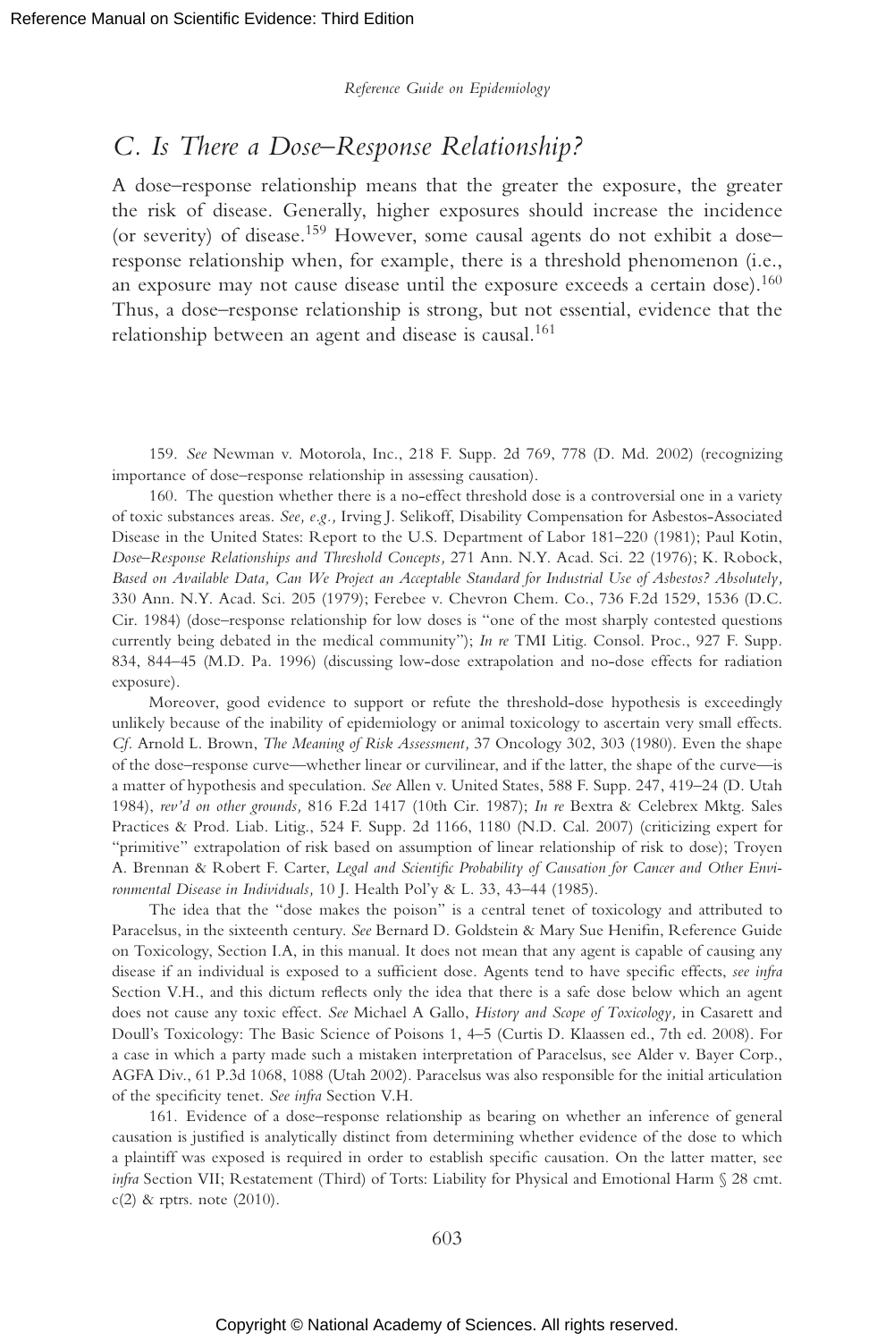## C. Is There a Dose–Response Relationship?

A dose–response relationship means that the greater the exposure, the greater the risk of disease. Generally, higher exposures should increase the incidence (or severity) of disease.[159] However, some causal agents do not exhibit a dose–response relationship when, for example, there is a threshold phenomenon (i.e., an exposure may not cause disease until the exposure exceeds a certain dose).[160] Thus, a dose–response relationship is strong, but not essential, evidence that the relationship between an agent and disease is causal.[161]

159. *See* Newman v. Motorola, Inc., 218 F. Supp. 2d 769, 778 (D. Md. 2002) (recognizing importance of dose–response relationship in assessing causation).

160. The question whether there is a no-effect threshold dose is a controversial one in a variety of toxic substances areas. *See, e.g.,* Irving J. Selikoff, Disability Compensation for Asbestos-Associated Disease in the United States: Report to the U.S. Department of Labor 181–220 (1981); Paul Kotin, *Dose–Response Relationships and Threshold Concepts,* 271 Ann. N.Y. Acad. Sci. 22 (1976); K. Robock, *Based on Available Data, Can We Project an Acceptable Standard for Industrial Use of Asbestos? Absolutely,* 330 Ann. N.Y. Acad. Sci. 205 (1979); Ferebee v. Chevron Chem. Co., 736 F.2d 1529, 1536 (D.C. Cir. 1984) (dose–response relationship for low doses is "one of the most sharply contested questions currently being debated in the medical community"); *In re* TMI Litig. Consol. Proc., 927 F. Supp. 834, 844–45 (M.D. Pa. 1996) (discussing low-dose extrapolation and no-dose effects for radiation exposure).

Moreover, good evidence to support or refute the threshold-dose hypothesis is exceedingly unlikely because of the inability of epidemiology or animal toxicology to ascertain very small effects. *Cf.* Arnold L. Brown, *The Meaning of Risk Assessment,* 37 Oncology 302, 303 (1980). Even the shape of the dose–response curve—whether linear or curvilinear, and if the latter, the shape of the curve—is a matter of hypothesis and speculation. *See* Allen v. United States, 588 F. Supp. 247, 419–24 (D. Utah 1984), *rev'd on other grounds,* 816 F.2d 1417 (10th Cir. 1987); *In re* Bextra & Celebrex Mktg. Sales Practices & Prod. Liab. Litig., 524 F. Supp. 2d 1166, 1180 (N.D. Cal. 2007) (criticizing expert for "primitive" extrapolation of risk based on assumption of linear relationship of risk to dose); Troyen A. Brennan & Robert F. Carter, *Legal and Scientific Probability of Causation for Cancer and Other Environmental Disease in Individuals,* 10 J. Health Pol'y & L. 33, 43–44 (1985).

The idea that the "dose makes the poison" is a central tenet of toxicology and attributed to Paracelsus, in the sixteenth century. *See* Bernard D. Goldstein & Mary Sue Henifin, Reference Guide on Toxicology, Section I.A, in this manual. It does not mean that any agent is capable of causing any disease if an individual is exposed to a sufficient dose. Agents tend to have specific effects, *see infra* Section V.H., and this dictum reflects only the idea that there is a safe dose below which an agent does not cause any toxic effect. *See* Michael A Gallo, *History and Scope of Toxicology,* in Casarett and Doull's Toxicology: The Basic Science of Poisons 1, 4–5 (Curtis D. Klaassen ed., 7th ed. 2008). For a case in which a party made such a mistaken interpretation of Paracelsus, see Alder v. Bayer Corp., AGFA Div., 61 P.3d 1068, 1088 (Utah 2002). Paracelsus was also responsible for the initial articulation of the specificity tenet. *See infra* Section V.H.

161. Evidence of a dose–response relationship as bearing on whether an inference of general causation is justified is analytically distinct from determining whether evidence of the dose to which a plaintiff was exposed is required in order to establish specific causation. On the latter matter, see *infra* Section VII; Restatement (Third) of Torts: Liability for Physical and Emotional Harm § 28 cmt. c(2) & rptrs. note (2010).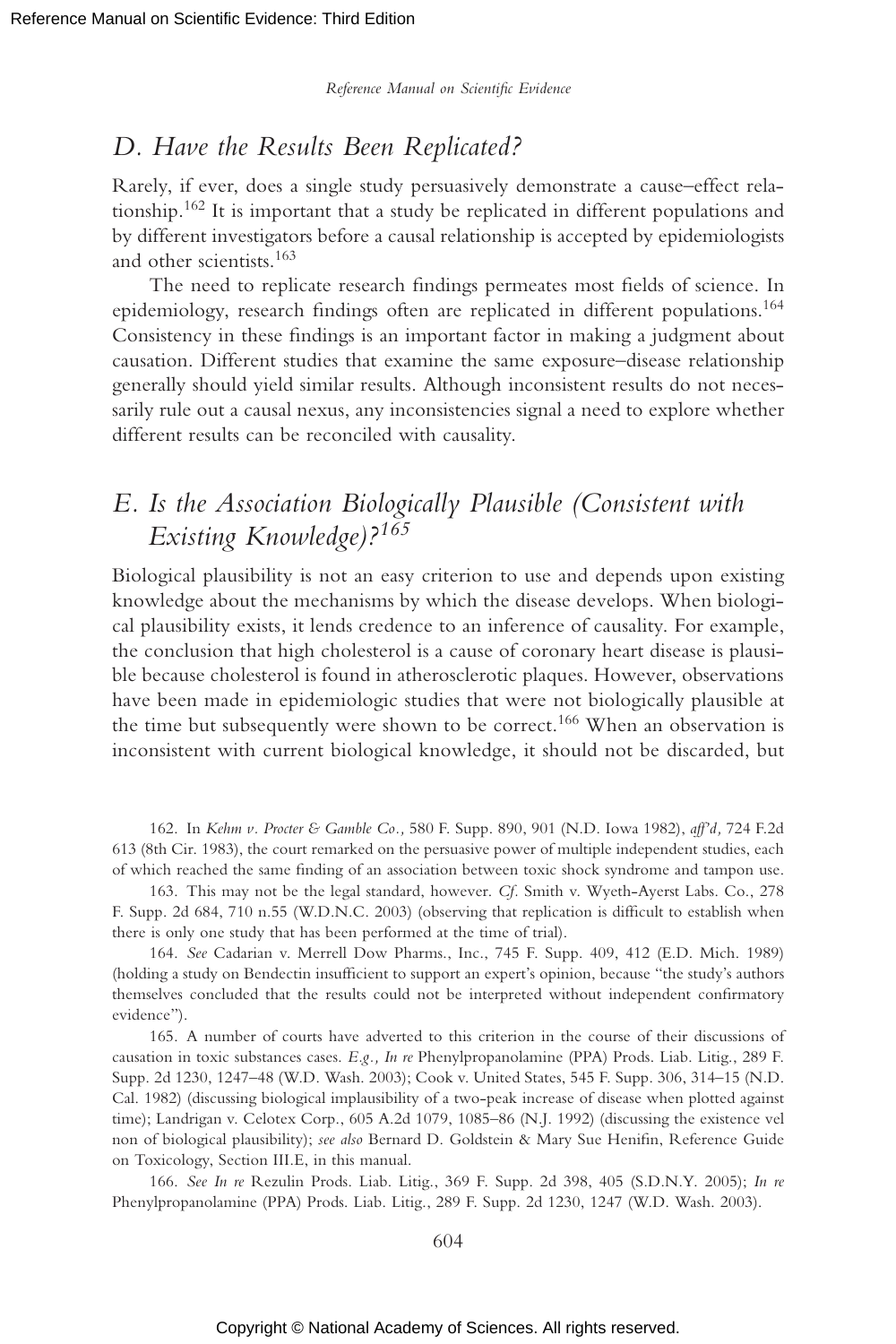## D. Have the Results Been Replicated?

Rarely, if ever, does a single study persuasively demonstrate a cause–effect relationship.[162] It is important that a study be replicated in different populations and by different investigators before a causal relationship is accepted by epidemiologists and other scientists.[163]

The need to replicate research findings permeates most fields of science. In epidemiology, research findings often are replicated in different populations.[164] Consistency in these findings is an important factor in making a judgment about causation. Different studies that examine the same exposure–disease relationship generally should yield similar results. Although inconsistent results do not necessarily rule out a causal nexus, any inconsistencies signal a need to explore whether different results can be reconciled with causality.

## E. Is the Association Biologically Plausible (Consistent with Existing Knowledge)?[165]

Biological plausibility is not an easy criterion to use and depends upon existing knowledge about the mechanisms by which the disease develops. When biological plausibility exists, it lends credence to an inference of causality. For example, the conclusion that high cholesterol is a cause of coronary heart disease is plausible because cholesterol is found in atherosclerotic plaques. However, observations have been made in epidemiologic studies that were not biologically plausible at the time but subsequently were shown to be correct.[166] When an observation is inconsistent with current biological knowledge, it should not be discarded, but

---

162. In *Kehm v. Procter & Gamble Co.,* 580 F. Supp. 890, 901 (N.D. Iowa 1982), *aff'd,* 724 F.2d 613 (8th Cir. 1983), the court remarked on the persuasive power of multiple independent studies, each of which reached the same finding of an association between toxic shock syndrome and tampon use.

163. This may not be the legal standard, however. *Cf.* Smith v. Wyeth-Ayerst Labs. Co., 278 F. Supp. 2d 684, 710 n.55 (W.D.N.C. 2003) (observing that replication is difficult to establish when there is only one study that has been performed at the time of trial).

164. *See* Cadarian v. Merrell Dow Pharms., Inc., 745 F. Supp. 409, 412 (E.D. Mich. 1989) (holding a study on Bendectin insufficient to support an expert's opinion, because "the study's authors themselves concluded that the results could not be interpreted without independent confirmatory evidence").

165. A number of courts have adverted to this criterion in the course of their discussions of causation in toxic substances cases. *E.g., In re* Phenylpropanolamine (PPA) Prods. Liab. Litig., 289 F. Supp. 2d 1230, 1247–48 (W.D. Wash. 2003); Cook v. United States, 545 F. Supp. 306, 314–15 (N.D. Cal. 1982) (discussing biological implausibility of a two-peak increase of disease when plotted against time); Landrigan v. Celotex Corp., 605 A.2d 1079, 1085–86 (N.J. 1992) (discussing the existence vel non of biological plausibility); *see also* Bernard D. Goldstein & Mary Sue Henifin, Reference Guide on Toxicology, Section III.E, in this manual.

166. *See In re* Rezulin Prods. Liab. Litig., 369 F. Supp. 2d 398, 405 (S.D.N.Y. 2005); *In re* Phenylpropanolamine (PPA) Prods. Liab. Litig., 289 F. Supp. 2d 1230, 1247 (W.D. Wash. 2003).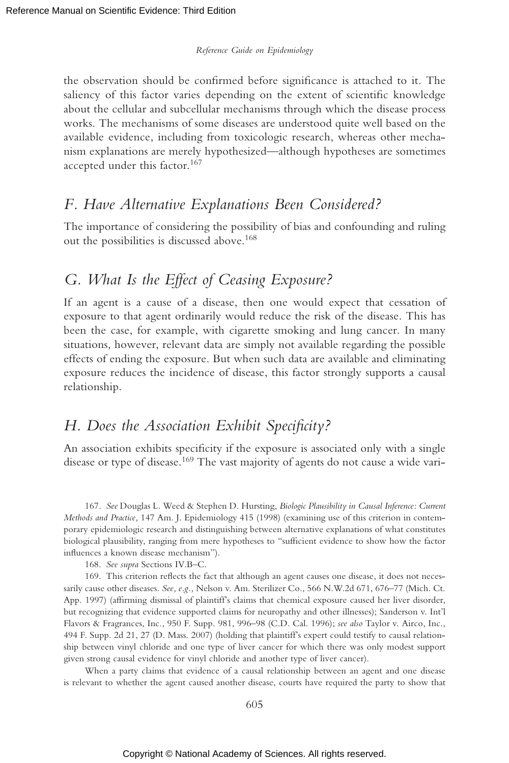the observation should be confirmed before significance is attached to it. The saliency of this factor varies depending on the extent of scientific knowledge about the cellular and subcellular mechanisms through which the disease process works. The mechanisms of some diseases are understood quite well based on the available evidence, including from toxicologic research, whereas other mechanism explanations are merely hypothesized—although hypotheses are sometimes accepted under this factor.[167]

## *F. Have Alternative Explanations Been Considered?*

The importance of considering the possibility of bias and confounding and ruling out the possibilities is discussed above.[168]

## *G. What Is the Effect of Ceasing Exposure?*

If an agent is a cause of a disease, then one would expect that cessation of exposure to that agent ordinarily would reduce the risk of the disease. This has been the case, for example, with cigarette smoking and lung cancer. In many situations, however, relevant data are simply not available regarding the possible effects of ending the exposure. But when such data are available and eliminating exposure reduces the incidence of disease, this factor strongly supports a causal relationship.

## *H. Does the Association Exhibit Specificity?*

An association exhibits specificity if the exposure is associated only with a single disease or type of disease.[169] The vast majority of agents do not cause a wide vari-

167. *See* Douglas L. Weed & Stephen D. Hursting, *Biologic Plausibility in Causal Inference: Current Methods and Practice,* 147 Am. J. Epidemiology 415 (1998) (examining use of this criterion in contemporary epidemiologic research and distinguishing between alternative explanations of what constitutes biological plausibility, ranging from mere hypotheses to "sufficient evidence to show how the factor influences a known disease mechanism").

168. *See supra* Sections IV.B–C.

169. This criterion reflects the fact that although an agent causes one disease, it does not necessarily cause other diseases. *See, e.g.,* Nelson v. Am. Sterilizer Co., 566 N.W.2d 671, 676–77 (Mich. Ct. App. 1997) (affirming dismissal of plaintiff's claims that chemical exposure caused her liver disorder, but recognizing that evidence supported claims for neuropathy and other illnesses); Sanderson v. Int'l Flavors & Fragrances, Inc., 950 F. Supp. 981, 996–98 (C.D. Cal. 1996); *see also* Taylor v. Airco, Inc., 494 F. Supp. 2d 21, 27 (D. Mass. 2007) (holding that plaintiff's expert could testify to causal relationship between vinyl chloride and one type of liver cancer for which there was only modest support given strong causal evidence for vinyl chloride and another type of liver cancer).

When a party claims that evidence of a causal relationship between an agent and one disease is relevant to whether the agent caused another disease, courts have required the party to show that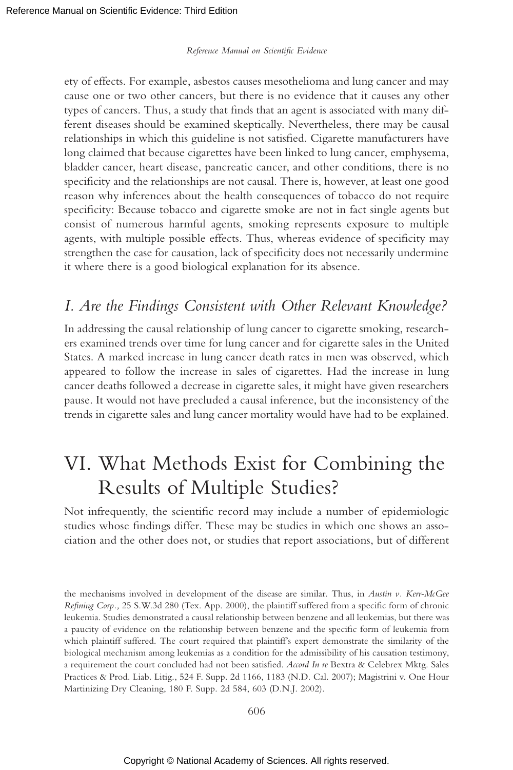ety of effects. For example, asbestos causes mesothelioma and lung cancer and may cause one or two other cancers, but there is no evidence that it causes any other types of cancers. Thus, a study that finds that an agent is associated with many different diseases should be examined skeptically. Nevertheless, there may be causal relationships in which this guideline is not satisfied. Cigarette manufacturers have long claimed that because cigarettes have been linked to lung cancer, emphysema, bladder cancer, heart disease, pancreatic cancer, and other conditions, there is no specificity and the relationships are not causal. There is, however, at least one good reason why inferences about the health consequences of tobacco do not require specificity: Because tobacco and cigarette smoke are not in fact single agents but consist of numerous harmful agents, smoking represents exposure to multiple agents, with multiple possible effects. Thus, whereas evidence of specificity may strengthen the case for causation, lack of specificity does not necessarily undermine it where there is a good biological explanation for its absence.

### *I. Are the Findings Consistent with Other Relevant Knowledge?*

In addressing the causal relationship of lung cancer to cigarette smoking, researchers examined trends over time for lung cancer and for cigarette sales in the United States. A marked increase in lung cancer death rates in men was observed, which appeared to follow the increase in sales of cigarettes. Had the increase in lung cancer deaths followed a decrease in cigarette sales, it might have given researchers pause. It would not have precluded a causal inference, but the inconsistency of the trends in cigarette sales and lung cancer mortality would have had to be explained.

## VI. What Methods Exist for Combining the Results of Multiple Studies?

Not infrequently, the scientific record may include a number of epidemiologic studies whose findings differ. These may be studies in which one shows an association and the other does not, or studies that report associations, but of different

---

the mechanisms involved in development of the disease are similar. Thus, in *Austin v. Kerr-McGee Refining Corp.,* 25 S.W.3d 280 (Tex. App. 2000), the plaintiff suffered from a specific form of chronic leukemia. Studies demonstrated a causal relationship between benzene and all leukemias, but there was a paucity of evidence on the relationship between benzene and the specific form of leukemia from which plaintiff suffered. The court required that plaintiff's expert demonstrate the similarity of the biological mechanism among leukemias as a condition for the admissibility of his causation testimony, a requirement the court concluded had not been satisfied. *Accord In re* Bextra & Celebrex Mktg. Sales Practices & Prod. Liab. Litig., 524 F. Supp. 2d 1166, 1183 (N.D. Cal. 2007); Magistrini v. One Hour Martinizing Dry Cleaning, 180 F. Supp. 2d 584, 603 (D.N.J. 2002).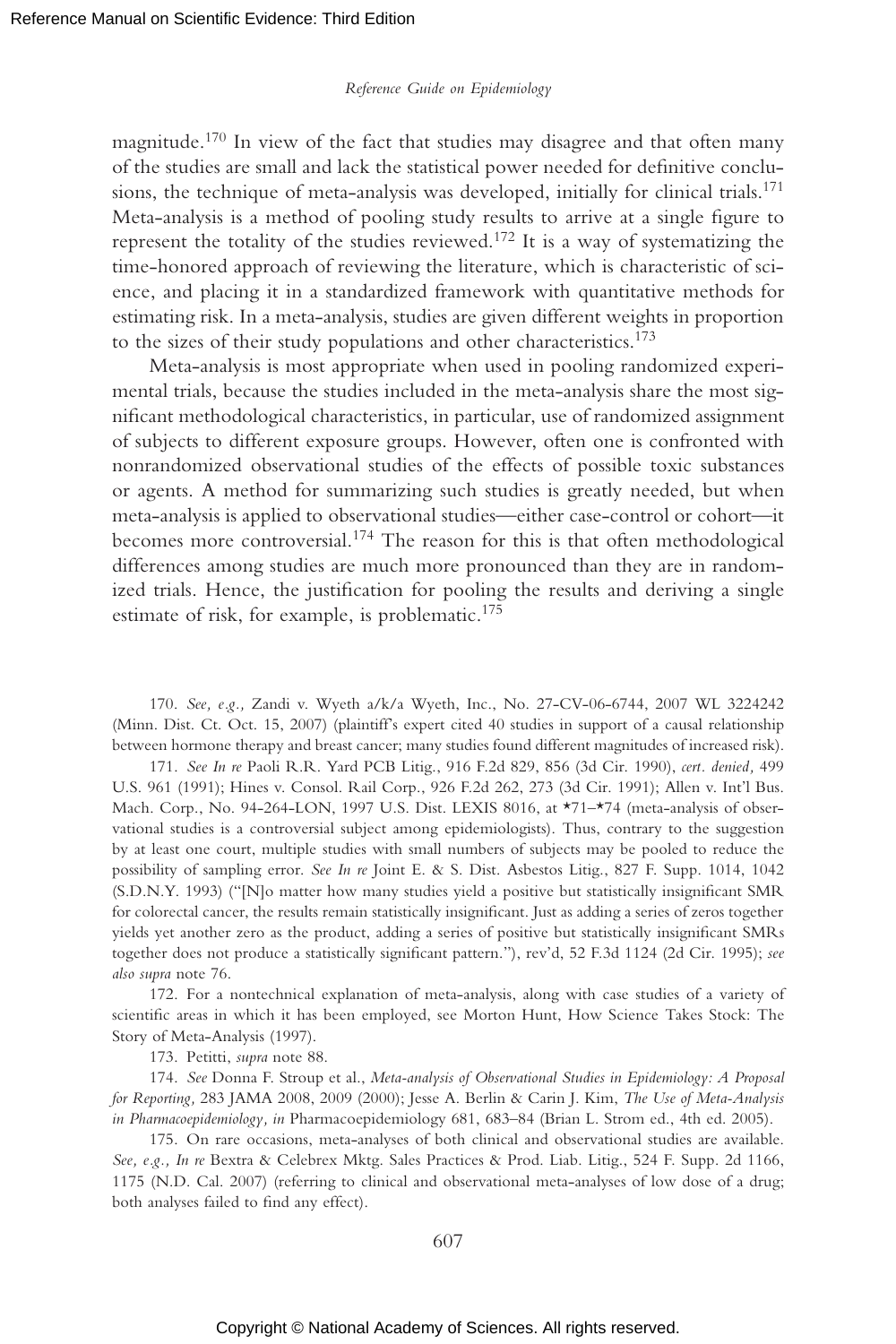magnitude.[170] In view of the fact that studies may disagree and that often many of the studies are small and lack the statistical power needed for definitive conclusions, the technique of meta-analysis was developed, initially for clinical trials.[171] Meta-analysis is a method of pooling study results to arrive at a single figure to represent the totality of the studies reviewed.[172] It is a way of systematizing the time-honored approach of reviewing the literature, which is characteristic of science, and placing it in a standardized framework with quantitative methods for estimating risk. In a meta-analysis, studies are given different weights in proportion to the sizes of their study populations and other characteristics.[173]

Meta-analysis is most appropriate when used in pooling randomized experimental trials, because the studies included in the meta-analysis share the most significant methodological characteristics, in particular, use of randomized assignment of subjects to different exposure groups. However, often one is confronted with nonrandomized observational studies of the effects of possible toxic substances or agents. A method for summarizing such studies is greatly needed, but when meta-analysis is applied to observational studies—either case-control or cohort—it becomes more controversial.[174] The reason for this is that often methodological differences among studies are much more pronounced than they are in randomized trials. Hence, the justification for pooling the results and deriving a single estimate of risk, for example, is problematic.[175]

170. *See, e.g.,* Zandi v. Wyeth a/k/a Wyeth, Inc., No. 27-CV-06-6744, 2007 WL 3224242 (Minn. Dist. Ct. Oct. 15, 2007) (plaintiff's expert cited 40 studies in support of a causal relationship between hormone therapy and breast cancer; many studies found different magnitudes of increased risk).

171. *See In re* Paoli R.R. Yard PCB Litig., 916 F.2d 829, 856 (3d Cir. 1990), *cert. denied,* 499 U.S. 961 (1991); Hines v. Consol. Rail Corp., 926 F.2d 262, 273 (3d Cir. 1991); Allen v. Int'l Bus. Mach. Corp., No. 94-264-LON, 1997 U.S. Dist. LEXIS 8016, at *71–*74 (meta-analysis of observational studies is a controversial subject among epidemiologists). Thus, contrary to the suggestion by at least one court, multiple studies with small numbers of subjects may be pooled to reduce the possibility of sampling error. *See In re* Joint E. & S. Dist. Asbestos Litig., 827 F. Supp. 1014, 1042 (S.D.N.Y. 1993) ("[N]o matter how many studies yield a positive but statistically insignificant SMR for colorectal cancer, the results remain statistically insignificant. Just as adding a series of zeros together yields yet another zero as the product, adding a series of positive but statistically insignificant SMRs together does not produce a statistically significant pattern."), rev'd, 52 F.3d 1124 (2d Cir. 1995); *see also supra* note 76.

172. For a nontechnical explanation of meta-analysis, along with case studies of a variety of scientific areas in which it has been employed, see Morton Hunt, How Science Takes Stock: The Story of Meta-Analysis (1997).

173. Petitti, *supra* note 88.

174. *See* Donna F. Stroup et al., *Meta-analysis of Observational Studies in Epidemiology: A Proposal for Reporting,* 283 JAMA 2008, 2009 (2000); Jesse A. Berlin & Carin J. Kim, *The Use of Meta-Analysis in Pharmacoepidemiology, in* Pharmacoepidemiology 681, 683–84 (Brian L. Strom ed., 4th ed. 2005).

175. On rare occasions, meta-analyses of both clinical and observational studies are available. *See, e.g., In re* Bextra & Celebrex Mktg. Sales Practices & Prod. Liab. Litig., 524 F. Supp. 2d 1166, 1175 (N.D. Cal. 2007) (referring to clinical and observational meta-analyses of low dose of a drug; both analyses failed to find any effect).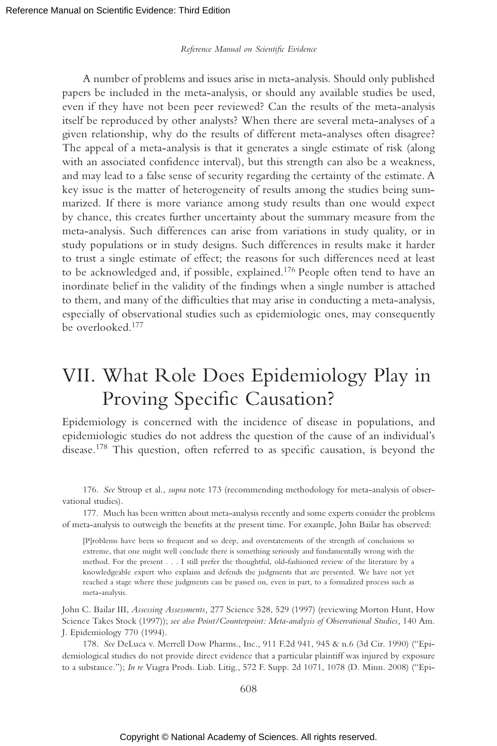A number of problems and issues arise in meta-analysis. Should only published papers be included in the meta-analysis, or should any available studies be used, even if they have not been peer reviewed? Can the results of the meta-analysis itself be reproduced by other analysts? When there are several meta-analyses of a given relationship, why do the results of different meta-analyses often disagree? The appeal of a meta-analysis is that it generates a single estimate of risk (along with an associated confidence interval), but this strength can also be a weakness, and may lead to a false sense of security regarding the certainty of the estimate. A key issue is the matter of heterogeneity of results among the studies being summarized. If there is more variance among study results than one would expect by chance, this creates further uncertainty about the summary measure from the meta-analysis. Such differences can arise from variations in study quality, or in study populations or in study designs. Such differences in results make it harder to trust a single estimate of effect; the reasons for such differences need at least to be acknowledged and, if possible, explained.[176] People often tend to have an inordinate belief in the validity of the findings when a single number is attached to them, and many of the difficulties that may arise in conducting a meta-analysis, especially of observational studies such as epidemiologic ones, may consequently be overlooked.[177]

# VII. What Role Does Epidemiology Play in Proving Specific Causation?

Epidemiology is concerned with the incidence of disease in populations, and epidemiologic studies do not address the question of the cause of an individual's disease.[178] This question, often referred to as specific causation, is beyond the

---

176. *See* Stroup et al., *supra* note 173 (recommending methodology for meta-analysis of observational studies).

177. Much has been written about meta-analysis recently and some experts consider the problems of meta-analysis to outweigh the benefits at the present time. For example, John Bailar has observed:

> [P]roblems have been so frequent and so deep, and overstatements of the strength of conclusions so extreme, that one might well conclude there is something seriously and fundamentally wrong with the method. For the present . . . I still prefer the thoughtful, old-fashioned review of the literature by a knowledgeable expert who explains and defends the judgments that are presented. We have not yet reached a stage where these judgments can be passed on, even in part, to a formalized process such as meta-analysis.

John C. Bailar III, *Assessing Assessments,* 277 Science 528, 529 (1997) (reviewing Morton Hunt, How Science Takes Stock (1997)); *see also Point/Counterpoint: Meta-analysis of Observational Studies,* 140 Am. J. Epidemiology 770 (1994).

178. *See* DeLuca v. Merrell Dow Pharms., Inc., 911 F.2d 941, 945 & n.6 (3d Cir. 1990) ("Epidemiological studies do not provide direct evidence that a particular plaintiff was injured by exposure to a substance."); *In re* Viagra Prods. Liab. Litig., 572 F. Supp. 2d 1071, 1078 (D. Minn. 2008) ("Epi-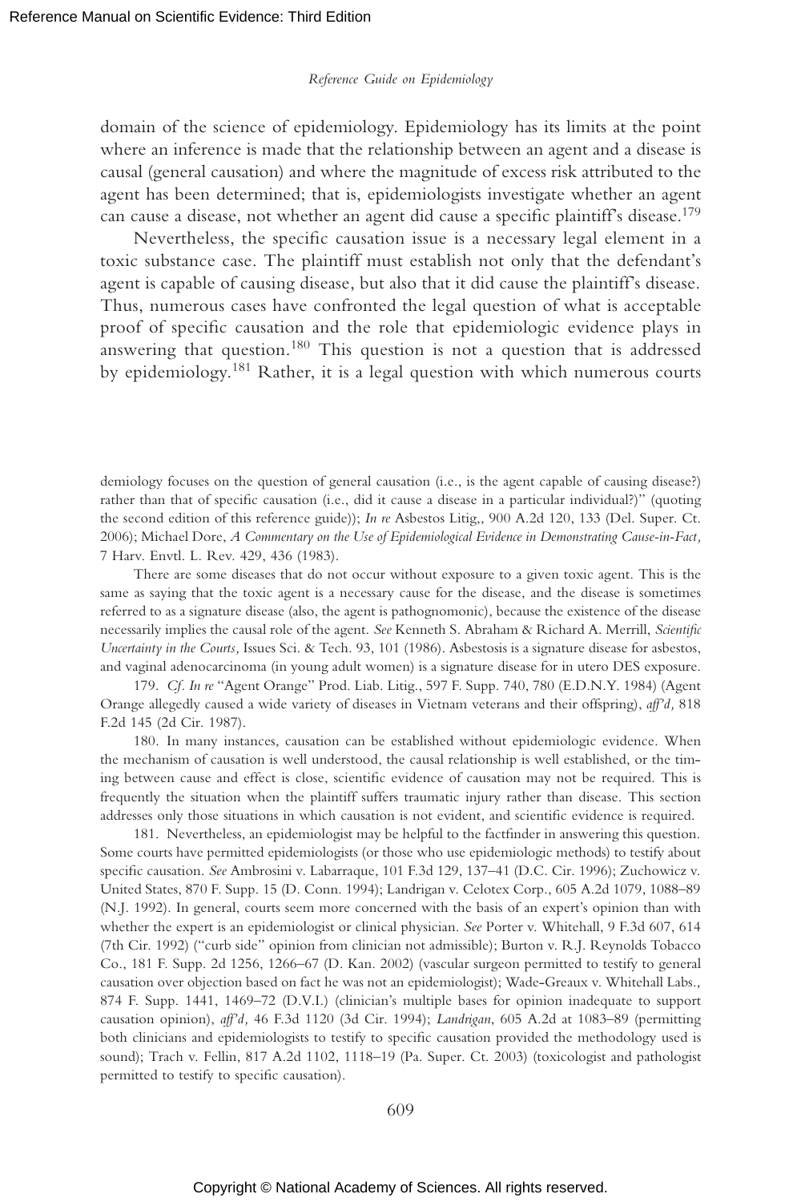domain of the science of epidemiology. Epidemiology has its limits at the point where an inference is made that the relationship between an agent and a disease is causal (general causation) and where the magnitude of excess risk attributed to the agent has been determined; that is, epidemiologists investigate whether an agent can cause a disease, not whether an agent did cause a specific plaintiff's disease.[179]

Nevertheless, the specific causation issue is a necessary legal element in a toxic substance case. The plaintiff must establish not only that the defendant's agent is capable of causing disease, but also that it did cause the plaintiff's disease. Thus, numerous cases have confronted the legal question of what is acceptable proof of specific causation and the role that epidemiologic evidence plays in answering that question.[180] This question is not a question that is addressed by epidemiology.[181] Rather, it is a legal question with which numerous courts

demiology focuses on the question of general causation (i.e., is the agent capable of causing disease?) rather than that of specific causation (i.e., did it cause a disease in a particular individual?)" (quoting the second edition of this reference guide)); *In re* Asbestos Litig,, 900 A.2d 120, 133 (Del. Super. Ct. 2006); Michael Dore, *A Commentary on the Use of Epidemiological Evidence in Demonstrating Cause-in-Fact,* 7 Harv. Envtl. L. Rev. 429, 436 (1983).

There are some diseases that do not occur without exposure to a given toxic agent. This is the same as saying that the toxic agent is a necessary cause for the disease, and the disease is sometimes referred to as a signature disease (also, the agent is pathognomonic), because the existence of the disease necessarily implies the causal role of the agent. *See* Kenneth S. Abraham & Richard A. Merrill, *Scientific Uncertainty in the Courts,* Issues Sci. & Tech. 93, 101 (1986). Asbestosis is a signature disease for asbestos, and vaginal adenocarcinoma (in young adult women) is a signature disease for in utero DES exposure.

179. *Cf. In re* "Agent Orange" Prod. Liab. Litig., 597 F. Supp. 740, 780 (E.D.N.Y. 1984) (Agent Orange allegedly caused a wide variety of diseases in Vietnam veterans and their offspring), *aff'd,* 818 F.2d 145 (2d Cir. 1987).

180. In many instances, causation can be established without epidemiologic evidence. When the mechanism of causation is well understood, the causal relationship is well established, or the timing between cause and effect is close, scientific evidence of causation may not be required. This is frequently the situation when the plaintiff suffers traumatic injury rather than disease. This section addresses only those situations in which causation is not evident, and scientific evidence is required.

181. Nevertheless, an epidemiologist may be helpful to the factfinder in answering this question. Some courts have permitted epidemiologists (or those who use epidemiologic methods) to testify about specific causation. *See* Ambrosini v. Labarraque, 101 F.3d 129, 137–41 (D.C. Cir. 1996); Zuchowicz v. United States, 870 F. Supp. 15 (D. Conn. 1994); Landrigan v. Celotex Corp., 605 A.2d 1079, 1088–89 (N.J. 1992). In general, courts seem more concerned with the basis of an expert's opinion than with whether the expert is an epidemiologist or clinical physician. *See* Porter v. Whitehall, 9 F.3d 607, 614 (7th Cir. 1992) ("curb side" opinion from clinician not admissible); Burton v. R.J. Reynolds Tobacco Co., 181 F. Supp. 2d 1256, 1266–67 (D. Kan. 2002) (vascular surgeon permitted to testify to general causation over objection based on fact he was not an epidemiologist); Wade-Greaux v. Whitehall Labs., 874 F. Supp. 1441, 1469–72 (D.V.I.) (clinician's multiple bases for opinion inadequate to support causation opinion), *aff'd,* 46 F.3d 1120 (3d Cir. 1994); *Landrigan*, 605 A.2d at 1083–89 (permitting both clinicians and epidemiologists to testify to specific causation provided the methodology used is sound); Trach v. Fellin, 817 A.2d 1102, 1118–19 (Pa. Super. Ct. 2003) (toxicologist and pathologist permitted to testify to specific causation).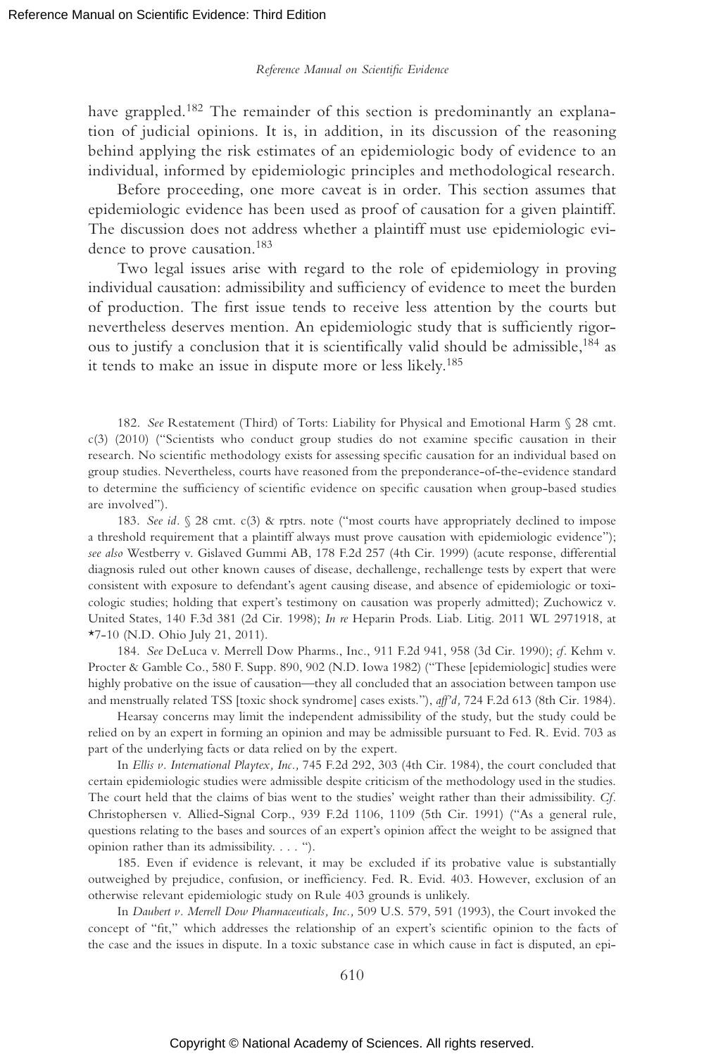have grappled.[182] The remainder of this section is predominantly an explanation of judicial opinions. It is, in addition, in its discussion of the reasoning behind applying the risk estimates of an epidemiologic body of evidence to an individual, informed by epidemiologic principles and methodological research.

Before proceeding, one more caveat is in order. This section assumes that epidemiologic evidence has been used as proof of causation for a given plaintiff. The discussion does not address whether a plaintiff must use epidemiologic evidence to prove causation.[183]

Two legal issues arise with regard to the role of epidemiology in proving individual causation: admissibility and sufficiency of evidence to meet the burden of production. The first issue tends to receive less attention by the courts but nevertheless deserves mention. An epidemiologic study that is sufficiently rigorous to justify a conclusion that it is scientifically valid should be admissible,[184] as it tends to make an issue in dispute more or less likely.[185]

---

182. *See* Restatement (Third) of Torts: Liability for Physical and Emotional Harm § 28 cmt. c(3) (2010) ("Scientists who conduct group studies do not examine specific causation in their research. No scientific methodology exists for assessing specific causation for an individual based on group studies. Nevertheless, courts have reasoned from the preponderance-of-the-evidence standard to determine the sufficiency of scientific evidence on specific causation when group-based studies are involved").

183. *See id.* § 28 cmt. c(3) & rptrs. note ("most courts have appropriately declined to impose a threshold requirement that a plaintiff always must prove causation with epidemiologic evidence"); *see also* Westberry v. Gislaved Gummi AB, 178 F.2d 257 (4th Cir. 1999) (acute response, differential diagnosis ruled out other known causes of disease, dechallenge, rechallenge tests by expert that were consistent with exposure to defendant's agent causing disease, and absence of epidemiologic or toxicologic studies; holding that expert's testimony on causation was properly admitted); Zuchowicz v. United States, 140 F.3d 381 (2d Cir. 1998); *In re* Heparin Prods. Liab. Litig. 2011 WL 2971918, at *7-10 (N.D. Ohio July 21, 2011).

184. *See* DeLuca v. Merrell Dow Pharms., Inc., 911 F.2d 941, 958 (3d Cir. 1990); *cf.* Kehm v. Procter & Gamble Co., 580 F. Supp. 890, 902 (N.D. Iowa 1982) ("These [epidemiologic] studies were highly probative on the issue of causation—they all concluded that an association between tampon use and menstrually related TSS [toxic shock syndrome] cases exists."), *aff'd,* 724 F.2d 613 (8th Cir. 1984).

Hearsay concerns may limit the independent admissibility of the study, but the study could be relied on by an expert in forming an opinion and may be admissible pursuant to Fed. R. Evid. 703 as part of the underlying facts or data relied on by the expert.

In *Ellis v. International Playtex, Inc.,* 745 F.2d 292, 303 (4th Cir. 1984), the court concluded that certain epidemiologic studies were admissible despite criticism of the methodology used in the studies. The court held that the claims of bias went to the studies' weight rather than their admissibility. *Cf.* Christophersen v. Allied-Signal Corp., 939 F.2d 1106, 1109 (5th Cir. 1991) ("As a general rule, questions relating to the bases and sources of an expert's opinion affect the weight to be assigned that opinion rather than its admissibility. . . . ").

185. Even if evidence is relevant, it may be excluded if its probative value is substantially outweighed by prejudice, confusion, or inefficiency. Fed. R. Evid. 403. However, exclusion of an otherwise relevant epidemiologic study on Rule 403 grounds is unlikely.

In *Daubert v. Merrell Dow Pharmaceuticals, Inc.,* 509 U.S. 579, 591 (1993), the Court invoked the concept of "fit," which addresses the relationship of an expert's scientific opinion to the facts of the case and the issues in dispute. In a toxic substance case in which cause in fact is disputed, an epi-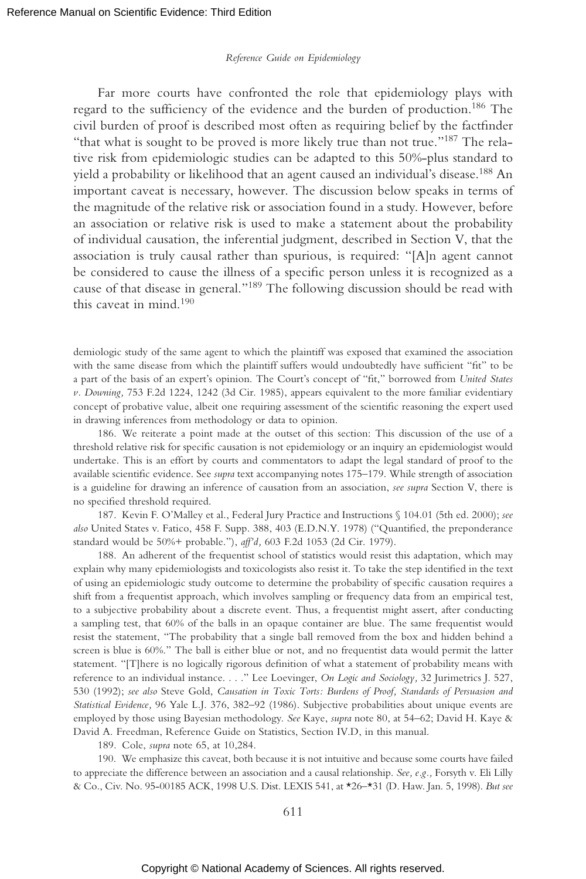Far more courts have confronted the role that epidemiology plays with regard to the sufficiency of the evidence and the burden of production.[186] The civil burden of proof is described most often as requiring belief by the factfinder "that what is sought to be proved is more likely true than not true."[187] The relative risk from epidemiologic studies can be adapted to this 50%-plus standard to yield a probability or likelihood that an agent caused an individual's disease.[188] An important caveat is necessary, however. The discussion below speaks in terms of the magnitude of the relative risk or association found in a study. However, before an association or relative risk is used to make a statement about the probability of individual causation, the inferential judgment, described in Section V, that the association is truly causal rather than spurious, is required: "[A]n agent cannot be considered to cause the illness of a specific person unless it is recognized as a cause of that disease in general."[189] The following discussion should be read with this caveat in mind.[190]

---

demiologic study of the same agent to which the plaintiff was exposed that examined the association with the same disease from which the plaintiff suffers would undoubtedly have sufficient "fit" to be a part of the basis of an expert's opinion. The Court's concept of "fit," borrowed from *United States v. Downing,* 753 F.2d 1224, 1242 (3d Cir. 1985), appears equivalent to the more familiar evidentiary concept of probative value, albeit one requiring assessment of the scientific reasoning the expert used in drawing inferences from methodology or data to opinion.

186. We reiterate a point made at the outset of this section: This discussion of the use of a threshold relative risk for specific causation is not epidemiology or an inquiry an epidemiologist would undertake. This is an effort by courts and commentators to adapt the legal standard of proof to the available scientific evidence. See *supra* text accompanying notes 175–179. While strength of association is a guideline for drawing an inference of causation from an association, *see supra* Section V, there is no specified threshold required.

187. Kevin F. O'Malley et al., Federal Jury Practice and Instructions § 104.01 (5th ed. 2000); *see also* United States v. Fatico, 458 F. Supp. 388, 403 (E.D.N.Y. 1978) ("Quantified, the preponderance standard would be 50%+ probable."), *aff'd,* 603 F.2d 1053 (2d Cir. 1979).

188. An adherent of the frequentist school of statistics would resist this adaptation, which may explain why many epidemiologists and toxicologists also resist it. To take the step identified in the text of using an epidemiologic study outcome to determine the probability of specific causation requires a shift from a frequentist approach, which involves sampling or frequency data from an empirical test, to a subjective probability about a discrete event. Thus, a frequentist might assert, after conducting a sampling test, that 60% of the balls in an opaque container are blue. The same frequentist would resist the statement, "The probability that a single ball removed from the box and hidden behind a screen is blue is 60%." The ball is either blue or not, and no frequentist data would permit the latter statement. "[T]here is no logically rigorous definition of what a statement of probability means with reference to an individual instance. . . ." Lee Loevinger, *On Logic and Sociology,* 32 Jurimetrics J. 527, 530 (1992); *see also* Steve Gold, *Causation in Toxic Torts: Burdens of Proof, Standards of Persuasion and Statistical Evidence,* 96 Yale L.J. 376, 382–92 (1986). Subjective probabilities about unique events are employed by those using Bayesian methodology. *See* Kaye, *supra* note 80, at 54–62; David H. Kaye & David A. Freedman, Reference Guide on Statistics, Section IV.D, in this manual.

189. Cole, *supra* note 65, at 10,284.

190. We emphasize this caveat, both because it is not intuitive and because some courts have failed to appreciate the difference between an association and a causal relationship. *See, e.g.,* Forsyth v. Eli Lilly & Co., Civ. No. 95-00185 ACK, 1998 U.S. Dist. LEXIS 541, at *26–*31 (D. Haw. Jan. 5, 1998). *But see*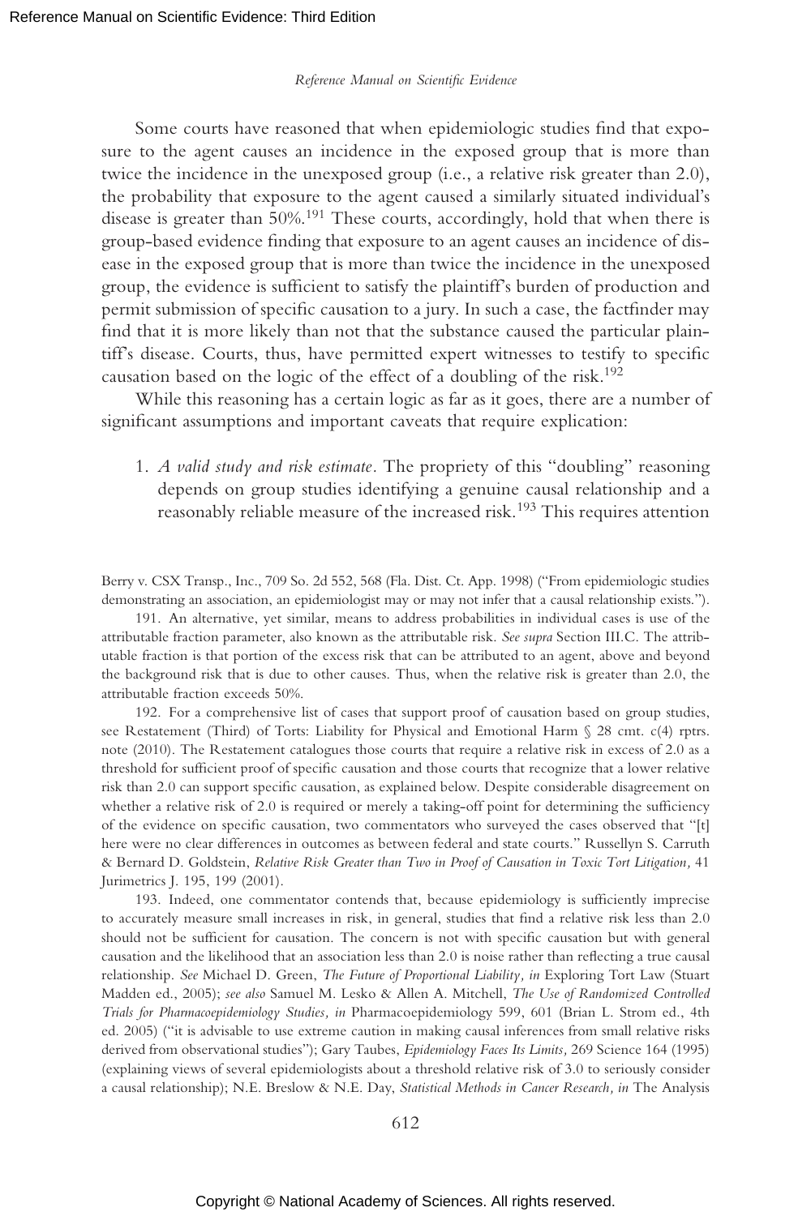Some courts have reasoned that when epidemiologic studies find that exposure to the agent causes an incidence in the exposed group that is more than twice the incidence in the unexposed group (i.e., a relative risk greater than 2.0), the probability that exposure to the agent caused a similarly situated individual's disease is greater than 50%.[191] These courts, accordingly, hold that when there is group-based evidence finding that exposure to an agent causes an incidence of disease in the exposed group that is more than twice the incidence in the unexposed group, the evidence is sufficient to satisfy the plaintiff's burden of production and permit submission of specific causation to a jury. In such a case, the factfinder may find that it is more likely than not that the substance caused the particular plaintiff's disease. Courts, thus, have permitted expert witnesses to testify to specific causation based on the logic of the effect of a doubling of the risk.[192]

While this reasoning has a certain logic as far as it goes, there are a number of significant assumptions and important caveats that require explication:

1. *A valid study and risk estimate*. The propriety of this "doubling" reasoning depends on group studies identifying a genuine causal relationship and a reasonably reliable measure of the increased risk.[193] This requires attention

---

Berry v. CSX Transp., Inc., 709 So. 2d 552, 568 (Fla. Dist. Ct. App. 1998) ("From epidemiologic studies demonstrating an association, an epidemiologist may or may not infer that a causal relationship exists.").

191. An alternative, yet similar, means to address probabilities in individual cases is use of the attributable fraction parameter, also known as the attributable risk. *See supra* Section III.C. The attributable fraction is that portion of the excess risk that can be attributed to an agent, above and beyond the background risk that is due to other causes. Thus, when the relative risk is greater than 2.0, the attributable fraction exceeds 50%.

192. For a comprehensive list of cases that support proof of causation based on group studies, see Restatement (Third) of Torts: Liability for Physical and Emotional Harm § 28 cmt. c(4) rptrs. note (2010). The Restatement catalogues those courts that require a relative risk in excess of 2.0 as a threshold for sufficient proof of specific causation and those courts that recognize that a lower relative risk than 2.0 can support specific causation, as explained below. Despite considerable disagreement on whether a relative risk of 2.0 is required or merely a taking-off point for determining the sufficiency of the evidence on specific causation, two commentators who surveyed the cases observed that "[t]here were no clear differences in outcomes as between federal and state courts." Russellyn S. Carruth & Bernard D. Goldstein, *Relative Risk Greater than Two in Proof of Causation in Toxic Tort Litigation,* 41 Jurimetrics J. 195, 199 (2001).

193. Indeed, one commentator contends that, because epidemiology is sufficiently imprecise to accurately measure small increases in risk, in general, studies that find a relative risk less than 2.0 should not be sufficient for causation. The concern is not with specific causation but with general causation and the likelihood that an association less than 2.0 is noise rather than reflecting a true causal relationship. *See* Michael D. Green, *The Future of Proportional Liability, in* Exploring Tort Law (Stuart Madden ed., 2005); *see also* Samuel M. Lesko & Allen A. Mitchell, *The Use of Randomized Controlled Trials for Pharmacoepidemiology Studies, in* Pharmacoepidemiology 599, 601 (Brian L. Strom ed., 4th ed. 2005) ("it is advisable to use extreme caution in making causal inferences from small relative risks derived from observational studies"); Gary Taubes, *Epidemiology Faces Its Limits,* 269 Science 164 (1995) (explaining views of several epidemiologists about a threshold relative risk of 3.0 to seriously consider a causal relationship); N.E. Breslow & N.E. Day, *Statistical Methods in Cancer Research, in* The Analysis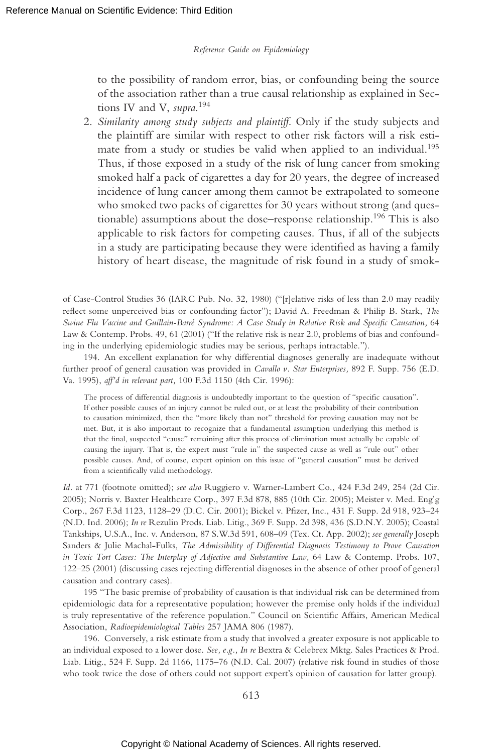to the possibility of random error, bias, or confounding being the source of the association rather than a true causal relationship as explained in Sections IV and V, *supra*.[194]

2. *Similarity among study subjects and plaintiff*. Only if the study subjects and the plaintiff are similar with respect to other risk factors will a risk estimate from a study or studies be valid when applied to an individual.[195] Thus, if those exposed in a study of the risk of lung cancer from smoking smoked half a pack of cigarettes a day for 20 years, the degree of increased incidence of lung cancer among them cannot be extrapolated to someone who smoked two packs of cigarettes for 30 years without strong (and questionable) assumptions about the dose–response relationship.[196] This is also applicable to risk factors for competing causes. Thus, if all of the subjects in a study are participating because they were identified as having a family history of heart disease, the magnitude of risk found in a study of smok-

---

of Case-Control Studies 36 (IARC Pub. No. 32, 1980) ("[r]elative risks of less than 2.0 may readily reflect some unperceived bias or confounding factor"); David A. Freedman & Philip B. Stark, *The Swine Flu Vaccine and Guillain-Barré Syndrome: A Case Study in Relative Risk and Specific Causation,* 64 Law & Contemp. Probs. 49, 61 (2001) ("If the relative risk is near 2.0, problems of bias and confounding in the underlying epidemiologic studies may be serious, perhaps intractable.").

194. An excellent explanation for why differential diagnoses generally are inadequate without further proof of general causation was provided in *Cavallo v. Star Enterprises,* 892 F. Supp. 756 (E.D. Va. 1995), *aff'd in relevant part,* 100 F.3d 1150 (4th Cir. 1996):

> The process of differential diagnosis is undoubtedly important to the question of "specific causation". If other possible causes of an injury cannot be ruled out, or at least the probability of their contribution to causation minimized, then the "more likely than not" threshold for proving causation may not be met. But, it is also important to recognize that a fundamental assumption underlying this method is that the final, suspected "cause" remaining after this process of elimination must actually be capable of causing the injury. That is, the expert must "rule in" the suspected cause as well as "rule out" other possible causes. And, of course, expert opinion on this issue of "general causation" must be derived from a scientifically valid methodology.

*Id*. at 771 (footnote omitted); *see also* Ruggiero v. Warner-Lambert Co., 424 F.3d 249, 254 (2d Cir. 2005); Norris v. Baxter Healthcare Corp., 397 F.3d 878, 885 (10th Cir. 2005); Meister v. Med. Eng'g Corp., 267 F.3d 1123, 1128–29 (D.C. Cir. 2001); Bickel v. Pfizer, Inc., 431 F. Supp. 2d 918, 923–24 (N.D. Ind. 2006); *In re* Rezulin Prods. Liab. Litig., 369 F. Supp. 2d 398, 436 (S.D.N.Y. 2005); Coastal Tankships, U.S.A., Inc. v. Anderson, 87 S.W.3d 591, 608–09 (Tex. Ct. App. 2002); *see generally* Joseph Sanders & Julie Machal-Fulks, *The Admissibility of Differential Diagnosis Testimony to Prove Causation in Toxic Tort Cases: The Interplay of Adjective and Substantive Law,* 64 Law & Contemp. Probs. 107, 122–25 (2001) (discussing cases rejecting differential diagnoses in the absence of other proof of general causation and contrary cases).

195 "The basic premise of probability of causation is that individual risk can be determined from epidemiologic data for a representative population; however the premise only holds if the individual is truly representative of the reference population." Council on Scientific Affairs, American Medical Association, *Radioepidemiological Tables* 257 JAMA 806 (1987).

196. Conversely, a risk estimate from a study that involved a greater exposure is not applicable to an individual exposed to a lower dose. *See, e.g., In re* Bextra & Celebrex Mktg. Sales Practices & Prod. Liab. Litig., 524 F. Supp. 2d 1166, 1175–76 (N.D. Cal. 2007) (relative risk found in studies of those who took twice the dose of others could not support expert's opinion of causation for latter group).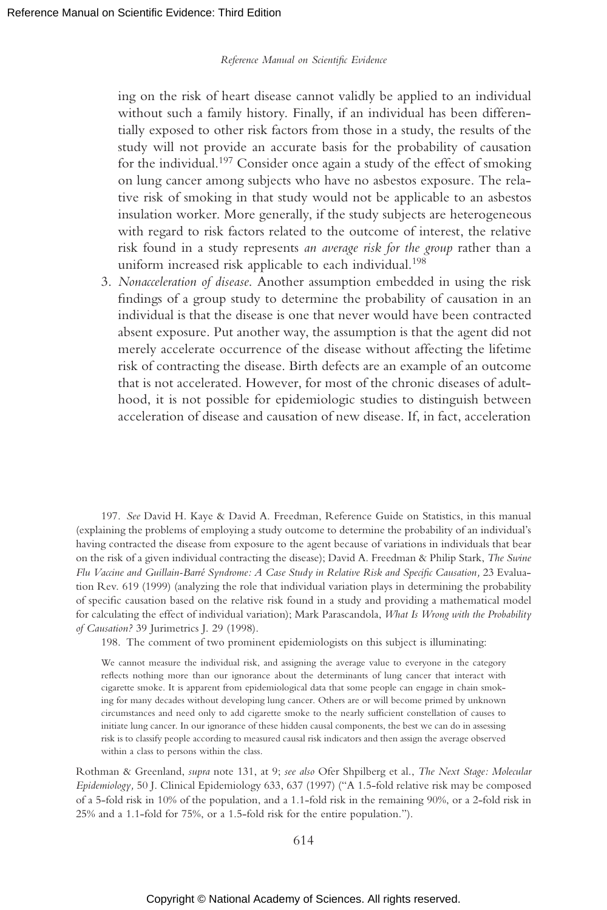ing on the risk of heart disease cannot validly be applied to an individual without such a family history. Finally, if an individual has been differentially exposed to other risk factors from those in a study, the results of the study will not provide an accurate basis for the probability of causation for the individual.[197] Consider once again a study of the effect of smoking on lung cancer among subjects who have no asbestos exposure. The relative risk of smoking in that study would not be applicable to an asbestos insulation worker. More generally, if the study subjects are heterogeneous with regard to risk factors related to the outcome of interest, the relative risk found in a study represents *an average risk for the group* rather than a uniform increased risk applicable to each individual.[198]

3. *Nonacceleration of disease.* Another assumption embedded in using the risk findings of a group study to determine the probability of causation in an individual is that the disease is one that never would have been contracted absent exposure. Put another way, the assumption is that the agent did not merely accelerate occurrence of the disease without affecting the lifetime risk of contracting the disease. Birth defects are an example of an outcome that is not accelerated. However, for most of the chronic diseases of adulthood, it is not possible for epidemiologic studies to distinguish between acceleration of disease and causation of new disease. If, in fact, acceleration

197. *See* David H. Kaye & David A. Freedman, Reference Guide on Statistics, in this manual (explaining the problems of employing a study outcome to determine the probability of an individual's having contracted the disease from exposure to the agent because of variations in individuals that bear on the risk of a given individual contracting the disease); David A. Freedman & Philip Stark, *The Swine Flu Vaccine and Guillain-Barré Syndrome: A Case Study in Relative Risk and Specific Causation,* 23 Evaluation Rev. 619 (1999) (analyzing the role that individual variation plays in determining the probability of specific causation based on the relative risk found in a study and providing a mathematical model for calculating the effect of individual variation); Mark Parascandola, *What Is Wrong with the Probability of Causation?* 39 Jurimetrics J. 29 (1998).

198. The comment of two prominent epidemiologists on this subject is illuminating:

> We cannot measure the individual risk, and assigning the average value to everyone in the category reflects nothing more than our ignorance about the determinants of lung cancer that interact with cigarette smoke. It is apparent from epidemiological data that some people can engage in chain smoking for many decades without developing lung cancer. Others are or will become primed by unknown circumstances and need only to add cigarette smoke to the nearly sufficient constellation of causes to initiate lung cancer. In our ignorance of these hidden causal components, the best we can do in assessing risk is to classify people according to measured causal risk indicators and then assign the average observed within a class to persons within the class.

Rothman & Greenland, *supra* note 131, at 9; *see also* Ofer Shpilberg et al., *The Next Stage: Molecular Epidemiology,* 50 J. Clinical Epidemiology 633, 637 (1997) ("A 1.5-fold relative risk may be composed of a 5-fold risk in 10% of the population, and a 1.1-fold risk in the remaining 90%, or a 2-fold risk in 25% and a 1.1-fold for 75%, or a 1.5-fold risk for the entire population.").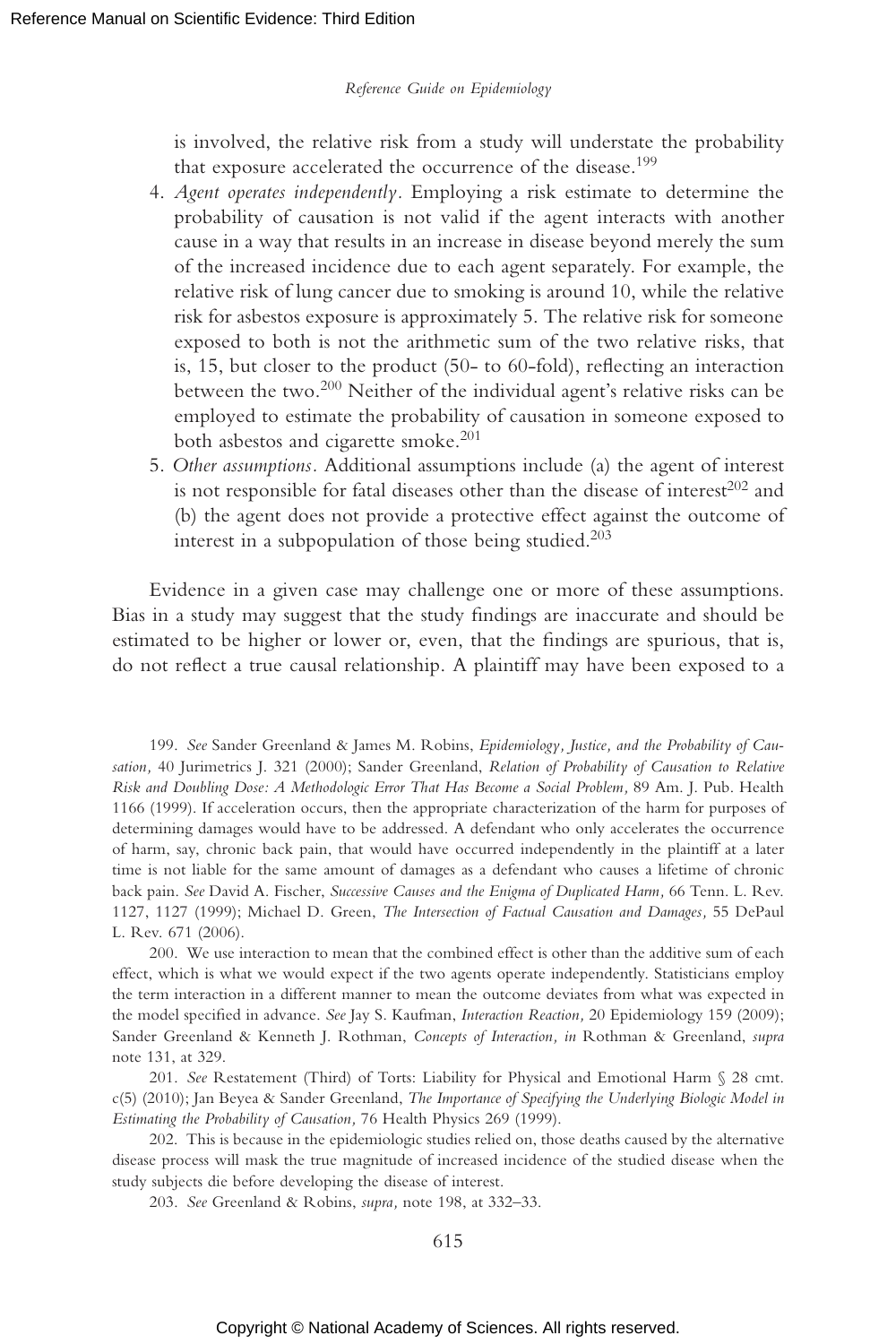is involved, the relative risk from a study will understate the probability that exposure accelerated the occurrence of the disease.[199]

4. *Agent operates independently*. Employing a risk estimate to determine the probability of causation is not valid if the agent interacts with another cause in a way that results in an increase in disease beyond merely the sum of the increased incidence due to each agent separately. For example, the relative risk of lung cancer due to smoking is around 10, while the relative risk for asbestos exposure is approximately 5. The relative risk for someone exposed to both is not the arithmetic sum of the two relative risks, that is, 15, but closer to the product (50- to 60-fold), reflecting an interaction between the two.[200] Neither of the individual agent's relative risks can be employed to estimate the probability of causation in someone exposed to both asbestos and cigarette smoke.[201]
5. *Other assumptions*. Additional assumptions include (a) the agent of interest is not responsible for fatal diseases other than the disease of interest[202] and (b) the agent does not provide a protective effect against the outcome of interest in a subpopulation of those being studied.[203]

Evidence in a given case may challenge one or more of these assumptions. Bias in a study may suggest that the study findings are inaccurate and should be estimated to be higher or lower or, even, that the findings are spurious, that is, do not reflect a true causal relationship. A plaintiff may have been exposed to a

---

199. *See* Sander Greenland & James M. Robins, *Epidemiology, Justice, and the Probability of Causation*, 40 Jurimetrics J. 321 (2000); Sander Greenland, *Relation of Probability of Causation to Relative Risk and Doubling Dose: A Methodologic Error That Has Become a Social Problem*, 89 Am. J. Pub. Health 1166 (1999). If acceleration occurs, then the appropriate characterization of the harm for purposes of determining damages would have to be addressed. A defendant who only accelerates the occurrence of harm, say, chronic back pain, that would have occurred independently in the plaintiff at a later time is not liable for the same amount of damages as a defendant who causes a lifetime of chronic back pain. *See* David A. Fischer, *Successive Causes and the Enigma of Duplicated Harm*, 66 Tenn. L. Rev. 1127, 1127 (1999); Michael D. Green, *The Intersection of Factual Causation and Damages*, 55 DePaul L. Rev. 671 (2006).

200. We use interaction to mean that the combined effect is other than the additive sum of each effect, which is what we would expect if the two agents operate independently. Statisticians employ the term interaction in a different manner to mean the outcome deviates from what was expected in the model specified in advance. *See* Jay S. Kaufman, *Interaction Reaction*, 20 Epidemiology 159 (2009); Sander Greenland & Kenneth J. Rothman, *Concepts of Interaction*, *in* Rothman & Greenland, *supra* note 131, at 329.

201. *See* Restatement (Third) of Torts: Liability for Physical and Emotional Harm § 28 cmt. c(5) (2010); Jan Beyea & Sander Greenland, *The Importance of Specifying the Underlying Biologic Model in Estimating the Probability of Causation*, 76 Health Physics 269 (1999).

202. This is because in the epidemiologic studies relied on, those deaths caused by the alternative disease process will mask the true magnitude of increased incidence of the studied disease when the study subjects die before developing the disease of interest.

203. *See* Greenland & Robins, *supra*, note 198, at 332–33.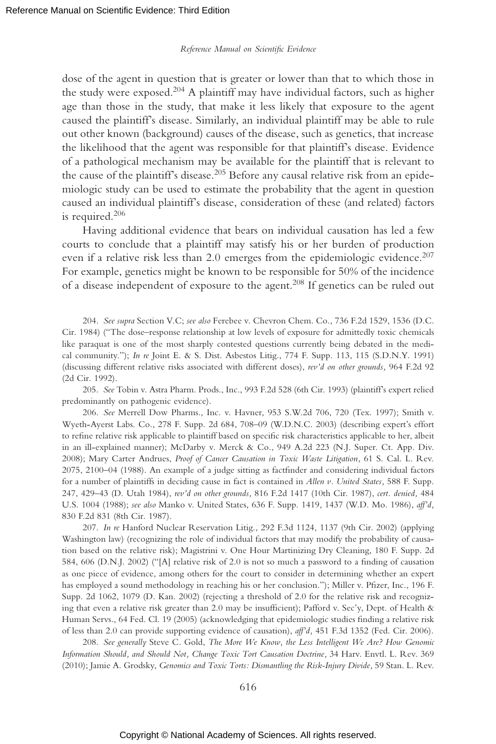dose of the agent in question that is greater or lower than that to which those in the study were exposed.[204] A plaintiff may have individual factors, such as higher age than those in the study, that make it less likely that exposure to the agent caused the plaintiff's disease. Similarly, an individual plaintiff may be able to rule out other known (background) causes of the disease, such as genetics, that increase the likelihood that the agent was responsible for that plaintiff's disease. Evidence of a pathological mechanism may be available for the plaintiff that is relevant to the cause of the plaintiff's disease.[205] Before any causal relative risk from an epidemiologic study can be used to estimate the probability that the agent in question caused an individual plaintiff's disease, consideration of these (and related) factors is required.[206]

Having additional evidence that bears on individual causation has led a few courts to conclude that a plaintiff may satisfy his or her burden of production even if a relative risk less than 2.0 emerges from the epidemiologic evidence.[207] For example, genetics might be known to be responsible for 50% of the incidence of a disease independent of exposure to the agent.[208] If genetics can be ruled out

204. *See supra* Section V.C; *see also* Ferebee v. Chevron Chem. Co., 736 F.2d 1529, 1536 (D.C. Cir. 1984) ("The dose–response relationship at low levels of exposure for admittedly toxic chemicals like paraquat is one of the most sharply contested questions currently being debated in the medical community."); *In re* Joint E. & S. Dist. Asbestos Litig., 774 F. Supp. 113, 115 (S.D.N.Y. 1991) (discussing different relative risks associated with different doses), *rev'd on other grounds,* 964 F.2d 92 (2d Cir. 1992).

205. *See* Tobin v. Astra Pharm. Prods., Inc., 993 F.2d 528 (6th Cir. 1993) (plaintiff's expert relied predominantly on pathogenic evidence).

206. *See* Merrell Dow Pharms., Inc. v. Havner, 953 S.W.2d 706, 720 (Tex. 1997); Smith v. Wyeth-Ayerst Labs. Co., 278 F. Supp. 2d 684, 708–09 (W.D.N.C. 2003) (describing expert's effort to refine relative risk applicable to plaintiff based on specific risk characteristics applicable to her, albeit in an ill-explained manner); McDarby v. Merck & Co., 949 A.2d 223 (N.J. Super. Ct. App. Div. 2008); Mary Carter Andrues, *Proof of Cancer Causation in Toxic Waste Litigation,* 61 S. Cal. L. Rev. 2075, 2100–04 (1988). An example of a judge sitting as factfinder and considering individual factors for a number of plaintiffs in deciding cause in fact is contained in *Allen v. United States,* 588 F. Supp. 247, 429–43 (D. Utah 1984), *rev'd on other grounds,* 816 F.2d 1417 (10th Cir. 1987), *cert. denied,* 484 U.S. 1004 (1988); *see also* Manko v. United States, 636 F. Supp. 1419, 1437 (W.D. Mo. 1986), *aff'd,* 830 F.2d 831 (8th Cir. 1987).

207. *In re* Hanford Nuclear Reservation Litig., 292 F.3d 1124, 1137 (9th Cir. 2002) (applying Washington law) (recognizing the role of individual factors that may modify the probability of causation based on the relative risk); Magistrini v. One Hour Martinizing Dry Cleaning, 180 F. Supp. 2d 584, 606 (D.N.J. 2002) ("[A] relative risk of 2.0 is not so much a password to a finding of causation as one piece of evidence, among others for the court to consider in determining whether an expert has employed a sound methodology in reaching his or her conclusion."); Miller v. Pfizer, Inc., 196 F. Supp. 2d 1062, 1079 (D. Kan. 2002) (rejecting a threshold of 2.0 for the relative risk and recognizing that even a relative risk greater than 2.0 may be insufficient); Pafford v. Sec'y, Dept. of Health & Human Servs., 64 Fed. Cl. 19 (2005) (acknowledging that epidemiologic studies finding a relative risk of less than 2.0 can provide supporting evidence of causation), *aff'd,* 451 F.3d 1352 (Fed. Cir. 2006).

208. *See generally* Steve C. Gold, *The More We Know, the Less Intelligent We Are? How Genomic Information Should, and Should Not, Change Toxic Tort Causation Doctrine,* 34 Harv. Envtl. L. Rev. 369 (2010); Jamie A. Grodsky, *Genomics and Toxic Torts: Dismantling the Risk-Injury Divide,* 59 Stan. L. Rev.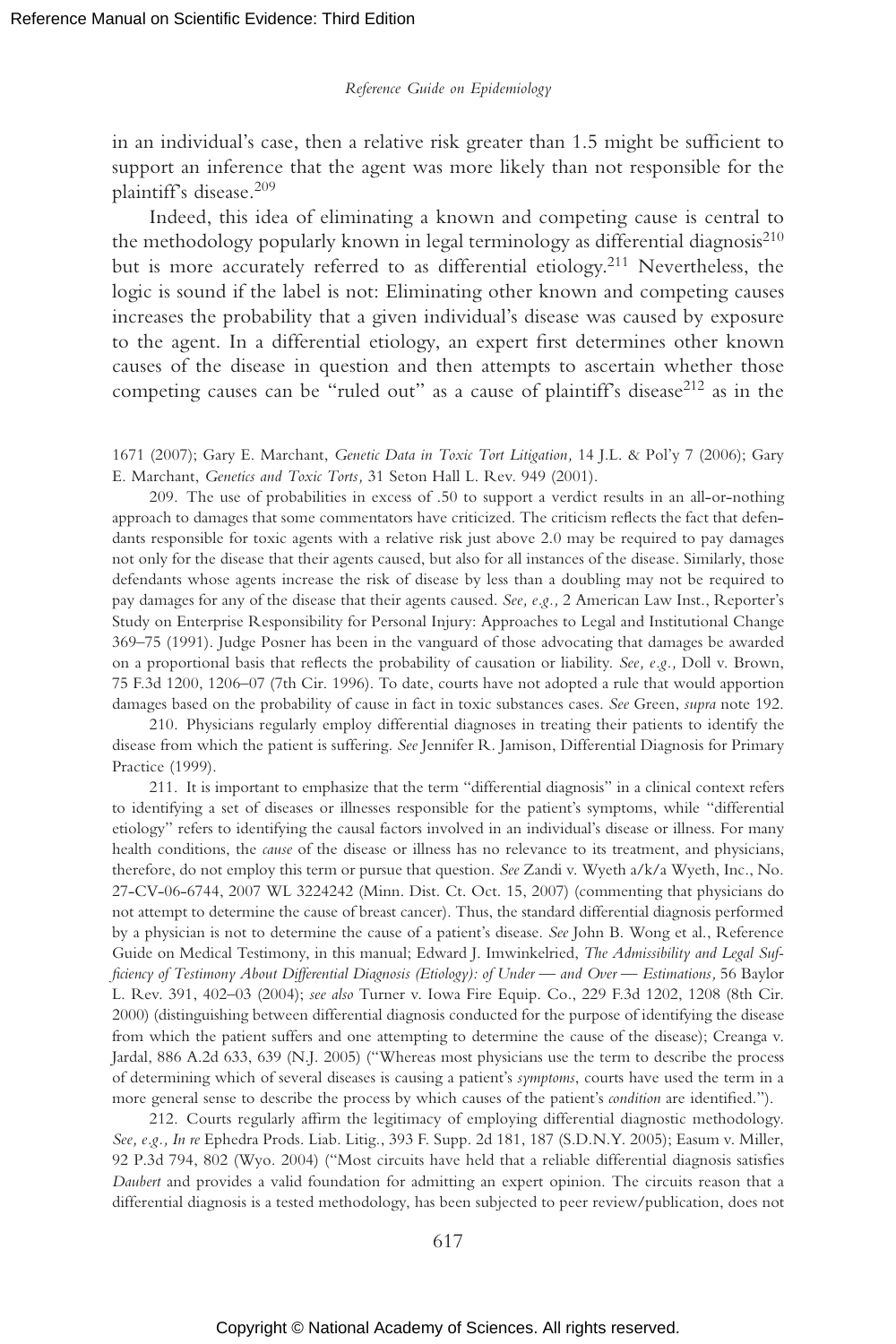in an individual's case, then a relative risk greater than 1.5 might be sufficient to support an inference that the agent was more likely than not responsible for the plaintiff's disease.[209]

Indeed, this idea of eliminating a known and competing cause is central to the methodology popularly known in legal terminology as differential diagnosis[210] but is more accurately referred to as differential etiology.[211] Nevertheless, the logic is sound if the label is not: Eliminating other known and competing causes increases the probability that a given individual's disease was caused by exposure to the agent. In a differential etiology, an expert first determines other known causes of the disease in question and then attempts to ascertain whether those competing causes can be "ruled out" as a cause of plaintiff's disease[212] as in the

---

1671 (2007); Gary E. Marchant, *Genetic Data in Toxic Tort Litigation,* 14 J.L. & Pol'y 7 (2006); Gary E. Marchant, *Genetics and Toxic Torts,* 31 Seton Hall L. Rev. 949 (2001).

209. The use of probabilities in excess of .50 to support a verdict results in an all-or-nothing approach to damages that some commentators have criticized. The criticism reflects the fact that defendants responsible for toxic agents with a relative risk just above 2.0 may be required to pay damages not only for the disease that their agents caused, but also for all instances of the disease. Similarly, those defendants whose agents increase the risk of disease by less than a doubling may not be required to pay damages for any of the disease that their agents caused. *See, e.g.,* 2 American Law Inst., Reporter's Study on Enterprise Responsibility for Personal Injury: Approaches to Legal and Institutional Change 369–75 (1991). Judge Posner has been in the vanguard of those advocating that damages be awarded on a proportional basis that reflects the probability of causation or liability. *See, e.g.,* Doll v. Brown, 75 F.3d 1200, 1206–07 (7th Cir. 1996). To date, courts have not adopted a rule that would apportion damages based on the probability of cause in fact in toxic substances cases. *See* Green, *supra* note 192.

210. Physicians regularly employ differential diagnoses in treating their patients to identify the disease from which the patient is suffering. *See* Jennifer R. Jamison, Differential Diagnosis for Primary Practice (1999).

211. It is important to emphasize that the term "differential diagnosis" in a clinical context refers to identifying a set of diseases or illnesses responsible for the patient's symptoms, while "differential etiology" refers to identifying the causal factors involved in an individual's disease or illness. For many health conditions, the *cause* of the disease or illness has no relevance to its treatment, and physicians, therefore, do not employ this term or pursue that question. *See* Zandi v. Wyeth a/k/a Wyeth, Inc., No. 27-CV-06-6744, 2007 WL 3224242 (Minn. Dist. Ct. Oct. 15, 2007) (commenting that physicians do not attempt to determine the cause of breast cancer). Thus, the standard differential diagnosis performed by a physician is not to determine the cause of a patient's disease. *See* John B. Wong et al., Reference Guide on Medical Testimony, in this manual; Edward J. Imwinkelried, *The Admissibility and Legal Sufficiency of Testimony About Differential Diagnosis (Etiology): of Under — and Over — Estimations,* 56 Baylor L. Rev. 391, 402–03 (2004); *see also* Turner v. Iowa Fire Equip. Co., 229 F.3d 1202, 1208 (8th Cir. 2000) (distinguishing between differential diagnosis conducted for the purpose of identifying the disease from which the patient suffers and one attempting to determine the cause of the disease); Creanga v. Jardal, 886 A.2d 633, 639 (N.J. 2005) ("Whereas most physicians use the term to describe the process of determining which of several diseases is causing a patient's *symptoms*, courts have used the term in a more general sense to describe the process by which causes of the patient's *condition* are identified.").

212. Courts regularly affirm the legitimacy of employing differential diagnostic methodology. *See, e.g., In re* Ephedra Prods. Liab. Litig., 393 F. Supp. 2d 181, 187 (S.D.N.Y. 2005); Easum v. Miller, 92 P.3d 794, 802 (Wyo. 2004) ("Most circuits have held that a reliable differential diagnosis satisfies *Daubert* and provides a valid foundation for admitting an expert opinion. The circuits reason that a differential diagnosis is a tested methodology, has been subjected to peer review/publication, does not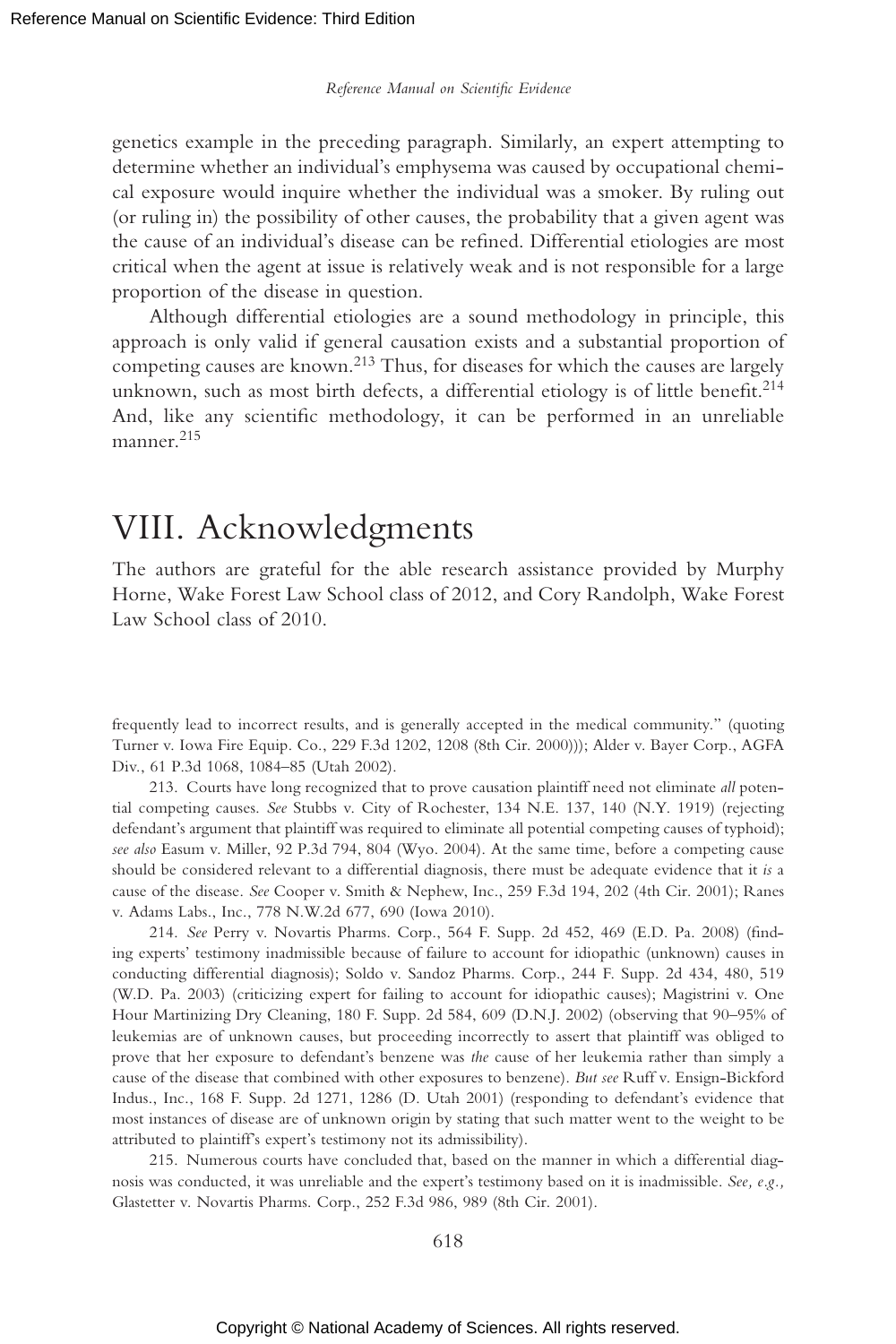genetics example in the preceding paragraph. Similarly, an expert attempting to determine whether an individual's emphysema was caused by occupational chemical exposure would inquire whether the individual was a smoker. By ruling out (or ruling in) the possibility of other causes, the probability that a given agent was the cause of an individual's disease can be refined. Differential etiologies are most critical when the agent at issue is relatively weak and is not responsible for a large proportion of the disease in question.

Although differential etiologies are a sound methodology in principle, this approach is only valid if general causation exists and a substantial proportion of competing causes are known.[213] Thus, for diseases for which the causes are largely unknown, such as most birth defects, a differential etiology is of little benefit.[214] And, like any scientific methodology, it can be performed in an unreliable manner.[215]

# VIII. Acknowledgments

The authors are grateful for the able research assistance provided by Murphy Horne, Wake Forest Law School class of 2012, and Cory Randolph, Wake Forest Law School class of 2010.

---

frequently lead to incorrect results, and is generally accepted in the medical community." (quoting Turner v. Iowa Fire Equip. Co., 229 F.3d 1202, 1208 (8th Cir. 2000))); Alder v. Bayer Corp., AGFA Div., 61 P.3d 1068, 1084–85 (Utah 2002).

213. Courts have long recognized that to prove causation plaintiff need not eliminate *all* potential competing causes. *See* Stubbs v. City of Rochester, 134 N.E. 137, 140 (N.Y. 1919) (rejecting defendant's argument that plaintiff was required to eliminate all potential competing causes of typhoid); *see also* Easum v. Miller, 92 P.3d 794, 804 (Wyo. 2004). At the same time, before a competing cause should be considered relevant to a differential diagnosis, there must be adequate evidence that it *is* a cause of the disease. *See* Cooper v. Smith & Nephew, Inc., 259 F.3d 194, 202 (4th Cir. 2001); Ranes v. Adams Labs., Inc., 778 N.W.2d 677, 690 (Iowa 2010).

214. *See* Perry v. Novartis Pharms. Corp., 564 F. Supp. 2d 452, 469 (E.D. Pa. 2008) (finding experts' testimony inadmissible because of failure to account for idiopathic (unknown) causes in conducting differential diagnosis); Soldo v. Sandoz Pharms. Corp., 244 F. Supp. 2d 434, 480, 519 (W.D. Pa. 2003) (criticizing expert for failing to account for idiopathic causes); Magistrini v. One Hour Martinizing Dry Cleaning, 180 F. Supp. 2d 584, 609 (D.N.J. 2002) (observing that 90–95% of leukemias are of unknown causes, but proceeding incorrectly to assert that plaintiff was obliged to prove that her exposure to defendant's benzene was *the* cause of her leukemia rather than simply a cause of the disease that combined with other exposures to benzene). *But see* Ruff v. Ensign-Bickford Indus., Inc., 168 F. Supp. 2d 1271, 1286 (D. Utah 2001) (responding to defendant's evidence that most instances of disease are of unknown origin by stating that such matter went to the weight to be attributed to plaintiff's expert's testimony not its admissibility).

215. Numerous courts have concluded that, based on the manner in which a differential diagnosis was conducted, it was unreliable and the expert's testimony based on it is inadmissible. *See, e.g.,* Glastetter v. Novartis Pharms. Corp., 252 F.3d 986, 989 (8th Cir. 2001).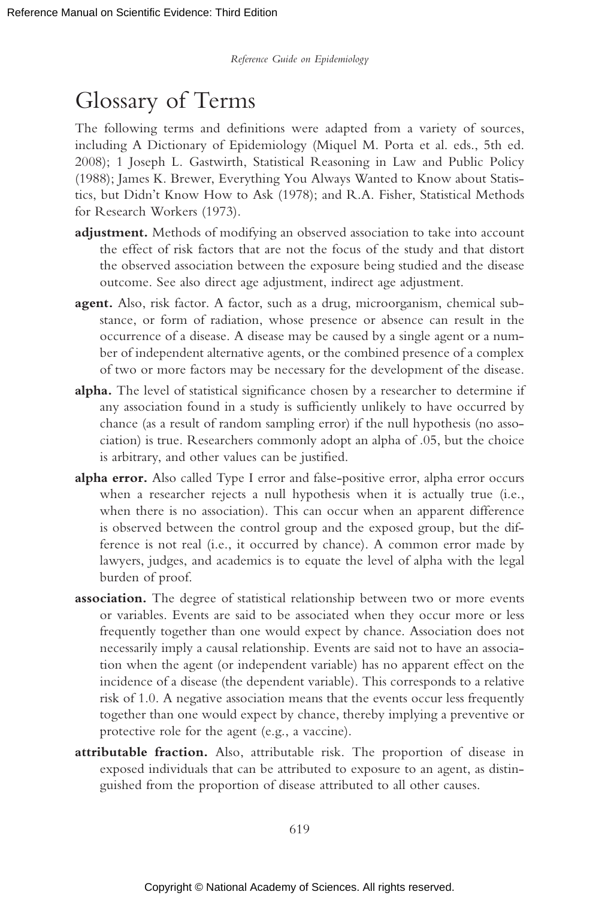# Glossary of Terms

The following terms and definitions were adapted from a variety of sources, including A Dictionary of Epidemiology (Miquel M. Porta et al. eds., 5th ed. 2008); 1 Joseph L. Gastwirth, Statistical Reasoning in Law and Public Policy (1988); James K. Brewer, Everything You Always Wanted to Know about Statistics, but Didn't Know How to Ask (1978); and R.A. Fisher, Statistical Methods for Research Workers (1973).

**adjustment.** Methods of modifying an observed association to take into account the effect of risk factors that are not the focus of the study and that distort the observed association between the exposure being studied and the disease outcome. See also direct age adjustment, indirect age adjustment.

**agent.** Also, risk factor. A factor, such as a drug, microorganism, chemical substance, or form of radiation, whose presence or absence can result in the occurrence of a disease. A disease may be caused by a single agent or a number of independent alternative agents, or the combined presence of a complex of two or more factors may be necessary for the development of the disease.

**alpha.** The level of statistical significance chosen by a researcher to determine if any association found in a study is sufficiently unlikely to have occurred by chance (as a result of random sampling error) if the null hypothesis (no association) is true. Researchers commonly adopt an alpha of .05, but the choice is arbitrary, and other values can be justified.

**alpha error.** Also called Type I error and false-positive error, alpha error occurs when a researcher rejects a null hypothesis when it is actually true (i.e., when there is no association). This can occur when an apparent difference is observed between the control group and the exposed group, but the difference is not real (i.e., it occurred by chance). A common error made by lawyers, judges, and academics is to equate the level of alpha with the legal burden of proof.

**association.** The degree of statistical relationship between two or more events or variables. Events are said to be associated when they occur more or less frequently together than one would expect by chance. Association does not necessarily imply a causal relationship. Events are said not to have an association when the agent (or independent variable) has no apparent effect on the incidence of a disease (the dependent variable). This corresponds to a relative risk of 1.0. A negative association means that the events occur less frequently together than one would expect by chance, thereby implying a preventive or protective role for the agent (e.g., a vaccine).

**attributable fraction.** Also, attributable risk. The proportion of disease in exposed individuals that can be attributed to exposure to an agent, as distinguished from the proportion of disease attributed to all other causes.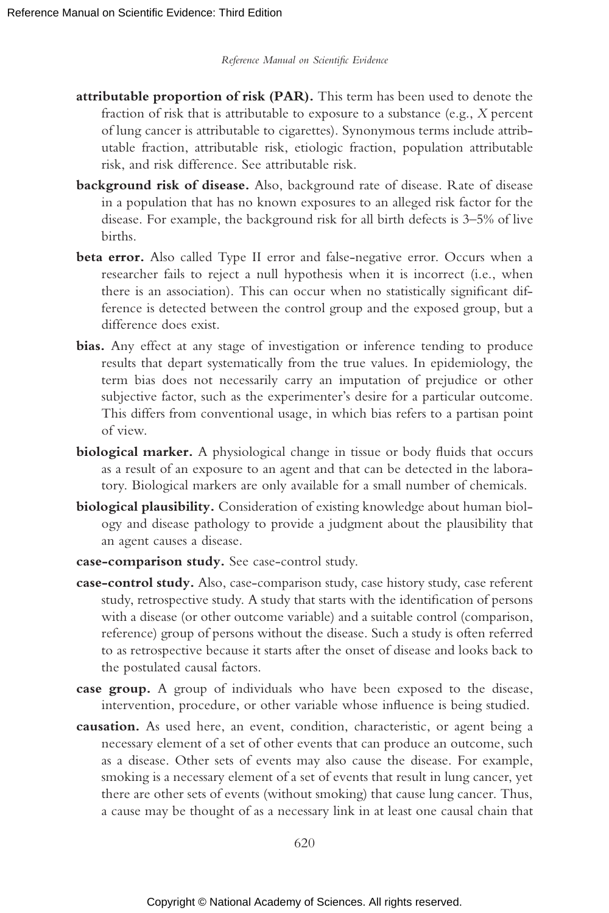**attributable proportion of risk (PAR).** This term has been used to denote the fraction of risk that is attributable to exposure to a substance (e.g., *X* percent of lung cancer is attributable to cigarettes). Synonymous terms include attributable fraction, attributable risk, etiologic fraction, population attributable risk, and risk difference. See attributable risk.

**background risk of disease.** Also, background rate of disease. Rate of disease in a population that has no known exposures to an alleged risk factor for the disease. For example, the background risk for all birth defects is 3–5% of live births.

**beta error.** Also called Type II error and false-negative error. Occurs when a researcher fails to reject a null hypothesis when it is incorrect (i.e., when there is an association). This can occur when no statistically significant difference is detected between the control group and the exposed group, but a difference does exist.

**bias.** Any effect at any stage of investigation or inference tending to produce results that depart systematically from the true values. In epidemiology, the term bias does not necessarily carry an imputation of prejudice or other subjective factor, such as the experimenter's desire for a particular outcome. This differs from conventional usage, in which bias refers to a partisan point of view.

**biological marker.** A physiological change in tissue or body fluids that occurs as a result of an exposure to an agent and that can be detected in the laboratory. Biological markers are only available for a small number of chemicals.

**biological plausibility.** Consideration of existing knowledge about human biology and disease pathology to provide a judgment about the plausibility that an agent causes a disease.

**case-comparison study.** See case-control study.

**case-control study.** Also, case-comparison study, case history study, case referent study, retrospective study. A study that starts with the identification of persons with a disease (or other outcome variable) and a suitable control (comparison, reference) group of persons without the disease. Such a study is often referred to as retrospective because it starts after the onset of disease and looks back to the postulated causal factors.

**case group.** A group of individuals who have been exposed to the disease, intervention, procedure, or other variable whose influence is being studied.

**causation.** As used here, an event, condition, characteristic, or agent being a necessary element of a set of other events that can produce an outcome, such as a disease. Other sets of events may also cause the disease. For example, smoking is a necessary element of a set of events that result in lung cancer, yet there are other sets of events (without smoking) that cause lung cancer. Thus, a cause may be thought of as a necessary link in at least one causal chain that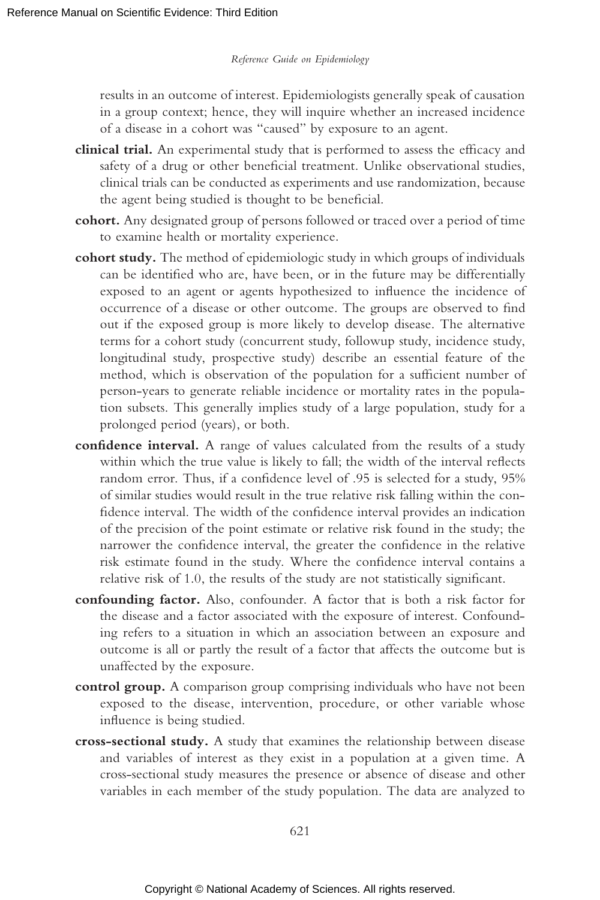results in an outcome of interest. Epidemiologists generally speak of causation in a group context; hence, they will inquire whether an increased incidence of a disease in a cohort was "caused" by exposure to an agent.

**clinical trial.** An experimental study that is performed to assess the efficacy and safety of a drug or other beneficial treatment. Unlike observational studies, clinical trials can be conducted as experiments and use randomization, because the agent being studied is thought to be beneficial.

**cohort.** Any designated group of persons followed or traced over a period of time to examine health or mortality experience.

**cohort study.** The method of epidemiologic study in which groups of individuals can be identified who are, have been, or in the future may be differentially exposed to an agent or agents hypothesized to influence the incidence of occurrence of a disease or other outcome. The groups are observed to find out if the exposed group is more likely to develop disease. The alternative terms for a cohort study (concurrent study, followup study, incidence study, longitudinal study, prospective study) describe an essential feature of the method, which is observation of the population for a sufficient number of person-years to generate reliable incidence or mortality rates in the population subsets. This generally implies study of a large population, study for a prolonged period (years), or both.

**confidence interval.** A range of values calculated from the results of a study within which the true value is likely to fall; the width of the interval reflects random error. Thus, if a confidence level of .95 is selected for a study, 95% of similar studies would result in the true relative risk falling within the confidence interval. The width of the confidence interval provides an indication of the precision of the point estimate or relative risk found in the study; the narrower the confidence interval, the greater the confidence in the relative risk estimate found in the study. Where the confidence interval contains a relative risk of 1.0, the results of the study are not statistically significant.

**confounding factor.** Also, confounder. A factor that is both a risk factor for the disease and a factor associated with the exposure of interest. Confounding refers to a situation in which an association between an exposure and outcome is all or partly the result of a factor that affects the outcome but is unaffected by the exposure.

**control group.** A comparison group comprising individuals who have not been exposed to the disease, intervention, procedure, or other variable whose influence is being studied.

**cross-sectional study.** A study that examines the relationship between disease and variables of interest as they exist in a population at a given time. A cross-sectional study measures the presence or absence of disease and other variables in each member of the study population. The data are analyzed to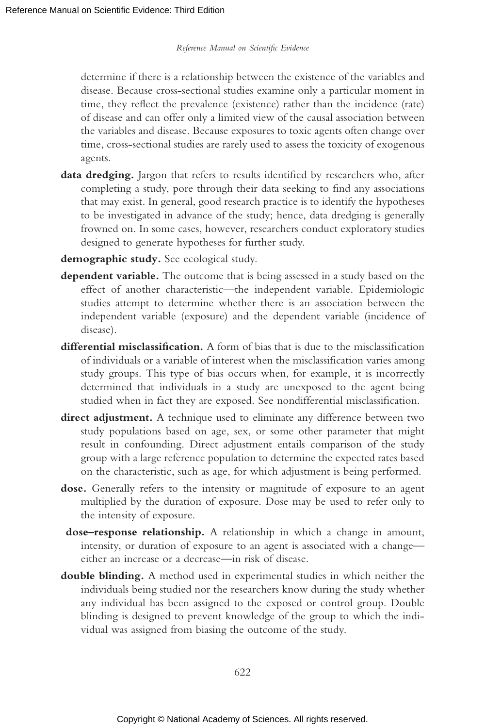determine if there is a relationship between the existence of the variables and disease. Because cross-sectional studies examine only a particular moment in time, they reflect the prevalence (existence) rather than the incidence (rate) of disease and can offer only a limited view of the causal association between the variables and disease. Because exposures to toxic agents often change over time, cross-sectional studies are rarely used to assess the toxicity of exogenous agents.

**data dredging.** Jargon that refers to results identified by researchers who, after completing a study, pore through their data seeking to find any associations that may exist. In general, good research practice is to identify the hypotheses to be investigated in advance of the study; hence, data dredging is generally frowned on. In some cases, however, researchers conduct exploratory studies designed to generate hypotheses for further study.

**demographic study.** See ecological study.

**dependent variable.** The outcome that is being assessed in a study based on the effect of another characteristic—the independent variable. Epidemiologic studies attempt to determine whether there is an association between the independent variable (exposure) and the dependent variable (incidence of disease).

**differential misclassification.** A form of bias that is due to the misclassification of individuals or a variable of interest when the misclassification varies among study groups. This type of bias occurs when, for example, it is incorrectly determined that individuals in a study are unexposed to the agent being studied when in fact they are exposed. See nondifferential misclassification.

**direct adjustment.** A technique used to eliminate any difference between two study populations based on age, sex, or some other parameter that might result in confounding. Direct adjustment entails comparison of the study group with a large reference population to determine the expected rates based on the characteristic, such as age, for which adjustment is being performed.

**dose.** Generally refers to the intensity or magnitude of exposure to an agent multiplied by the duration of exposure. Dose may be used to refer only to the intensity of exposure.

**dose–response relationship.** A relationship in which a change in amount, intensity, or duration of exposure to an agent is associated with a change—either an increase or a decrease—in risk of disease.

**double blinding.** A method used in experimental studies in which neither the individuals being studied nor the researchers know during the study whether any individual has been assigned to the exposed or control group. Double blinding is designed to prevent knowledge of the group to which the individual was assigned from biasing the outcome of the study.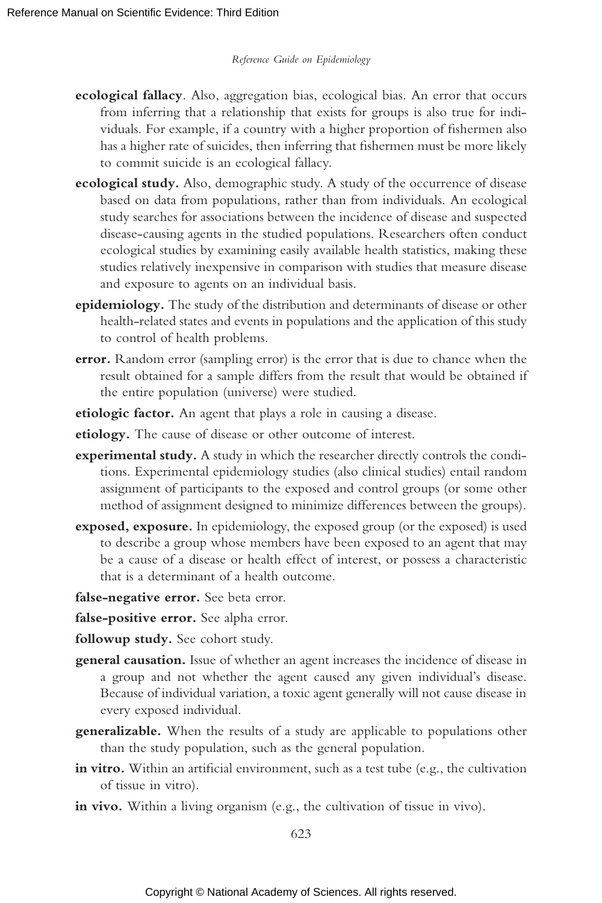**ecological fallacy**. Also, aggregation bias, ecological bias. An error that occurs from inferring that a relationship that exists for groups is also true for individuals. For example, if a country with a higher proportion of fishermen also has a higher rate of suicides, then inferring that fishermen must be more likely to commit suicide is an ecological fallacy.

**ecological study.** Also, demographic study. A study of the occurrence of disease based on data from populations, rather than from individuals. An ecological study searches for associations between the incidence of disease and suspected disease-causing agents in the studied populations. Researchers often conduct ecological studies by examining easily available health statistics, making these studies relatively inexpensive in comparison with studies that measure disease and exposure to agents on an individual basis.

**epidemiology.** The study of the distribution and determinants of disease or other health-related states and events in populations and the application of this study to control of health problems.

**error.** Random error (sampling error) is the error that is due to chance when the result obtained for a sample differs from the result that would be obtained if the entire population (universe) were studied.

**etiologic factor.** An agent that plays a role in causing a disease.

**etiology.** The cause of disease or other outcome of interest.

**experimental study.** A study in which the researcher directly controls the conditions. Experimental epidemiology studies (also clinical studies) entail random assignment of participants to the exposed and control groups (or some other method of assignment designed to minimize differences between the groups).

**exposed, exposure.** In epidemiology, the exposed group (or the exposed) is used to describe a group whose members have been exposed to an agent that may be a cause of a disease or health effect of interest, or possess a characteristic that is a determinant of a health outcome.

**false-negative error.** See beta error.

**false-positive error.** See alpha error.

**followup study.** See cohort study.

**general causation.** Issue of whether an agent increases the incidence of disease in a group and not whether the agent caused any given individual's disease. Because of individual variation, a toxic agent generally will not cause disease in every exposed individual.

**generalizable.** When the results of a study are applicable to populations other than the study population, such as the general population.

**in vitro.** Within an artificial environment, such as a test tube (e.g., the cultivation of tissue in vitro).

**in vivo.** Within a living organism (e.g., the cultivation of tissue in vivo).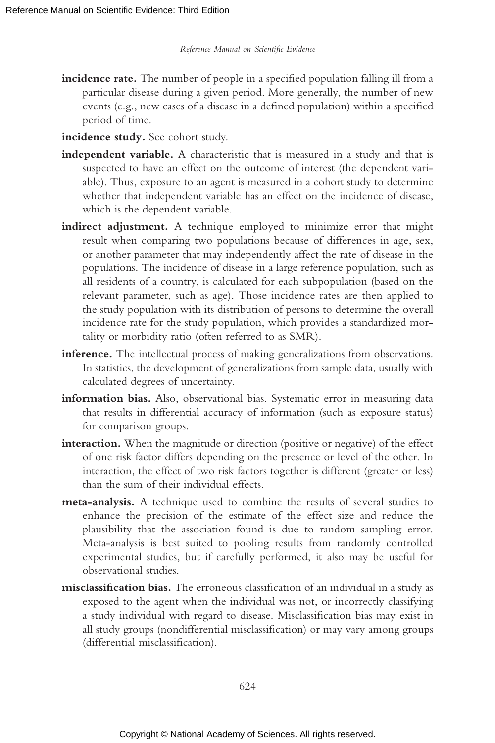**incidence rate.** The number of people in a specified population falling ill from a particular disease during a given period. More generally, the number of new events (e.g., new cases of a disease in a defined population) within a specified period of time.

**incidence study.** See cohort study.

**independent variable.** A characteristic that is measured in a study and that is suspected to have an effect on the outcome of interest (the dependent variable). Thus, exposure to an agent is measured in a cohort study to determine whether that independent variable has an effect on the incidence of disease, which is the dependent variable.

**indirect adjustment.** A technique employed to minimize error that might result when comparing two populations because of differences in age, sex, or another parameter that may independently affect the rate of disease in the populations. The incidence of disease in a large reference population, such as all residents of a country, is calculated for each subpopulation (based on the relevant parameter, such as age). Those incidence rates are then applied to the study population with its distribution of persons to determine the overall incidence rate for the study population, which provides a standardized mortality or morbidity ratio (often referred to as SMR).

**inference.** The intellectual process of making generalizations from observations. In statistics, the development of generalizations from sample data, usually with calculated degrees of uncertainty.

**information bias.** Also, observational bias. Systematic error in measuring data that results in differential accuracy of information (such as exposure status) for comparison groups.

**interaction.** When the magnitude or direction (positive or negative) of the effect of one risk factor differs depending on the presence or level of the other. In interaction, the effect of two risk factors together is different (greater or less) than the sum of their individual effects.

**meta-analysis.** A technique used to combine the results of several studies to enhance the precision of the estimate of the effect size and reduce the plausibility that the association found is due to random sampling error. Meta-analysis is best suited to pooling results from randomly controlled experimental studies, but if carefully performed, it also may be useful for observational studies.

**misclassification bias.** The erroneous classification of an individual in a study as exposed to the agent when the individual was not, or incorrectly classifying a study individual with regard to disease. Misclassification bias may exist in all study groups (nondifferential misclassification) or may vary among groups (differential misclassification).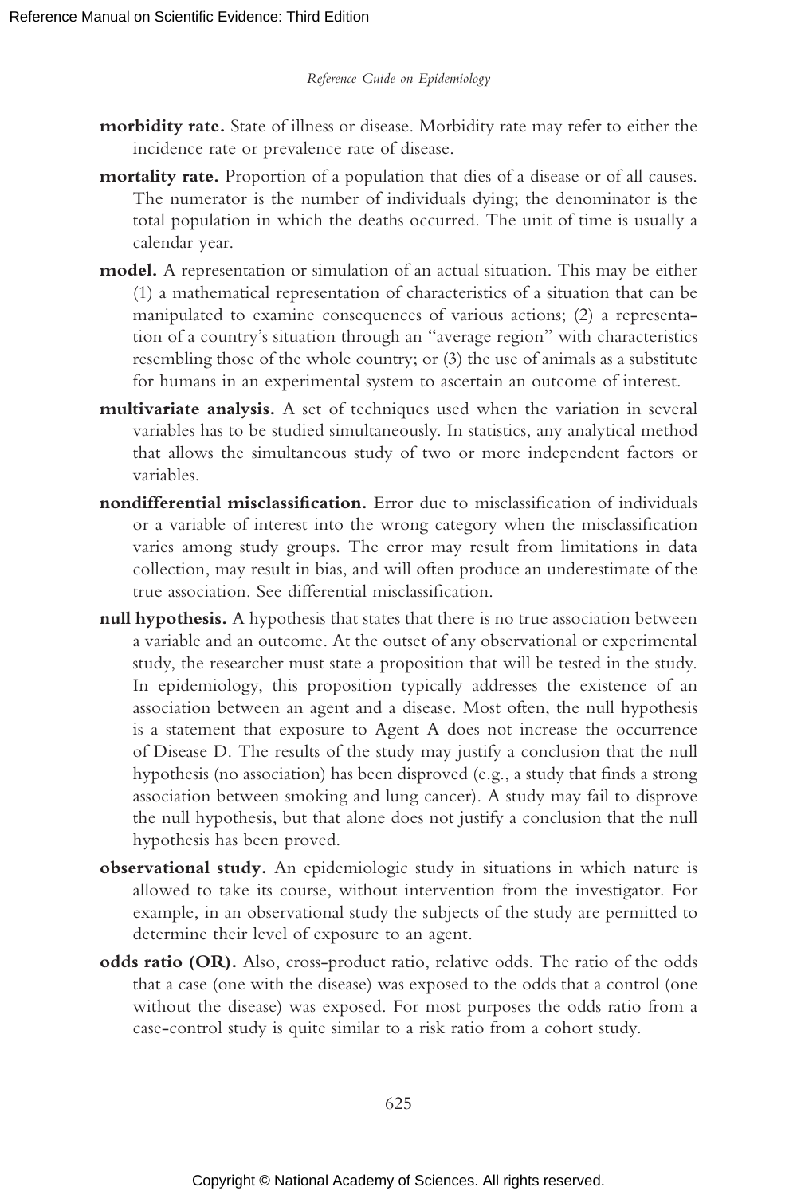**morbidity rate.** State of illness or disease. Morbidity rate may refer to either the incidence rate or prevalence rate of disease.

**mortality rate.** Proportion of a population that dies of a disease or of all causes. The numerator is the number of individuals dying; the denominator is the total population in which the deaths occurred. The unit of time is usually a calendar year.

**model.** A representation or simulation of an actual situation. This may be either (1) a mathematical representation of characteristics of a situation that can be manipulated to examine consequences of various actions; (2) a representation of a country's situation through an "average region" with characteristics resembling those of the whole country; or (3) the use of animals as a substitute for humans in an experimental system to ascertain an outcome of interest.

**multivariate analysis.** A set of techniques used when the variation in several variables has to be studied simultaneously. In statistics, any analytical method that allows the simultaneous study of two or more independent factors or variables.

**nondifferential misclassification.** Error due to misclassification of individuals or a variable of interest into the wrong category when the misclassification varies among study groups. The error may result from limitations in data collection, may result in bias, and will often produce an underestimate of the true association. See differential misclassification.

**null hypothesis.** A hypothesis that states that there is no true association between a variable and an outcome. At the outset of any observational or experimental study, the researcher must state a proposition that will be tested in the study. In epidemiology, this proposition typically addresses the existence of an association between an agent and a disease. Most often, the null hypothesis is a statement that exposure to Agent A does not increase the occurrence of Disease D. The results of the study may justify a conclusion that the null hypothesis (no association) has been disproved (e.g., a study that finds a strong association between smoking and lung cancer). A study may fail to disprove the null hypothesis, but that alone does not justify a conclusion that the null hypothesis has been proved.

**observational study.** An epidemiologic study in situations in which nature is allowed to take its course, without intervention from the investigator. For example, in an observational study the subjects of the study are permitted to determine their level of exposure to an agent.

**odds ratio (OR).** Also, cross-product ratio, relative odds. The ratio of the odds that a case (one with the disease) was exposed to the odds that a control (one without the disease) was exposed. For most purposes the odds ratio from a case-control study is quite similar to a risk ratio from a cohort study.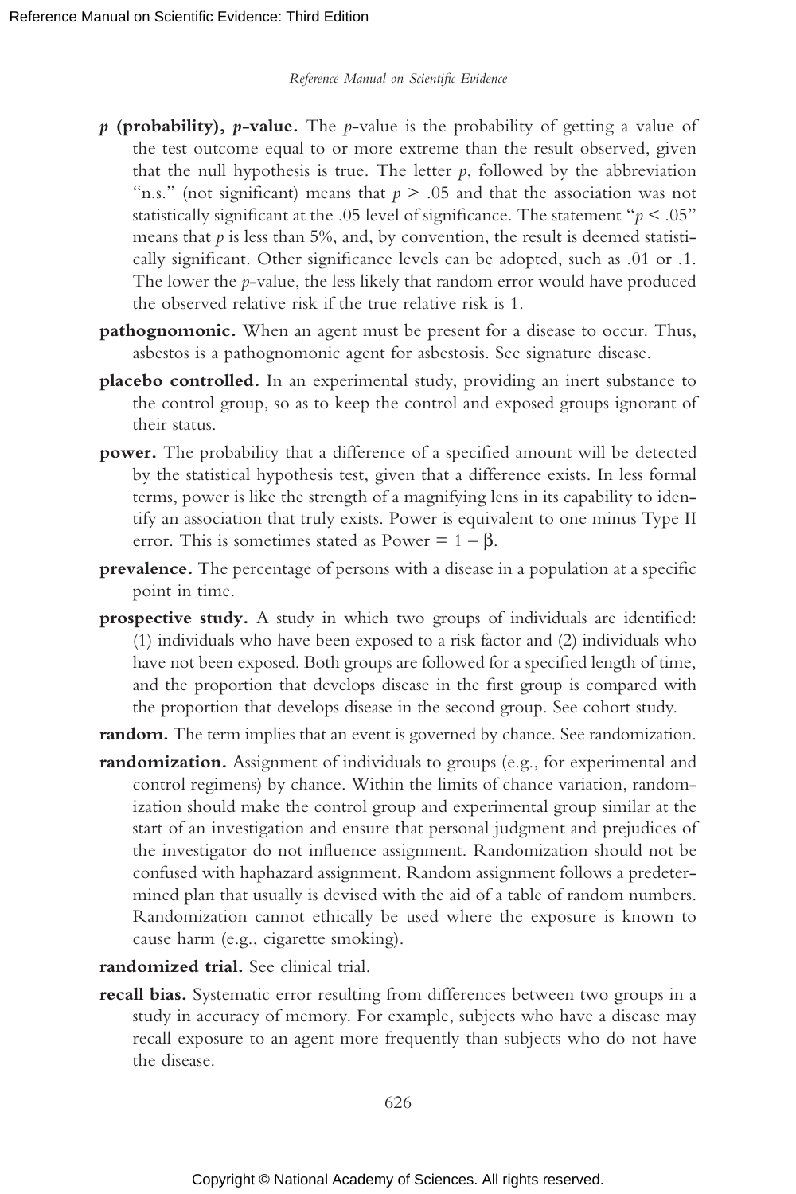**$p$ (probability), $p$-value.** The $p$-value is the probability of getting a value of the test outcome equal to or more extreme than the result observed, given that the null hypothesis is true. The letter $p$, followed by the abbreviation "n.s." (not significant) means that $p > .05$ and that the association was not statistically significant at the .05 level of significance. The statement "$p < .05$" means that $p$ is less than 5%, and, by convention, the result is deemed statistically significant. Other significance levels can be adopted, such as .01 or .1. The lower the $p$-value, the less likely that random error would have produced the observed relative risk if the true relative risk is 1.

**pathognomonic.** When an agent must be present for a disease to occur. Thus, asbestos is a pathognomonic agent for asbestosis. See signature disease.

**placebo controlled.** In an experimental study, providing an inert substance to the control group, so as to keep the control and exposed groups ignorant of their status.

**power.** The probability that a difference of a specified amount will be detected by the statistical hypothesis test, given that a difference exists. In less formal terms, power is like the strength of a magnifying lens in its capability to identify an association that truly exists. Power is equivalent to one minus Type II error. This is sometimes stated as Power = $1 - \beta$.

**prevalence.** The percentage of persons with a disease in a population at a specific point in time.

**prospective study.** A study in which two groups of individuals are identified: (1) individuals who have been exposed to a risk factor and (2) individuals who have not been exposed. Both groups are followed for a specified length of time, and the proportion that develops disease in the first group is compared with the proportion that develops disease in the second group. See cohort study.

**random.** The term implies that an event is governed by chance. See randomization.

**randomization.** Assignment of individuals to groups (e.g., for experimental and control regimens) by chance. Within the limits of chance variation, randomization should make the control group and experimental group similar at the start of an investigation and ensure that personal judgment and prejudices of the investigator do not influence assignment. Randomization should not be confused with haphazard assignment. Random assignment follows a predetermined plan that usually is devised with the aid of a table of random numbers. Randomization cannot ethically be used where the exposure is known to cause harm (e.g., cigarette smoking).

**randomized trial.** See clinical trial.

**recall bias.** Systematic error resulting from differences between two groups in a study in accuracy of memory. For example, subjects who have a disease may recall exposure to an agent more frequently than subjects who do not have the disease.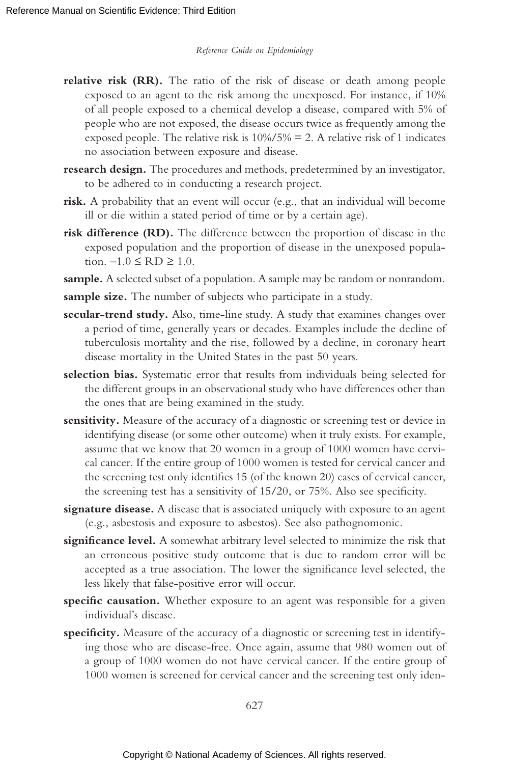**relative risk (RR).** The ratio of the risk of disease or death among people exposed to an agent to the risk among the unexposed. For instance, if 10% of all people exposed to a chemical develop a disease, compared with 5% of people who are not exposed, the disease occurs twice as frequently among the exposed people. The relative risk is 10%/5% = 2. A relative risk of 1 indicates no association between exposure and disease.

**research design.** The procedures and methods, predetermined by an investigator, to be adhered to in conducting a research project.

**risk.** A probability that an event will occur (e.g., that an individual will become ill or die within a stated period of time or by a certain age).

**risk difference (RD).** The difference between the proportion of disease in the exposed population and the proportion of disease in the unexposed population. $-1.0 \leq RD \geq 1.0$.

**sample.** A selected subset of a population. A sample may be random or nonrandom.

**sample size.** The number of subjects who participate in a study.

**secular-trend study.** Also, time-line study. A study that examines changes over a period of time, generally years or decades. Examples include the decline of tuberculosis mortality and the rise, followed by a decline, in coronary heart disease mortality in the United States in the past 50 years.

**selection bias.** Systematic error that results from individuals being selected for the different groups in an observational study who have differences other than the ones that are being examined in the study.

**sensitivity.** Measure of the accuracy of a diagnostic or screening test or device in identifying disease (or some other outcome) when it truly exists. For example, assume that we know that 20 women in a group of 1000 women have cervical cancer. If the entire group of 1000 women is tested for cervical cancer and the screening test only identifies 15 (of the known 20) cases of cervical cancer, the screening test has a sensitivity of 15/20, or 75%. Also see specificity.

**signature disease.** A disease that is associated uniquely with exposure to an agent (e.g., asbestosis and exposure to asbestos). See also pathognomonic.

**significance level.** A somewhat arbitrary level selected to minimize the risk that an erroneous positive study outcome that is due to random error will be accepted as a true association. The lower the significance level selected, the less likely that false-positive error will occur.

**specific causation.** Whether exposure to an agent was responsible for a given individual's disease.

**specificity.** Measure of the accuracy of a diagnostic or screening test in identifying those who are disease-free. Once again, assume that 980 women out of a group of 1000 women do not have cervical cancer. If the entire group of 1000 women is screened for cervical cancer and the screening test only iden-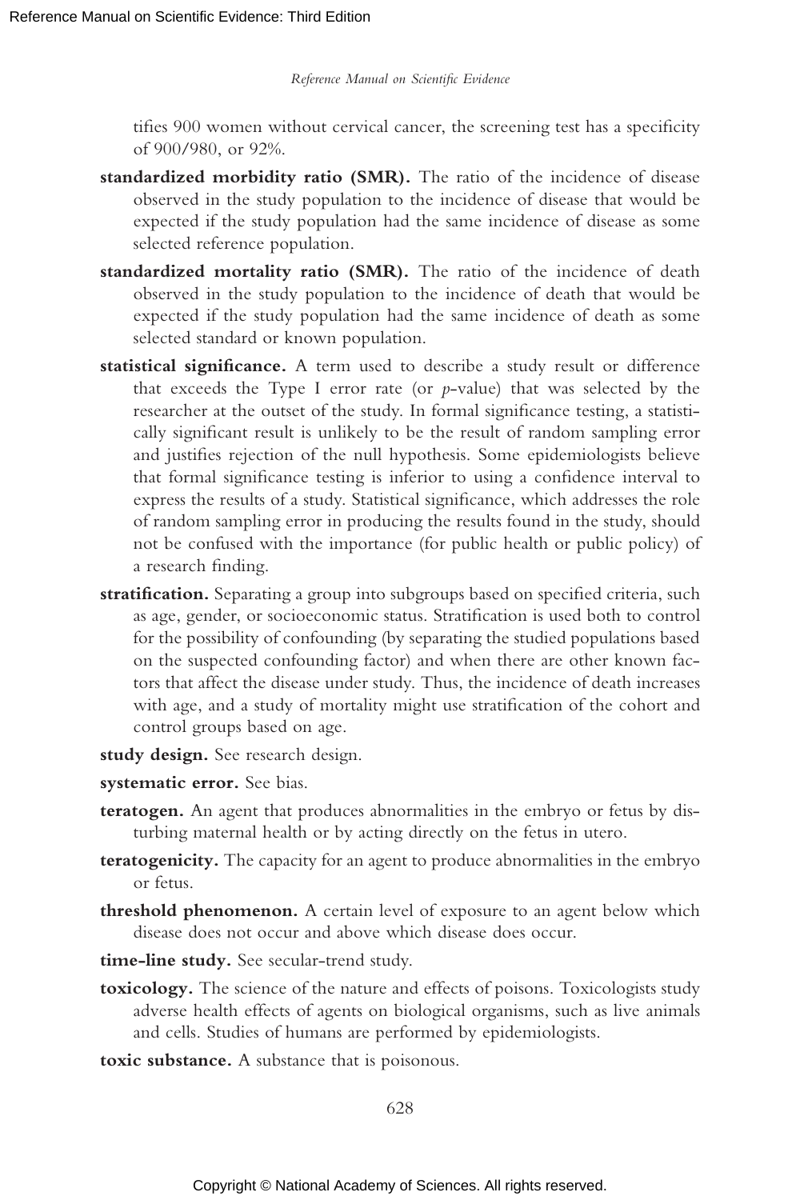tifies 900 women without cervical cancer, the screening test has a specificity of 900/980, or 92%.

**standardized morbidity ratio (SMR).** The ratio of the incidence of disease observed in the study population to the incidence of disease that would be expected if the study population had the same incidence of disease as some selected reference population.

**standardized mortality ratio (SMR).** The ratio of the incidence of death observed in the study population to the incidence of death that would be expected if the study population had the same incidence of death as some selected standard or known population.

**statistical significance.** A term used to describe a study result or difference that exceeds the Type I error rate (or *p*-value) that was selected by the researcher at the outset of the study. In formal significance testing, a statistically significant result is unlikely to be the result of random sampling error and justifies rejection of the null hypothesis. Some epidemiologists believe that formal significance testing is inferior to using a confidence interval to express the results of a study. Statistical significance, which addresses the role of random sampling error in producing the results found in the study, should not be confused with the importance (for public health or public policy) of a research finding.

**stratification.** Separating a group into subgroups based on specified criteria, such as age, gender, or socioeconomic status. Stratification is used both to control for the possibility of confounding (by separating the studied populations based on the suspected confounding factor) and when there are other known factors that affect the disease under study. Thus, the incidence of death increases with age, and a study of mortality might use stratification of the cohort and control groups based on age.

**study design.** See research design.

**systematic error.** See bias.

**teratogen.** An agent that produces abnormalities in the embryo or fetus by disturbing maternal health or by acting directly on the fetus in utero.

**teratogenicity.** The capacity for an agent to produce abnormalities in the embryo or fetus.

**threshold phenomenon.** A certain level of exposure to an agent below which disease does not occur and above which disease does occur.

**time-line study.** See secular-trend study.

**toxicology.** The science of the nature and effects of poisons. Toxicologists study adverse health effects of agents on biological organisms, such as live animals and cells. Studies of humans are performed by epidemiologists.

**toxic substance.** A substance that is poisonous.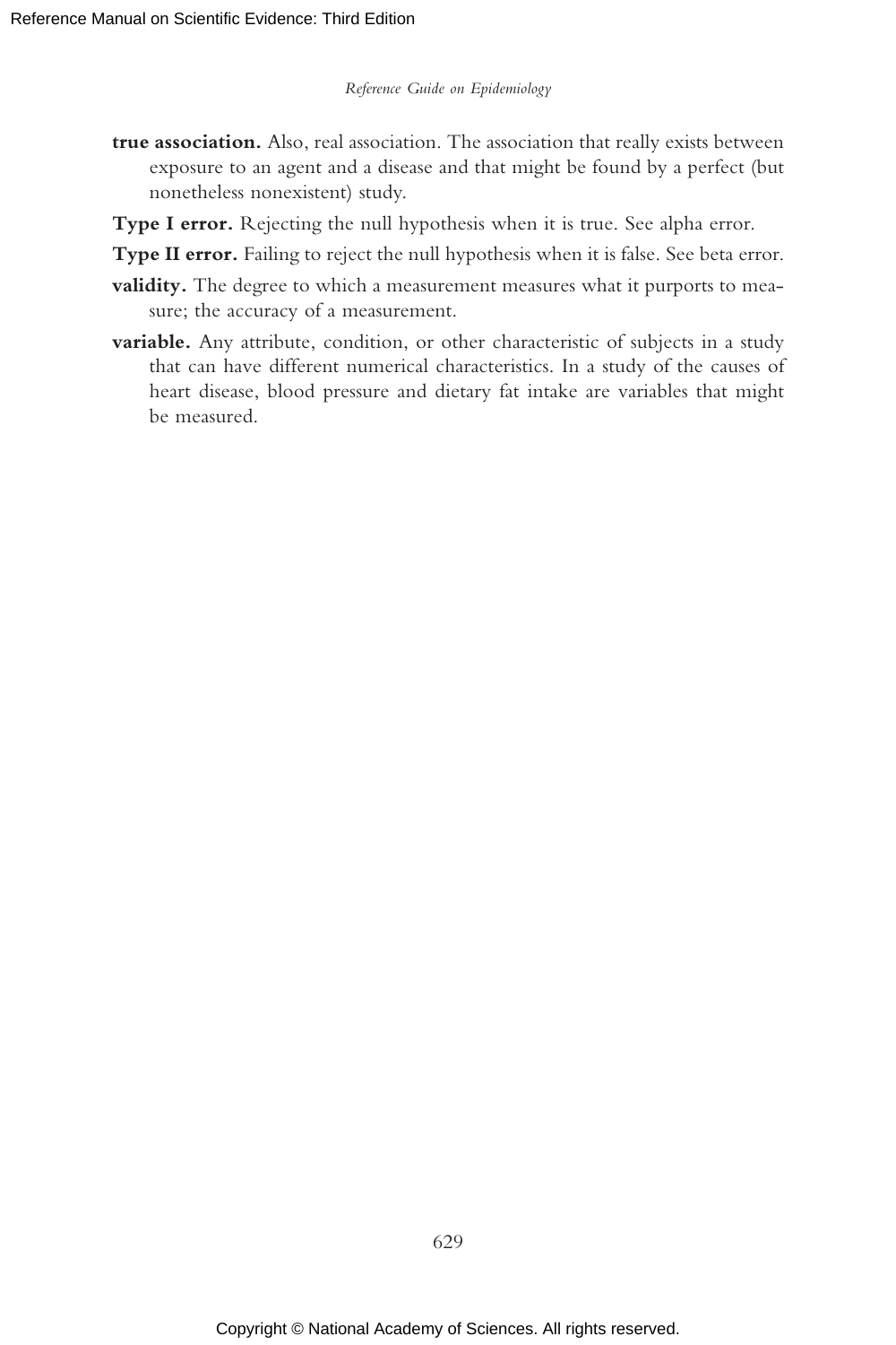**true association.** Also, real association. The association that really exists between exposure to an agent and a disease and that might be found by a perfect (but nonetheless nonexistent) study.

**Type I error.** Rejecting the null hypothesis when it is true. See alpha error.

**Type II error.** Failing to reject the null hypothesis when it is false. See beta error.

**validity.** The degree to which a measurement measures what it purports to measure; the accuracy of a measurement.

**variable.** Any attribute, condition, or other characteristic of subjects in a study that can have different numerical characteristics. In a study of the causes of heart disease, blood pressure and dietary fat intake are variables that might be measured.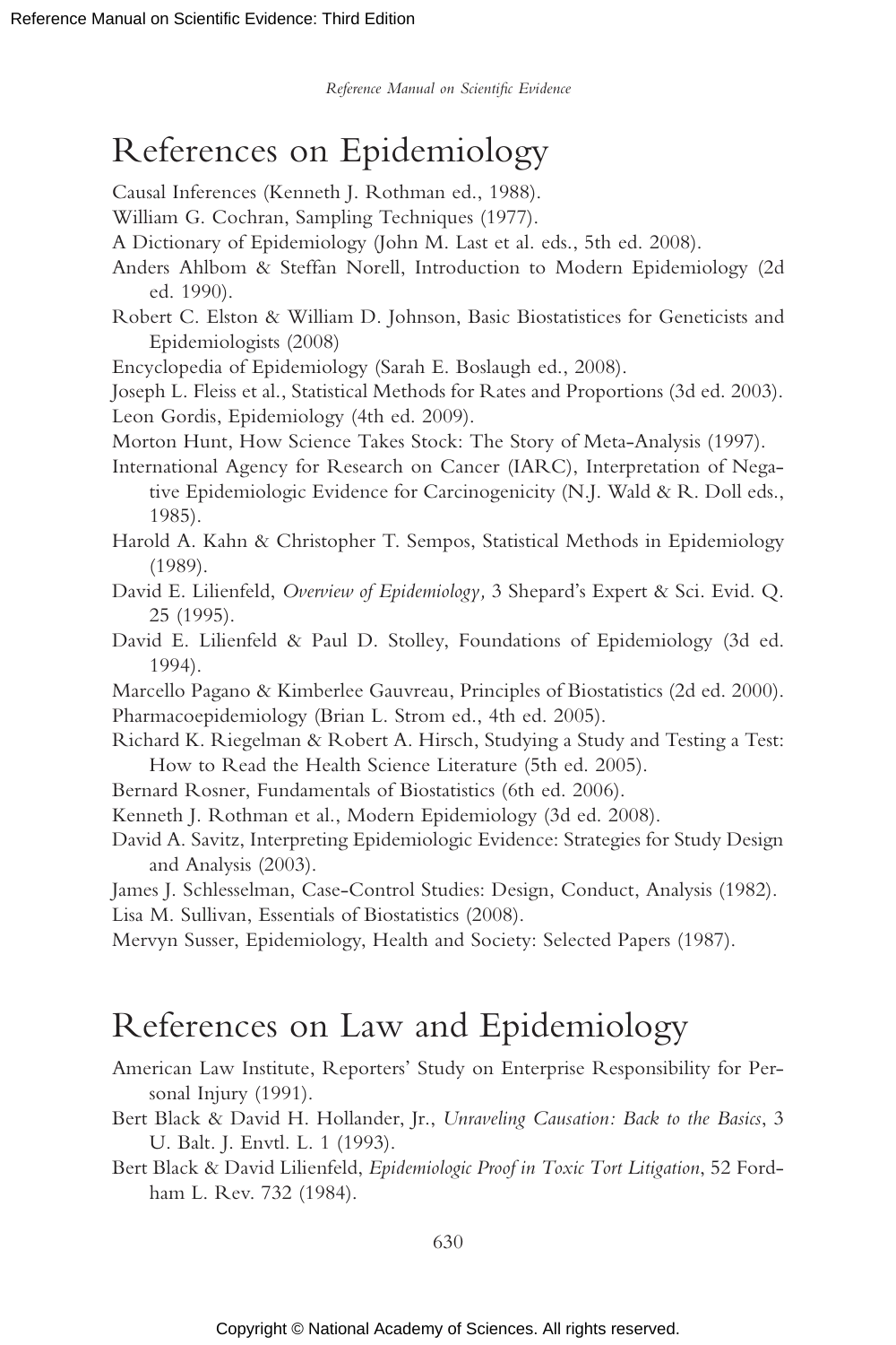# References on Epidemiology

Causal Inferences (Kenneth J. Rothman ed., 1988).

William G. Cochran, Sampling Techniques (1977).

A Dictionary of Epidemiology (John M. Last et al. eds., 5th ed. 2008).

Anders Ahlbom & Steffan Norell, Introduction to Modern Epidemiology (2d ed. 1990).

Robert C. Elston & William D. Johnson, Basic Biostatistices for Geneticists and Epidemiologists (2008)

Encyclopedia of Epidemiology (Sarah E. Boslaugh ed., 2008).

Joseph L. Fleiss et al., Statistical Methods for Rates and Proportions (3d ed. 2003).

Leon Gordis, Epidemiology (4th ed. 2009).

Morton Hunt, How Science Takes Stock: The Story of Meta-Analysis (1997).

International Agency for Research on Cancer (IARC), Interpretation of Negative Epidemiologic Evidence for Carcinogenicity (N.J. Wald & R. Doll eds., 1985).

Harold A. Kahn & Christopher T. Sempos, Statistical Methods in Epidemiology (1989).

David E. Lilienfeld, *Overview of Epidemiology,* 3 Shepard's Expert & Sci. Evid. Q. 25 (1995).

David E. Lilienfeld & Paul D. Stolley, Foundations of Epidemiology (3d ed. 1994).

Marcello Pagano & Kimberlee Gauvreau, Principles of Biostatistics (2d ed. 2000).

Pharmacoepidemiology (Brian L. Strom ed., 4th ed. 2005).

Richard K. Riegelman & Robert A. Hirsch, Studying a Study and Testing a Test: How to Read the Health Science Literature (5th ed. 2005).

Bernard Rosner, Fundamentals of Biostatistics (6th ed. 2006).

Kenneth J. Rothman et al., Modern Epidemiology (3d ed. 2008).

David A. Savitz, Interpreting Epidemiologic Evidence: Strategies for Study Design and Analysis (2003).

James J. Schlesselman, Case-Control Studies: Design, Conduct, Analysis (1982).

Lisa M. Sullivan, Essentials of Biostatistics (2008).

Mervyn Susser, Epidemiology, Health and Society: Selected Papers (1987).

# References on Law and Epidemiology

American Law Institute, Reporters' Study on Enterprise Responsibility for Personal Injury (1991).

Bert Black & David H. Hollander, Jr., *Unraveling Causation: Back to the Basics*, 3 U. Balt. J. Envtl. L. 1 (1993).

Bert Black & David Lilienfeld, *Epidemiologic Proof in Toxic Tort Litigation*, 52 Fordham L. Rev. 732 (1984).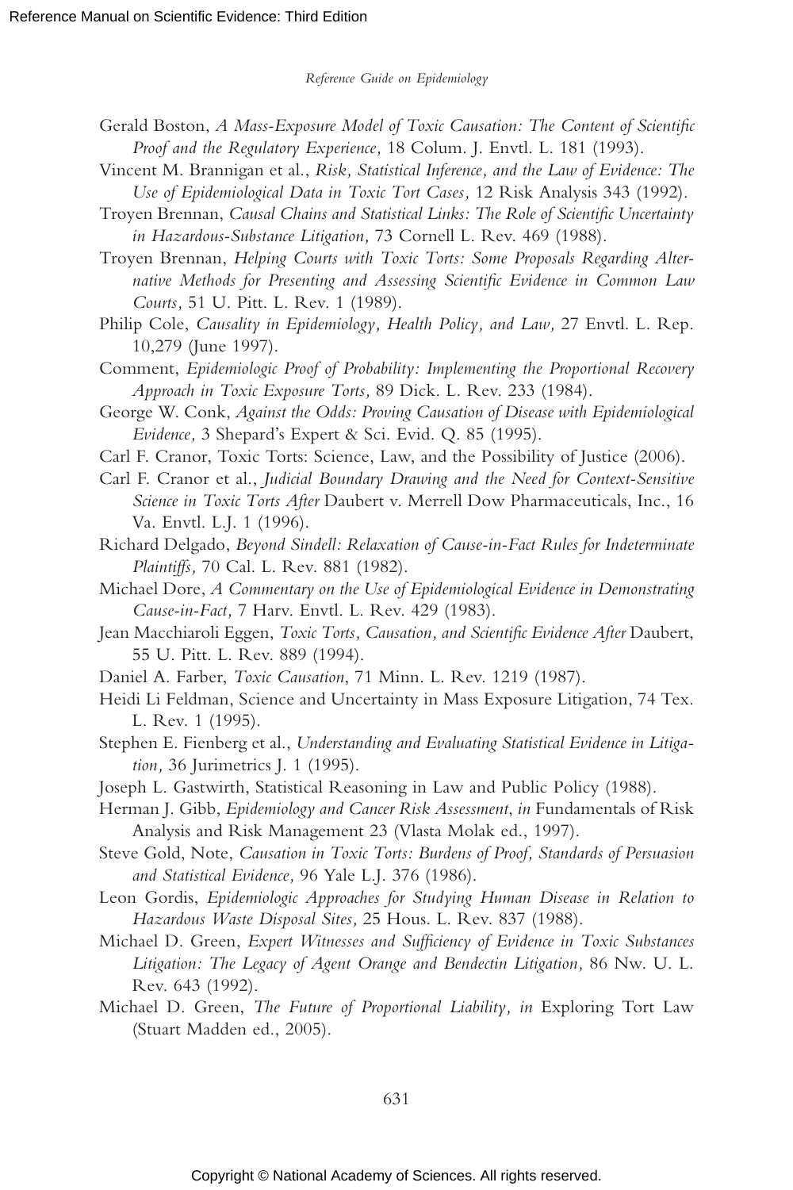Gerald Boston, *A Mass-Exposure Model of Toxic Causation: The Content of Scientific Proof and the Regulatory Experience,* 18 Colum. J. Envtl. L. 181 (1993).

Vincent M. Brannigan et al., *Risk, Statistical Inference, and the Law of Evidence: The Use of Epidemiological Data in Toxic Tort Cases,* 12 Risk Analysis 343 (1992).

Troyen Brennan, *Causal Chains and Statistical Links: The Role of Scientific Uncertainty in Hazardous-Substance Litigation,* 73 Cornell L. Rev. 469 (1988).

Troyen Brennan, *Helping Courts with Toxic Torts: Some Proposals Regarding Alternative Methods for Presenting and Assessing Scientific Evidence in Common Law Courts,* 51 U. Pitt. L. Rev. 1 (1989).

Philip Cole, *Causality in Epidemiology, Health Policy, and Law,* 27 Envtl. L. Rep. 10,279 (June 1997).

Comment, *Epidemiologic Proof of Probability: Implementing the Proportional Recovery Approach in Toxic Exposure Torts,* 89 Dick. L. Rev. 233 (1984).

George W. Conk, *Against the Odds: Proving Causation of Disease with Epidemiological Evidence,* 3 Shepard's Expert & Sci. Evid. Q. 85 (1995).

Carl F. Cranor, Toxic Torts: Science, Law, and the Possibility of Justice (2006).

Carl F. Cranor et al., *Judicial Boundary Drawing and the Need for Context-Sensitive Science in Toxic Torts After* Daubert v. Merrell Dow Pharmaceuticals, Inc., 16 Va. Envtl. L.J. 1 (1996).

Richard Delgado, *Beyond Sindell: Relaxation of Cause-in-Fact Rules for Indeterminate Plaintiffs,* 70 Cal. L. Rev. 881 (1982).

Michael Dore, *A Commentary on the Use of Epidemiological Evidence in Demonstrating Cause-in-Fact,* 7 Harv. Envtl. L. Rev. 429 (1983).

Jean Macchiaroli Eggen, *Toxic Torts, Causation, and Scientific Evidence After* Daubert, 55 U. Pitt. L. Rev. 889 (1994).

Daniel A. Farber, *Toxic Causation*, 71 Minn. L. Rev. 1219 (1987).

Heidi Li Feldman, Science and Uncertainty in Mass Exposure Litigation, 74 Tex. L. Rev. 1 (1995).

Stephen E. Fienberg et al., *Understanding and Evaluating Statistical Evidence in Litigation,* 36 Jurimetrics J. 1 (1995).

Joseph L. Gastwirth, Statistical Reasoning in Law and Public Policy (1988).

Herman J. Gibb, *Epidemiology and Cancer Risk Assessment*, *in* Fundamentals of Risk Analysis and Risk Management 23 (Vlasta Molak ed., 1997).

Steve Gold, Note, *Causation in Toxic Torts: Burdens of Proof, Standards of Persuasion and Statistical Evidence,* 96 Yale L.J. 376 (1986).

Leon Gordis, *Epidemiologic Approaches for Studying Human Disease in Relation to Hazardous Waste Disposal Sites,* 25 Hous. L. Rev. 837 (1988).

Michael D. Green, *Expert Witnesses and Sufficiency of Evidence in Toxic Substances Litigation: The Legacy of Agent Orange and Bendectin Litigation,* 86 Nw. U. L. Rev. 643 (1992).

Michael D. Green, *The Future of Proportional Liability, in* Exploring Tort Law (Stuart Madden ed., 2005).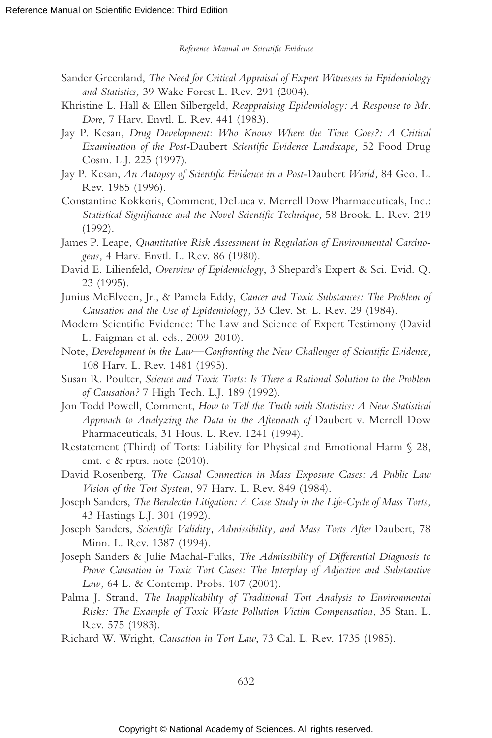Sander Greenland, *The Need for Critical Appraisal of Expert Witnesses in Epidemiology and Statistics,* 39 Wake Forest L. Rev. 291 (2004).

Khristine L. Hall & Ellen Silbergeld, *Reappraising Epidemiology: A Response to Mr. Dore*, 7 Harv. Envtl. L. Rev. 441 (1983).

Jay P. Kesan, *Drug Development: Who Knows Where the Time Goes?: A Critical Examination of the Post-*Daubert *Scientific Evidence Landscape,* 52 Food Drug Cosm. L.J. 225 (1997).

Jay P. Kesan, *An Autopsy of Scientific Evidence in a Post-*Daubert *World,* 84 Geo. L. Rev. 1985 (1996).

Constantine Kokkoris, Comment, DeLuca v. Merrell Dow Pharmaceuticals, Inc.: *Statistical Significance and the Novel Scientific Technique,* 58 Brook. L. Rev. 219 (1992).

James P. Leape, *Quantitative Risk Assessment in Regulation of Environmental Carcinogens,* 4 Harv. Envtl. L. Rev. 86 (1980).

David E. Lilienfeld, *Overview of Epidemiology*, 3 Shepard's Expert & Sci. Evid. Q. 23 (1995).

Junius McElveen, Jr., & Pamela Eddy, *Cancer and Toxic Substances: The Problem of Causation and the Use of Epidemiology,* 33 Clev. St. L. Rev. 29 (1984).

Modern Scientific Evidence: The Law and Science of Expert Testimony (David L. Faigman et al. eds., 2009–2010).

Note, *Development in the Law—Confronting the New Challenges of Scientific Evidence,* 108 Harv. L. Rev. 1481 (1995).

Susan R. Poulter, *Science and Toxic Torts: Is There a Rational Solution to the Problem of Causation?* 7 High Tech. L.J. 189 (1992).

Jon Todd Powell, Comment, *How to Tell the Truth with Statistics: A New Statistical Approach to Analyzing the Data in the Aftermath of* Daubert v. Merrell Dow Pharmaceuticals, 31 Hous. L. Rev. 1241 (1994).

Restatement (Third) of Torts: Liability for Physical and Emotional Harm § 28, cmt. c & rptrs. note (2010).

David Rosenberg, *The Causal Connection in Mass Exposure Cases: A Public Law Vision of the Tort System,* 97 Harv. L. Rev. 849 (1984).

Joseph Sanders, *The Bendectin Litigation: A Case Study in the Life-Cycle of Mass Torts,* 43 Hastings L.J. 301 (1992).

Joseph Sanders, *Scientific Validity, Admissibility, and Mass Torts After* Daubert, 78 Minn. L. Rev. 1387 (1994).

Joseph Sanders & Julie Machal-Fulks, *The Admissibility of Differential Diagnosis to Prove Causation in Toxic Tort Cases: The Interplay of Adjective and Substantive Law,* 64 L. & Contemp. Probs. 107 (2001).

Palma J. Strand, *The Inapplicability of Traditional Tort Analysis to Environmental Risks: The Example of Toxic Waste Pollution Victim Compensation,* 35 Stan. L. Rev. 575 (1983).

Richard W. Wright, *Causation in Tort Law*, 73 Cal. L. Rev. 1735 (1985).